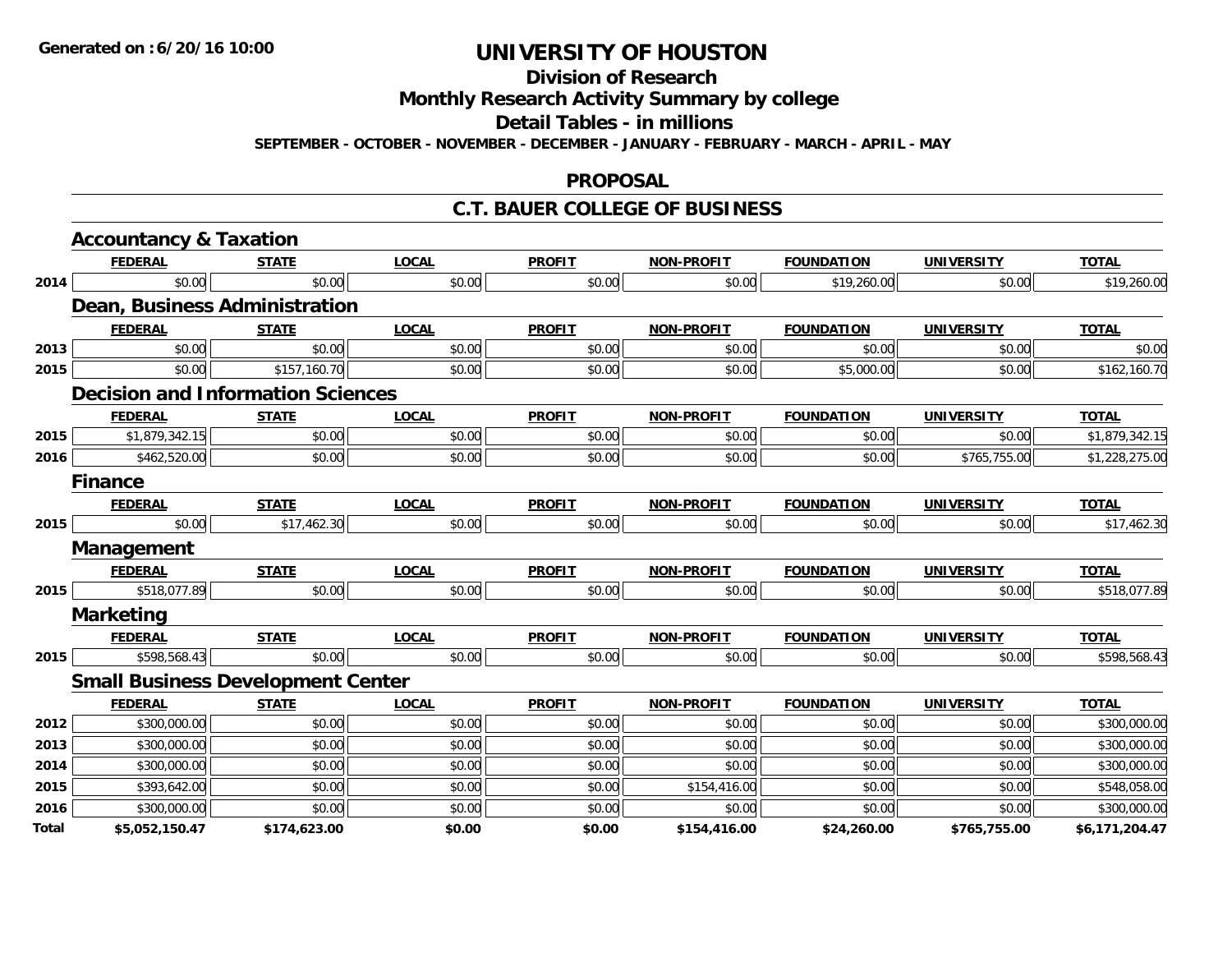Generated on :6/20/16 10:00

# UNIVERSITY OF HOUSTON

## Division of Research

## Monthly Research Activity Summary by college

## Detail Tables - in millions

SEPTEMBER - OCTOBER - NOVEMBER - DECEMBER - JANUARY - FEBRUARY - MARCH - APRIL - MAY

## PROPOSAL

## C.T. BAUER COLLEGE OF BUSINESS

### Accountancy & Taxation

| | FEDERAL | STATE | LOCAL | PROFIT | NON-PROFIT | FOUNDATION | UNIVERSITY | TOTAL |
|---|---|---|---|---|---|---|---|---|
| 2014 | $0.00 | $0.00 | $0.00 | $0.00 | $0.00 | $19,260.00 | $0.00 | $19,260.00 |

### Dean, Business Administration

| | FEDERAL | STATE | LOCAL | PROFIT | NON-PROFIT | FOUNDATION | UNIVERSITY | TOTAL |
|---|---|---|---|---|---|---|---|---|
| 2013 | $0.00 | $0.00 | $0.00 | $0.00 | $0.00 | $0.00 | $0.00 | $0.00 |
| 2015 | $0.00 | $157,160.70 | $0.00 | $0.00 | $0.00 | $5,000.00 | $0.00 | $162,160.70 |

### Decision and Information Sciences

| | FEDERAL | STATE | LOCAL | PROFIT | NON-PROFIT | FOUNDATION | UNIVERSITY | TOTAL |
|---|---|---|---|---|---|---|---|---|
| 2015 | $1,879,342.15 | $0.00 | $0.00 | $0.00 | $0.00 | $0.00 | $0.00 | $1,879,342.15 |
| 2016 | $462,520.00 | $0.00 | $0.00 | $0.00 | $0.00 | $0.00 | $765,755.00 | $1,228,275.00 |

### Finance

| | FEDERAL | STATE | LOCAL | PROFIT | NON-PROFIT | FOUNDATION | UNIVERSITY | TOTAL |
|---|---|---|---|---|---|---|---|---|
| 2015 | $0.00 | $17,462.30 | $0.00 | $0.00 | $0.00 | $0.00 | $0.00 | $17,462.30 |

### Management

| | FEDERAL | STATE | LOCAL | PROFIT | NON-PROFIT | FOUNDATION | UNIVERSITY | TOTAL |
|---|---|---|---|---|---|---|---|---|
| 2015 | $518,077.89 | $0.00 | $0.00 | $0.00 | $0.00 | $0.00 | $0.00 | $518,077.89 |

### Marketing

| | FEDERAL | STATE | LOCAL | PROFIT | NON-PROFIT | FOUNDATION | UNIVERSITY | TOTAL |
|---|---|---|---|---|---|---|---|---|
| 2015 | $598,568.43 | $0.00 | $0.00 | $0.00 | $0.00 | $0.00 | $0.00 | $598,568.43 |

### Small Business Development Center

| | FEDERAL | STATE | LOCAL | PROFIT | NON-PROFIT | FOUNDATION | UNIVERSITY | TOTAL |
|---|---|---|---|---|---|---|---|---|
| 2012 | $300,000.00 | $0.00 | $0.00 | $0.00 | $0.00 | $0.00 | $0.00 | $300,000.00 |
| 2013 | $300,000.00 | $0.00 | $0.00 | $0.00 | $0.00 | $0.00 | $0.00 | $300,000.00 |
| 2014 | $300,000.00 | $0.00 | $0.00 | $0.00 | $0.00 | $0.00 | $0.00 | $300,000.00 |
| 2015 | $393,642.00 | $0.00 | $0.00 | $0.00 | $154,416.00 | $0.00 | $0.00 | $548,058.00 |
| 2016 | $300,000.00 | $0.00 | $0.00 | $0.00 | $0.00 | $0.00 | $0.00 | $300,000.00 |
| **Total** | **$5,052,150.47** | **$174,623.00** | **$0.00** | **$0.00** | **$154,416.00** | **$24,260.00** | **$765,755.00** | **$6,171,204.47** |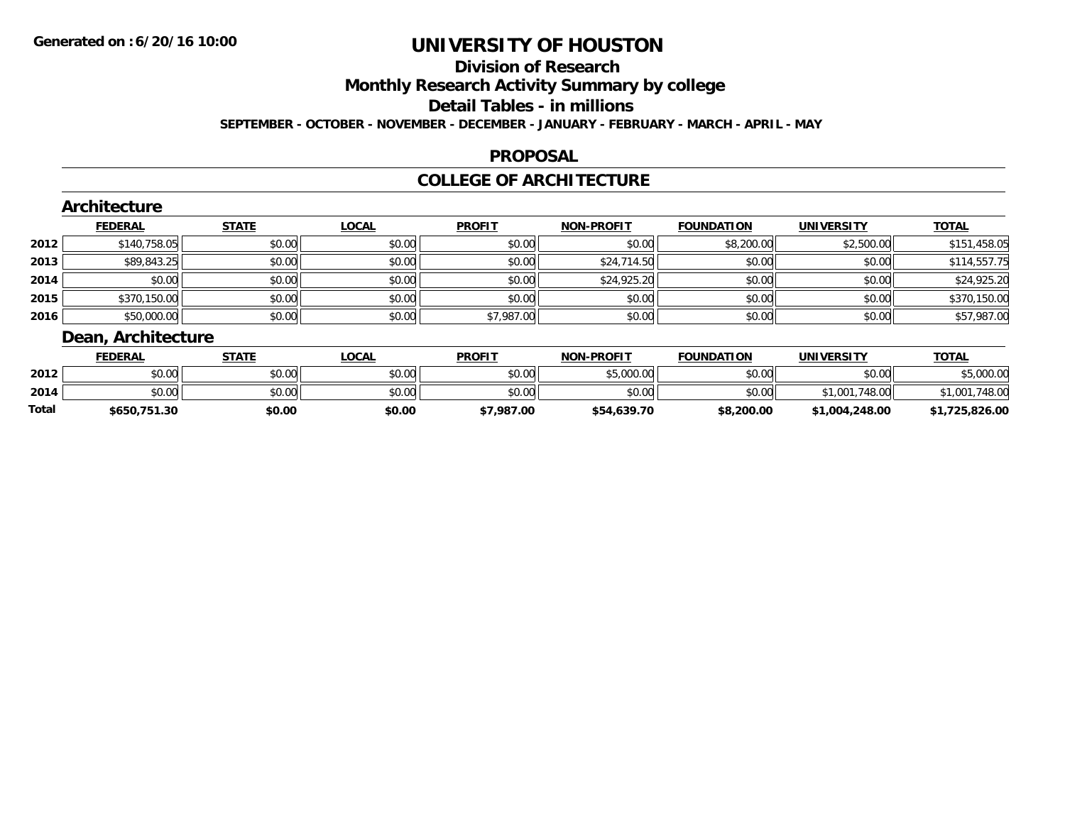# UNIVERSITY OF HOUSTON

## Division of Research

## Monthly Research Activity Summary by college

## Detail Tables - in millions

**SEPTEMBER - OCTOBER - NOVEMBER - DECEMBER - JANUARY - FEBRUARY - MARCH - APRIL - MAY**

## PROPOSAL

## COLLEGE OF ARCHITECTURE

### Architecture

| | FEDERAL | STATE | LOCAL | PROFIT | NON-PROFIT | FOUNDATION | UNIVERSITY | TOTAL |
|---|---|---|---|---|---|---|---|---|
| 2012 | $140,758.05 | $0.00 | $0.00 | $0.00 | $0.00 | $8,200.00 | $2,500.00 | $151,458.05 |
| 2013 | $89,843.25 | $0.00 | $0.00 | $0.00 | $24,714.50 | $0.00 | $0.00 | $114,557.75 |
| 2014 | $0.00 | $0.00 | $0.00 | $0.00 | $24,925.20 | $0.00 | $0.00 | $24,925.20 |
| 2015 | $370,150.00 | $0.00 | $0.00 | $0.00 | $0.00 | $0.00 | $0.00 | $370,150.00 |
| 2016 | $50,000.00 | $0.00 | $0.00 | $7,987.00 | $0.00 | $0.00 | $0.00 | $57,987.00 |

### Dean, Architecture

| | FEDERAL | STATE | LOCAL | PROFIT | NON-PROFIT | FOUNDATION | UNIVERSITY | TOTAL |
|---|---|---|---|---|---|---|---|---|
| 2012 | $0.00 | $0.00 | $0.00 | $0.00 | $5,000.00 | $0.00 | $0.00 | $5,000.00 |
| 2014 | $0.00 | $0.00 | $0.00 | $0.00 | $0.00 | $0.00 | $1,001,748.00 | $1,001,748.00 |
| **Total** | **$650,751.30** | **$0.00** | **$0.00** | **$7,987.00** | **$54,639.70** | **$8,200.00** | **$1,004,248.00** | **$1,725,826.00** |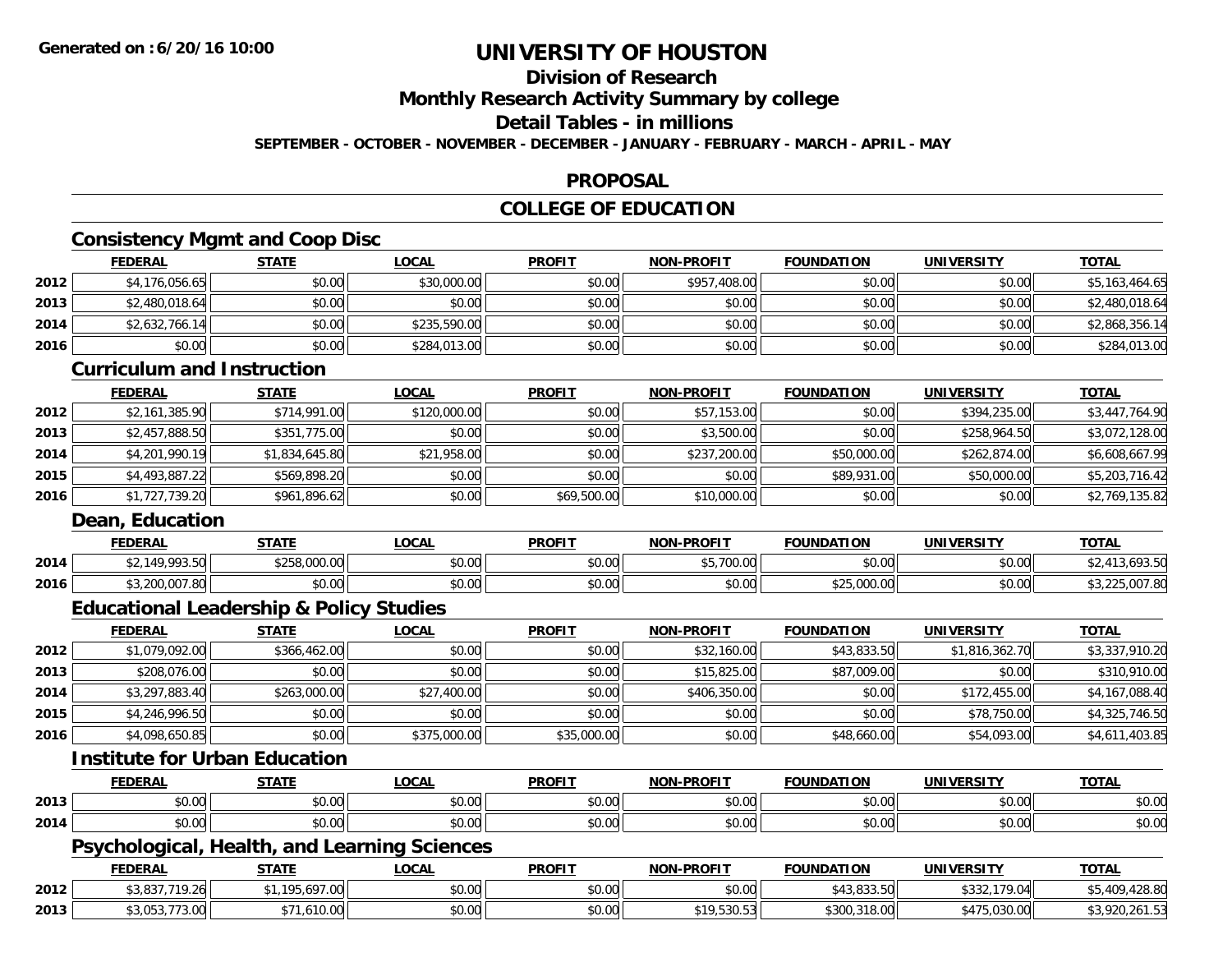# UNIVERSITY OF HOUSTON

## Division of Research

## Monthly Research Activity Summary by college

## Detail Tables - in millions

**SEPTEMBER - OCTOBER - NOVEMBER - DECEMBER - JANUARY - FEBRUARY - MARCH - APRIL - MAY**

## PROPOSAL

## COLLEGE OF EDUCATION

### Consistency Mgmt and Coop Disc

| | FEDERAL | STATE | LOCAL | PROFIT | NON-PROFIT | FOUNDATION | UNIVERSITY | TOTAL |
|---|---|---|---|---|---|---|---|---|
| 2012 | $4,176,056.65 | $0.00 | $30,000.00 | $0.00 | $957,408.00 | $0.00 | $0.00 | $5,163,464.65 |
| 2013 | $2,480,018.64 | $0.00 | $0.00 | $0.00 | $0.00 | $0.00 | $0.00 | $2,480,018.64 |
| 2014 | $2,632,766.14 | $0.00 | $235,590.00 | $0.00 | $0.00 | $0.00 | $0.00 | $2,868,356.14 |
| 2016 | $0.00 | $0.00 | $284,013.00 | $0.00 | $0.00 | $0.00 | $0.00 | $284,013.00 |

### Curriculum and Instruction

| | FEDERAL | STATE | LOCAL | PROFIT | NON-PROFIT | FOUNDATION | UNIVERSITY | TOTAL |
|---|---|---|---|---|---|---|---|---|
| 2012 | $2,161,385.90 | $714,991.00 | $120,000.00 | $0.00 | $57,153.00 | $0.00 | $394,235.00 | $3,447,764.90 |
| 2013 | $2,457,888.50 | $351,775.00 | $0.00 | $0.00 | $3,500.00 | $0.00 | $258,964.50 | $3,072,128.00 |
| 2014 | $4,201,990.19 | $1,834,645.80 | $21,958.00 | $0.00 | $237,200.00 | $50,000.00 | $262,874.00 | $6,608,667.99 |
| 2015 | $4,493,887.22 | $569,898.20 | $0.00 | $0.00 | $0.00 | $89,931.00 | $50,000.00 | $5,203,716.42 |
| 2016 | $1,727,739.20 | $961,896.62 | $0.00 | $69,500.00 | $10,000.00 | $0.00 | $0.00 | $2,769,135.82 |

### Dean, Education

| | FEDERAL | STATE | LOCAL | PROFIT | NON-PROFIT | FOUNDATION | UNIVERSITY | TOTAL |
|---|---|---|---|---|---|---|---|---|
| 2014 | $2,149,993.50 | $258,000.00 | $0.00 | $0.00 | $5,700.00 | $0.00 | $0.00 | $2,413,693.50 |
| 2016 | $3,200,007.80 | $0.00 | $0.00 | $0.00 | $0.00 | $25,000.00 | $0.00 | $3,225,007.80 |

### Educational Leadership & Policy Studies

| | FEDERAL | STATE | LOCAL | PROFIT | NON-PROFIT | FOUNDATION | UNIVERSITY | TOTAL |
|---|---|---|---|---|---|---|---|---|
| 2012 | $1,079,092.00 | $366,462.00 | $0.00 | $0.00 | $32,160.00 | $43,833.50 | $1,816,362.70 | $3,337,910.20 |
| 2013 | $208,076.00 | $0.00 | $0.00 | $0.00 | $15,825.00 | $87,009.00 | $0.00 | $310,910.00 |
| 2014 | $3,297,883.40 | $263,000.00 | $27,400.00 | $0.00 | $406,350.00 | $0.00 | $172,455.00 | $4,167,088.40 |
| 2015 | $4,246,996.50 | $0.00 | $0.00 | $0.00 | $0.00 | $0.00 | $78,750.00 | $4,325,746.50 |
| 2016 | $4,098,650.85 | $0.00 | $375,000.00 | $35,000.00 | $0.00 | $48,660.00 | $54,093.00 | $4,611,403.85 |

### Institute for Urban Education

| | FEDERAL | STATE | LOCAL | PROFIT | NON-PROFIT | FOUNDATION | UNIVERSITY | TOTAL |
|---|---|---|---|---|---|---|---|---|
| 2013 | $0.00 | $0.00 | $0.00 | $0.00 | $0.00 | $0.00 | $0.00 | $0.00 |
| 2014 | $0.00 | $0.00 | $0.00 | $0.00 | $0.00 | $0.00 | $0.00 | $0.00 |

### Psychological, Health, and Learning Sciences

| | FEDERAL | STATE | LOCAL | PROFIT | NON-PROFIT | FOUNDATION | UNIVERSITY | TOTAL |
|---|---|---|---|---|---|---|---|---|
| 2012 | $3,837,719.26 | $1,195,697.00 | $0.00 | $0.00 | $0.00 | $43,833.50 | $332,179.04 | $5,409,428.80 |
| 2013 | $3,053,773.00 | $71,610.00 | $0.00 | $0.00 | $19,530.53 | $300,318.00 | $475,030.00 | $3,920,261.53 |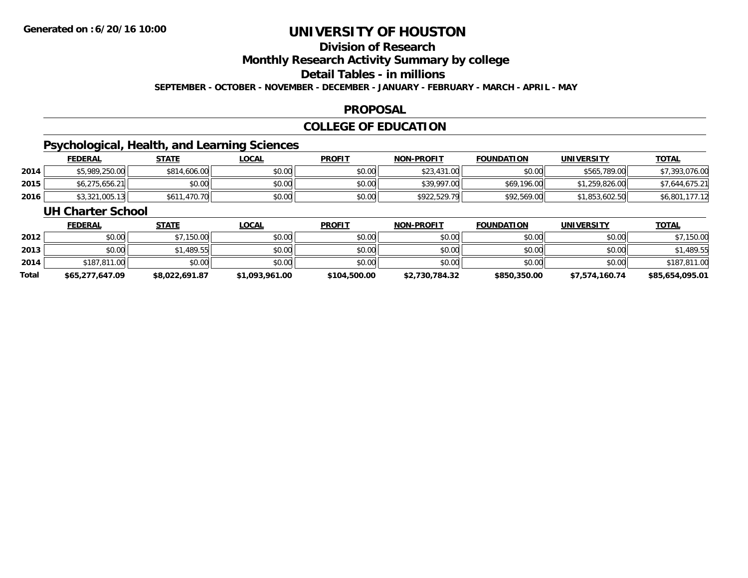# UNIVERSITY OF HOUSTON

## Division of Research

## Monthly Research Activity Summary by college

## Detail Tables - in millions

**SEPTEMBER - OCTOBER - NOVEMBER - DECEMBER - JANUARY - FEBRUARY - MARCH - APRIL - MAY**

## PROPOSAL

## COLLEGE OF EDUCATION

### Psychological, Health, and Learning Sciences

| | FEDERAL | STATE | LOCAL | PROFIT | NON-PROFIT | FOUNDATION | UNIVERSITY | TOTAL |
|---|---|---|---|---|---|---|---|---|
| 2014 | $5,989,250.00 | $814,606.00 | $0.00 | $0.00 | $23,431.00 | $0.00 | $565,789.00 | $7,393,076.00 |
| 2015 | $6,275,656.21 | $0.00 | $0.00 | $0.00 | $39,997.00 | $69,196.00 | $1,259,826.00 | $7,644,675.21 |
| 2016 | $3,321,005.13 | $611,470.70 | $0.00 | $0.00 | $922,529.79 | $92,569.00 | $1,853,602.50 | $6,801,177.12 |

### UH Charter School

| | FEDERAL | STATE | LOCAL | PROFIT | NON-PROFIT | FOUNDATION | UNIVERSITY | TOTAL |
|---|---|---|---|---|---|---|---|---|
| 2012 | $0.00 | $7,150.00 | $0.00 | $0.00 | $0.00 | $0.00 | $0.00 | $7,150.00 |
| 2013 | $0.00 | $1,489.55 | $0.00 | $0.00 | $0.00 | $0.00 | $0.00 | $1,489.55 |
| 2014 | $187,811.00 | $0.00 | $0.00 | $0.00 | $0.00 | $0.00 | $0.00 | $187,811.00 |
| **Total** | **$65,277,647.09** | **$8,022,691.87** | **$1,093,961.00** | **$104,500.00** | **$2,730,784.32** | **$850,350.00** | **$7,574,160.74** | **$85,654,095.01** |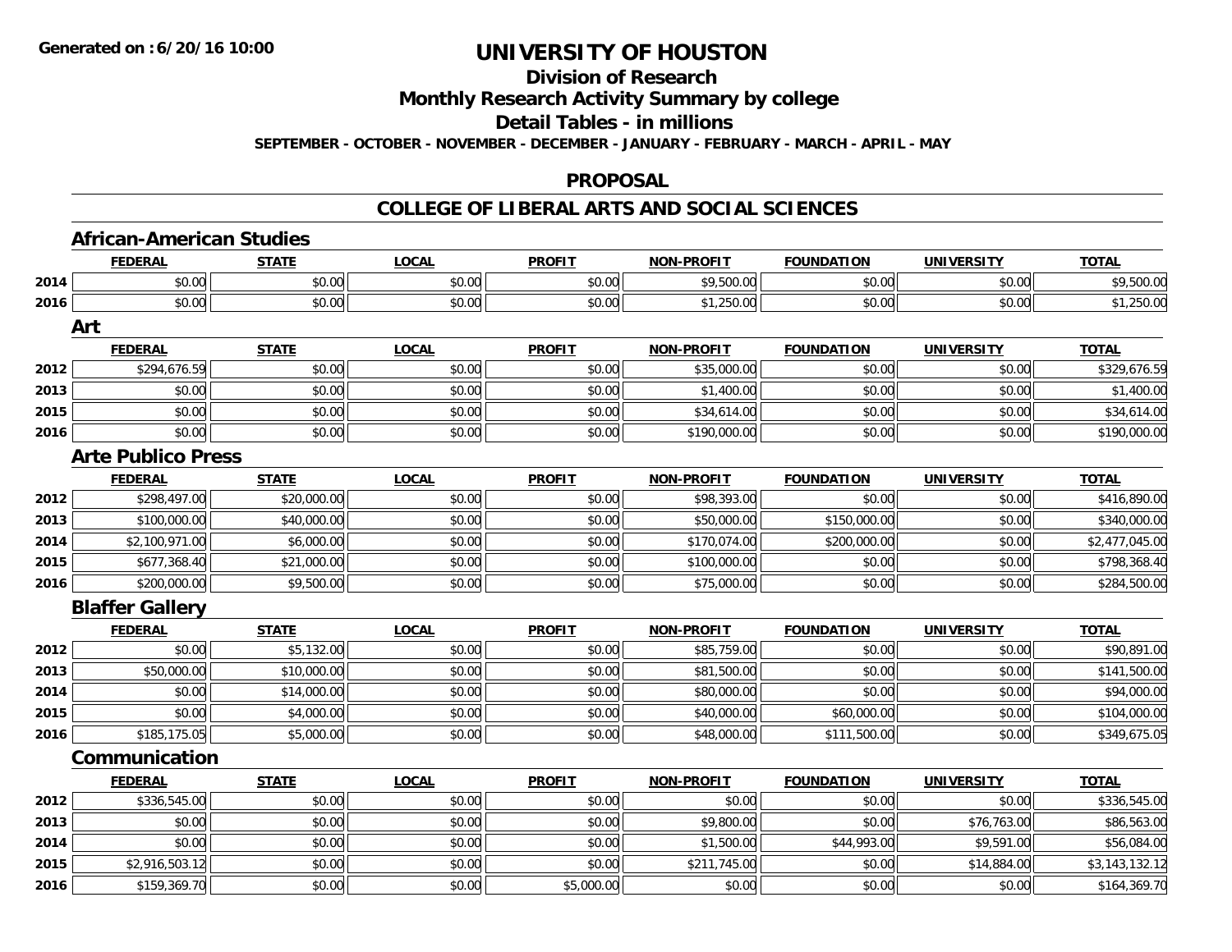Generated on :6/20/16 10:00

# UNIVERSITY OF HOUSTON

## Division of Research

## Monthly Research Activity Summary by college

## Detail Tables - in millions

**SEPTEMBER - OCTOBER - NOVEMBER - DECEMBER - JANUARY - FEBRUARY - MARCH - APRIL - MAY**

## PROPOSAL

## COLLEGE OF LIBERAL ARTS AND SOCIAL SCIENCES

### African-American Studies

| | FEDERAL | STATE | LOCAL | PROFIT | NON-PROFIT | FOUNDATION | UNIVERSITY | TOTAL |
|---|---|---|---|---|---|---|---|---|
| 2014 | $0.00 | $0.00 | $0.00 | $0.00 | $9,500.00 | $0.00 | $0.00 | $9,500.00 |
| 2016 | $0.00 | $0.00 | $0.00 | $0.00 | $1,250.00 | $0.00 | $0.00 | $1,250.00 |

### Art

| | FEDERAL | STATE | LOCAL | PROFIT | NON-PROFIT | FOUNDATION | UNIVERSITY | TOTAL |
|---|---|---|---|---|---|---|---|---|
| 2012 | $294,676.59 | $0.00 | $0.00 | $0.00 | $35,000.00 | $0.00 | $0.00 | $329,676.59 |
| 2013 | $0.00 | $0.00 | $0.00 | $0.00 | $1,400.00 | $0.00 | $0.00 | $1,400.00 |
| 2015 | $0.00 | $0.00 | $0.00 | $0.00 | $34,614.00 | $0.00 | $0.00 | $34,614.00 |
| 2016 | $0.00 | $0.00 | $0.00 | $0.00 | $190,000.00 | $0.00 | $0.00 | $190,000.00 |

### Arte Publico Press

| | FEDERAL | STATE | LOCAL | PROFIT | NON-PROFIT | FOUNDATION | UNIVERSITY | TOTAL |
|---|---|---|---|---|---|---|---|---|
| 2012 | $298,497.00 | $20,000.00 | $0.00 | $0.00 | $98,393.00 | $0.00 | $0.00 | $416,890.00 |
| 2013 | $100,000.00 | $40,000.00 | $0.00 | $0.00 | $50,000.00 | $150,000.00 | $0.00 | $340,000.00 |
| 2014 | $2,100,971.00 | $6,000.00 | $0.00 | $0.00 | $170,074.00 | $200,000.00 | $0.00 | $2,477,045.00 |
| 2015 | $677,368.40 | $21,000.00 | $0.00 | $0.00 | $100,000.00 | $0.00 | $0.00 | $798,368.40 |
| 2016 | $200,000.00 | $9,500.00 | $0.00 | $0.00 | $75,000.00 | $0.00 | $0.00 | $284,500.00 |

### Blaffer Gallery

| | FEDERAL | STATE | LOCAL | PROFIT | NON-PROFIT | FOUNDATION | UNIVERSITY | TOTAL |
|---|---|---|---|---|---|---|---|---|
| 2012 | $0.00 | $5,132.00 | $0.00 | $0.00 | $85,759.00 | $0.00 | $0.00 | $90,891.00 |
| 2013 | $50,000.00 | $10,000.00 | $0.00 | $0.00 | $81,500.00 | $0.00 | $0.00 | $141,500.00 |
| 2014 | $0.00 | $14,000.00 | $0.00 | $0.00 | $80,000.00 | $0.00 | $0.00 | $94,000.00 |
| 2015 | $0.00 | $4,000.00 | $0.00 | $0.00 | $40,000.00 | $60,000.00 | $0.00 | $104,000.00 |
| 2016 | $185,175.05 | $5,000.00 | $0.00 | $0.00 | $48,000.00 | $111,500.00 | $0.00 | $349,675.05 |

### Communication

| | FEDERAL | STATE | LOCAL | PROFIT | NON-PROFIT | FOUNDATION | UNIVERSITY | TOTAL |
|---|---|---|---|---|---|---|---|---|
| 2012 | $336,545.00 | $0.00 | $0.00 | $0.00 | $0.00 | $0.00 | $0.00 | $336,545.00 |
| 2013 | $0.00 | $0.00 | $0.00 | $0.00 | $9,800.00 | $0.00 | $76,763.00 | $86,563.00 |
| 2014 | $0.00 | $0.00 | $0.00 | $0.00 | $1,500.00 | $44,993.00 | $9,591.00 | $56,084.00 |
| 2015 | $2,916,503.12 | $0.00 | $0.00 | $0.00 | $211,745.00 | $0.00 | $14,884.00 | $3,143,132.12 |
| 2016 | $159,369.70 | $0.00 | $0.00 | $5,000.00 | $0.00 | $0.00 | $0.00 | $164,369.70 |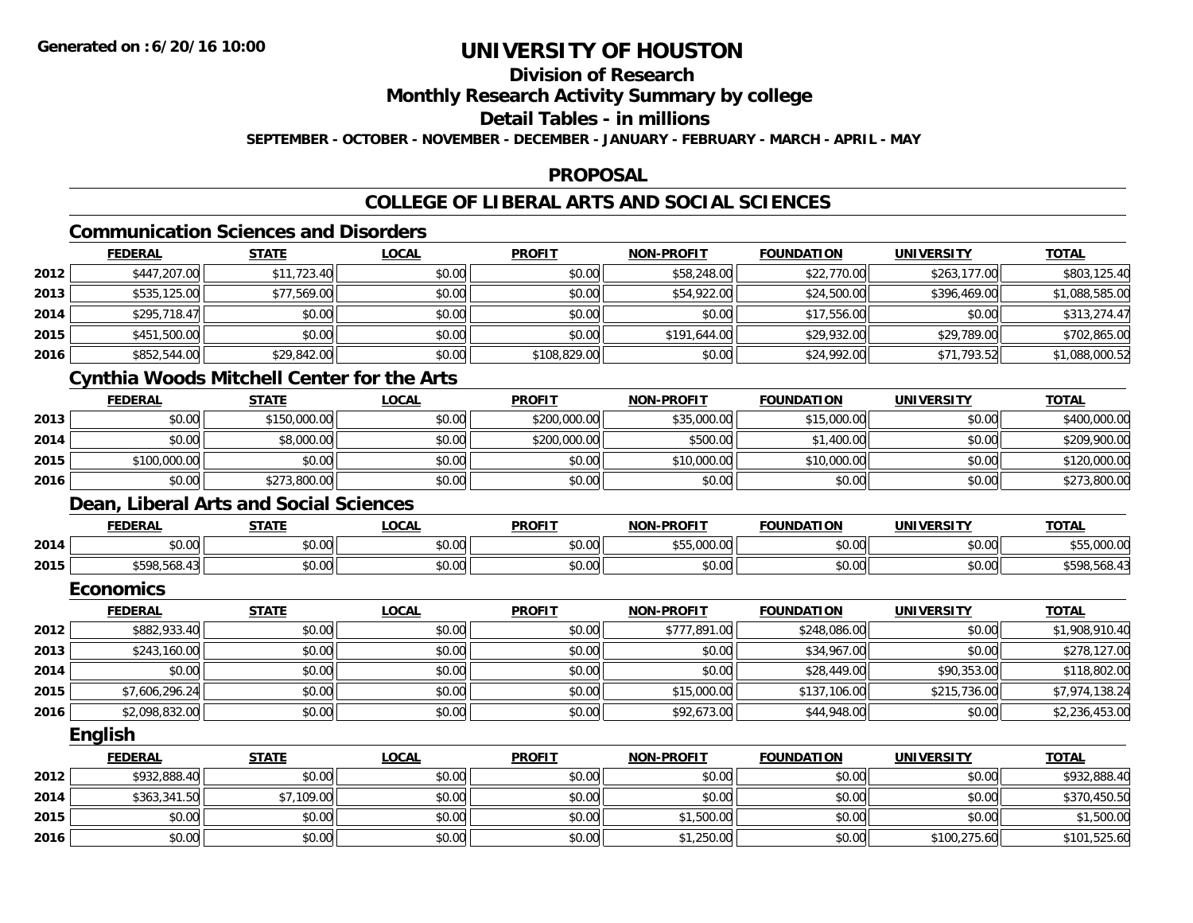**Generated on :6/20/16 10:00**

# UNIVERSITY OF HOUSTON

## Division of Research

## Monthly Research Activity Summary by college

## Detail Tables - in millions

**SEPTEMBER - OCTOBER - NOVEMBER - DECEMBER - JANUARY - FEBRUARY - MARCH - APRIL - MAY**

## PROPOSAL

## COLLEGE OF LIBERAL ARTS AND SOCIAL SCIENCES

### Communication Sciences and Disorders

| | FEDERAL | STATE | LOCAL | PROFIT | NON-PROFIT | FOUNDATION | UNIVERSITY | TOTAL |
|---|---|---|---|---|---|---|---|---|
| 2012 | $447,207.00 | $11,723.40 | $0.00 | $0.00 | $58,248.00 | $22,770.00 | $263,177.00 | $803,125.40 |
| 2013 | $535,125.00 | $77,569.00 | $0.00 | $0.00 | $54,922.00 | $24,500.00 | $396,469.00 | $1,088,585.00 |
| 2014 | $295,718.47 | $0.00 | $0.00 | $0.00 | $0.00 | $17,556.00 | $0.00 | $313,274.47 |
| 2015 | $451,500.00 | $0.00 | $0.00 | $0.00 | $191,644.00 | $29,932.00 | $29,789.00 | $702,865.00 |
| 2016 | $852,544.00 | $29,842.00 | $0.00 | $108,829.00 | $0.00 | $24,992.00 | $71,793.52 | $1,088,000.52 |

### Cynthia Woods Mitchell Center for the Arts

| | FEDERAL | STATE | LOCAL | PROFIT | NON-PROFIT | FOUNDATION | UNIVERSITY | TOTAL |
|---|---|---|---|---|---|---|---|---|
| 2013 | $0.00 | $150,000.00 | $0.00 | $200,000.00 | $35,000.00 | $15,000.00 | $0.00 | $400,000.00 |
| 2014 | $0.00 | $8,000.00 | $0.00 | $200,000.00 | $500.00 | $1,400.00 | $0.00 | $209,900.00 |
| 2015 | $100,000.00 | $0.00 | $0.00 | $0.00 | $10,000.00 | $10,000.00 | $0.00 | $120,000.00 |
| 2016 | $0.00 | $273,800.00 | $0.00 | $0.00 | $0.00 | $0.00 | $0.00 | $273,800.00 |

### Dean, Liberal Arts and Social Sciences

| | FEDERAL | STATE | LOCAL | PROFIT | NON-PROFIT | FOUNDATION | UNIVERSITY | TOTAL |
|---|---|---|---|---|---|---|---|---|
| 2014 | $0.00 | $0.00 | $0.00 | $0.00 | $55,000.00 | $0.00 | $0.00 | $55,000.00 |
| 2015 | $598,568.43 | $0.00 | $0.00 | $0.00 | $0.00 | $0.00 | $0.00 | $598,568.43 |

### Economics

| | FEDERAL | STATE | LOCAL | PROFIT | NON-PROFIT | FOUNDATION | UNIVERSITY | TOTAL |
|---|---|---|---|---|---|---|---|---|
| 2012 | $882,933.40 | $0.00 | $0.00 | $0.00 | $777,891.00 | $248,086.00 | $0.00 | $1,908,910.40 |
| 2013 | $243,160.00 | $0.00 | $0.00 | $0.00 | $0.00 | $34,967.00 | $0.00 | $278,127.00 |
| 2014 | $0.00 | $0.00 | $0.00 | $0.00 | $0.00 | $28,449.00 | $90,353.00 | $118,802.00 |
| 2015 | $7,606,296.24 | $0.00 | $0.00 | $0.00 | $15,000.00 | $137,106.00 | $215,736.00 | $7,974,138.24 |
| 2016 | $2,098,832.00 | $0.00 | $0.00 | $0.00 | $92,673.00 | $44,948.00 | $0.00 | $2,236,453.00 |

### English

| | FEDERAL | STATE | LOCAL | PROFIT | NON-PROFIT | FOUNDATION | UNIVERSITY | TOTAL |
|---|---|---|---|---|---|---|---|---|
| 2012 | $932,888.40 | $0.00 | $0.00 | $0.00 | $0.00 | $0.00 | $0.00 | $932,888.40 |
| 2014 | $363,341.50 | $7,109.00 | $0.00 | $0.00 | $0.00 | $0.00 | $0.00 | $370,450.50 |
| 2015 | $0.00 | $0.00 | $0.00 | $0.00 | $1,500.00 | $0.00 | $0.00 | $1,500.00 |
| 2016 | $0.00 | $0.00 | $0.00 | $0.00 | $1,250.00 | $0.00 | $100,275.60 | $101,525.60 |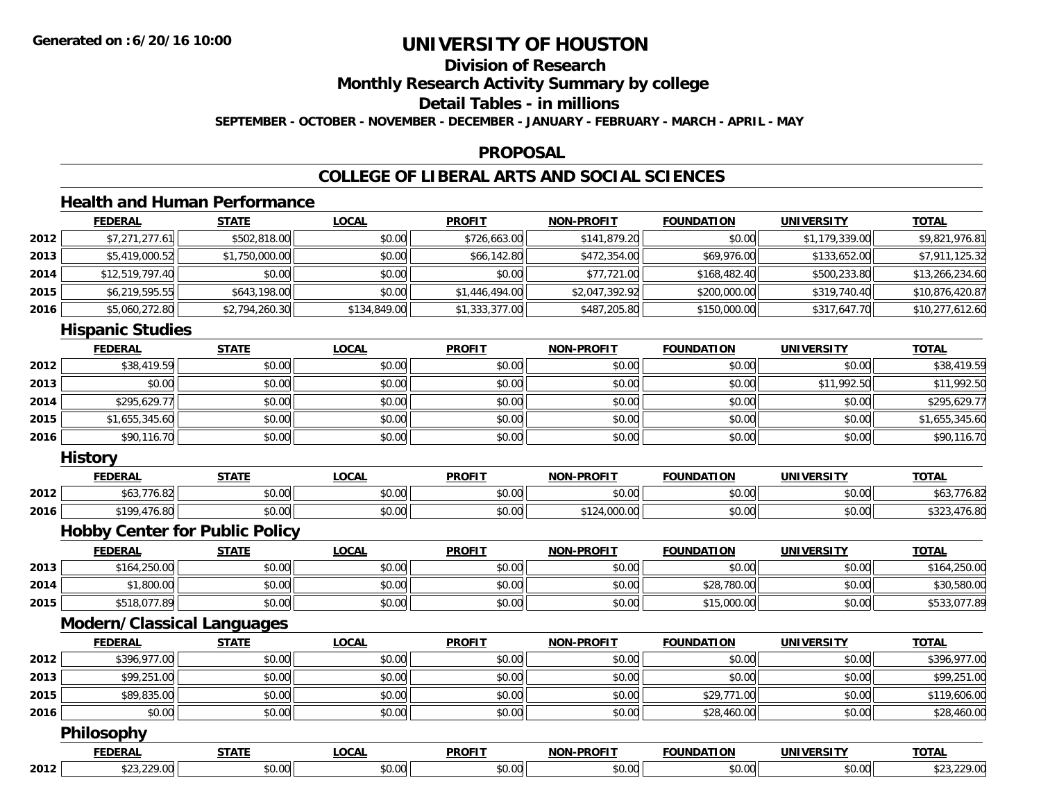# UNIVERSITY OF HOUSTON

## Division of Research

## Monthly Research Activity Summary by college

## Detail Tables - in millions

**SEPTEMBER - OCTOBER - NOVEMBER - DECEMBER - JANUARY - FEBRUARY - MARCH - APRIL - MAY**

## PROPOSAL

## COLLEGE OF LIBERAL ARTS AND SOCIAL SCIENCES

### Health and Human Performance

| | FEDERAL | STATE | LOCAL | PROFIT | NON-PROFIT | FOUNDATION | UNIVERSITY | TOTAL |
|---|---|---|---|---|---|---|---|---|
| 2012 | $7,271,277.61 | $502,818.00 | $0.00 | $726,663.00 | $141,879.20 | $0.00 | $1,179,339.00 | $9,821,976.81 |
| 2013 | $5,419,000.52 | $1,750,000.00 | $0.00 | $66,142.80 | $472,354.00 | $69,976.00 | $133,652.00 | $7,911,125.32 |
| 2014 | $12,519,797.40 | $0.00 | $0.00 | $0.00 | $77,721.00 | $168,482.40 | $500,233.80 | $13,266,234.60 |
| 2015 | $6,219,595.55 | $643,198.00 | $0.00 | $1,446,494.00 | $2,047,392.92 | $200,000.00 | $319,740.40 | $10,876,420.87 |
| 2016 | $5,060,272.80 | $2,794,260.30 | $134,849.00 | $1,333,377.00 | $487,205.80 | $150,000.00 | $317,647.70 | $10,277,612.60 |

### Hispanic Studies

| | FEDERAL | STATE | LOCAL | PROFIT | NON-PROFIT | FOUNDATION | UNIVERSITY | TOTAL |
|---|---|---|---|---|---|---|---|---|
| 2012 | $38,419.59 | $0.00 | $0.00 | $0.00 | $0.00 | $0.00 | $0.00 | $38,419.59 |
| 2013 | $0.00 | $0.00 | $0.00 | $0.00 | $0.00 | $0.00 | $11,992.50 | $11,992.50 |
| 2014 | $295,629.77 | $0.00 | $0.00 | $0.00 | $0.00 | $0.00 | $0.00 | $295,629.77 |
| 2015 | $1,655,345.60 | $0.00 | $0.00 | $0.00 | $0.00 | $0.00 | $0.00 | $1,655,345.60 |
| 2016 | $90,116.70 | $0.00 | $0.00 | $0.00 | $0.00 | $0.00 | $0.00 | $90,116.70 |

### History

| | FEDERAL | STATE | LOCAL | PROFIT | NON-PROFIT | FOUNDATION | UNIVERSITY | TOTAL |
|---|---|---|---|---|---|---|---|---|
| 2012 | $63,776.82 | $0.00 | $0.00 | $0.00 | $0.00 | $0.00 | $0.00 | $63,776.82 |
| 2016 | $199,476.80 | $0.00 | $0.00 | $0.00 | $124,000.00 | $0.00 | $0.00 | $323,476.80 |

### Hobby Center for Public Policy

| | FEDERAL | STATE | LOCAL | PROFIT | NON-PROFIT | FOUNDATION | UNIVERSITY | TOTAL |
|---|---|---|---|---|---|---|---|---|
| 2013 | $164,250.00 | $0.00 | $0.00 | $0.00 | $0.00 | $0.00 | $0.00 | $164,250.00 |
| 2014 | $1,800.00 | $0.00 | $0.00 | $0.00 | $0.00 | $28,780.00 | $0.00 | $30,580.00 |
| 2015 | $518,077.89 | $0.00 | $0.00 | $0.00 | $0.00 | $15,000.00 | $0.00 | $533,077.89 |

### Modern/Classical Languages

| | FEDERAL | STATE | LOCAL | PROFIT | NON-PROFIT | FOUNDATION | UNIVERSITY | TOTAL |
|---|---|---|---|---|---|---|---|---|
| 2012 | $396,977.00 | $0.00 | $0.00 | $0.00 | $0.00 | $0.00 | $0.00 | $396,977.00 |
| 2013 | $99,251.00 | $0.00 | $0.00 | $0.00 | $0.00 | $0.00 | $0.00 | $99,251.00 |
| 2015 | $89,835.00 | $0.00 | $0.00 | $0.00 | $0.00 | $29,771.00 | $0.00 | $119,606.00 |
| 2016 | $0.00 | $0.00 | $0.00 | $0.00 | $0.00 | $28,460.00 | $0.00 | $28,460.00 |

### Philosophy

| | FEDERAL | STATE | LOCAL | PROFIT | NON-PROFIT | FOUNDATION | UNIVERSITY | TOTAL |
|---|---|---|---|---|---|---|---|---|
| 2012 | $23,229.00 | $0.00 | $0.00 | $0.00 | $0.00 | $0.00 | $0.00 | $23,229.00 |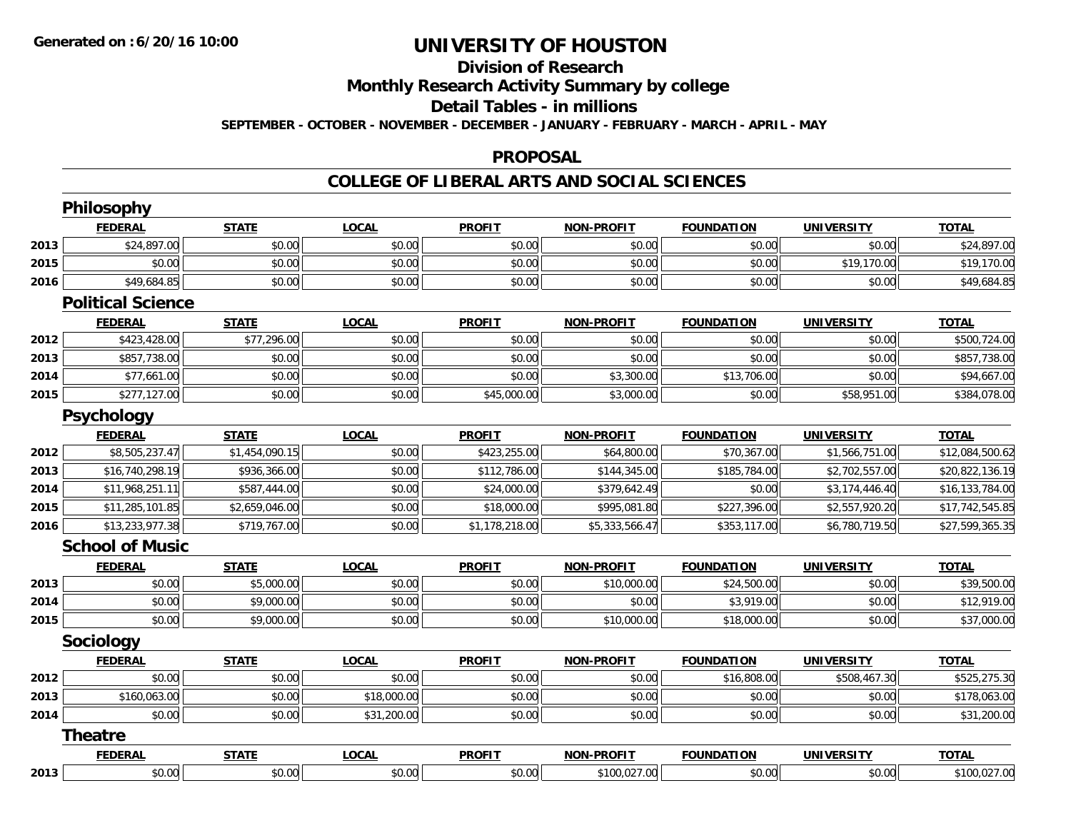# UNIVERSITY OF HOUSTON

## Division of Research

## Monthly Research Activity Summary by college

## Detail Tables - in millions

**SEPTEMBER - OCTOBER - NOVEMBER - DECEMBER - JANUARY - FEBRUARY - MARCH - APRIL - MAY**

## PROPOSAL

## COLLEGE OF LIBERAL ARTS AND SOCIAL SCIENCES

### Philosophy

| | FEDERAL | STATE | LOCAL | PROFIT | NON-PROFIT | FOUNDATION | UNIVERSITY | TOTAL |
|---|---|---|---|---|---|---|---|---|
| 2013 | $24,897.00 | $0.00 | $0.00 | $0.00 | $0.00 | $0.00 | $0.00 | $24,897.00 |
| 2015 | $0.00 | $0.00 | $0.00 | $0.00 | $0.00 | $0.00 | $19,170.00 | $19,170.00 |
| 2016 | $49,684.85 | $0.00 | $0.00 | $0.00 | $0.00 | $0.00 | $0.00 | $49,684.85 |

### Political Science

| | FEDERAL | STATE | LOCAL | PROFIT | NON-PROFIT | FOUNDATION | UNIVERSITY | TOTAL |
|---|---|---|---|---|---|---|---|---|
| 2012 | $423,428.00 | $77,296.00 | $0.00 | $0.00 | $0.00 | $0.00 | $0.00 | $500,724.00 |
| 2013 | $857,738.00 | $0.00 | $0.00 | $0.00 | $0.00 | $0.00 | $0.00 | $857,738.00 |
| 2014 | $77,661.00 | $0.00 | $0.00 | $0.00 | $3,300.00 | $13,706.00 | $0.00 | $94,667.00 |
| 2015 | $277,127.00 | $0.00 | $0.00 | $45,000.00 | $3,000.00 | $0.00 | $58,951.00 | $384,078.00 |

### Psychology

| | FEDERAL | STATE | LOCAL | PROFIT | NON-PROFIT | FOUNDATION | UNIVERSITY | TOTAL |
|---|---|---|---|---|---|---|---|---|
| 2012 | $8,505,237.47 | $1,454,090.15 | $0.00 | $423,255.00 | $64,800.00 | $70,367.00 | $1,566,751.00 | $12,084,500.62 |
| 2013 | $16,740,298.19 | $936,366.00 | $0.00 | $112,786.00 | $144,345.00 | $185,784.00 | $2,702,557.00 | $20,822,136.19 |
| 2014 | $11,968,251.11 | $587,444.00 | $0.00 | $24,000.00 | $379,642.49 | $0.00 | $3,174,446.40 | $16,133,784.00 |
| 2015 | $11,285,101.85 | $2,659,046.00 | $0.00 | $18,000.00 | $995,081.80 | $227,396.00 | $2,557,920.20 | $17,742,545.85 |
| 2016 | $13,233,977.38 | $719,767.00 | $0.00 | $1,178,218.00 | $5,333,566.47 | $353,117.00 | $6,780,719.50 | $27,599,365.35 |

### School of Music

| | FEDERAL | STATE | LOCAL | PROFIT | NON-PROFIT | FOUNDATION | UNIVERSITY | TOTAL |
|---|---|---|---|---|---|---|---|---|
| 2013 | $0.00 | $5,000.00 | $0.00 | $0.00 | $10,000.00 | $24,500.00 | $0.00 | $39,500.00 |
| 2014 | $0.00 | $9,000.00 | $0.00 | $0.00 | $0.00 | $3,919.00 | $0.00 | $12,919.00 |
| 2015 | $0.00 | $9,000.00 | $0.00 | $0.00 | $10,000.00 | $18,000.00 | $0.00 | $37,000.00 |

### Sociology

| | FEDERAL | STATE | LOCAL | PROFIT | NON-PROFIT | FOUNDATION | UNIVERSITY | TOTAL |
|---|---|---|---|---|---|---|---|---|
| 2012 | $0.00 | $0.00 | $0.00 | $0.00 | $0.00 | $16,808.00 | $508,467.30 | $525,275.30 |
| 2013 | $160,063.00 | $0.00 | $18,000.00 | $0.00 | $0.00 | $0.00 | $0.00 | $178,063.00 |
| 2014 | $0.00 | $0.00 | $31,200.00 | $0.00 | $0.00 | $0.00 | $0.00 | $31,200.00 |

### Theatre

| | FEDERAL | STATE | LOCAL | PROFIT | NON-PROFIT | FOUNDATION | UNIVERSITY | TOTAL |
|---|---|---|---|---|---|---|---|---|
| 2013 | $0.00 | $0.00 | $0.00 | $0.00 | $100,027.00 | $0.00 | $0.00 | $100,027.00 |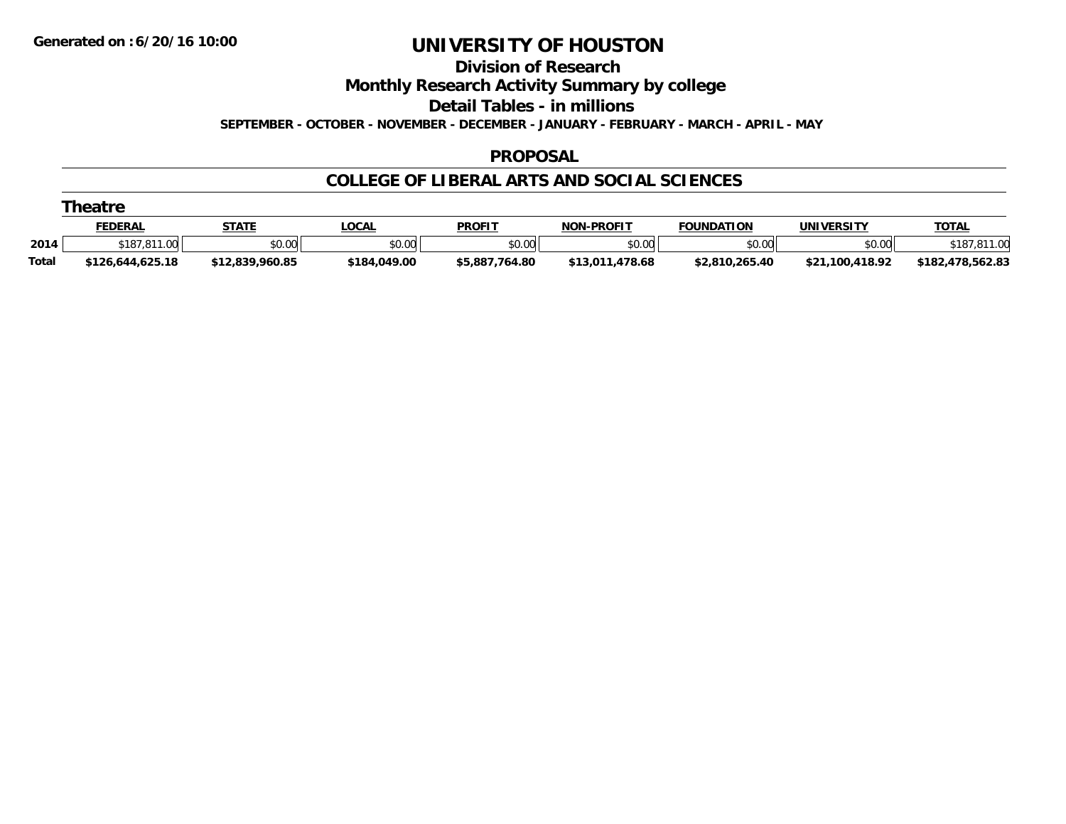Generated on :6/20/16 10:00

# UNIVERSITY OF HOUSTON

## Division of Research

## Monthly Research Activity Summary by college

## Detail Tables - in millions

**SEPTEMBER - OCTOBER - NOVEMBER - DECEMBER - JANUARY - FEBRUARY - MARCH - APRIL - MAY**

## PROPOSAL

## COLLEGE OF LIBERAL ARTS AND SOCIAL SCIENCES

### Theatre

| | FEDERAL | STATE | LOCAL | PROFIT | NON-PROFIT | FOUNDATION | UNIVERSITY | TOTAL |
|---|---|---|---|---|---|---|---|---|
| 2014 | $187,811.00 | $0.00 | $0.00 | $0.00 | $0.00 | $0.00 | $0.00 | $187,811.00 |
| **Total** | **$126,644,625.18** | **$12,839,960.85** | **$184,049.00** | **$5,887,764.80** | **$13,011,478.68** | **$2,810,265.40** | **$21,100,418.92** | **$182,478,562.83** |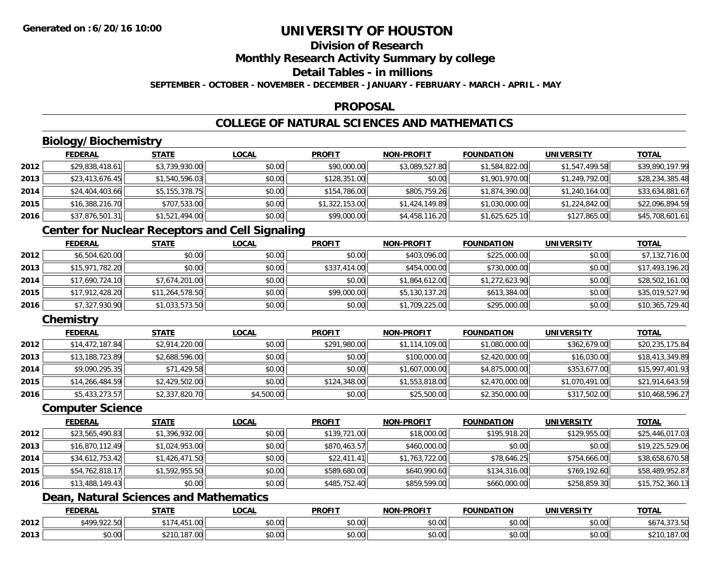Generated on :6/20/16 10:00

# UNIVERSITY OF HOUSTON

## Division of Research

## Monthly Research Activity Summary by college

## Detail Tables - in millions

**SEPTEMBER - OCTOBER - NOVEMBER - DECEMBER - JANUARY - FEBRUARY - MARCH - APRIL - MAY**

## PROPOSAL

## COLLEGE OF NATURAL SCIENCES AND MATHEMATICS

### Biology/Biochemistry

| | FEDERAL | STATE | LOCAL | PROFIT | NON-PROFIT | FOUNDATION | UNIVERSITY | TOTAL |
|---|---|---|---|---|---|---|---|---|
| 2012 | $29,838,418.61 | $3,739,930.00 | $0.00 | $90,000.00 | $3,089,527.80 | $1,584,822.00 | $1,547,499.58 | $39,890,197.99 |
| 2013 | $23,413,676.45 | $1,540,596.03 | $0.00 | $128,351.00 | $0.00 | $1,901,970.00 | $1,249,792.00 | $28,234,385.48 |
| 2014 | $24,404,403.66 | $5,155,378.75 | $0.00 | $154,786.00 | $805,759.26 | $1,874,390.00 | $1,240,164.00 | $33,634,881.67 |
| 2015 | $16,388,216.70 | $707,533.00 | $0.00 | $1,322,153.00 | $1,424,149.89 | $1,030,000.00 | $1,224,842.00 | $22,096,894.59 |
| 2016 | $37,876,501.31 | $1,521,494.00 | $0.00 | $99,000.00 | $4,458,116.20 | $1,625,625.10 | $127,865.00 | $45,708,601.61 |

### Center for Nuclear Receptors and Cell Signaling

| | FEDERAL | STATE | LOCAL | PROFIT | NON-PROFIT | FOUNDATION | UNIVERSITY | TOTAL |
|---|---|---|---|---|---|---|---|---|
| 2012 | $6,504,620.00 | $0.00 | $0.00 | $0.00 | $403,096.00 | $225,000.00 | $0.00 | $7,132,716.00 |
| 2013 | $15,971,782.20 | $0.00 | $0.00 | $337,414.00 | $454,000.00 | $730,000.00 | $0.00 | $17,493,196.20 |
| 2014 | $17,690,724.10 | $7,674,201.00 | $0.00 | $0.00 | $1,864,612.00 | $1,272,623.90 | $0.00 | $28,502,161.00 |
| 2015 | $17,912,428.20 | $11,264,578.50 | $0.00 | $99,000.00 | $5,130,137.20 | $613,384.00 | $0.00 | $35,019,527.90 |
| 2016 | $7,327,930.90 | $1,033,573.50 | $0.00 | $0.00 | $1,709,225.00 | $295,000.00 | $0.00 | $10,365,729.40 |

### Chemistry

| | FEDERAL | STATE | LOCAL | PROFIT | NON-PROFIT | FOUNDATION | UNIVERSITY | TOTAL |
|---|---|---|---|---|---|---|---|---|
| 2012 | $14,472,187.84 | $2,914,220.00 | $0.00 | $291,980.00 | $1,114,109.00 | $1,080,000.00 | $362,679.00 | $20,235,175.84 |
| 2013 | $13,188,723.89 | $2,688,596.00 | $0.00 | $0.00 | $100,000.00 | $2,420,000.00 | $16,030.00 | $18,413,349.89 |
| 2014 | $9,090,295.35 | $71,429.58 | $0.00 | $0.00 | $1,607,000.00 | $4,875,000.00 | $353,677.00 | $15,997,401.93 |
| 2015 | $14,266,484.59 | $2,429,502.00 | $0.00 | $124,348.00 | $1,553,818.00 | $2,470,000.00 | $1,070,491.00 | $21,914,643.59 |
| 2016 | $5,433,273.57 | $2,337,820.70 | $4,500.00 | $0.00 | $25,500.00 | $2,350,000.00 | $317,502.00 | $10,468,596.27 |

### Computer Science

| | FEDERAL | STATE | LOCAL | PROFIT | NON-PROFIT | FOUNDATION | UNIVERSITY | TOTAL |
|---|---|---|---|---|---|---|---|---|
| 2012 | $23,565,490.83 | $1,396,932.00 | $0.00 | $139,721.00 | $18,000.00 | $195,918.20 | $129,955.00 | $25,446,017.03 |
| 2013 | $16,870,112.49 | $1,024,953.00 | $0.00 | $870,463.57 | $460,000.00 | $0.00 | $0.00 | $19,225,529.06 |
| 2014 | $34,612,753.42 | $1,426,471.50 | $0.00 | $22,411.41 | $1,763,722.00 | $78,646.25 | $754,666.00 | $38,658,670.58 |
| 2015 | $54,762,818.17 | $1,592,955.50 | $0.00 | $589,680.00 | $640,990.60 | $134,316.00 | $769,192.60 | $58,489,952.87 |
| 2016 | $13,488,149.43 | $0.00 | $0.00 | $485,752.40 | $859,599.00 | $660,000.00 | $258,859.30 | $15,752,360.13 |

### Dean, Natural Sciences and Mathematics

| | FEDERAL | STATE | LOCAL | PROFIT | NON-PROFIT | FOUNDATION | UNIVERSITY | TOTAL |
|---|---|---|---|---|---|---|---|---|
| 2012 | $499,922.50 | $174,451.00 | $0.00 | $0.00 | $0.00 | $0.00 | $0.00 | $674,373.50 |
| 2013 | $0.00 | $210,187.00 | $0.00 | $0.00 | $0.00 | $0.00 | $0.00 | $210,187.00 |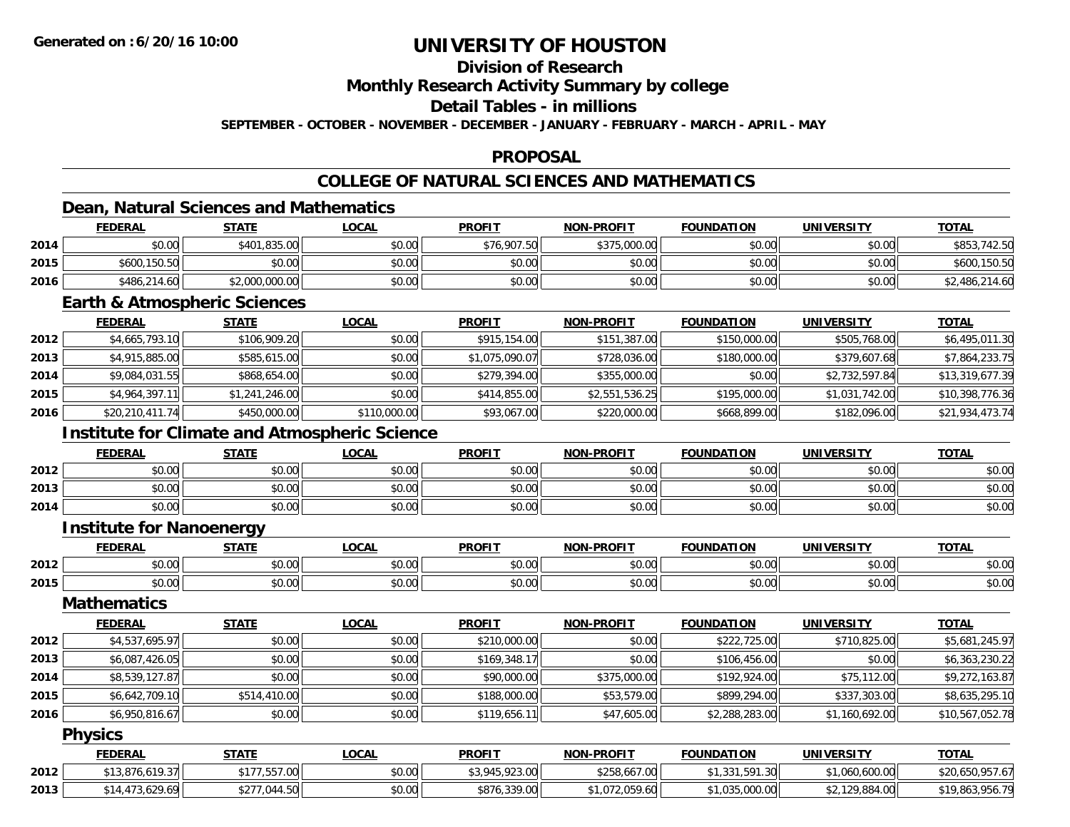**Generated on :6/20/16 10:00**

# UNIVERSITY OF HOUSTON

## Division of Research

## Monthly Research Activity Summary by college

## Detail Tables - in millions

**SEPTEMBER - OCTOBER - NOVEMBER - DECEMBER - JANUARY - FEBRUARY - MARCH - APRIL - MAY**

## PROPOSAL

## COLLEGE OF NATURAL SCIENCES AND MATHEMATICS

### Dean, Natural Sciences and Mathematics

| | FEDERAL | STATE | LOCAL | PROFIT | NON-PROFIT | FOUNDATION | UNIVERSITY | TOTAL |
|---|---|---|---|---|---|---|---|---|
| 2014 | $0.00 | $401,835.00 | $0.00 | $76,907.50 | $375,000.00 | $0.00 | $0.00 | $853,742.50 |
| 2015 | $600,150.50 | $0.00 | $0.00 | $0.00 | $0.00 | $0.00 | $0.00 | $600,150.50 |
| 2016 | $486,214.60 | $2,000,000.00 | $0.00 | $0.00 | $0.00 | $0.00 | $0.00 | $2,486,214.60 |

### Earth & Atmospheric Sciences

| | FEDERAL | STATE | LOCAL | PROFIT | NON-PROFIT | FOUNDATION | UNIVERSITY | TOTAL |
|---|---|---|---|---|---|---|---|---|
| 2012 | $4,665,793.10 | $106,909.20 | $0.00 | $915,154.00 | $151,387.00 | $150,000.00 | $505,768.00 | $6,495,011.30 |
| 2013 | $4,915,885.00 | $585,615.00 | $0.00 | $1,075,090.07 | $728,036.00 | $180,000.00 | $379,607.68 | $7,864,233.75 |
| 2014 | $9,084,031.55 | $868,654.00 | $0.00 | $279,394.00 | $355,000.00 | $0.00 | $2,732,597.84 | $13,319,677.39 |
| 2015 | $4,964,397.11 | $1,241,246.00 | $0.00 | $414,855.00 | $2,551,536.25 | $195,000.00 | $1,031,742.00 | $10,398,776.36 |
| 2016 | $20,210,411.74 | $450,000.00 | $110,000.00 | $93,067.00 | $220,000.00 | $668,899.00 | $182,096.00 | $21,934,473.74 |

### Institute for Climate and Atmospheric Science

| | FEDERAL | STATE | LOCAL | PROFIT | NON-PROFIT | FOUNDATION | UNIVERSITY | TOTAL |
|---|---|---|---|---|---|---|---|---|
| 2012 | $0.00 | $0.00 | $0.00 | $0.00 | $0.00 | $0.00 | $0.00 | $0.00 |
| 2013 | $0.00 | $0.00 | $0.00 | $0.00 | $0.00 | $0.00 | $0.00 | $0.00 |
| 2014 | $0.00 | $0.00 | $0.00 | $0.00 | $0.00 | $0.00 | $0.00 | $0.00 |

### Institute for Nanoenergy

| | FEDERAL | STATE | LOCAL | PROFIT | NON-PROFIT | FOUNDATION | UNIVERSITY | TOTAL |
|---|---|---|---|---|---|---|---|---|
| 2012 | $0.00 | $0.00 | $0.00 | $0.00 | $0.00 | $0.00 | $0.00 | $0.00 |
| 2015 | $0.00 | $0.00 | $0.00 | $0.00 | $0.00 | $0.00 | $0.00 | $0.00 |

### Mathematics

| | FEDERAL | STATE | LOCAL | PROFIT | NON-PROFIT | FOUNDATION | UNIVERSITY | TOTAL |
|---|---|---|---|---|---|---|---|---|
| 2012 | $4,537,695.97 | $0.00 | $0.00 | $210,000.00 | $0.00 | $222,725.00 | $710,825.00 | $5,681,245.97 |
| 2013 | $6,087,426.05 | $0.00 | $0.00 | $169,348.17 | $0.00 | $106,456.00 | $0.00 | $6,363,230.22 |
| 2014 | $8,539,127.87 | $0.00 | $0.00 | $90,000.00 | $375,000.00 | $192,924.00 | $75,112.00 | $9,272,163.87 |
| 2015 | $6,642,709.10 | $514,410.00 | $0.00 | $188,000.00 | $53,579.00 | $899,294.00 | $337,303.00 | $8,635,295.10 |
| 2016 | $6,950,816.67 | $0.00 | $0.00 | $119,656.11 | $47,605.00 | $2,288,283.00 | $1,160,692.00 | $10,567,052.78 |

### Physics

| | FEDERAL | STATE | LOCAL | PROFIT | NON-PROFIT | FOUNDATION | UNIVERSITY | TOTAL |
|---|---|---|---|---|---|---|---|---|
| 2012 | $13,876,619.37 | $177,557.00 | $0.00 | $3,945,923.00 | $258,667.00 | $1,331,591.30 | $1,060,600.00 | $20,650,957.67 |
| 2013 | $14,473,629.69 | $277,044.50 | $0.00 | $876,339.00 | $1,072,059.60 | $1,035,000.00 | $2,129,884.00 | $19,863,956.79 |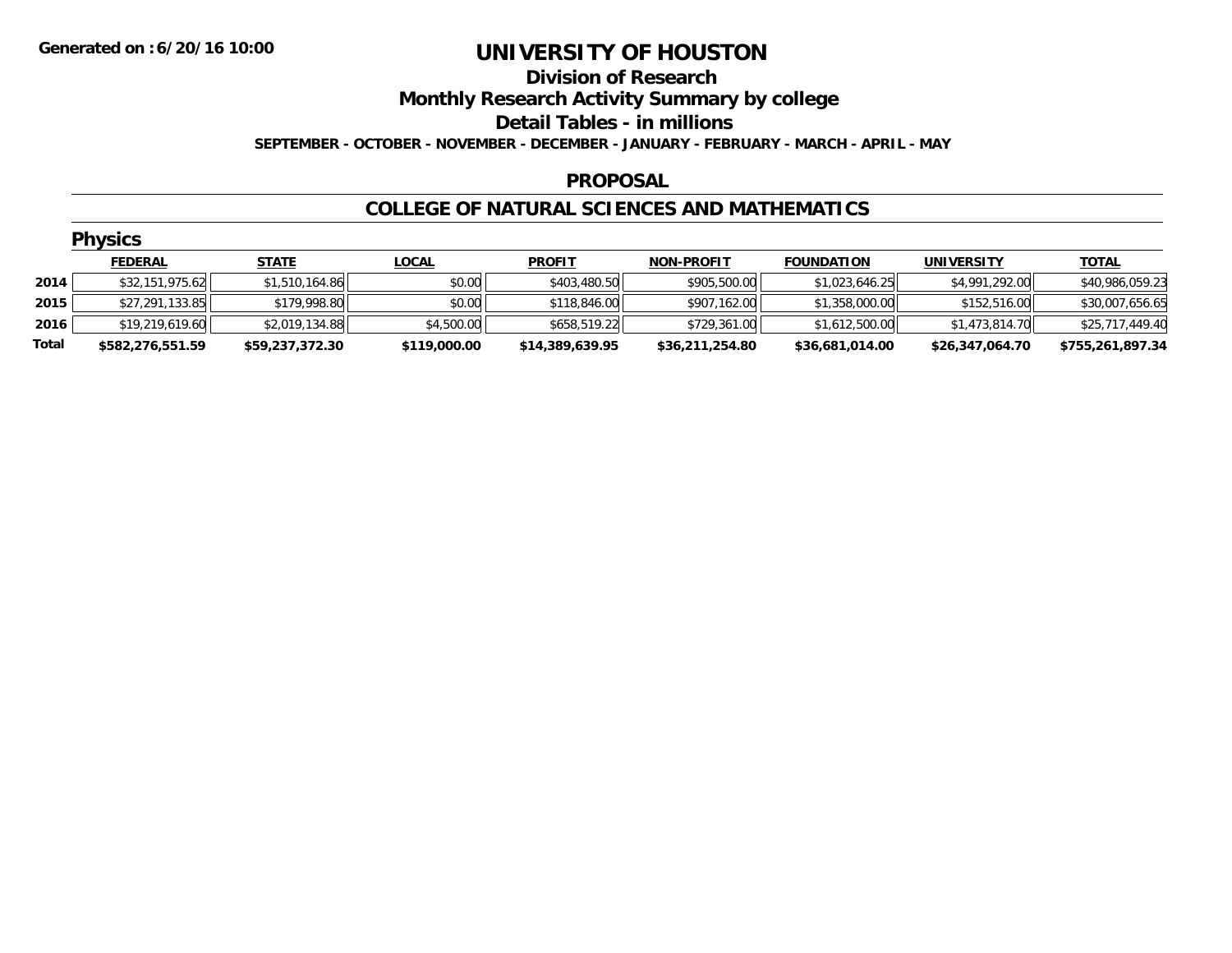**Generated on :6/20/16 10:00**

# UNIVERSITY OF HOUSTON

## Division of Research

## Monthly Research Activity Summary by college

## Detail Tables - in millions

**SEPTEMBER - OCTOBER - NOVEMBER - DECEMBER - JANUARY - FEBRUARY - MARCH - APRIL - MAY**

### PROPOSAL

### COLLEGE OF NATURAL SCIENCES AND MATHEMATICS

#### Physics

| | FEDERAL | STATE | LOCAL | PROFIT | NON-PROFIT | FOUNDATION | UNIVERSITY | TOTAL |
|---|---|---|---|---|---|---|---|---|
| **2014** | $32,151,975.62 | $1,510,164.86 | $0.00 | $403,480.50 | $905,500.00 | $1,023,646.25 | $4,991,292.00 | $40,986,059.23 |
| **2015** | $27,291,133.85 | $179,998.80 | $0.00 | $118,846.00 | $907,162.00 | $1,358,000.00 | $152,516.00 | $30,007,656.65 |
| **2016** | $19,219,619.60 | $2,019,134.88 | $4,500.00 | $658,519.22 | $729,361.00 | $1,612,500.00 | $1,473,814.70 | $25,717,449.40 |
| **Total** | **$582,276,551.59** | **$59,237,372.30** | **$119,000.00** | **$14,389,639.95** | **$36,211,254.80** | **$36,681,014.00** | **$26,347,064.70** | **$755,261,897.34** |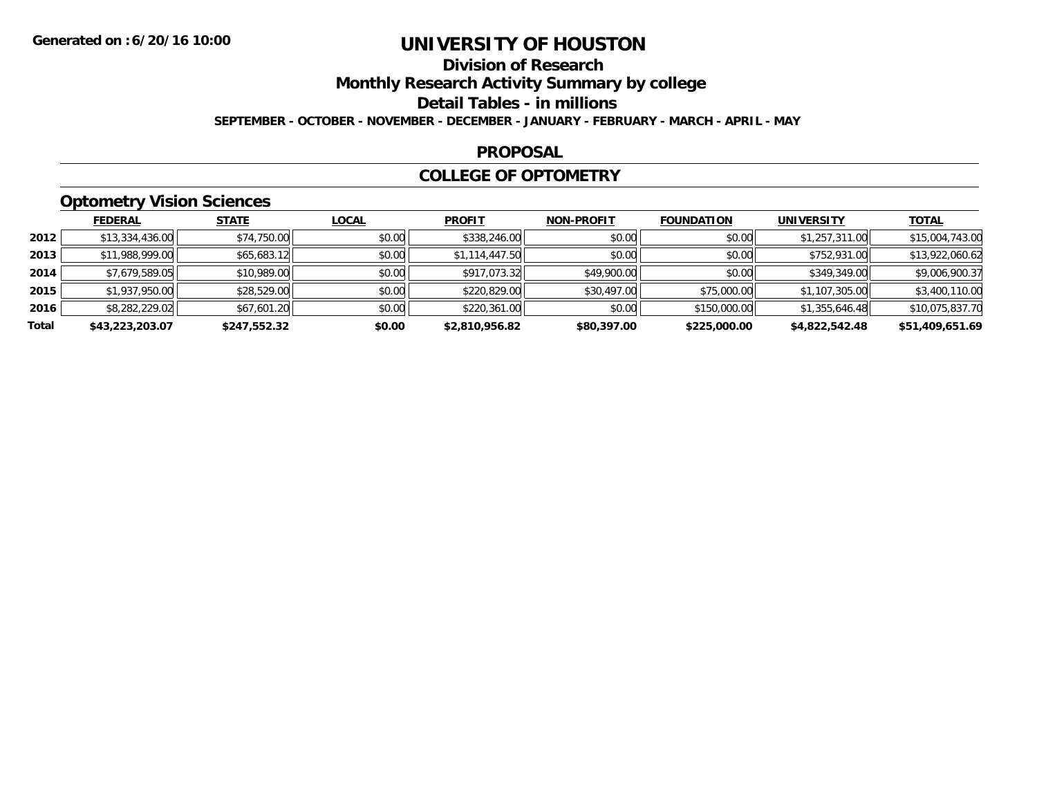# UNIVERSITY OF HOUSTON

## Division of Research

## Monthly Research Activity Summary by college

## Detail Tables - in millions

**SEPTEMBER - OCTOBER - NOVEMBER - DECEMBER - JANUARY - FEBRUARY - MARCH - APRIL - MAY**

**Generated on :6/20/16 10:00**

## PROPOSAL

## COLLEGE OF OPTOMETRY

### Optometry Vision Sciences

| | FEDERAL | STATE | LOCAL | PROFIT | NON-PROFIT | FOUNDATION | UNIVERSITY | TOTAL |
|---|---|---|---|---|---|---|---|---|
| 2012 | $13,334,436.00 | $74,750.00 | $0.00 | $338,246.00 | $0.00 | $0.00 | $1,257,311.00 | $15,004,743.00 |
| 2013 | $11,988,999.00 | $65,683.12 | $0.00 | $1,114,447.50 | $0.00 | $0.00 | $752,931.00 | $13,922,060.62 |
| 2014 | $7,679,589.05 | $10,989.00 | $0.00 | $917,073.32 | $49,900.00 | $0.00 | $349,349.00 | $9,006,900.37 |
| 2015 | $1,937,950.00 | $28,529.00 | $0.00 | $220,829.00 | $30,497.00 | $75,000.00 | $1,107,305.00 | $3,400,110.00 |
| 2016 | $8,282,229.02 | $67,601.20 | $0.00 | $220,361.00 | $0.00 | $150,000.00 | $1,355,646.48 | $10,075,837.70 |
| **Total** | **$43,223,203.07** | **$247,552.32** | **$0.00** | **$2,810,956.82** | **$80,397.00** | **$225,000.00** | **$4,822,542.48** | **$51,409,651.69** |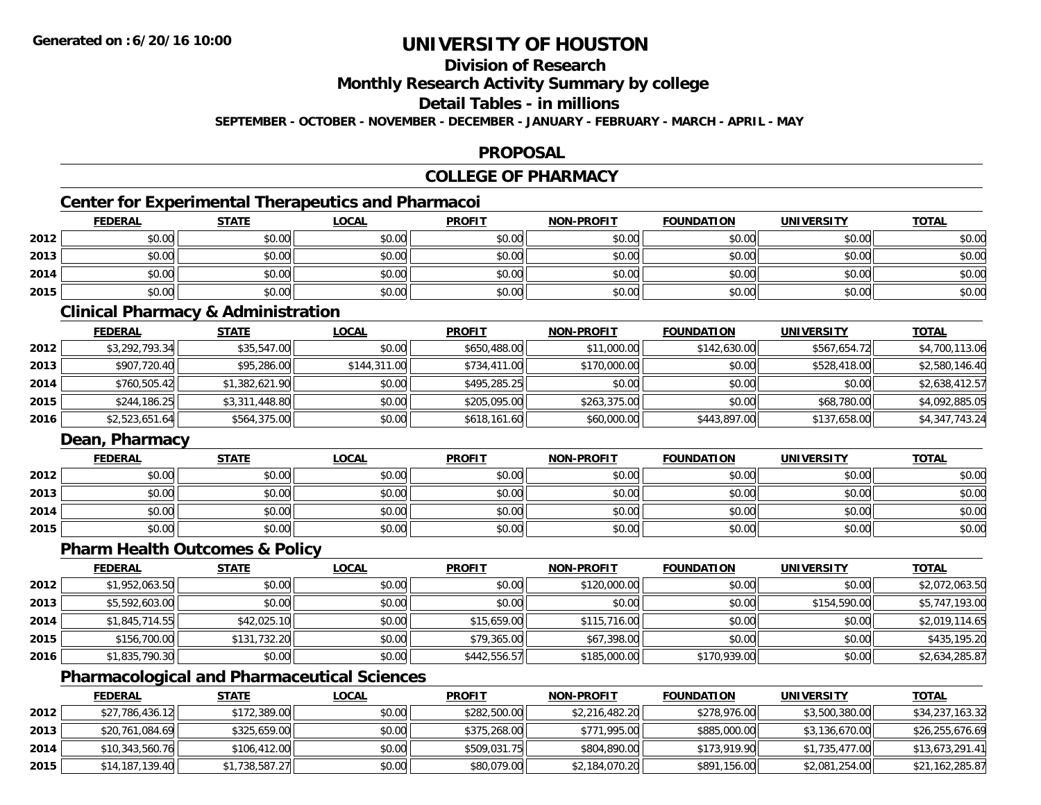**Generated on :6/20/16 10:00**

# UNIVERSITY OF HOUSTON

## Division of Research

## Monthly Research Activity Summary by college

## Detail Tables - in millions

**SEPTEMBER - OCTOBER - NOVEMBER - DECEMBER - JANUARY - FEBRUARY - MARCH - APRIL - MAY**

## PROPOSAL

## COLLEGE OF PHARMACY

### Center for Experimental Therapeutics and Pharmacoi

| | FEDERAL | STATE | LOCAL | PROFIT | NON-PROFIT | FOUNDATION | UNIVERSITY | TOTAL |
|---|---|---|---|---|---|---|---|---|
| 2012 | $0.00 | $0.00 | $0.00 | $0.00 | $0.00 | $0.00 | $0.00 | $0.00 |
| 2013 | $0.00 | $0.00 | $0.00 | $0.00 | $0.00 | $0.00 | $0.00 | $0.00 |
| 2014 | $0.00 | $0.00 | $0.00 | $0.00 | $0.00 | $0.00 | $0.00 | $0.00 |
| 2015 | $0.00 | $0.00 | $0.00 | $0.00 | $0.00 | $0.00 | $0.00 | $0.00 |

### Clinical Pharmacy & Administration

| | FEDERAL | STATE | LOCAL | PROFIT | NON-PROFIT | FOUNDATION | UNIVERSITY | TOTAL |
|---|---|---|---|---|---|---|---|---|
| 2012 | $3,292,793.34 | $35,547.00 | $0.00 | $650,488.00 | $11,000.00 | $142,630.00 | $567,654.72 | $4,700,113.06 |
| 2013 | $907,720.40 | $95,286.00 | $144,311.00 | $734,411.00 | $170,000.00 | $0.00 | $528,418.00 | $2,580,146.40 |
| 2014 | $760,505.42 | $1,382,621.90 | $0.00 | $495,285.25 | $0.00 | $0.00 | $0.00 | $2,638,412.57 |
| 2015 | $244,186.25 | $3,311,448.80 | $0.00 | $205,095.00 | $263,375.00 | $0.00 | $68,780.00 | $4,092,885.05 |
| 2016 | $2,523,651.64 | $564,375.00 | $0.00 | $618,161.60 | $60,000.00 | $443,897.00 | $137,658.00 | $4,347,743.24 |

### Dean, Pharmacy

| | FEDERAL | STATE | LOCAL | PROFIT | NON-PROFIT | FOUNDATION | UNIVERSITY | TOTAL |
|---|---|---|---|---|---|---|---|---|
| 2012 | $0.00 | $0.00 | $0.00 | $0.00 | $0.00 | $0.00 | $0.00 | $0.00 |
| 2013 | $0.00 | $0.00 | $0.00 | $0.00 | $0.00 | $0.00 | $0.00 | $0.00 |
| 2014 | $0.00 | $0.00 | $0.00 | $0.00 | $0.00 | $0.00 | $0.00 | $0.00 |
| 2015 | $0.00 | $0.00 | $0.00 | $0.00 | $0.00 | $0.00 | $0.00 | $0.00 |

### Pharm Health Outcomes & Policy

| | FEDERAL | STATE | LOCAL | PROFIT | NON-PROFIT | FOUNDATION | UNIVERSITY | TOTAL |
|---|---|---|---|---|---|---|---|---|
| 2012 | $1,952,063.50 | $0.00 | $0.00 | $0.00 | $120,000.00 | $0.00 | $0.00 | $2,072,063.50 |
| 2013 | $5,592,603.00 | $0.00 | $0.00 | $0.00 | $0.00 | $0.00 | $154,590.00 | $5,747,193.00 |
| 2014 | $1,845,714.55 | $42,025.10 | $0.00 | $15,659.00 | $115,716.00 | $0.00 | $0.00 | $2,019,114.65 |
| 2015 | $156,700.00 | $131,732.20 | $0.00 | $79,365.00 | $67,398.00 | $0.00 | $0.00 | $435,195.20 |
| 2016 | $1,835,790.30 | $0.00 | $0.00 | $442,556.57 | $185,000.00 | $170,939.00 | $0.00 | $2,634,285.87 |

### Pharmacological and Pharmaceutical Sciences

| | FEDERAL | STATE | LOCAL | PROFIT | NON-PROFIT | FOUNDATION | UNIVERSITY | TOTAL |
|---|---|---|---|---|---|---|---|---|
| 2012 | $27,786,436.12 | $172,389.00 | $0.00 | $282,500.00 | $2,216,482.20 | $278,976.00 | $3,500,380.00 | $34,237,163.32 |
| 2013 | $20,761,084.69 | $325,659.00 | $0.00 | $375,268.00 | $771,995.00 | $885,000.00 | $3,136,670.00 | $26,255,676.69 |
| 2014 | $10,343,560.76 | $106,412.00 | $0.00 | $509,031.75 | $804,890.00 | $173,919.90 | $1,735,477.00 | $13,673,291.41 |
| 2015 | $14,187,139.40 | $1,738,587.27 | $0.00 | $80,079.00 | $2,184,070.20 | $891,156.00 | $2,081,254.00 | $21,162,285.87 |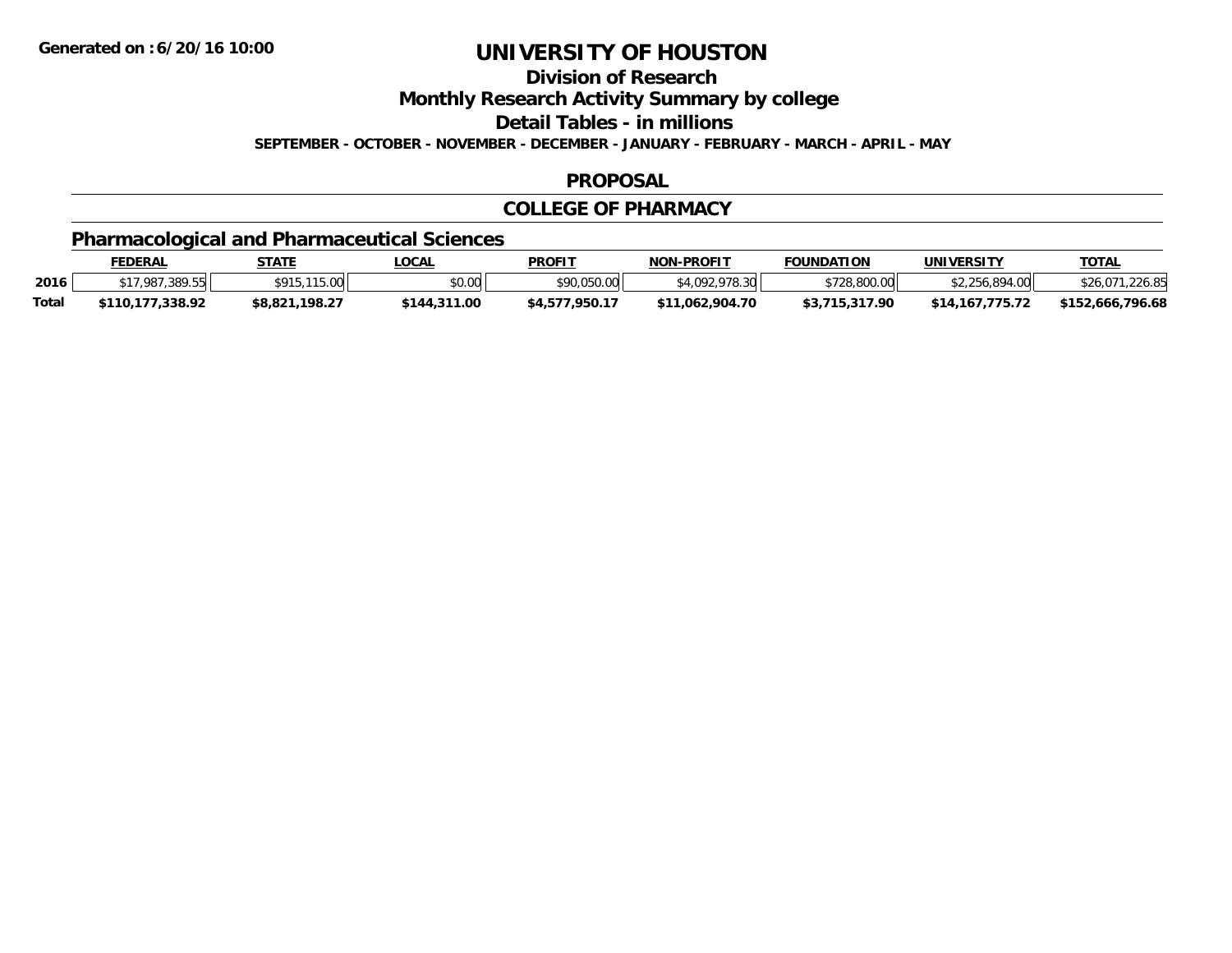**Generated on :6/20/16 10:00**

# UNIVERSITY OF HOUSTON

## Division of Research

## Monthly Research Activity Summary by college

## Detail Tables - in millions

**SEPTEMBER - OCTOBER - NOVEMBER - DECEMBER - JANUARY - FEBRUARY - MARCH - APRIL - MAY**

## PROPOSAL

## COLLEGE OF PHARMACY

### Pharmacological and Pharmaceutical Sciences

| | FEDERAL | STATE | LOCAL | PROFIT | NON-PROFIT | FOUNDATION | UNIVERSITY | TOTAL |
|---|---|---|---|---|---|---|---|---|
| 2016 | $17,987,389.55 | $915,115.00 | $0.00 | $90,050.00 | $4,092,978.30 | $728,800.00 | $2,256,894.00 | $26,071,226.85 |
| **Total** | **$110,177,338.92** | **$8,821,198.27** | **$144,311.00** | **$4,577,950.17** | **$11,062,904.70** | **$3,715,317.90** | **$14,167,775.72** | **$152,666,796.68** |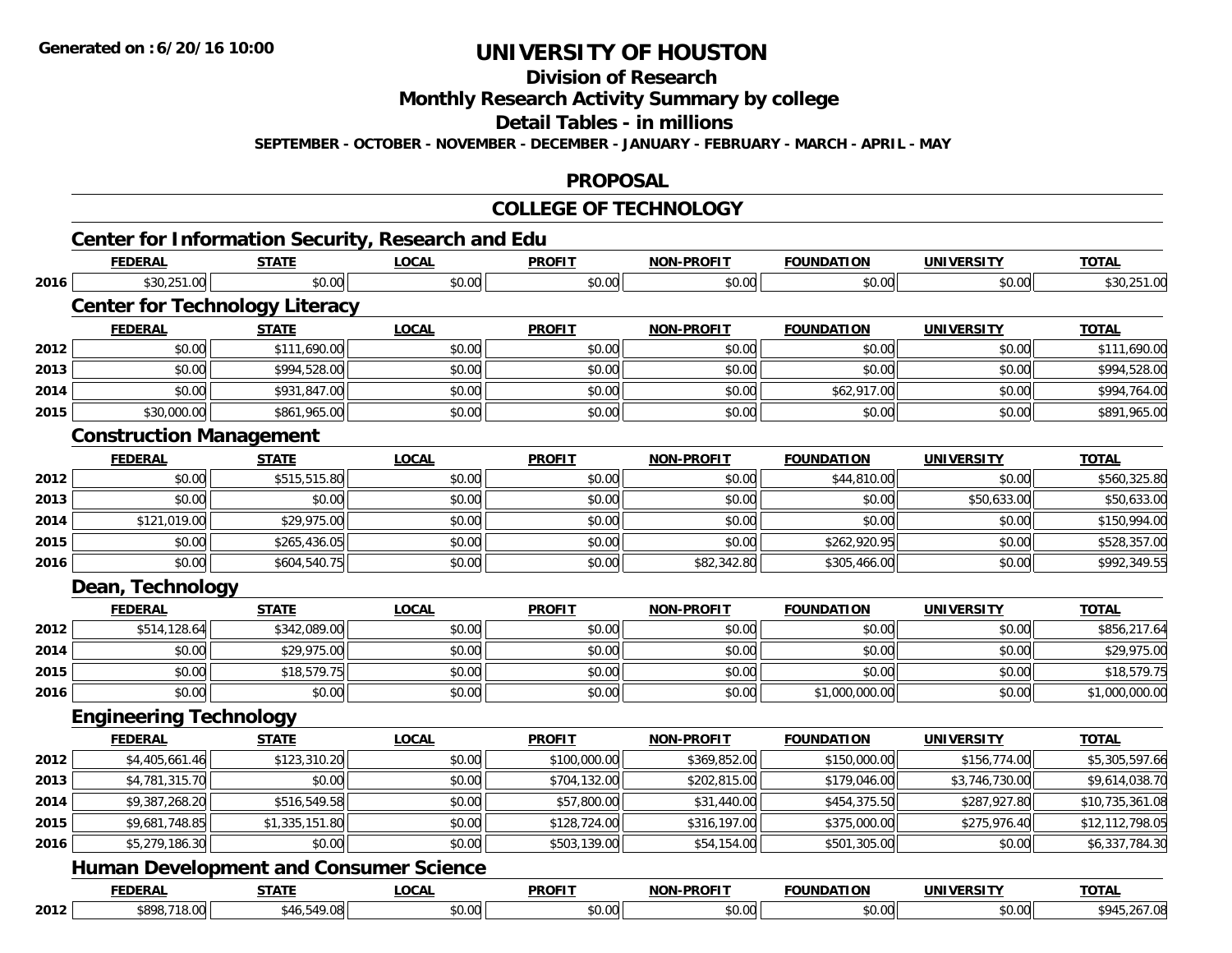**Generated on :6/20/16 10:00**

# UNIVERSITY OF HOUSTON

## Division of Research

## Monthly Research Activity Summary by college

## Detail Tables - in millions

**SEPTEMBER - OCTOBER - NOVEMBER - DECEMBER - JANUARY - FEBRUARY - MARCH - APRIL - MAY**

## PROPOSAL

## COLLEGE OF TECHNOLOGY

### Center for Information Security, Research and Edu

| | FEDERAL | STATE | LOCAL | PROFIT | NON-PROFIT | FOUNDATION | UNIVERSITY | TOTAL |
|---|---|---|---|---|---|---|---|---|
| 2016 | $30,251.00 | $0.00 | $0.00 | $0.00 | $0.00 | $0.00 | $0.00 | $30,251.00 |

### Center for Technology Literacy

| | FEDERAL | STATE | LOCAL | PROFIT | NON-PROFIT | FOUNDATION | UNIVERSITY | TOTAL |
|---|---|---|---|---|---|---|---|---|
| 2012 | $0.00 | $111,690.00 | $0.00 | $0.00 | $0.00 | $0.00 | $0.00 | $111,690.00 |
| 2013 | $0.00 | $994,528.00 | $0.00 | $0.00 | $0.00 | $0.00 | $0.00 | $994,528.00 |
| 2014 | $0.00 | $931,847.00 | $0.00 | $0.00 | $0.00 | $62,917.00 | $0.00 | $994,764.00 |
| 2015 | $30,000.00 | $861,965.00 | $0.00 | $0.00 | $0.00 | $0.00 | $0.00 | $891,965.00 |

### Construction Management

| | FEDERAL | STATE | LOCAL | PROFIT | NON-PROFIT | FOUNDATION | UNIVERSITY | TOTAL |
|---|---|---|---|---|---|---|---|---|
| 2012 | $0.00 | $515,515.80 | $0.00 | $0.00 | $0.00 | $44,810.00 | $0.00 | $560,325.80 |
| 2013 | $0.00 | $0.00 | $0.00 | $0.00 | $0.00 | $0.00 | $50,633.00 | $50,633.00 |
| 2014 | $121,019.00 | $29,975.00 | $0.00 | $0.00 | $0.00 | $0.00 | $0.00 | $150,994.00 |
| 2015 | $0.00 | $265,436.05 | $0.00 | $0.00 | $0.00 | $262,920.95 | $0.00 | $528,357.00 |
| 2016 | $0.00 | $604,540.75 | $0.00 | $0.00 | $82,342.80 | $305,466.00 | $0.00 | $992,349.55 |

### Dean, Technology

| | FEDERAL | STATE | LOCAL | PROFIT | NON-PROFIT | FOUNDATION | UNIVERSITY | TOTAL |
|---|---|---|---|---|---|---|---|---|
| 2012 | $514,128.64 | $342,089.00 | $0.00 | $0.00 | $0.00 | $0.00 | $0.00 | $856,217.64 |
| 2014 | $0.00 | $29,975.00 | $0.00 | $0.00 | $0.00 | $0.00 | $0.00 | $29,975.00 |
| 2015 | $0.00 | $18,579.75 | $0.00 | $0.00 | $0.00 | $0.00 | $0.00 | $18,579.75 |
| 2016 | $0.00 | $0.00 | $0.00 | $0.00 | $0.00 | $1,000,000.00 | $0.00 | $1,000,000.00 |

### Engineering Technology

| | FEDERAL | STATE | LOCAL | PROFIT | NON-PROFIT | FOUNDATION | UNIVERSITY | TOTAL |
|---|---|---|---|---|---|---|---|---|
| 2012 | $4,405,661.46 | $123,310.20 | $0.00 | $100,000.00 | $369,852.00 | $150,000.00 | $156,774.00 | $5,305,597.66 |
| 2013 | $4,781,315.70 | $0.00 | $0.00 | $704,132.00 | $202,815.00 | $179,046.00 | $3,746,730.00 | $9,614,038.70 |
| 2014 | $9,387,268.20 | $516,549.58 | $0.00 | $57,800.00 | $31,440.00 | $454,375.50 | $287,927.80 | $10,735,361.08 |
| 2015 | $9,681,748.85 | $1,335,151.80 | $0.00 | $128,724.00 | $316,197.00 | $375,000.00 | $275,976.40 | $12,112,798.05 |
| 2016 | $5,279,186.30 | $0.00 | $0.00 | $503,139.00 | $54,154.00 | $501,305.00 | $0.00 | $6,337,784.30 |

### Human Development and Consumer Science

| | FEDERAL | STATE | LOCAL | PROFIT | NON-PROFIT | FOUNDATION | UNIVERSITY | TOTAL |
|---|---|---|---|---|---|---|---|---|
| 2012 | $898,718.00 | $46,549.08 | $0.00 | $0.00 | $0.00 | $0.00 | $0.00 | $945,267.08 |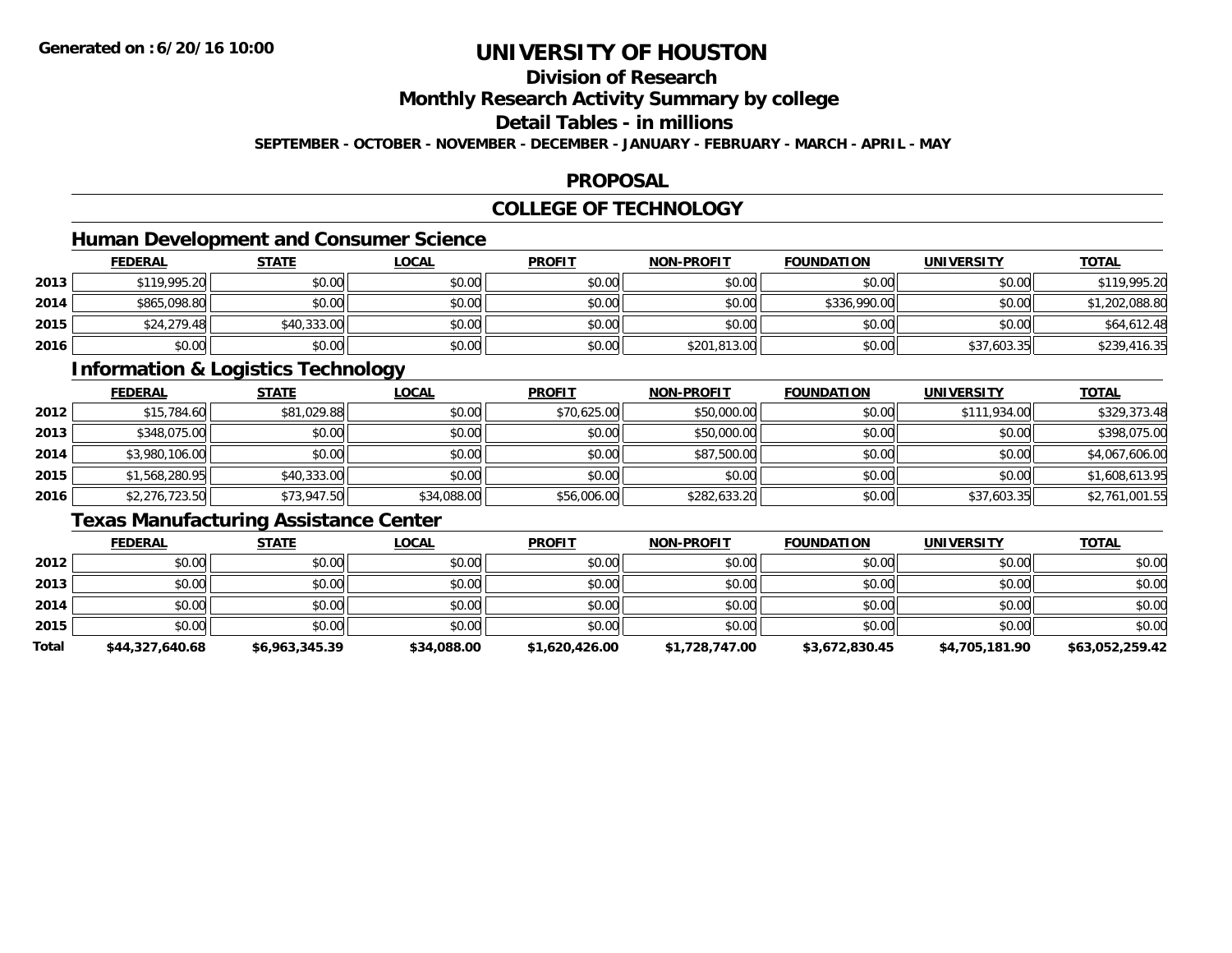**Generated on :6/20/16 10:00**

# UNIVERSITY OF HOUSTON

## Division of Research

## Monthly Research Activity Summary by college

## Detail Tables - in millions

**SEPTEMBER - OCTOBER - NOVEMBER - DECEMBER - JANUARY - FEBRUARY - MARCH - APRIL - MAY**

## PROPOSAL

## COLLEGE OF TECHNOLOGY

### Human Development and Consumer Science

| | FEDERAL | STATE | LOCAL | PROFIT | NON-PROFIT | FOUNDATION | UNIVERSITY | TOTAL |
|---|---|---|---|---|---|---|---|---|
| 2013 | $119,995.20 | $0.00 | $0.00 | $0.00 | $0.00 | $0.00 | $0.00 | $119,995.20 |
| 2014 | $865,098.80 | $0.00 | $0.00 | $0.00 | $0.00 | $336,990.00 | $0.00 | $1,202,088.80 |
| 2015 | $24,279.48 | $40,333.00 | $0.00 | $0.00 | $0.00 | $0.00 | $0.00 | $64,612.48 |
| 2016 | $0.00 | $0.00 | $0.00 | $0.00 | $201,813.00 | $0.00 | $37,603.35 | $239,416.35 |

### Information & Logistics Technology

| | FEDERAL | STATE | LOCAL | PROFIT | NON-PROFIT | FOUNDATION | UNIVERSITY | TOTAL |
|---|---|---|---|---|---|---|---|---|
| 2012 | $15,784.60 | $81,029.88 | $0.00 | $70,625.00 | $50,000.00 | $0.00 | $111,934.00 | $329,373.48 |
| 2013 | $348,075.00 | $0.00 | $0.00 | $0.00 | $50,000.00 | $0.00 | $0.00 | $398,075.00 |
| 2014 | $3,980,106.00 | $0.00 | $0.00 | $0.00 | $87,500.00 | $0.00 | $0.00 | $4,067,606.00 |
| 2015 | $1,568,280.95 | $40,333.00 | $0.00 | $0.00 | $0.00 | $0.00 | $0.00 | $1,608,613.95 |
| 2016 | $2,276,723.50 | $73,947.50 | $34,088.00 | $56,006.00 | $282,633.20 | $0.00 | $37,603.35 | $2,761,001.55 |

### Texas Manufacturing Assistance Center

| | FEDERAL | STATE | LOCAL | PROFIT | NON-PROFIT | FOUNDATION | UNIVERSITY | TOTAL |
|---|---|---|---|---|---|---|---|---|
| 2012 | $0.00 | $0.00 | $0.00 | $0.00 | $0.00 | $0.00 | $0.00 | $0.00 |
| 2013 | $0.00 | $0.00 | $0.00 | $0.00 | $0.00 | $0.00 | $0.00 | $0.00 |
| 2014 | $0.00 | $0.00 | $0.00 | $0.00 | $0.00 | $0.00 | $0.00 | $0.00 |
| 2015 | $0.00 | $0.00 | $0.00 | $0.00 | $0.00 | $0.00 | $0.00 | $0.00 |
| **Total** | **$44,327,640.68** | **$6,963,345.39** | **$34,088.00** | **$1,620,426.00** | **$1,728,747.00** | **$3,672,830.45** | **$4,705,181.90** | **$63,052,259.42** |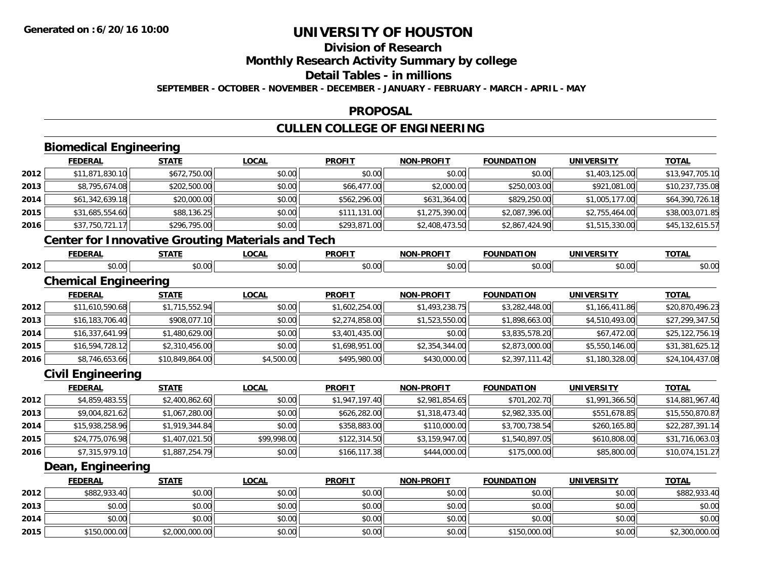# UNIVERSITY OF HOUSTON

## Division of Research

## Monthly Research Activity Summary by college

## Detail Tables - in millions

**SEPTEMBER - OCTOBER - NOVEMBER - DECEMBER - JANUARY - FEBRUARY - MARCH - APRIL - MAY**

## PROPOSAL

## CULLEN COLLEGE OF ENGINEERING

### Biomedical Engineering

| | FEDERAL | STATE | LOCAL | PROFIT | NON-PROFIT | FOUNDATION | UNIVERSITY | TOTAL |
|---|---|---|---|---|---|---|---|---|
| 2012 | $11,871,830.10 | $672,750.00 | $0.00 | $0.00 | $0.00 | $0.00 | $1,403,125.00 | $13,947,705.10 |
| 2013 | $8,795,674.08 | $202,500.00 | $0.00 | $66,477.00 | $2,000.00 | $250,003.00 | $921,081.00 | $10,237,735.08 |
| 2014 | $61,342,639.18 | $20,000.00 | $0.00 | $562,296.00 | $631,364.00 | $829,250.00 | $1,005,177.00 | $64,390,726.18 |
| 2015 | $31,685,554.60 | $88,136.25 | $0.00 | $111,131.00 | $1,275,390.00 | $2,087,396.00 | $2,755,464.00 | $38,003,071.85 |
| 2016 | $37,750,721.17 | $296,795.00 | $0.00 | $293,871.00 | $2,408,473.50 | $2,867,424.90 | $1,515,330.00 | $45,132,615.57 |

### Center for Innovative Grouting Materials and Tech

| | FEDERAL | STATE | LOCAL | PROFIT | NON-PROFIT | FOUNDATION | UNIVERSITY | TOTAL |
|---|---|---|---|---|---|---|---|---|
| 2012 | $0.00 | $0.00 | $0.00 | $0.00 | $0.00 | $0.00 | $0.00 | $0.00 |

### Chemical Engineering

| | FEDERAL | STATE | LOCAL | PROFIT | NON-PROFIT | FOUNDATION | UNIVERSITY | TOTAL |
|---|---|---|---|---|---|---|---|---|
| 2012 | $11,610,590.68 | $1,715,552.94 | $0.00 | $1,602,254.00 | $1,493,238.75 | $3,282,448.00 | $1,166,411.86 | $20,870,496.23 |
| 2013 | $16,183,706.40 | $908,077.10 | $0.00 | $2,274,858.00 | $1,523,550.00 | $1,898,663.00 | $4,510,493.00 | $27,299,347.50 |
| 2014 | $16,337,641.99 | $1,480,629.00 | $0.00 | $3,401,435.00 | $0.00 | $3,835,578.20 | $67,472.00 | $25,122,756.19 |
| 2015 | $16,594,728.12 | $2,310,456.00 | $0.00 | $1,698,951.00 | $2,354,344.00 | $2,873,000.00 | $5,550,146.00 | $31,381,625.12 |
| 2016 | $8,746,653.66 | $10,849,864.00 | $4,500.00 | $495,980.00 | $430,000.00 | $2,397,111.42 | $1,180,328.00 | $24,104,437.08 |

### Civil Engineering

| | FEDERAL | STATE | LOCAL | PROFIT | NON-PROFIT | FOUNDATION | UNIVERSITY | TOTAL |
|---|---|---|---|---|---|---|---|---|
| 2012 | $4,859,483.55 | $2,400,862.60 | $0.00 | $1,947,197.40 | $2,981,854.65 | $701,202.70 | $1,991,366.50 | $14,881,967.40 |
| 2013 | $9,004,821.62 | $1,067,280.00 | $0.00 | $626,282.00 | $1,318,473.40 | $2,982,335.00 | $551,678.85 | $15,550,870.87 |
| 2014 | $15,938,258.96 | $1,919,344.84 | $0.00 | $358,883.00 | $110,000.00 | $3,700,738.54 | $260,165.80 | $22,287,391.14 |
| 2015 | $24,775,076.98 | $1,407,021.50 | $99,998.00 | $122,314.50 | $3,159,947.00 | $1,540,897.05 | $610,808.00 | $31,716,063.03 |
| 2016 | $7,315,979.10 | $1,887,254.79 | $0.00 | $166,117.38 | $444,000.00 | $175,000.00 | $85,800.00 | $10,074,151.27 |

### Dean, Engineering

| | FEDERAL | STATE | LOCAL | PROFIT | NON-PROFIT | FOUNDATION | UNIVERSITY | TOTAL |
|---|---|---|---|---|---|---|---|---|
| 2012 | $882,933.40 | $0.00 | $0.00 | $0.00 | $0.00 | $0.00 | $0.00 | $882,933.40 |
| 2013 | $0.00 | $0.00 | $0.00 | $0.00 | $0.00 | $0.00 | $0.00 | $0.00 |
| 2014 | $0.00 | $0.00 | $0.00 | $0.00 | $0.00 | $0.00 | $0.00 | $0.00 |
| 2015 | $150,000.00 | $2,000,000.00 | $0.00 | $0.00 | $0.00 | $150,000.00 | $0.00 | $2,300,000.00 |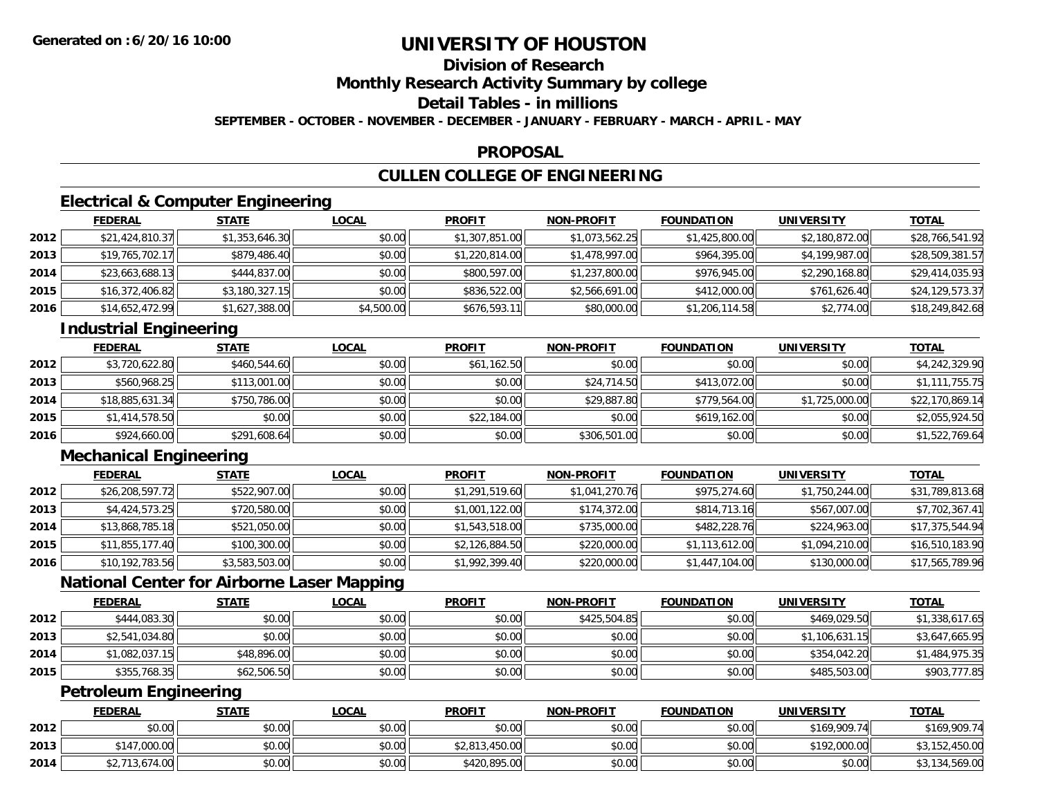**Generated on :6/20/16 10:00**

# UNIVERSITY OF HOUSTON

## Division of Research

## Monthly Research Activity Summary by college

## Detail Tables - in millions

**SEPTEMBER - OCTOBER - NOVEMBER - DECEMBER - JANUARY - FEBRUARY - MARCH - APRIL - MAY**

## PROPOSAL

## CULLEN COLLEGE OF ENGINEERING

### Electrical & Computer Engineering

| | FEDERAL | STATE | LOCAL | PROFIT | NON-PROFIT | FOUNDATION | UNIVERSITY | TOTAL |
|---|---|---|---|---|---|---|---|---|
| 2012 | $21,424,810.37 | $1,353,646.30 | $0.00 | $1,307,851.00 | $1,073,562.25 | $1,425,800.00 | $2,180,872.00 | $28,766,541.92 |
| 2013 | $19,765,702.17 | $879,486.40 | $0.00 | $1,220,814.00 | $1,478,997.00 | $964,395.00 | $4,199,987.00 | $28,509,381.57 |
| 2014 | $23,663,688.13 | $444,837.00 | $0.00 | $800,597.00 | $1,237,800.00 | $976,945.00 | $2,290,168.80 | $29,414,035.93 |
| 2015 | $16,372,406.82 | $3,180,327.15 | $0.00 | $836,522.00 | $2,566,691.00 | $412,000.00 | $761,626.40 | $24,129,573.37 |
| 2016 | $14,652,472.99 | $1,627,388.00 | $4,500.00 | $676,593.11 | $80,000.00 | $1,206,114.58 | $2,774.00 | $18,249,842.68 |

### Industrial Engineering

| | FEDERAL | STATE | LOCAL | PROFIT | NON-PROFIT | FOUNDATION | UNIVERSITY | TOTAL |
|---|---|---|---|---|---|---|---|---|
| 2012 | $3,720,622.80 | $460,544.60 | $0.00 | $61,162.50 | $0.00 | $0.00 | $0.00 | $4,242,329.90 |
| 2013 | $560,968.25 | $113,001.00 | $0.00 | $0.00 | $24,714.50 | $413,072.00 | $0.00 | $1,111,755.75 |
| 2014 | $18,885,631.34 | $750,786.00 | $0.00 | $0.00 | $29,887.80 | $779,564.00 | $1,725,000.00 | $22,170,869.14 |
| 2015 | $1,414,578.50 | $0.00 | $0.00 | $22,184.00 | $0.00 | $619,162.00 | $0.00 | $2,055,924.50 |
| 2016 | $924,660.00 | $291,608.64 | $0.00 | $0.00 | $306,501.00 | $0.00 | $0.00 | $1,522,769.64 |

### Mechanical Engineering

| | FEDERAL | STATE | LOCAL | PROFIT | NON-PROFIT | FOUNDATION | UNIVERSITY | TOTAL |
|---|---|---|---|---|---|---|---|---|
| 2012 | $26,208,597.72 | $522,907.00 | $0.00 | $1,291,519.60 | $1,041,270.76 | $975,274.60 | $1,750,244.00 | $31,789,813.68 |
| 2013 | $4,424,573.25 | $720,580.00 | $0.00 | $1,001,122.00 | $174,372.00 | $814,713.16 | $567,007.00 | $7,702,367.41 |
| 2014 | $13,868,785.18 | $521,050.00 | $0.00 | $1,543,518.00 | $735,000.00 | $482,228.76 | $224,963.00 | $17,375,544.94 |
| 2015 | $11,855,177.40 | $100,300.00 | $0.00 | $2,126,884.50 | $220,000.00 | $1,113,612.00 | $1,094,210.00 | $16,510,183.90 |
| 2016 | $10,192,783.56 | $3,583,503.00 | $0.00 | $1,992,399.40 | $220,000.00 | $1,447,104.00 | $130,000.00 | $17,565,789.96 |

### National Center for Airborne Laser Mapping

| | FEDERAL | STATE | LOCAL | PROFIT | NON-PROFIT | FOUNDATION | UNIVERSITY | TOTAL |
|---|---|---|---|---|---|---|---|---|
| 2012 | $444,083.30 | $0.00 | $0.00 | $0.00 | $425,504.85 | $0.00 | $469,029.50 | $1,338,617.65 |
| 2013 | $2,541,034.80 | $0.00 | $0.00 | $0.00 | $0.00 | $0.00 | $1,106,631.15 | $3,647,665.95 |
| 2014 | $1,082,037.15 | $48,896.00 | $0.00 | $0.00 | $0.00 | $0.00 | $354,042.20 | $1,484,975.35 |
| 2015 | $355,768.35 | $62,506.50 | $0.00 | $0.00 | $0.00 | $0.00 | $485,503.00 | $903,777.85 |

### Petroleum Engineering

| | FEDERAL | STATE | LOCAL | PROFIT | NON-PROFIT | FOUNDATION | UNIVERSITY | TOTAL |
|---|---|---|---|---|---|---|---|---|
| 2012 | $0.00 | $0.00 | $0.00 | $0.00 | $0.00 | $0.00 | $169,909.74 | $169,909.74 |
| 2013 | $147,000.00 | $0.00 | $0.00 | $2,813,450.00 | $0.00 | $0.00 | $192,000.00 | $3,152,450.00 |
| 2014 | $2,713,674.00 | $0.00 | $0.00 | $420,895.00 | $0.00 | $0.00 | $0.00 | $3,134,569.00 |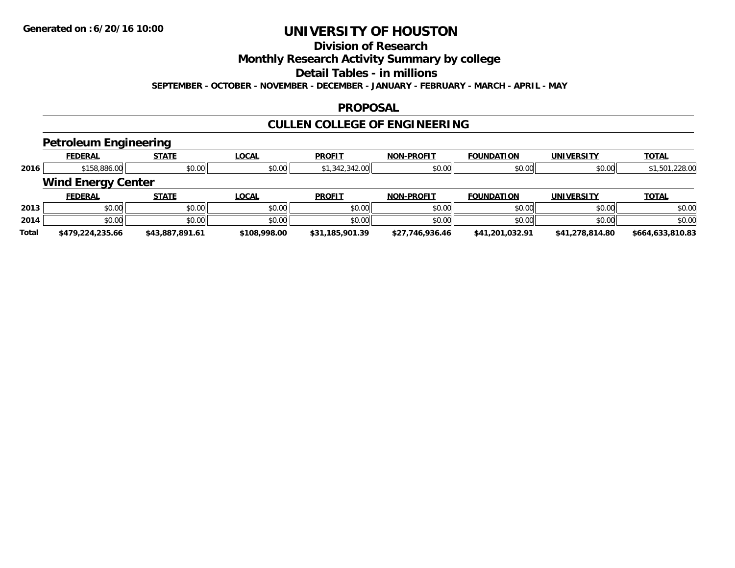# UNIVERSITY OF HOUSTON

## Division of Research

## Monthly Research Activity Summary by college

## Detail Tables - in millions

**SEPTEMBER - OCTOBER - NOVEMBER - DECEMBER - JANUARY - FEBRUARY - MARCH - APRIL - MAY**

## PROPOSAL

## CULLEN COLLEGE OF ENGINEERING

### Petroleum Engineering

| | FEDERAL | STATE | LOCAL | PROFIT | NON-PROFIT | FOUNDATION | UNIVERSITY | TOTAL |
|---|---|---|---|---|---|---|---|---|
| 2016 | $158,886.00 | $0.00 | $0.00 | $1,342,342.00 | $0.00 | $0.00 | $0.00 | $1,501,228.00 |

### Wind Energy Center

| | FEDERAL | STATE | LOCAL | PROFIT | NON-PROFIT | FOUNDATION | UNIVERSITY | TOTAL |
|---|---|---|---|---|---|---|---|---|
| 2013 | $0.00 | $0.00 | $0.00 | $0.00 | $0.00 | $0.00 | $0.00 | $0.00 |
| 2014 | $0.00 | $0.00 | $0.00 | $0.00 | $0.00 | $0.00 | $0.00 | $0.00 |
| **Total** | **$479,224,235.66** | **$43,887,891.61** | **$108,998.00** | **$31,185,901.39** | **$27,746,936.46** | **$41,201,032.91** | **$41,278,814.80** | **$664,633,810.83** |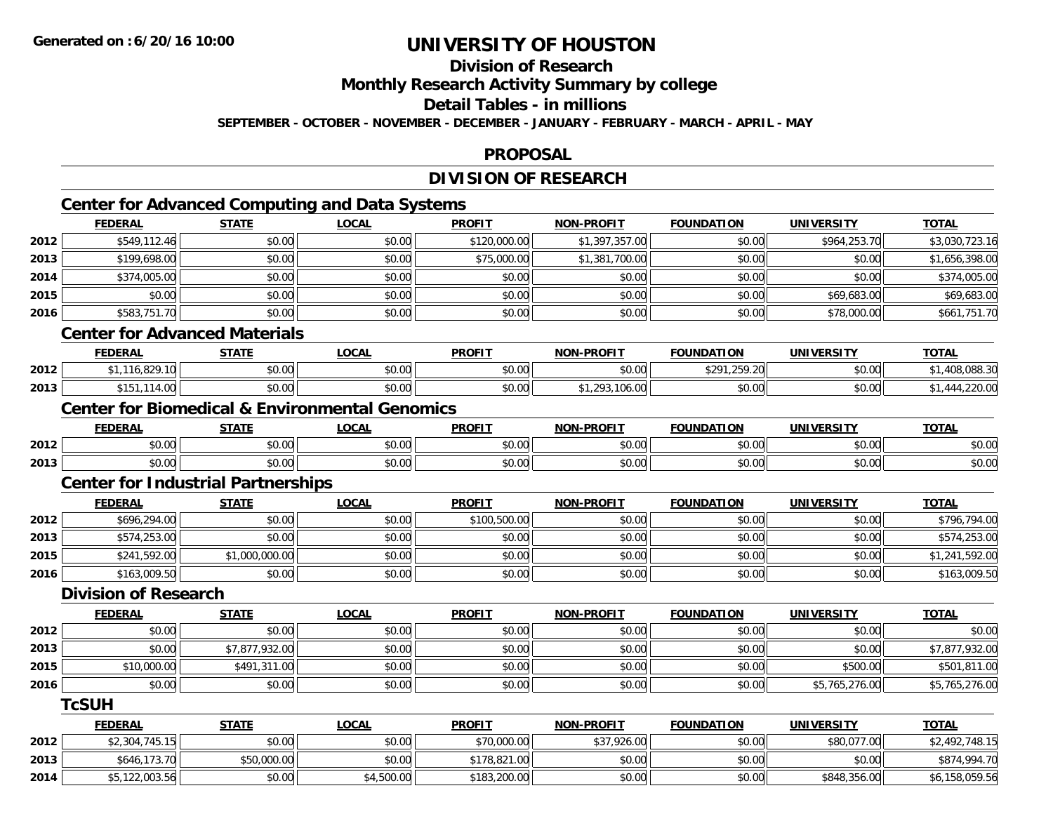# UNIVERSITY OF HOUSTON

## Division of Research

## Monthly Research Activity Summary by college

## Detail Tables - in millions

**SEPTEMBER - OCTOBER - NOVEMBER - DECEMBER - JANUARY - FEBRUARY - MARCH - APRIL - MAY**

## PROPOSAL

## DIVISION OF RESEARCH

### Center for Advanced Computing and Data Systems

| | FEDERAL | STATE | LOCAL | PROFIT | NON-PROFIT | FOUNDATION | UNIVERSITY | TOTAL |
|---|---|---|---|---|---|---|---|---|
| 2012 | $549,112.46 | $0.00 | $0.00 | $120,000.00 | $1,397,357.00 | $0.00 | $964,253.70 | $3,030,723.16 |
| 2013 | $199,698.00 | $0.00 | $0.00 | $75,000.00 | $1,381,700.00 | $0.00 | $0.00 | $1,656,398.00 |
| 2014 | $374,005.00 | $0.00 | $0.00 | $0.00 | $0.00 | $0.00 | $0.00 | $374,005.00 |
| 2015 | $0.00 | $0.00 | $0.00 | $0.00 | $0.00 | $0.00 | $69,683.00 | $69,683.00 |
| 2016 | $583,751.70 | $0.00 | $0.00 | $0.00 | $0.00 | $0.00 | $78,000.00 | $661,751.70 |

### Center for Advanced Materials

| | FEDERAL | STATE | LOCAL | PROFIT | NON-PROFIT | FOUNDATION | UNIVERSITY | TOTAL |
|---|---|---|---|---|---|---|---|---|
| 2012 | $1,116,829.10 | $0.00 | $0.00 | $0.00 | $0.00 | $291,259.20 | $0.00 | $1,408,088.30 |
| 2013 | $151,114.00 | $0.00 | $0.00 | $0.00 | $1,293,106.00 | $0.00 | $0.00 | $1,444,220.00 |

### Center for Biomedical & Environmental Genomics

| | FEDERAL | STATE | LOCAL | PROFIT | NON-PROFIT | FOUNDATION | UNIVERSITY | TOTAL |
|---|---|---|---|---|---|---|---|---|
| 2012 | $0.00 | $0.00 | $0.00 | $0.00 | $0.00 | $0.00 | $0.00 | $0.00 |
| 2013 | $0.00 | $0.00 | $0.00 | $0.00 | $0.00 | $0.00 | $0.00 | $0.00 |

### Center for Industrial Partnerships

| | FEDERAL | STATE | LOCAL | PROFIT | NON-PROFIT | FOUNDATION | UNIVERSITY | TOTAL |
|---|---|---|---|---|---|---|---|---|
| 2012 | $696,294.00 | $0.00 | $0.00 | $100,500.00 | $0.00 | $0.00 | $0.00 | $796,794.00 |
| 2013 | $574,253.00 | $0.00 | $0.00 | $0.00 | $0.00 | $0.00 | $0.00 | $574,253.00 |
| 2015 | $241,592.00 | $1,000,000.00 | $0.00 | $0.00 | $0.00 | $0.00 | $0.00 | $1,241,592.00 |
| 2016 | $163,009.50 | $0.00 | $0.00 | $0.00 | $0.00 | $0.00 | $0.00 | $163,009.50 |

### Division of Research

| | FEDERAL | STATE | LOCAL | PROFIT | NON-PROFIT | FOUNDATION | UNIVERSITY | TOTAL |
|---|---|---|---|---|---|---|---|---|
| 2012 | $0.00 | $0.00 | $0.00 | $0.00 | $0.00 | $0.00 | $0.00 | $0.00 |
| 2013 | $0.00 | $7,877,932.00 | $0.00 | $0.00 | $0.00 | $0.00 | $0.00 | $7,877,932.00 |
| 2015 | $10,000.00 | $491,311.00 | $0.00 | $0.00 | $0.00 | $0.00 | $500.00 | $501,811.00 |
| 2016 | $0.00 | $0.00 | $0.00 | $0.00 | $0.00 | $0.00 | $5,765,276.00 | $5,765,276.00 |

### TcSUH

| | FEDERAL | STATE | LOCAL | PROFIT | NON-PROFIT | FOUNDATION | UNIVERSITY | TOTAL |
|---|---|---|---|---|---|---|---|---|
| 2012 | $2,304,745.15 | $0.00 | $0.00 | $70,000.00 | $37,926.00 | $0.00 | $80,077.00 | $2,492,748.15 |
| 2013 | $646,173.70 | $50,000.00 | $0.00 | $178,821.00 | $0.00 | $0.00 | $0.00 | $874,994.70 |
| 2014 | $5,122,003.56 | $0.00 | $4,500.00 | $183,200.00 | $0.00 | $0.00 | $848,356.00 | $6,158,059.56 |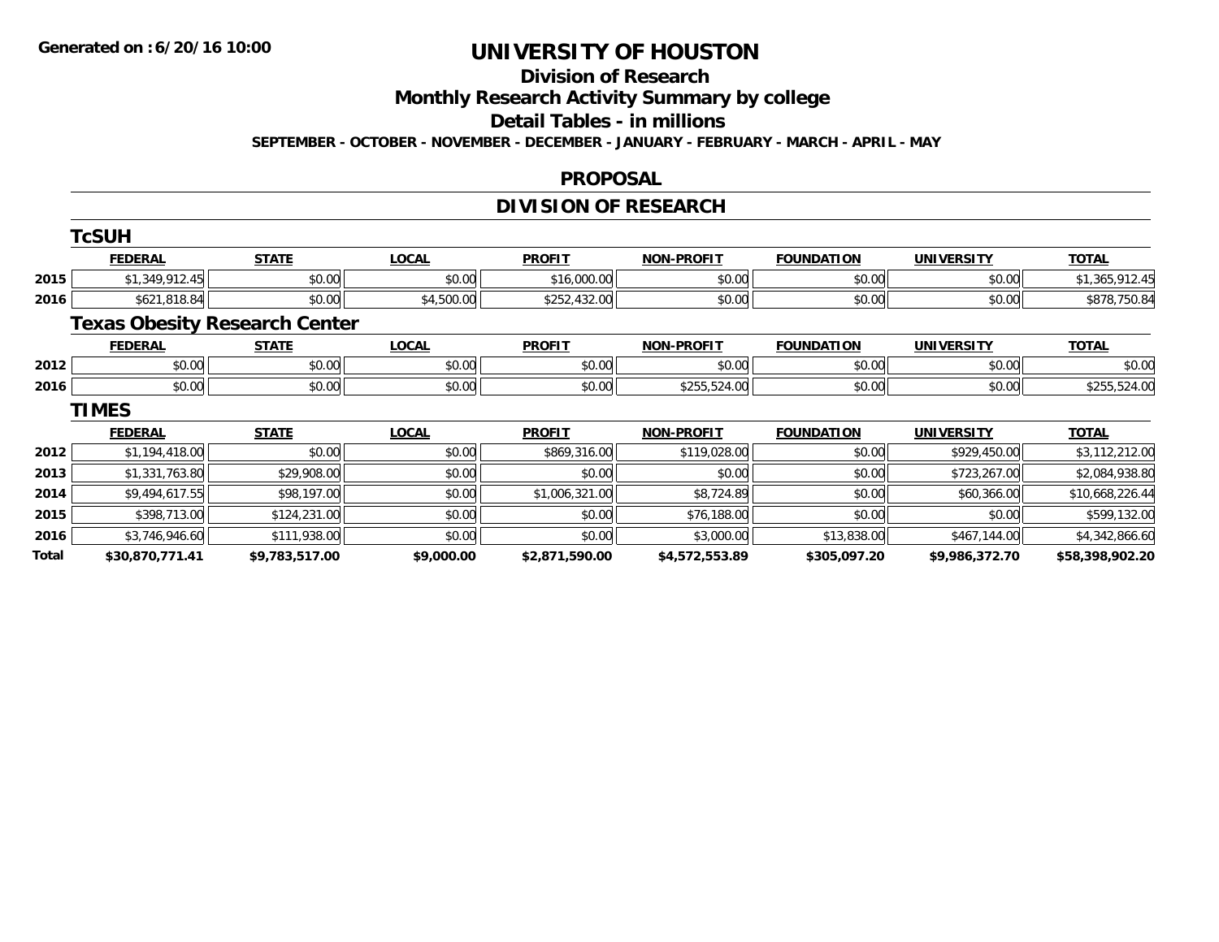**Generated on :6/20/16 10:00**

# UNIVERSITY OF HOUSTON

## Division of Research

## Monthly Research Activity Summary by college

## Detail Tables - in millions

**SEPTEMBER - OCTOBER - NOVEMBER - DECEMBER - JANUARY - FEBRUARY - MARCH - APRIL - MAY**

## PROPOSAL

## DIVISION OF RESEARCH

### TcSUH

| | FEDERAL | STATE | LOCAL | PROFIT | NON-PROFIT | FOUNDATION | UNIVERSITY | TOTAL |
|---|---|---|---|---|---|---|---|---|
| 2015 | $1,349,912.45 | $0.00 | $0.00 | $16,000.00 | $0.00 | $0.00 | $0.00 | $1,365,912.45 |
| 2016 | $621,818.84 | $0.00 | $4,500.00 | $252,432.00 | $0.00 | $0.00 | $0.00 | $878,750.84 |

### Texas Obesity Research Center

| | FEDERAL | STATE | LOCAL | PROFIT | NON-PROFIT | FOUNDATION | UNIVERSITY | TOTAL |
|---|---|---|---|---|---|---|---|---|
| 2012 | $0.00 | $0.00 | $0.00 | $0.00 | $0.00 | $0.00 | $0.00 | $0.00 |
| 2016 | $0.00 | $0.00 | $0.00 | $0.00 | $255,524.00 | $0.00 | $0.00 | $255,524.00 |

### TIMES

| | FEDERAL | STATE | LOCAL | PROFIT | NON-PROFIT | FOUNDATION | UNIVERSITY | TOTAL |
|---|---|---|---|---|---|---|---|---|
| 2012 | $1,194,418.00 | $0.00 | $0.00 | $869,316.00 | $119,028.00 | $0.00 | $929,450.00 | $3,112,212.00 |
| 2013 | $1,331,763.80 | $29,908.00 | $0.00 | $0.00 | $0.00 | $0.00 | $723,267.00 | $2,084,938.80 |
| 2014 | $9,494,617.55 | $98,197.00 | $0.00 | $1,006,321.00 | $8,724.89 | $0.00 | $60,366.00 | $10,668,226.44 |
| 2015 | $398,713.00 | $124,231.00 | $0.00 | $0.00 | $76,188.00 | $0.00 | $0.00 | $599,132.00 |
| 2016 | $3,746,946.60 | $111,938.00 | $0.00 | $0.00 | $3,000.00 | $13,838.00 | $467,144.00 | $4,342,866.60 |
| **Total** | **$30,870,771.41** | **$9,783,517.00** | **$9,000.00** | **$2,871,590.00** | **$4,572,553.89** | **$305,097.20** | **$9,986,372.70** | **$58,398,902.20** |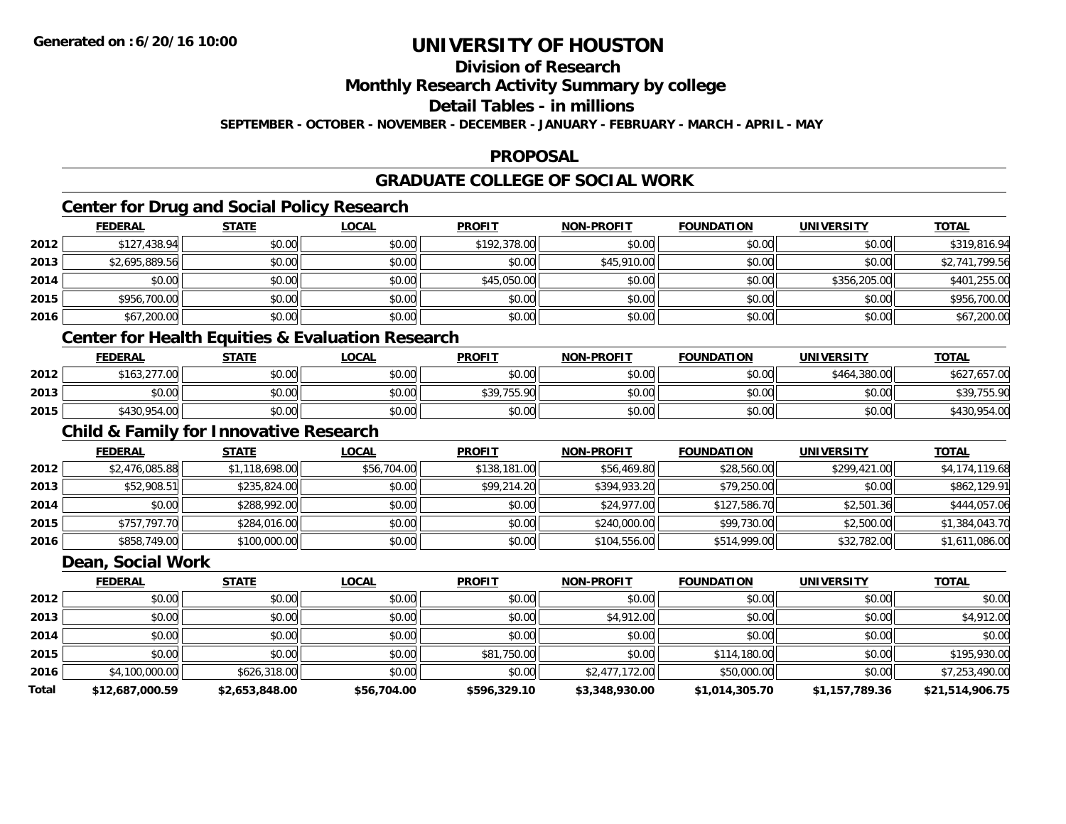# UNIVERSITY OF HOUSTON

## Division of Research

## Monthly Research Activity Summary by college

## Detail Tables - in millions

**SEPTEMBER - OCTOBER - NOVEMBER - DECEMBER - JANUARY - FEBRUARY - MARCH - APRIL - MAY**

## PROPOSAL

## GRADUATE COLLEGE OF SOCIAL WORK

### Center for Drug and Social Policy Research

| | FEDERAL | STATE | LOCAL | PROFIT | NON-PROFIT | FOUNDATION | UNIVERSITY | TOTAL |
|---|---|---|---|---|---|---|---|---|
| 2012 | $127,438.94 | $0.00 | $0.00 | $192,378.00 | $0.00 | $0.00 | $0.00 | $319,816.94 |
| 2013 | $2,695,889.56 | $0.00 | $0.00 | $0.00 | $45,910.00 | $0.00 | $0.00 | $2,741,799.56 |
| 2014 | $0.00 | $0.00 | $0.00 | $45,050.00 | $0.00 | $0.00 | $356,205.00 | $401,255.00 |
| 2015 | $956,700.00 | $0.00 | $0.00 | $0.00 | $0.00 | $0.00 | $0.00 | $956,700.00 |
| 2016 | $67,200.00 | $0.00 | $0.00 | $0.00 | $0.00 | $0.00 | $0.00 | $67,200.00 |

### Center for Health Equities & Evaluation Research

| | FEDERAL | STATE | LOCAL | PROFIT | NON-PROFIT | FOUNDATION | UNIVERSITY | TOTAL |
|---|---|---|---|---|---|---|---|---|
| 2012 | $163,277.00 | $0.00 | $0.00 | $0.00 | $0.00 | $0.00 | $464,380.00 | $627,657.00 |
| 2013 | $0.00 | $0.00 | $0.00 | $39,755.90 | $0.00 | $0.00 | $0.00 | $39,755.90 |
| 2015 | $430,954.00 | $0.00 | $0.00 | $0.00 | $0.00 | $0.00 | $0.00 | $430,954.00 |

### Child & Family for Innovative Research

| | FEDERAL | STATE | LOCAL | PROFIT | NON-PROFIT | FOUNDATION | UNIVERSITY | TOTAL |
|---|---|---|---|---|---|---|---|---|
| 2012 | $2,476,085.88 | $1,118,698.00 | $56,704.00 | $138,181.00 | $56,469.80 | $28,560.00 | $299,421.00 | $4,174,119.68 |
| 2013 | $52,908.51 | $235,824.00 | $0.00 | $99,214.20 | $394,933.20 | $79,250.00 | $0.00 | $862,129.91 |
| 2014 | $0.00 | $288,992.00 | $0.00 | $0.00 | $24,977.00 | $127,586.70 | $2,501.36 | $444,057.06 |
| 2015 | $757,797.70 | $284,016.00 | $0.00 | $0.00 | $240,000.00 | $99,730.00 | $2,500.00 | $1,384,043.70 |
| 2016 | $858,749.00 | $100,000.00 | $0.00 | $0.00 | $104,556.00 | $514,999.00 | $32,782.00 | $1,611,086.00 |

### Dean, Social Work

| | FEDERAL | STATE | LOCAL | PROFIT | NON-PROFIT | FOUNDATION | UNIVERSITY | TOTAL |
|---|---|---|---|---|---|---|---|---|
| 2012 | $0.00 | $0.00 | $0.00 | $0.00 | $0.00 | $0.00 | $0.00 | $0.00 |
| 2013 | $0.00 | $0.00 | $0.00 | $0.00 | $4,912.00 | $0.00 | $0.00 | $4,912.00 |
| 2014 | $0.00 | $0.00 | $0.00 | $0.00 | $0.00 | $0.00 | $0.00 | $0.00 |
| 2015 | $0.00 | $0.00 | $0.00 | $81,750.00 | $0.00 | $114,180.00 | $0.00 | $195,930.00 |
| 2016 | $4,100,000.00 | $626,318.00 | $0.00 | $0.00 | $2,477,172.00 | $50,000.00 | $0.00 | $7,253,490.00 |
| **Total** | **$12,687,000.59** | **$2,653,848.00** | **$56,704.00** | **$596,329.10** | **$3,348,930.00** | **$1,014,305.70** | **$1,157,789.36** | **$21,514,906.75** |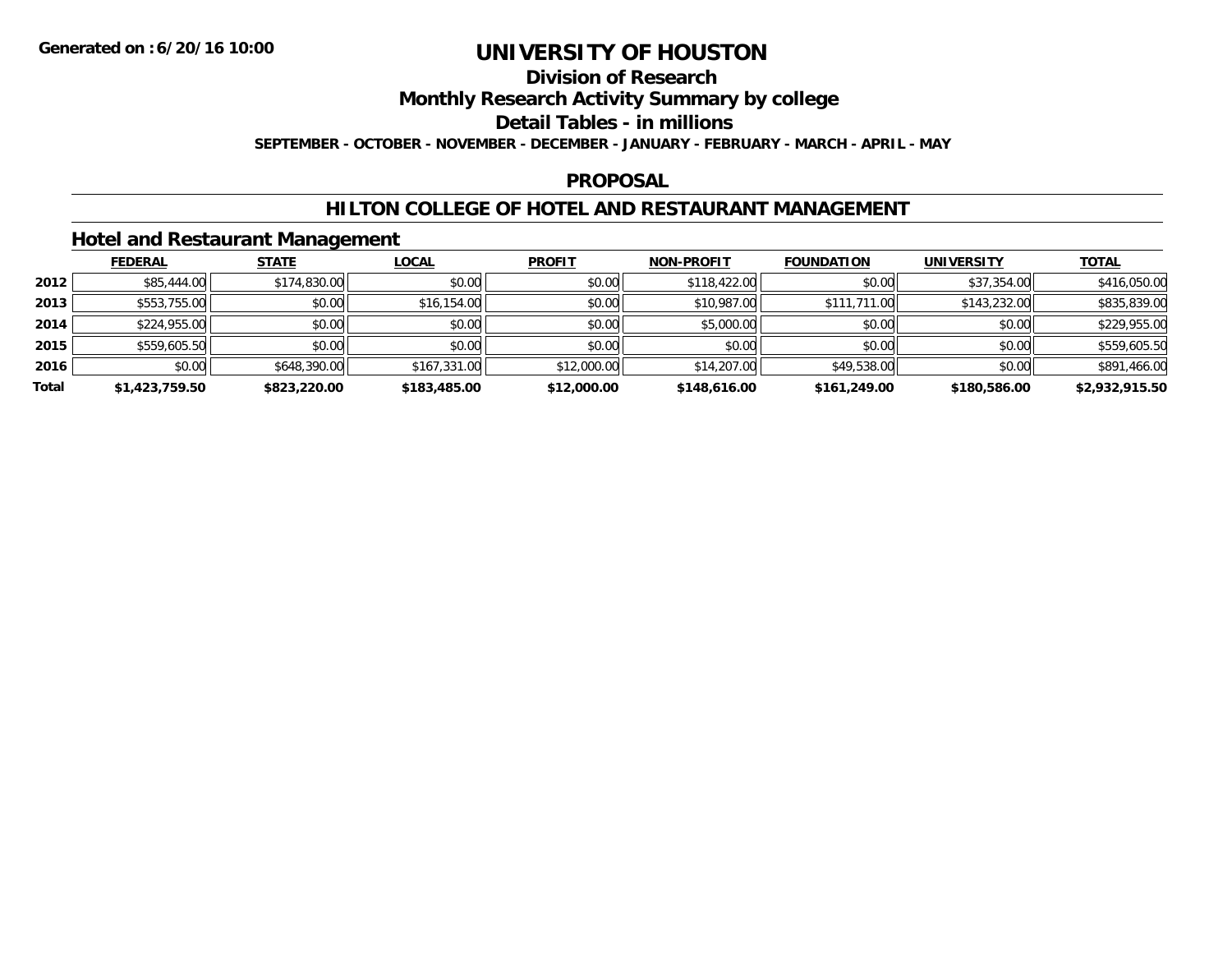**Generated on :6/20/16 10:00**

# UNIVERSITY OF HOUSTON

## Division of Research

## Monthly Research Activity Summary by college

## Detail Tables - in millions

**SEPTEMBER - OCTOBER - NOVEMBER - DECEMBER - JANUARY - FEBRUARY - MARCH - APRIL - MAY**

## PROPOSAL

## HILTON COLLEGE OF HOTEL AND RESTAURANT MANAGEMENT

### Hotel and Restaurant Management

| | FEDERAL | STATE | LOCAL | PROFIT | NON-PROFIT | FOUNDATION | UNIVERSITY | TOTAL |
|---|---|---|---|---|---|---|---|---|
| 2012 | $85,444.00 | $174,830.00 | $0.00 | $0.00 | $118,422.00 | $0.00 | $37,354.00 | $416,050.00 |
| 2013 | $553,755.00 | $0.00 | $16,154.00 | $0.00 | $10,987.00 | $111,711.00 | $143,232.00 | $835,839.00 |
| 2014 | $224,955.00 | $0.00 | $0.00 | $0.00 | $5,000.00 | $0.00 | $0.00 | $229,955.00 |
| 2015 | $559,605.50 | $0.00 | $0.00 | $0.00 | $0.00 | $0.00 | $0.00 | $559,605.50 |
| 2016 | $0.00 | $648,390.00 | $167,331.00 | $12,000.00 | $14,207.00 | $49,538.00 | $0.00 | $891,466.00 |
| **Total** | **$1,423,759.50** | **$823,220.00** | **$183,485.00** | **$12,000.00** | **$148,616.00** | **$161,249.00** | **$180,586.00** | **$2,932,915.50** |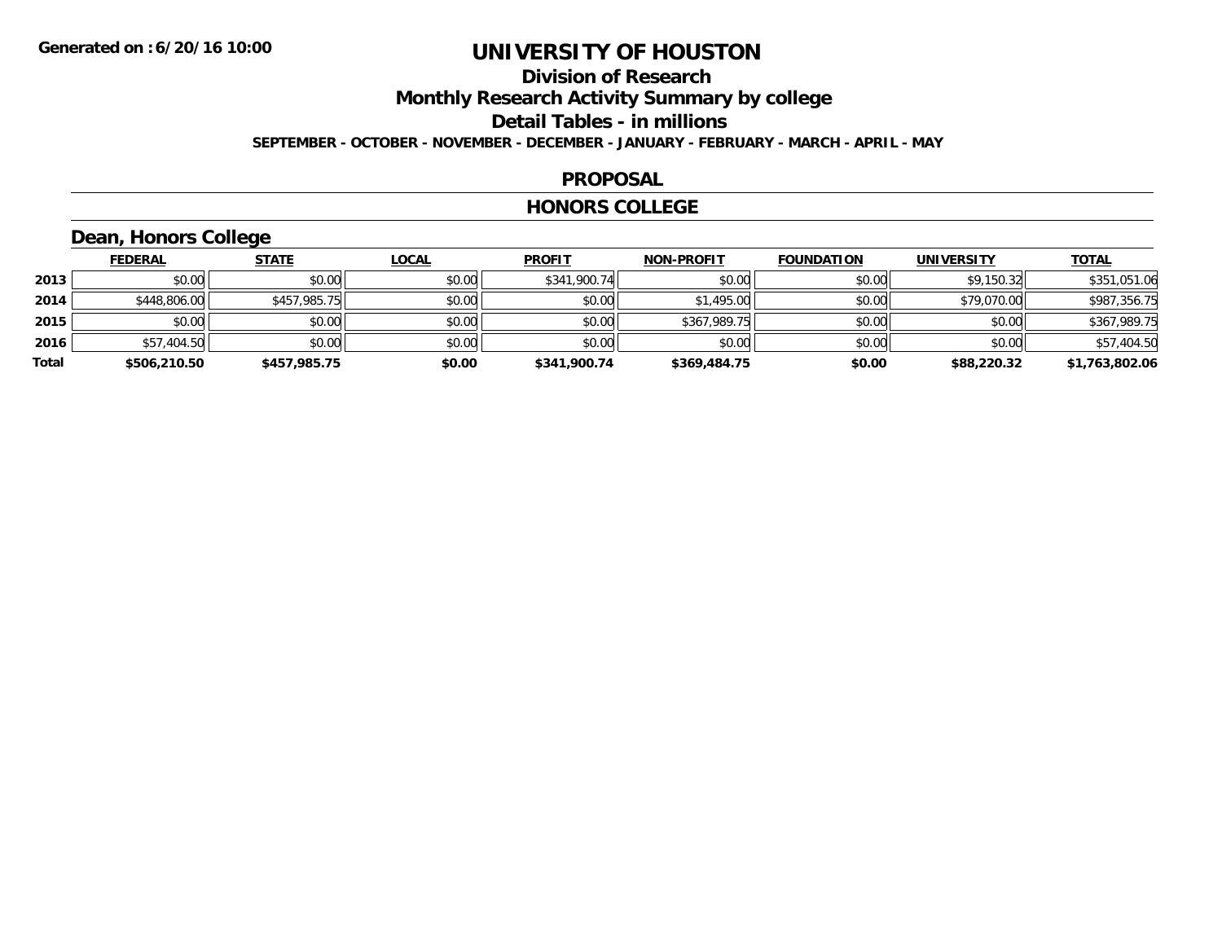**Generated on :6/20/16 10:00**

# UNIVERSITY OF HOUSTON

## Division of Research

## Monthly Research Activity Summary by college

## Detail Tables - in millions

**SEPTEMBER - OCTOBER - NOVEMBER - DECEMBER - JANUARY - FEBRUARY - MARCH - APRIL - MAY**

## PROPOSAL

## HONORS COLLEGE

### Dean, Honors College

| | FEDERAL | STATE | LOCAL | PROFIT | NON-PROFIT | FOUNDATION | UNIVERSITY | TOTAL |
|---|---|---|---|---|---|---|---|---|
| 2013 | $0.00 | $0.00 | $0.00 | $341,900.74 | $0.00 | $0.00 | $9,150.32 | $351,051.06 |
| 2014 | $448,806.00 | $457,985.75 | $0.00 | $0.00 | $1,495.00 | $0.00 | $79,070.00 | $987,356.75 |
| 2015 | $0.00 | $0.00 | $0.00 | $0.00 | $367,989.75 | $0.00 | $0.00 | $367,989.75 |
| 2016 | $57,404.50 | $0.00 | $0.00 | $0.00 | $0.00 | $0.00 | $0.00 | $57,404.50 |
| **Total** | **$506,210.50** | **$457,985.75** | **$0.00** | **$341,900.74** | **$369,484.75** | **$0.00** | **$88,220.32** | **$1,763,802.06** |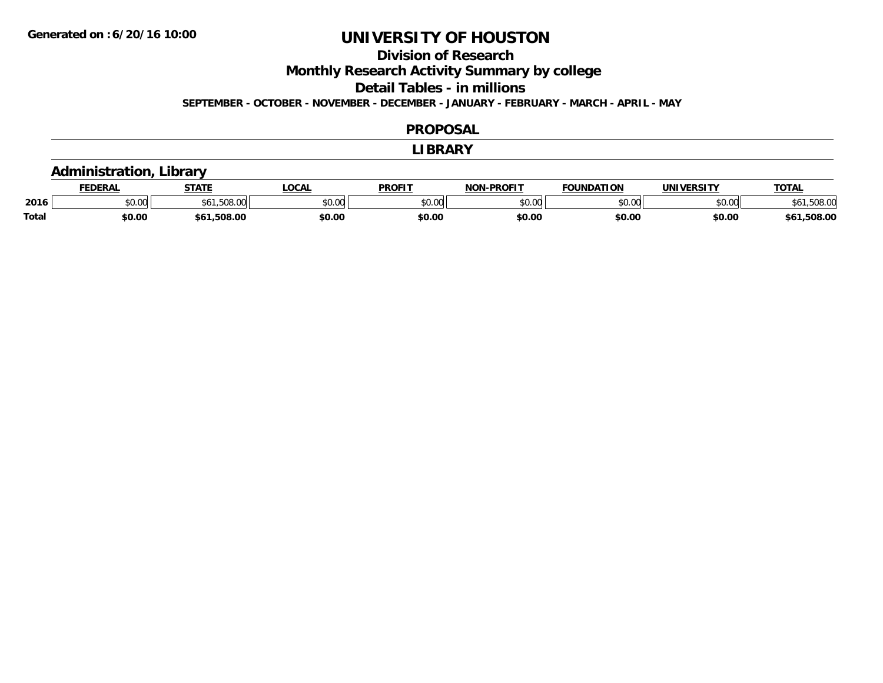**Generated on :6/20/16 10:00**

# UNIVERSITY OF HOUSTON

## Division of Research

## Monthly Research Activity Summary by college

## Detail Tables - in millions

**SEPTEMBER - OCTOBER - NOVEMBER - DECEMBER - JANUARY - FEBRUARY - MARCH - APRIL - MAY**

## PROPOSAL

## LIBRARY

### Administration, Library

| | FEDERAL | STATE | LOCAL | PROFIT | NON-PROFIT | FOUNDATION | UNIVERSITY | TOTAL |
|---|---|---|---|---|---|---|---|---|
| 2016 | $0.00 | $61,508.00 | $0.00 | $0.00 | $0.00 | $0.00 | $0.00 | $61,508.00 |
| **Total** | **$0.00** | **$61,508.00** | **$0.00** | **$0.00** | **$0.00** | **$0.00** | **$0.00** | **$61,508.00** |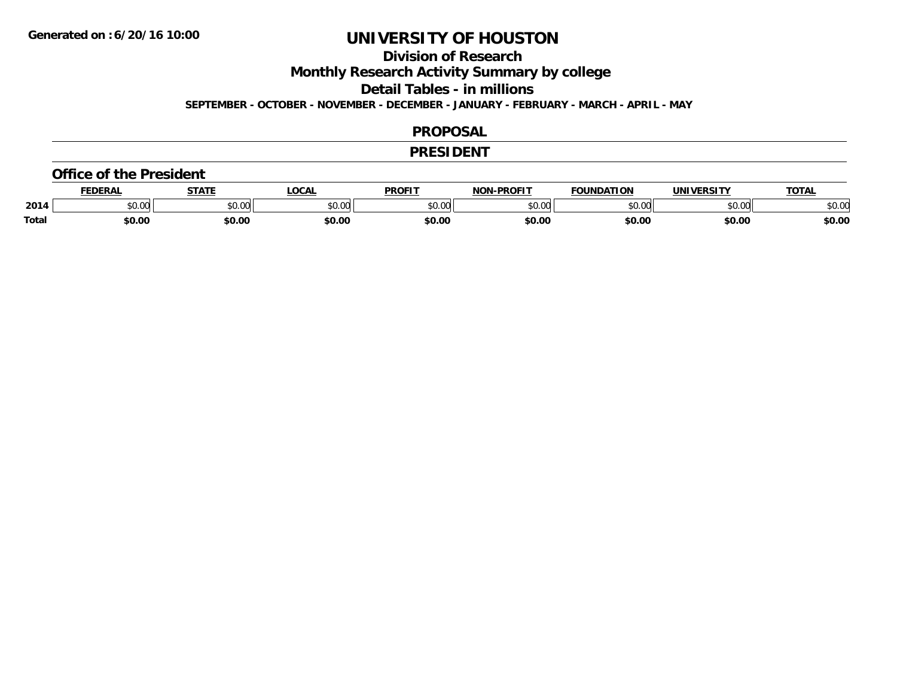# UNIVERSITY OF HOUSTON

## Division of Research

## Monthly Research Activity Summary by college

## Detail Tables - in millions

**SEPTEMBER - OCTOBER - NOVEMBER - DECEMBER - JANUARY - FEBRUARY - MARCH - APRIL - MAY**

## PROPOSAL

## PRESIDENT

### Office of the President

| | FEDERAL | STATE | LOCAL | PROFIT | NON-PROFIT | FOUNDATION | UNIVERSITY | TOTAL |
|---|---|---|---|---|---|---|---|---|
| 2014 | $0.00 | $0.00 | $0.00 | $0.00 | $0.00 | $0.00 | $0.00 | $0.00 |
| **Total** | **$0.00** | **$0.00** | **$0.00** | **$0.00** | **$0.00** | **$0.00** | **$0.00** | **$0.00** |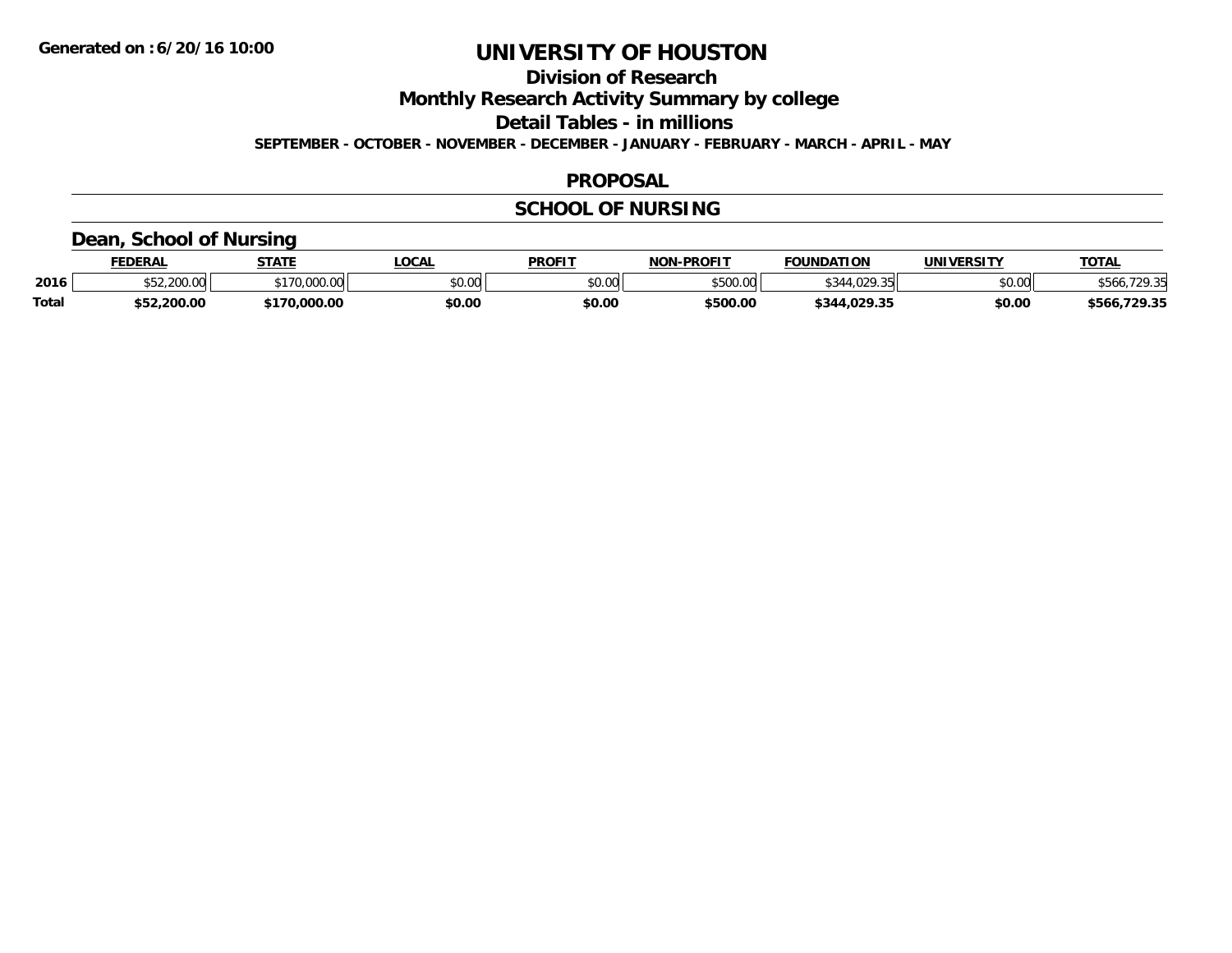# UNIVERSITY OF HOUSTON

## Division of Research

## Monthly Research Activity Summary by college

## Detail Tables - in millions

**SEPTEMBER - OCTOBER - NOVEMBER - DECEMBER - JANUARY - FEBRUARY - MARCH - APRIL - MAY**

## PROPOSAL

## SCHOOL OF NURSING

### Dean, School of Nursing

| | FEDERAL | STATE | LOCAL | PROFIT | NON-PROFIT | FOUNDATION | UNIVERSITY | TOTAL |
|---|---|---|---|---|---|---|---|---|
| 2016 | $52,200.00 | $170,000.00 | $0.00 | $0.00 | $500.00 | $344,029.35 | $0.00 | $566,729.35 |
| **Total** | **$52,200.00** | **$170,000.00** | **$0.00** | **$0.00** | **$500.00** | **$344,029.35** | **$0.00** | **$566,729.35** |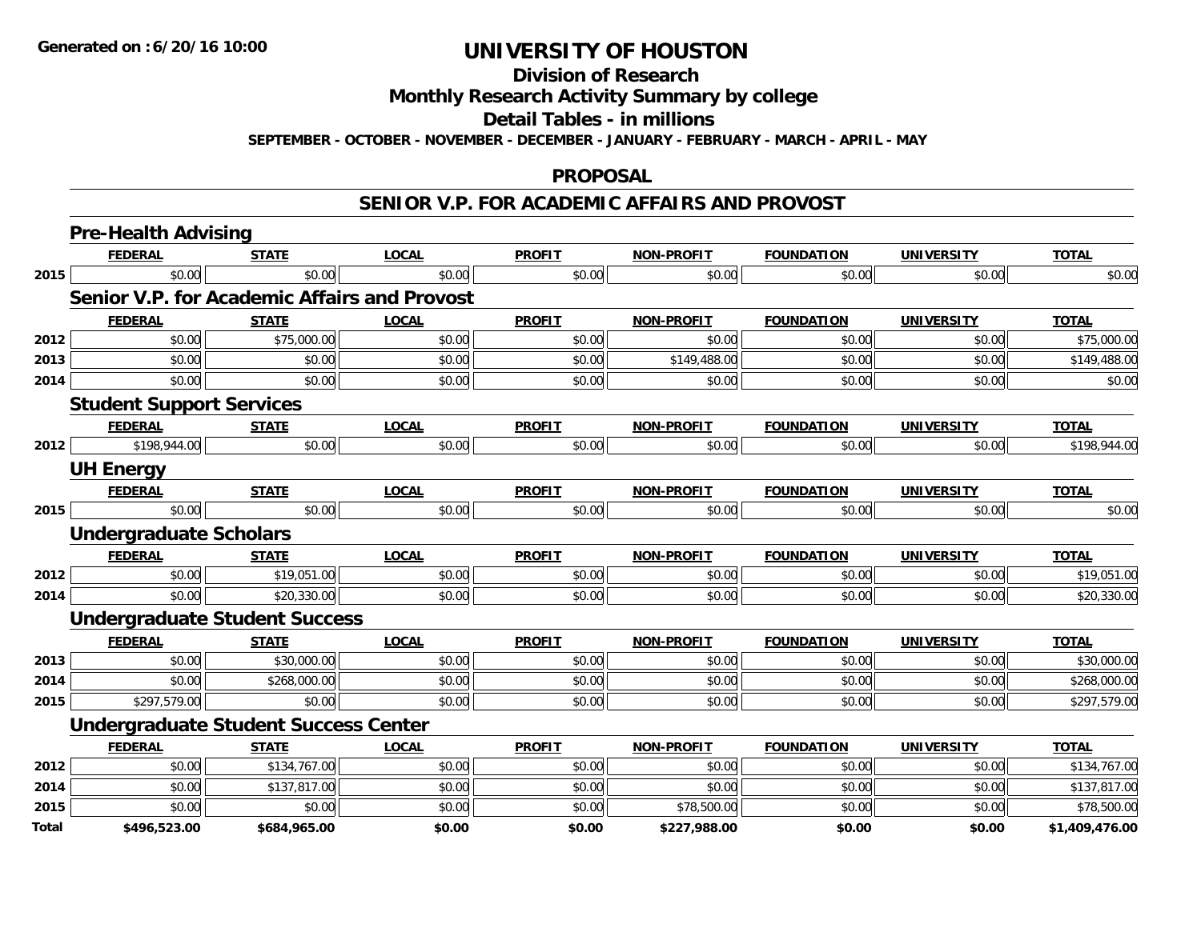**Generated on :6/20/16 10:00**

# UNIVERSITY OF HOUSTON

## Division of Research

## Monthly Research Activity Summary by college

## Detail Tables - in millions

**SEPTEMBER - OCTOBER - NOVEMBER - DECEMBER - JANUARY - FEBRUARY - MARCH - APRIL - MAY**

## PROPOSAL

## SENIOR V.P. FOR ACADEMIC AFFAIRS AND PROVOST

### Pre-Health Advising

| | FEDERAL | STATE | LOCAL | PROFIT | NON-PROFIT | FOUNDATION | UNIVERSITY | TOTAL |
|---|---|---|---|---|---|---|---|---|
| 2015 | $0.00 | $0.00 | $0.00 | $0.00 | $0.00 | $0.00 | $0.00 | $0.00 |

### Senior V.P. for Academic Affairs and Provost

| | FEDERAL | STATE | LOCAL | PROFIT | NON-PROFIT | FOUNDATION | UNIVERSITY | TOTAL |
|---|---|---|---|---|---|---|---|---|
| 2012 | $0.00 | $75,000.00 | $0.00 | $0.00 | $0.00 | $0.00 | $0.00 | $75,000.00 |
| 2013 | $0.00 | $0.00 | $0.00 | $0.00 | $149,488.00 | $0.00 | $0.00 | $149,488.00 |
| 2014 | $0.00 | $0.00 | $0.00 | $0.00 | $0.00 | $0.00 | $0.00 | $0.00 |

### Student Support Services

| | FEDERAL | STATE | LOCAL | PROFIT | NON-PROFIT | FOUNDATION | UNIVERSITY | TOTAL |
|---|---|---|---|---|---|---|---|---|
| 2012 | $198,944.00 | $0.00 | $0.00 | $0.00 | $0.00 | $0.00 | $0.00 | $198,944.00 |

### UH Energy

| | FEDERAL | STATE | LOCAL | PROFIT | NON-PROFIT | FOUNDATION | UNIVERSITY | TOTAL |
|---|---|---|---|---|---|---|---|---|
| 2015 | $0.00 | $0.00 | $0.00 | $0.00 | $0.00 | $0.00 | $0.00 | $0.00 |

### Undergraduate Scholars

| | FEDERAL | STATE | LOCAL | PROFIT | NON-PROFIT | FOUNDATION | UNIVERSITY | TOTAL |
|---|---|---|---|---|---|---|---|---|
| 2012 | $0.00 | $19,051.00 | $0.00 | $0.00 | $0.00 | $0.00 | $0.00 | $19,051.00 |
| 2014 | $0.00 | $20,330.00 | $0.00 | $0.00 | $0.00 | $0.00 | $0.00 | $20,330.00 |

### Undergraduate Student Success

| | FEDERAL | STATE | LOCAL | PROFIT | NON-PROFIT | FOUNDATION | UNIVERSITY | TOTAL |
|---|---|---|---|---|---|---|---|---|
| 2013 | $0.00 | $30,000.00 | $0.00 | $0.00 | $0.00 | $0.00 | $0.00 | $30,000.00 |
| 2014 | $0.00 | $268,000.00 | $0.00 | $0.00 | $0.00 | $0.00 | $0.00 | $268,000.00 |
| 2015 | $297,579.00 | $0.00 | $0.00 | $0.00 | $0.00 | $0.00 | $0.00 | $297,579.00 |

### Undergraduate Student Success Center

| | FEDERAL | STATE | LOCAL | PROFIT | NON-PROFIT | FOUNDATION | UNIVERSITY | TOTAL |
|---|---|---|---|---|---|---|---|---|
| 2012 | $0.00 | $134,767.00 | $0.00 | $0.00 | $0.00 | $0.00 | $0.00 | $134,767.00 |
| 2014 | $0.00 | $137,817.00 | $0.00 | $0.00 | $0.00 | $0.00 | $0.00 | $137,817.00 |
| 2015 | $0.00 | $0.00 | $0.00 | $0.00 | $78,500.00 | $0.00 | $0.00 | $78,500.00 |
| **Total** | **$496,523.00** | **$684,965.00** | **$0.00** | **$0.00** | **$227,988.00** | **$0.00** | **$0.00** | **$1,409,476.00** |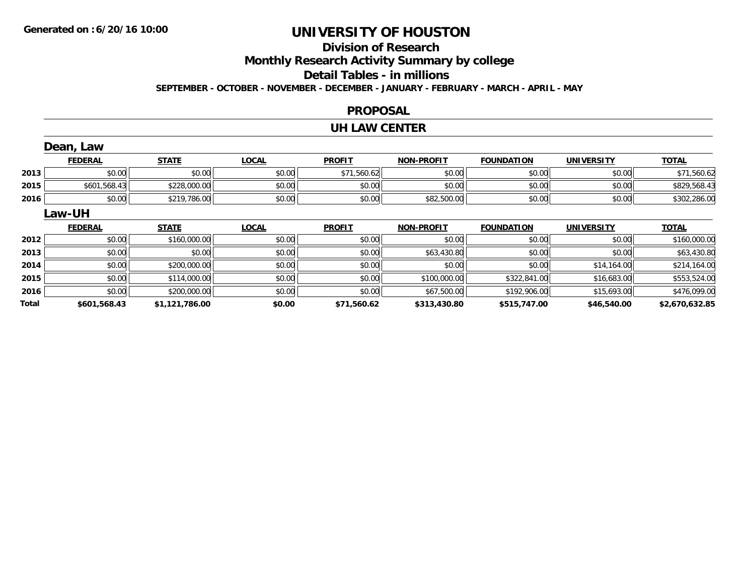**Generated on :6/20/16 10:00**

# UNIVERSITY OF HOUSTON

## Division of Research

## Monthly Research Activity Summary by college

## Detail Tables - in millions

**SEPTEMBER - OCTOBER - NOVEMBER - DECEMBER - JANUARY - FEBRUARY - MARCH - APRIL - MAY**

### PROPOSAL

### UH LAW CENTER

#### Dean, Law

| | FEDERAL | STATE | LOCAL | PROFIT | NON-PROFIT | FOUNDATION | UNIVERSITY | TOTAL |
|---|---|---|---|---|---|---|---|---|
| 2013 | $0.00 | $0.00 | $0.00 | $71,560.62 | $0.00 | $0.00 | $0.00 | $71,560.62 |
| 2015 | $601,568.43 | $228,000.00 | $0.00 | $0.00 | $0.00 | $0.00 | $0.00 | $829,568.43 |
| 2016 | $0.00 | $219,786.00 | $0.00 | $0.00 | $82,500.00 | $0.00 | $0.00 | $302,286.00 |

#### Law-UH

| | FEDERAL | STATE | LOCAL | PROFIT | NON-PROFIT | FOUNDATION | UNIVERSITY | TOTAL |
|---|---|---|---|---|---|---|---|---|
| 2012 | $0.00 | $160,000.00 | $0.00 | $0.00 | $0.00 | $0.00 | $0.00 | $160,000.00 |
| 2013 | $0.00 | $0.00 | $0.00 | $0.00 | $63,430.80 | $0.00 | $0.00 | $63,430.80 |
| 2014 | $0.00 | $200,000.00 | $0.00 | $0.00 | $0.00 | $0.00 | $14,164.00 | $214,164.00 |
| 2015 | $0.00 | $114,000.00 | $0.00 | $0.00 | $100,000.00 | $322,841.00 | $16,683.00 | $553,524.00 |
| 2016 | $0.00 | $200,000.00 | $0.00 | $0.00 | $67,500.00 | $192,906.00 | $15,693.00 | $476,099.00 |
| **Total** | **$601,568.43** | **$1,121,786.00** | **$0.00** | **$71,560.62** | **$313,430.80** | **$515,747.00** | **$46,540.00** | **$2,670,632.85** |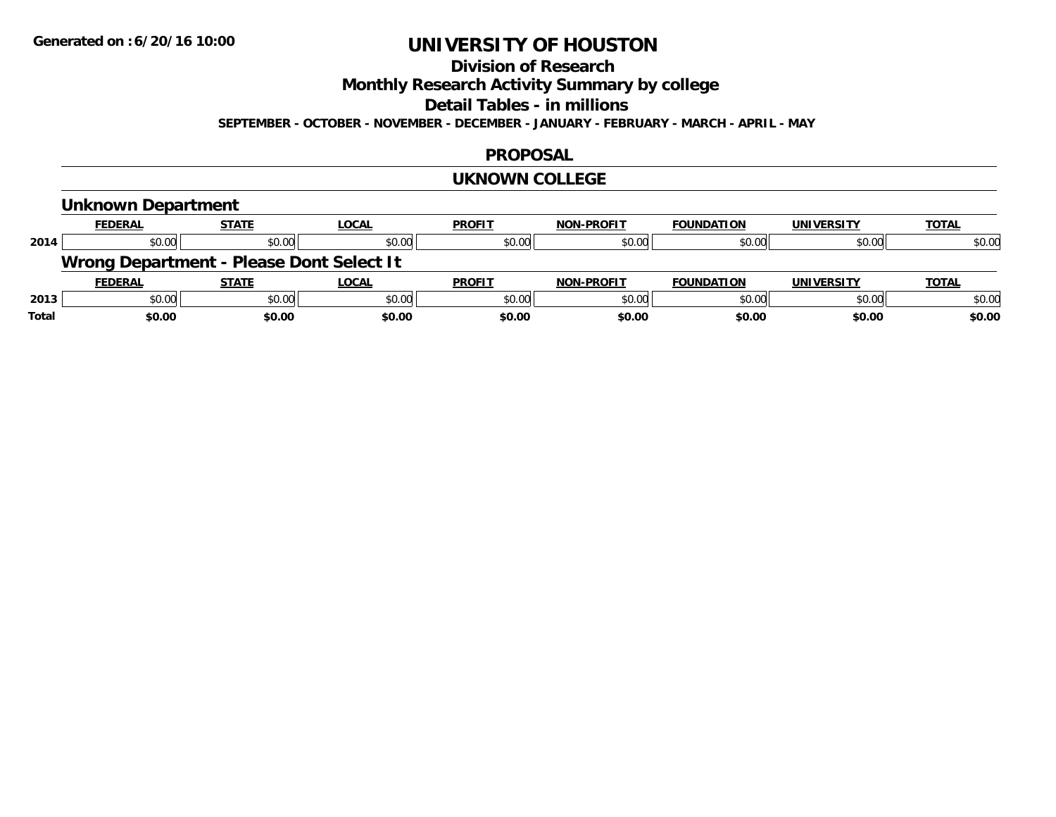Generated on :6/20/16 10:00

# UNIVERSITY OF HOUSTON

## Division of Research

## Monthly Research Activity Summary by college

## Detail Tables - in millions

**SEPTEMBER - OCTOBER - NOVEMBER - DECEMBER - JANUARY - FEBRUARY - MARCH - APRIL - MAY**

## PROPOSAL

## UKNOWN COLLEGE

### Unknown Department

| | FEDERAL | STATE | LOCAL | PROFIT | NON-PROFIT | FOUNDATION | UNIVERSITY | TOTAL |
|---|---|---|---|---|---|---|---|---|
| 2014 | $0.00 | $0.00 | $0.00 | $0.00 | $0.00 | $0.00 | $0.00 | $0.00 |

### Wrong Department - Please Dont Select It

| | FEDERAL | STATE | LOCAL | PROFIT | NON-PROFIT | FOUNDATION | UNIVERSITY | TOTAL |
|---|---|---|---|---|---|---|---|---|
| 2013 | $0.00 | $0.00 | $0.00 | $0.00 | $0.00 | $0.00 | $0.00 | $0.00 |
| **Total** | **$0.00** | **$0.00** | **$0.00** | **$0.00** | **$0.00** | **$0.00** | **$0.00** | **$0.00** |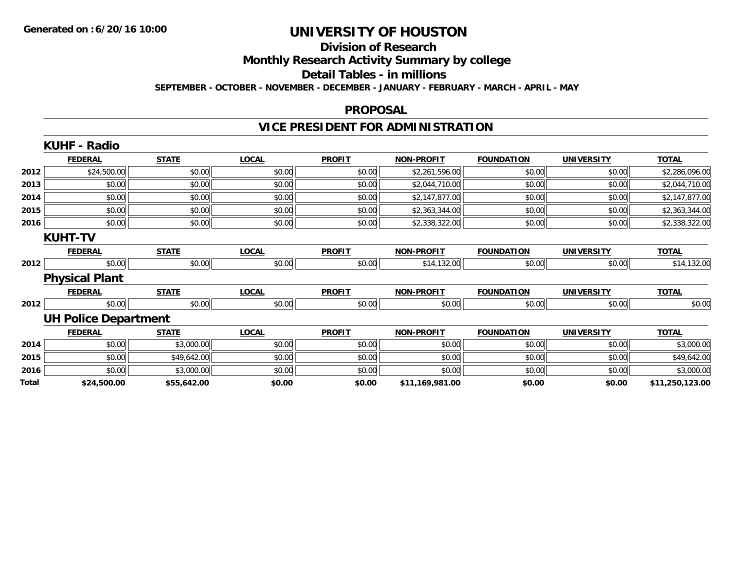**Generated on :6/20/16 10:00**

# UNIVERSITY OF HOUSTON

## Division of Research

## Monthly Research Activity Summary by college

## Detail Tables - in millions

**SEPTEMBER - OCTOBER - NOVEMBER - DECEMBER - JANUARY - FEBRUARY - MARCH - APRIL - MAY**

## PROPOSAL

## VICE PRESIDENT FOR ADMINISTRATION

### KUHF - Radio

| | FEDERAL | STATE | LOCAL | PROFIT | NON-PROFIT | FOUNDATION | UNIVERSITY | TOTAL |
|---|---|---|---|---|---|---|---|---|
| 2012 | $24,500.00 | $0.00 | $0.00 | $0.00 | $2,261,596.00 | $0.00 | $0.00 | $2,286,096.00 |
| 2013 | $0.00 | $0.00 | $0.00 | $0.00 | $2,044,710.00 | $0.00 | $0.00 | $2,044,710.00 |
| 2014 | $0.00 | $0.00 | $0.00 | $0.00 | $2,147,877.00 | $0.00 | $0.00 | $2,147,877.00 |
| 2015 | $0.00 | $0.00 | $0.00 | $0.00 | $2,363,344.00 | $0.00 | $0.00 | $2,363,344.00 |
| 2016 | $0.00 | $0.00 | $0.00 | $0.00 | $2,338,322.00 | $0.00 | $0.00 | $2,338,322.00 |

### KUHT-TV

| | FEDERAL | STATE | LOCAL | PROFIT | NON-PROFIT | FOUNDATION | UNIVERSITY | TOTAL |
|---|---|---|---|---|---|---|---|---|
| 2012 | $0.00 | $0.00 | $0.00 | $0.00 | $14,132.00 | $0.00 | $0.00 | $14,132.00 |

### Physical Plant

| | FEDERAL | STATE | LOCAL | PROFIT | NON-PROFIT | FOUNDATION | UNIVERSITY | TOTAL |
|---|---|---|---|---|---|---|---|---|
| 2012 | $0.00 | $0.00 | $0.00 | $0.00 | $0.00 | $0.00 | $0.00 | $0.00 |

### UH Police Department

| | FEDERAL | STATE | LOCAL | PROFIT | NON-PROFIT | FOUNDATION | UNIVERSITY | TOTAL |
|---|---|---|---|---|---|---|---|---|
| 2014 | $0.00 | $3,000.00 | $0.00 | $0.00 | $0.00 | $0.00 | $0.00 | $3,000.00 |
| 2015 | $0.00 | $49,642.00 | $0.00 | $0.00 | $0.00 | $0.00 | $0.00 | $49,642.00 |
| 2016 | $0.00 | $3,000.00 | $0.00 | $0.00 | $0.00 | $0.00 | $0.00 | $3,000.00 |
| **Total** | **$24,500.00** | **$55,642.00** | **$0.00** | **$0.00** | **$11,169,981.00** | **$0.00** | **$0.00** | **$11,250,123.00** |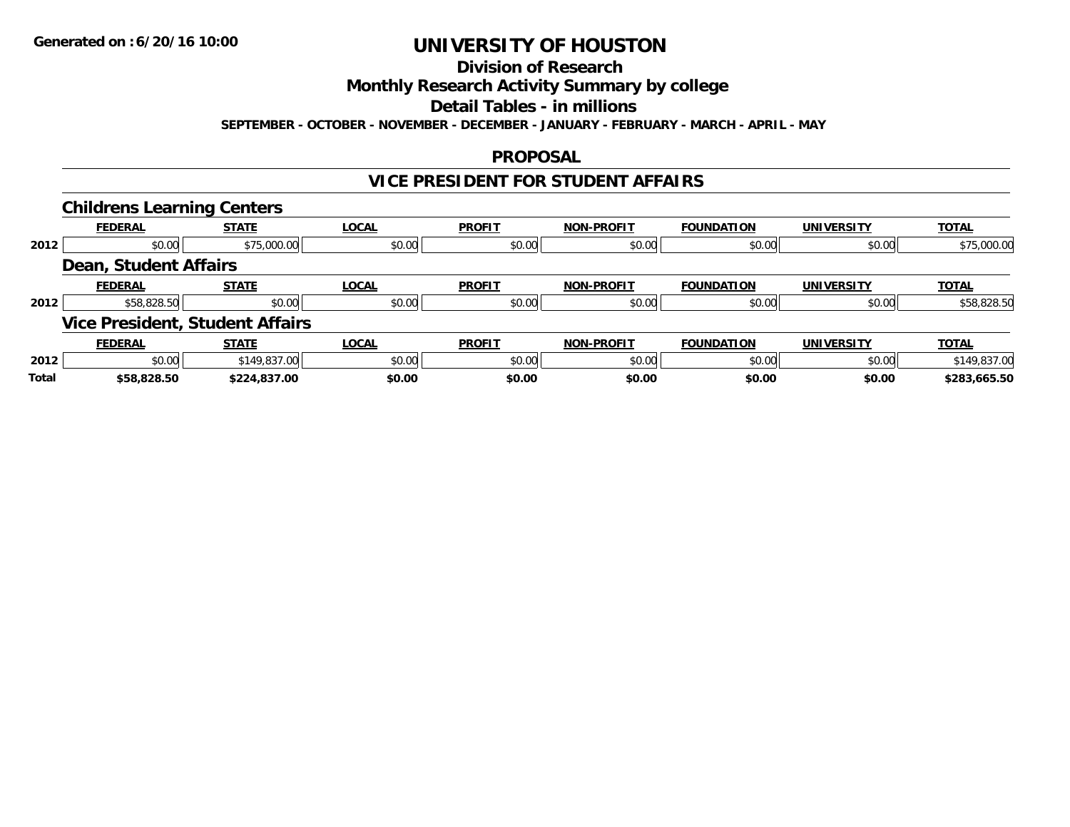Generated on :6/20/16 10:00

# UNIVERSITY OF HOUSTON

## Division of Research

## Monthly Research Activity Summary by college

## Detail Tables - in millions

SEPTEMBER - OCTOBER - NOVEMBER - DECEMBER - JANUARY - FEBRUARY - MARCH - APRIL - MAY

## PROPOSAL

## VICE PRESIDENT FOR STUDENT AFFAIRS

### Childrens Learning Centers

| | FEDERAL | STATE | LOCAL | PROFIT | NON-PROFIT | FOUNDATION | UNIVERSITY | TOTAL |
|---|---|---|---|---|---|---|---|---|
| 2012 | $0.00 | $75,000.00 | $0.00 | $0.00 | $0.00 | $0.00 | $0.00 | $75,000.00 |

### Dean, Student Affairs

| | FEDERAL | STATE | LOCAL | PROFIT | NON-PROFIT | FOUNDATION | UNIVERSITY | TOTAL |
|---|---|---|---|---|---|---|---|---|
| 2012 | $58,828.50 | $0.00 | $0.00 | $0.00 | $0.00 | $0.00 | $0.00 | $58,828.50 |

### Vice President, Student Affairs

| | FEDERAL | STATE | LOCAL | PROFIT | NON-PROFIT | FOUNDATION | UNIVERSITY | TOTAL |
|---|---|---|---|---|---|---|---|---|
| 2012 | $0.00 | $149,837.00 | $0.00 | $0.00 | $0.00 | $0.00 | $0.00 | $149,837.00 |
| **Total** | **$58,828.50** | **$224,837.00** | **$0.00** | **$0.00** | **$0.00** | **$0.00** | **$0.00** | **$283,665.50** |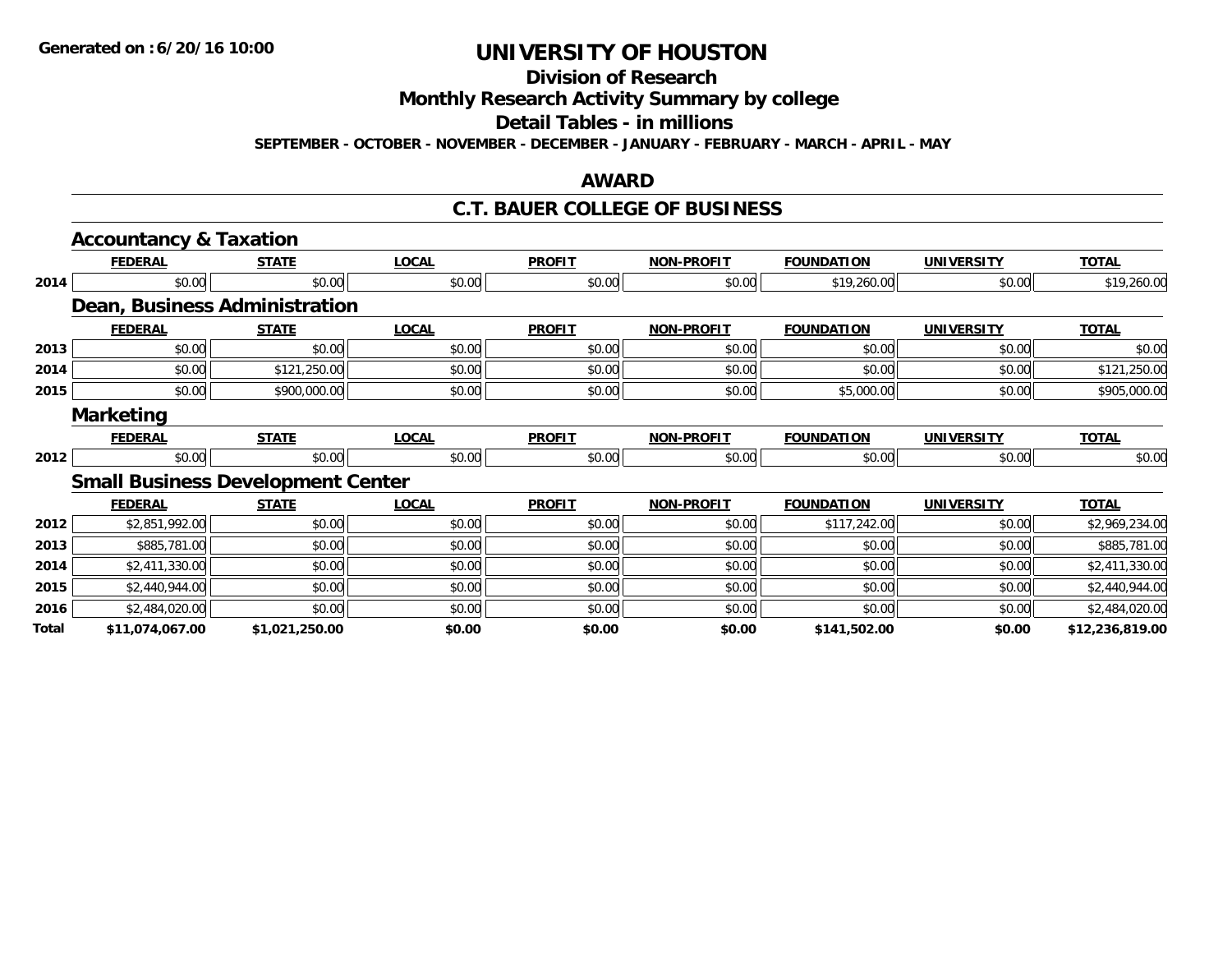**Generated on :6/20/16 10:00**

# UNIVERSITY OF HOUSTON

## Division of Research

## Monthly Research Activity Summary by college

## Detail Tables - in millions

**SEPTEMBER - OCTOBER - NOVEMBER - DECEMBER - JANUARY - FEBRUARY - MARCH - APRIL - MAY**

## AWARD

## C.T. BAUER COLLEGE OF BUSINESS

### Accountancy & Taxation

| | FEDERAL | STATE | LOCAL | PROFIT | NON-PROFIT | FOUNDATION | UNIVERSITY | TOTAL |
|---|---|---|---|---|---|---|---|---|
| 2014 | $0.00 | $0.00 | $0.00 | $0.00 | $0.00 | $19,260.00 | $0.00 | $19,260.00 |

### Dean, Business Administration

| | FEDERAL | STATE | LOCAL | PROFIT | NON-PROFIT | FOUNDATION | UNIVERSITY | TOTAL |
|---|---|---|---|---|---|---|---|---|
| 2013 | $0.00 | $0.00 | $0.00 | $0.00 | $0.00 | $0.00 | $0.00 | $0.00 |
| 2014 | $0.00 | $121,250.00 | $0.00 | $0.00 | $0.00 | $0.00 | $0.00 | $121,250.00 |
| 2015 | $0.00 | $900,000.00 | $0.00 | $0.00 | $0.00 | $5,000.00 | $0.00 | $905,000.00 |

### Marketing

| | FEDERAL | STATE | LOCAL | PROFIT | NON-PROFIT | FOUNDATION | UNIVERSITY | TOTAL |
|---|---|---|---|---|---|---|---|---|
| 2012 | $0.00 | $0.00 | $0.00 | $0.00 | $0.00 | $0.00 | $0.00 | $0.00 |

### Small Business Development Center

| | FEDERAL | STATE | LOCAL | PROFIT | NON-PROFIT | FOUNDATION | UNIVERSITY | TOTAL |
|---|---|---|---|---|---|---|---|---|
| 2012 | $2,851,992.00 | $0.00 | $0.00 | $0.00 | $0.00 | $117,242.00 | $0.00 | $2,969,234.00 |
| 2013 | $885,781.00 | $0.00 | $0.00 | $0.00 | $0.00 | $0.00 | $0.00 | $885,781.00 |
| 2014 | $2,411,330.00 | $0.00 | $0.00 | $0.00 | $0.00 | $0.00 | $0.00 | $2,411,330.00 |
| 2015 | $2,440,944.00 | $0.00 | $0.00 | $0.00 | $0.00 | $0.00 | $0.00 | $2,440,944.00 |
| 2016 | $2,484,020.00 | $0.00 | $0.00 | $0.00 | $0.00 | $0.00 | $0.00 | $2,484,020.00 |
| **Total** | **$11,074,067.00** | **$1,021,250.00** | **$0.00** | **$0.00** | **$0.00** | **$141,502.00** | **$0.00** | **$12,236,819.00** |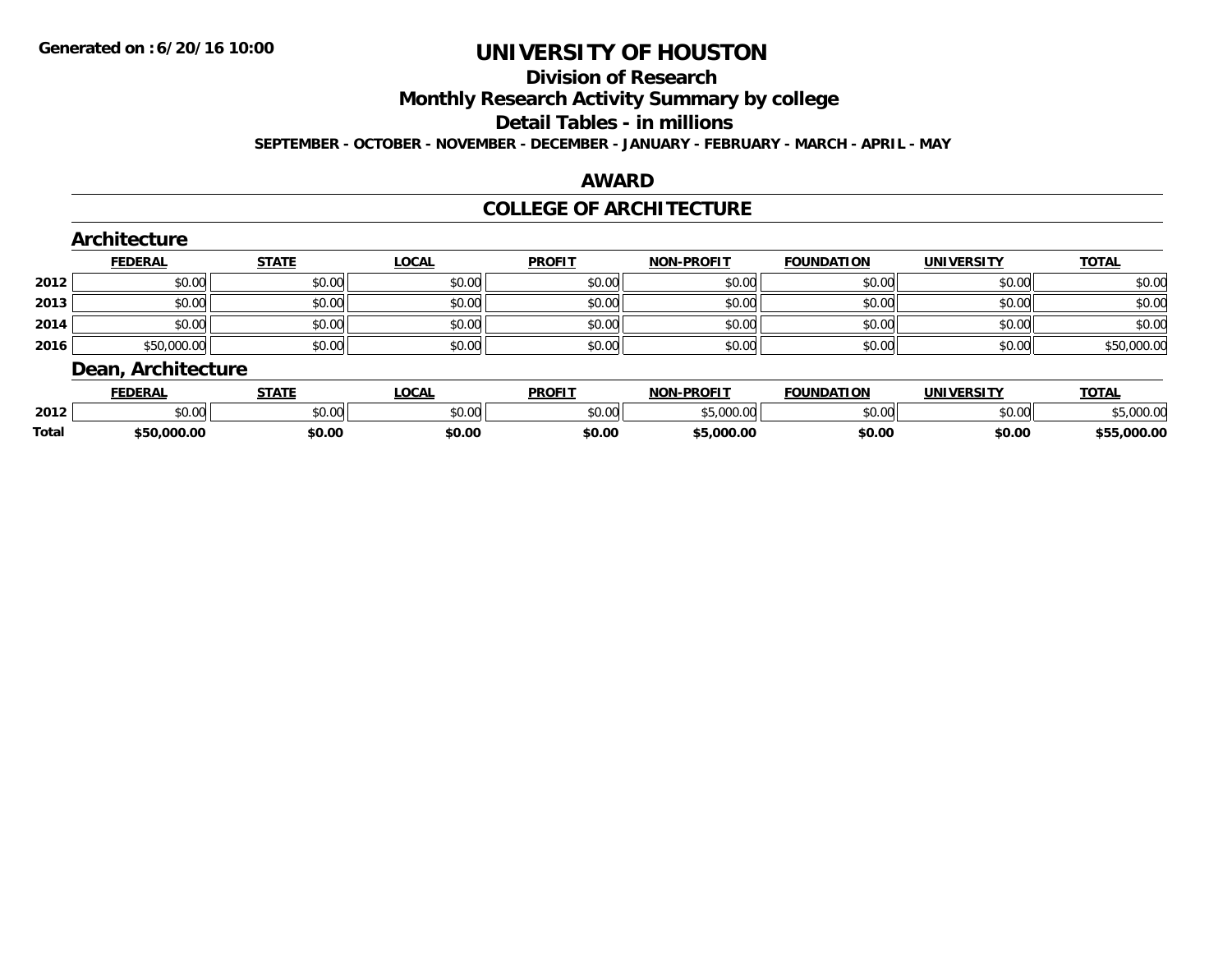**Generated on :6/20/16 10:00**

# UNIVERSITY OF HOUSTON

## Division of Research

## Monthly Research Activity Summary by college

## Detail Tables - in millions

**SEPTEMBER - OCTOBER - NOVEMBER - DECEMBER - JANUARY - FEBRUARY - MARCH - APRIL - MAY**

## AWARD

## COLLEGE OF ARCHITECTURE

### Architecture

| | FEDERAL | STATE | LOCAL | PROFIT | NON-PROFIT | FOUNDATION | UNIVERSITY | TOTAL |
|---|---|---|---|---|---|---|---|---|
| 2012 | $0.00 | $0.00 | $0.00 | $0.00 | $0.00 | $0.00 | $0.00 | $0.00 |
| 2013 | $0.00 | $0.00 | $0.00 | $0.00 | $0.00 | $0.00 | $0.00 | $0.00 |
| 2014 | $0.00 | $0.00 | $0.00 | $0.00 | $0.00 | $0.00 | $0.00 | $0.00 |
| 2016 | $50,000.00 | $0.00 | $0.00 | $0.00 | $0.00 | $0.00 | $0.00 | $50,000.00 |

### Dean, Architecture

| | FEDERAL | STATE | LOCAL | PROFIT | NON-PROFIT | FOUNDATION | UNIVERSITY | TOTAL |
|---|---|---|---|---|---|---|---|---|
| 2012 | $0.00 | $0.00 | $0.00 | $0.00 | $5,000.00 | $0.00 | $0.00 | $5,000.00 |
| **Total** | **$50,000.00** | **$0.00** | **$0.00** | **$0.00** | **$5,000.00** | **$0.00** | **$0.00** | **$55,000.00** |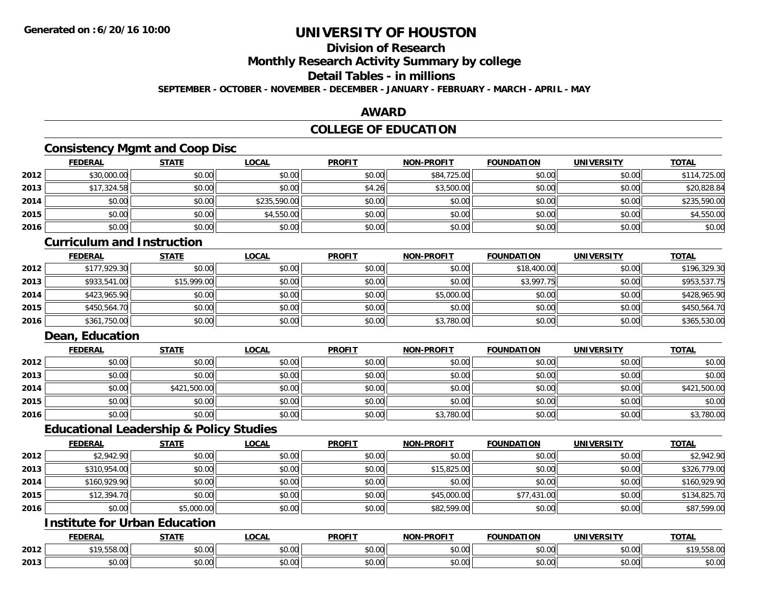**Generated on :6/20/16 10:00**

# UNIVERSITY OF HOUSTON

## Division of Research

## Monthly Research Activity Summary by college

## Detail Tables - in millions

**SEPTEMBER - OCTOBER - NOVEMBER - DECEMBER - JANUARY - FEBRUARY - MARCH - APRIL - MAY**

## AWARD

## COLLEGE OF EDUCATION

### Consistency Mgmt and Coop Disc

| | FEDERAL | STATE | LOCAL | PROFIT | NON-PROFIT | FOUNDATION | UNIVERSITY | TOTAL |
|---|---|---|---|---|---|---|---|---|
| 2012 | $30,000.00 | $0.00 | $0.00 | $0.00 | $84,725.00 | $0.00 | $0.00 | $114,725.00 |
| 2013 | $17,324.58 | $0.00 | $0.00 | $4.26 | $3,500.00 | $0.00 | $0.00 | $20,828.84 |
| 2014 | $0.00 | $0.00 | $235,590.00 | $0.00 | $0.00 | $0.00 | $0.00 | $235,590.00 |
| 2015 | $0.00 | $0.00 | $4,550.00 | $0.00 | $0.00 | $0.00 | $0.00 | $4,550.00 |
| 2016 | $0.00 | $0.00 | $0.00 | $0.00 | $0.00 | $0.00 | $0.00 | $0.00 |

### Curriculum and Instruction

| | FEDERAL | STATE | LOCAL | PROFIT | NON-PROFIT | FOUNDATION | UNIVERSITY | TOTAL |
|---|---|---|---|---|---|---|---|---|
| 2012 | $177,929.30 | $0.00 | $0.00 | $0.00 | $0.00 | $18,400.00 | $0.00 | $196,329.30 |
| 2013 | $933,541.00 | $15,999.00 | $0.00 | $0.00 | $0.00 | $3,997.75 | $0.00 | $953,537.75 |
| 2014 | $423,965.90 | $0.00 | $0.00 | $0.00 | $5,000.00 | $0.00 | $0.00 | $428,965.90 |
| 2015 | $450,564.70 | $0.00 | $0.00 | $0.00 | $0.00 | $0.00 | $0.00 | $450,564.70 |
| 2016 | $361,750.00 | $0.00 | $0.00 | $0.00 | $3,780.00 | $0.00 | $0.00 | $365,530.00 |

### Dean, Education

| | FEDERAL | STATE | LOCAL | PROFIT | NON-PROFIT | FOUNDATION | UNIVERSITY | TOTAL |
|---|---|---|---|---|---|---|---|---|
| 2012 | $0.00 | $0.00 | $0.00 | $0.00 | $0.00 | $0.00 | $0.00 | $0.00 |
| 2013 | $0.00 | $0.00 | $0.00 | $0.00 | $0.00 | $0.00 | $0.00 | $0.00 |
| 2014 | $0.00 | $421,500.00 | $0.00 | $0.00 | $0.00 | $0.00 | $0.00 | $421,500.00 |
| 2015 | $0.00 | $0.00 | $0.00 | $0.00 | $0.00 | $0.00 | $0.00 | $0.00 |
| 2016 | $0.00 | $0.00 | $0.00 | $0.00 | $3,780.00 | $0.00 | $0.00 | $3,780.00 |

### Educational Leadership & Policy Studies

| | FEDERAL | STATE | LOCAL | PROFIT | NON-PROFIT | FOUNDATION | UNIVERSITY | TOTAL |
|---|---|---|---|---|---|---|---|---|
| 2012 | $2,942.90 | $0.00 | $0.00 | $0.00 | $0.00 | $0.00 | $0.00 | $2,942.90 |
| 2013 | $310,954.00 | $0.00 | $0.00 | $0.00 | $15,825.00 | $0.00 | $0.00 | $326,779.00 |
| 2014 | $160,929.90 | $0.00 | $0.00 | $0.00 | $0.00 | $0.00 | $0.00 | $160,929.90 |
| 2015 | $12,394.70 | $0.00 | $0.00 | $0.00 | $45,000.00 | $77,431.00 | $0.00 | $134,825.70 |
| 2016 | $0.00 | $5,000.00 | $0.00 | $0.00 | $82,599.00 | $0.00 | $0.00 | $87,599.00 |

### Institute for Urban Education

| | FEDERAL | STATE | LOCAL | PROFIT | NON-PROFIT | FOUNDATION | UNIVERSITY | TOTAL |
|---|---|---|---|---|---|---|---|---|
| 2012 | $19,558.00 | $0.00 | $0.00 | $0.00 | $0.00 | $0.00 | $0.00 | $19,558.00 |
| 2013 | $0.00 | $0.00 | $0.00 | $0.00 | $0.00 | $0.00 | $0.00 | $0.00 |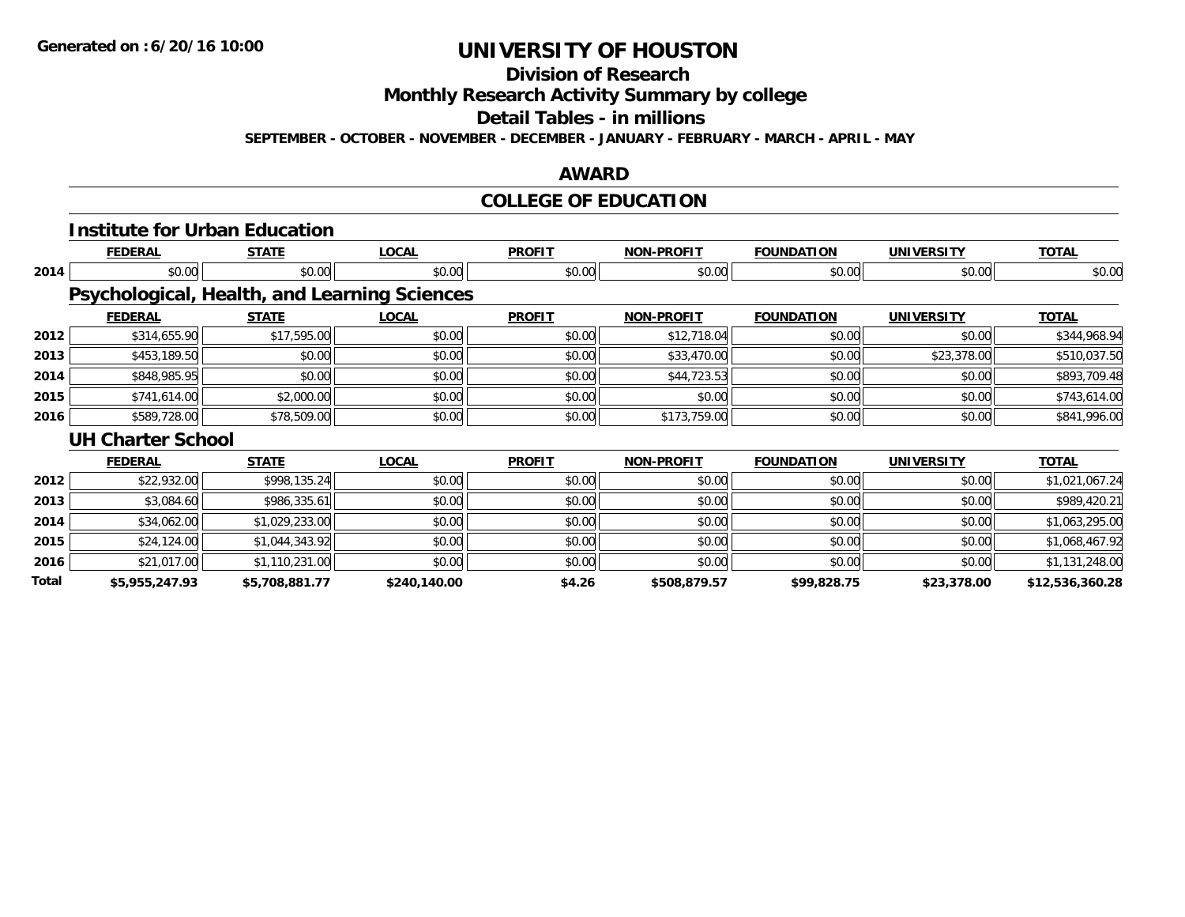**Generated on :6/20/16 10:00**

# UNIVERSITY OF HOUSTON

## Division of Research

## Monthly Research Activity Summary by college

## Detail Tables - in millions

**SEPTEMBER - OCTOBER - NOVEMBER - DECEMBER - JANUARY - FEBRUARY - MARCH - APRIL - MAY**

## AWARD

## COLLEGE OF EDUCATION

### Institute for Urban Education

| | FEDERAL | STATE | LOCAL | PROFIT | NON-PROFIT | FOUNDATION | UNIVERSITY | TOTAL |
|---|---|---|---|---|---|---|---|---|
| 2014 | $0.00 | $0.00 | $0.00 | $0.00 | $0.00 | $0.00 | $0.00 | $0.00 |

### Psychological, Health, and Learning Sciences

| | FEDERAL | STATE | LOCAL | PROFIT | NON-PROFIT | FOUNDATION | UNIVERSITY | TOTAL |
|---|---|---|---|---|---|---|---|---|
| 2012 | $314,655.90 | $17,595.00 | $0.00 | $0.00 | $12,718.04 | $0.00 | $0.00 | $344,968.94 |
| 2013 | $453,189.50 | $0.00 | $0.00 | $0.00 | $33,470.00 | $0.00 | $23,378.00 | $510,037.50 |
| 2014 | $848,985.95 | $0.00 | $0.00 | $0.00 | $44,723.53 | $0.00 | $0.00 | $893,709.48 |
| 2015 | $741,614.00 | $2,000.00 | $0.00 | $0.00 | $0.00 | $0.00 | $0.00 | $743,614.00 |
| 2016 | $589,728.00 | $78,509.00 | $0.00 | $0.00 | $173,759.00 | $0.00 | $0.00 | $841,996.00 |

### UH Charter School

| | FEDERAL | STATE | LOCAL | PROFIT | NON-PROFIT | FOUNDATION | UNIVERSITY | TOTAL |
|---|---|---|---|---|---|---|---|---|
| 2012 | $22,932.00 | $998,135.24 | $0.00 | $0.00 | $0.00 | $0.00 | $0.00 | $1,021,067.24 |
| 2013 | $3,084.60 | $986,335.61 | $0.00 | $0.00 | $0.00 | $0.00 | $0.00 | $989,420.21 |
| 2014 | $34,062.00 | $1,029,233.00 | $0.00 | $0.00 | $0.00 | $0.00 | $0.00 | $1,063,295.00 |
| 2015 | $24,124.00 | $1,044,343.92 | $0.00 | $0.00 | $0.00 | $0.00 | $0.00 | $1,068,467.92 |
| 2016 | $21,017.00 | $1,110,231.00 | $0.00 | $0.00 | $0.00 | $0.00 | $0.00 | $1,131,248.00 |
| **Total** | **$5,955,247.93** | **$5,708,881.77** | **$240,140.00** | **$4.26** | **$508,879.57** | **$99,828.75** | **$23,378.00** | **$12,536,360.28** |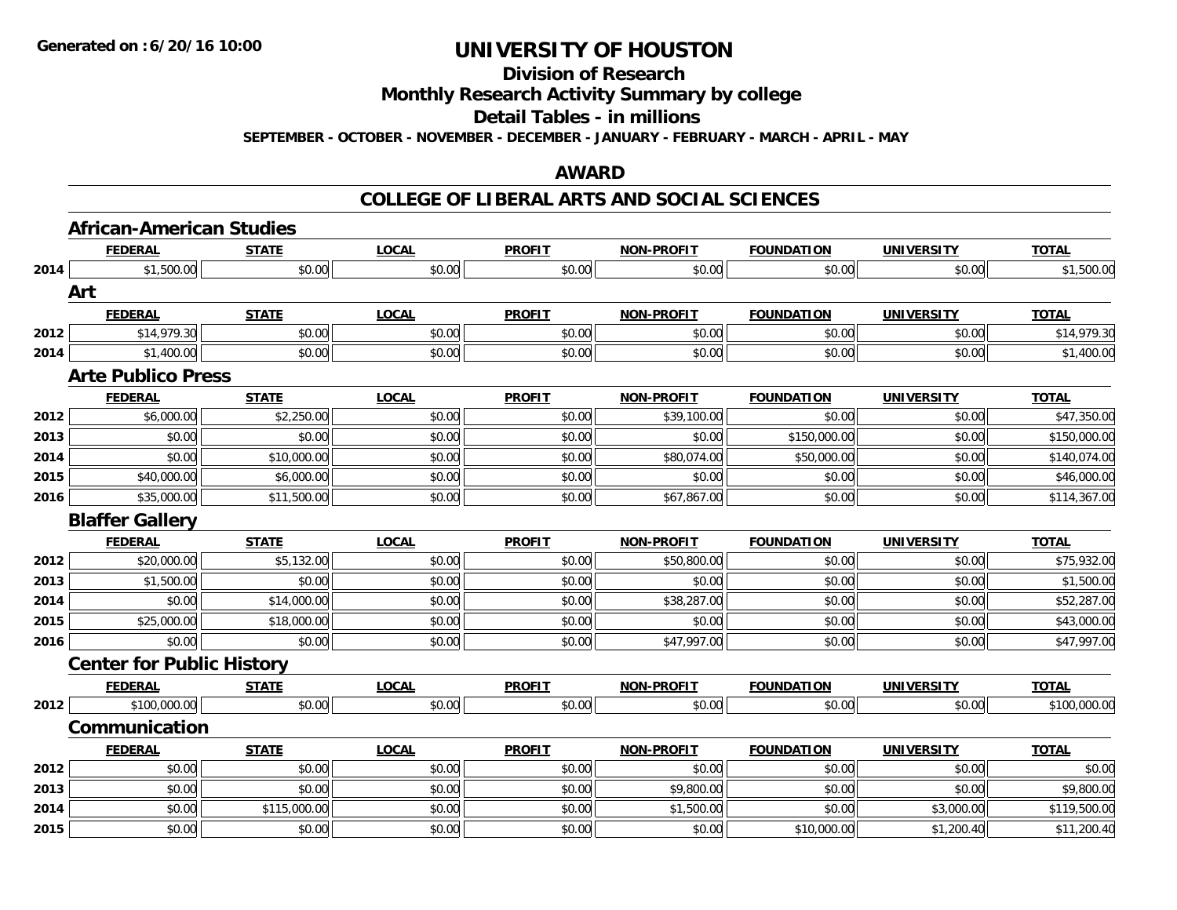# UNIVERSITY OF HOUSTON

## Division of Research

## Monthly Research Activity Summary by college

## Detail Tables - in millions

**SEPTEMBER - OCTOBER - NOVEMBER - DECEMBER - JANUARY - FEBRUARY - MARCH - APRIL - MAY**

## AWARD

## COLLEGE OF LIBERAL ARTS AND SOCIAL SCIENCES

### African-American Studies

| | FEDERAL | STATE | LOCAL | PROFIT | NON-PROFIT | FOUNDATION | UNIVERSITY | TOTAL |
|---|---|---|---|---|---|---|---|---|
| 2014 | $1,500.00 | $0.00 | $0.00 | $0.00 | $0.00 | $0.00 | $0.00 | $1,500.00 |

### Art

| | FEDERAL | STATE | LOCAL | PROFIT | NON-PROFIT | FOUNDATION | UNIVERSITY | TOTAL |
|---|---|---|---|---|---|---|---|---|
| 2012 | $14,979.30 | $0.00 | $0.00 | $0.00 | $0.00 | $0.00 | $0.00 | $14,979.30 |
| 2014 | $1,400.00 | $0.00 | $0.00 | $0.00 | $0.00 | $0.00 | $0.00 | $1,400.00 |

### Arte Publico Press

| | FEDERAL | STATE | LOCAL | PROFIT | NON-PROFIT | FOUNDATION | UNIVERSITY | TOTAL |
|---|---|---|---|---|---|---|---|---|
| 2012 | $6,000.00 | $2,250.00 | $0.00 | $0.00 | $39,100.00 | $0.00 | $0.00 | $47,350.00 |
| 2013 | $0.00 | $0.00 | $0.00 | $0.00 | $0.00 | $150,000.00 | $0.00 | $150,000.00 |
| 2014 | $0.00 | $10,000.00 | $0.00 | $0.00 | $80,074.00 | $50,000.00 | $0.00 | $140,074.00 |
| 2015 | $40,000.00 | $6,000.00 | $0.00 | $0.00 | $0.00 | $0.00 | $0.00 | $46,000.00 |
| 2016 | $35,000.00 | $11,500.00 | $0.00 | $0.00 | $67,867.00 | $0.00 | $0.00 | $114,367.00 |

### Blaffer Gallery

| | FEDERAL | STATE | LOCAL | PROFIT | NON-PROFIT | FOUNDATION | UNIVERSITY | TOTAL |
|---|---|---|---|---|---|---|---|---|
| 2012 | $20,000.00 | $5,132.00 | $0.00 | $0.00 | $50,800.00 | $0.00 | $0.00 | $75,932.00 |
| 2013 | $1,500.00 | $0.00 | $0.00 | $0.00 | $0.00 | $0.00 | $0.00 | $1,500.00 |
| 2014 | $0.00 | $14,000.00 | $0.00 | $0.00 | $38,287.00 | $0.00 | $0.00 | $52,287.00 |
| 2015 | $25,000.00 | $18,000.00 | $0.00 | $0.00 | $0.00 | $0.00 | $0.00 | $43,000.00 |
| 2016 | $0.00 | $0.00 | $0.00 | $0.00 | $47,997.00 | $0.00 | $0.00 | $47,997.00 |

### Center for Public History

| | FEDERAL | STATE | LOCAL | PROFIT | NON-PROFIT | FOUNDATION | UNIVERSITY | TOTAL |
|---|---|---|---|---|---|---|---|---|
| 2012 | $100,000.00 | $0.00 | $0.00 | $0.00 | $0.00 | $0.00 | $0.00 | $100,000.00 |

### Communication

| | FEDERAL | STATE | LOCAL | PROFIT | NON-PROFIT | FOUNDATION | UNIVERSITY | TOTAL |
|---|---|---|---|---|---|---|---|---|
| 2012 | $0.00 | $0.00 | $0.00 | $0.00 | $0.00 | $0.00 | $0.00 | $0.00 |
| 2013 | $0.00 | $0.00 | $0.00 | $0.00 | $9,800.00 | $0.00 | $0.00 | $9,800.00 |
| 2014 | $0.00 | $115,000.00 | $0.00 | $0.00 | $1,500.00 | $0.00 | $3,000.00 | $119,500.00 |
| 2015 | $0.00 | $0.00 | $0.00 | $0.00 | $0.00 | $10,000.00 | $1,200.40 | $11,200.40 |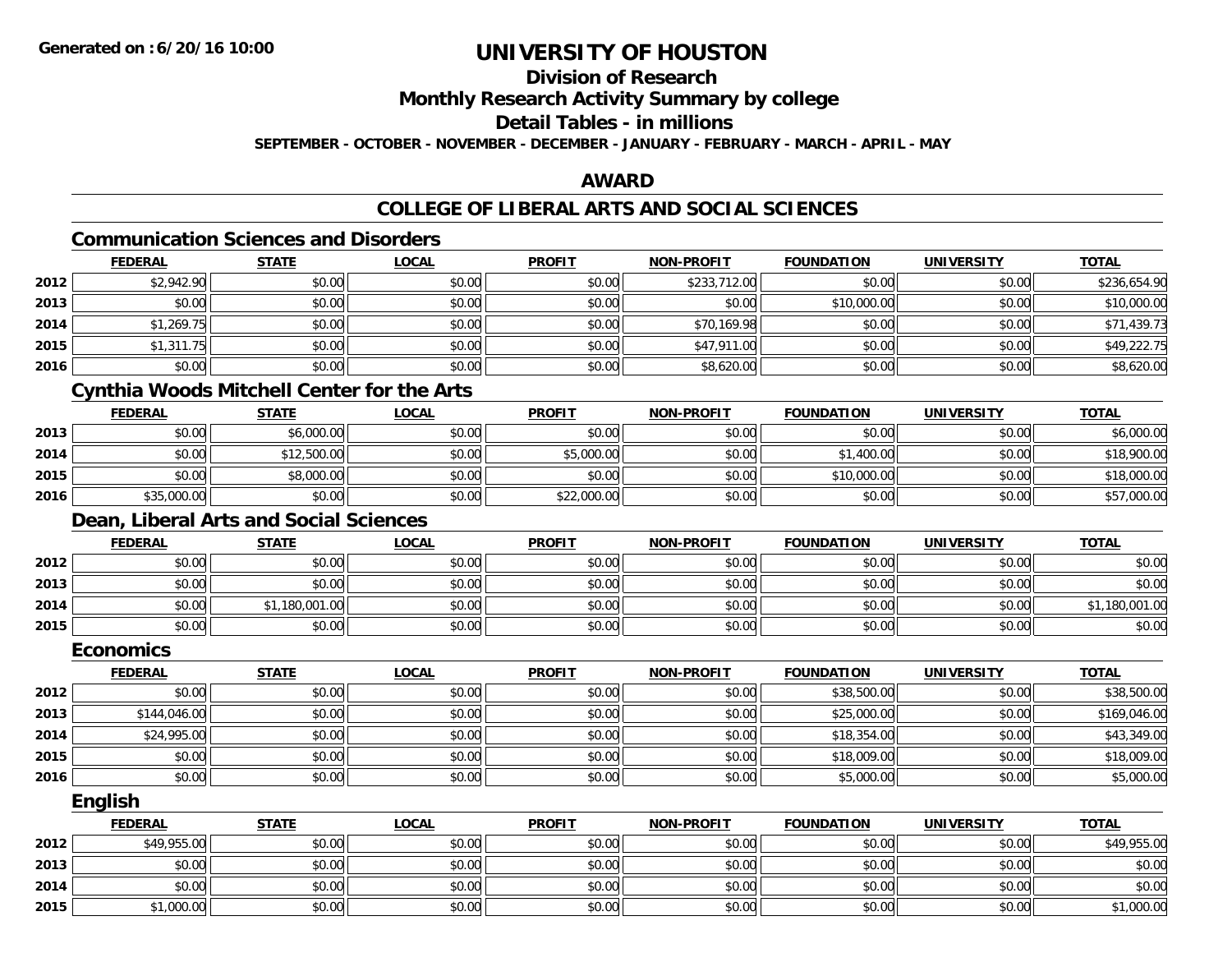**Generated on :6/20/16 10:00**

# UNIVERSITY OF HOUSTON

## Division of Research

## Monthly Research Activity Summary by college

## Detail Tables - in millions

**SEPTEMBER - OCTOBER - NOVEMBER - DECEMBER - JANUARY - FEBRUARY - MARCH - APRIL - MAY**

## AWARD

## COLLEGE OF LIBERAL ARTS AND SOCIAL SCIENCES

### Communication Sciences and Disorders

| | FEDERAL | STATE | LOCAL | PROFIT | NON-PROFIT | FOUNDATION | UNIVERSITY | TOTAL |
|---|---|---|---|---|---|---|---|---|
| 2012 | $2,942.90 | $0.00 | $0.00 | $0.00 | $233,712.00 | $0.00 | $0.00 | $236,654.90 |
| 2013 | $0.00 | $0.00 | $0.00 | $0.00 | $0.00 | $10,000.00 | $0.00 | $10,000.00 |
| 2014 | $1,269.75 | $0.00 | $0.00 | $0.00 | $70,169.98 | $0.00 | $0.00 | $71,439.73 |
| 2015 | $1,311.75 | $0.00 | $0.00 | $0.00 | $47,911.00 | $0.00 | $0.00 | $49,222.75 |
| 2016 | $0.00 | $0.00 | $0.00 | $0.00 | $8,620.00 | $0.00 | $0.00 | $8,620.00 |

### Cynthia Woods Mitchell Center for the Arts

| | FEDERAL | STATE | LOCAL | PROFIT | NON-PROFIT | FOUNDATION | UNIVERSITY | TOTAL |
|---|---|---|---|---|---|---|---|---|
| 2013 | $0.00 | $6,000.00 | $0.00 | $0.00 | $0.00 | $0.00 | $0.00 | $6,000.00 |
| 2014 | $0.00 | $12,500.00 | $0.00 | $5,000.00 | $0.00 | $1,400.00 | $0.00 | $18,900.00 |
| 2015 | $0.00 | $8,000.00 | $0.00 | $0.00 | $0.00 | $10,000.00 | $0.00 | $18,000.00 |
| 2016 | $35,000.00 | $0.00 | $0.00 | $22,000.00 | $0.00 | $0.00 | $0.00 | $57,000.00 |

### Dean, Liberal Arts and Social Sciences

| | FEDERAL | STATE | LOCAL | PROFIT | NON-PROFIT | FOUNDATION | UNIVERSITY | TOTAL |
|---|---|---|---|---|---|---|---|---|
| 2012 | $0.00 | $0.00 | $0.00 | $0.00 | $0.00 | $0.00 | $0.00 | $0.00 |
| 2013 | $0.00 | $0.00 | $0.00 | $0.00 | $0.00 | $0.00 | $0.00 | $0.00 |
| 2014 | $0.00 | $1,180,001.00 | $0.00 | $0.00 | $0.00 | $0.00 | $0.00 | $1,180,001.00 |
| 2015 | $0.00 | $0.00 | $0.00 | $0.00 | $0.00 | $0.00 | $0.00 | $0.00 |

### Economics

| | FEDERAL | STATE | LOCAL | PROFIT | NON-PROFIT | FOUNDATION | UNIVERSITY | TOTAL |
|---|---|---|---|---|---|---|---|---|
| 2012 | $0.00 | $0.00 | $0.00 | $0.00 | $0.00 | $38,500.00 | $0.00 | $38,500.00 |
| 2013 | $144,046.00 | $0.00 | $0.00 | $0.00 | $0.00 | $25,000.00 | $0.00 | $169,046.00 |
| 2014 | $24,995.00 | $0.00 | $0.00 | $0.00 | $0.00 | $18,354.00 | $0.00 | $43,349.00 |
| 2015 | $0.00 | $0.00 | $0.00 | $0.00 | $0.00 | $18,009.00 | $0.00 | $18,009.00 |
| 2016 | $0.00 | $0.00 | $0.00 | $0.00 | $0.00 | $5,000.00 | $0.00 | $5,000.00 |

### English

| | FEDERAL | STATE | LOCAL | PROFIT | NON-PROFIT | FOUNDATION | UNIVERSITY | TOTAL |
|---|---|---|---|---|---|---|---|---|
| 2012 | $49,955.00 | $0.00 | $0.00 | $0.00 | $0.00 | $0.00 | $0.00 | $49,955.00 |
| 2013 | $0.00 | $0.00 | $0.00 | $0.00 | $0.00 | $0.00 | $0.00 | $0.00 |
| 2014 | $0.00 | $0.00 | $0.00 | $0.00 | $0.00 | $0.00 | $0.00 | $0.00 |
| 2015 | $1,000.00 | $0.00 | $0.00 | $0.00 | $0.00 | $0.00 | $0.00 | $1,000.00 |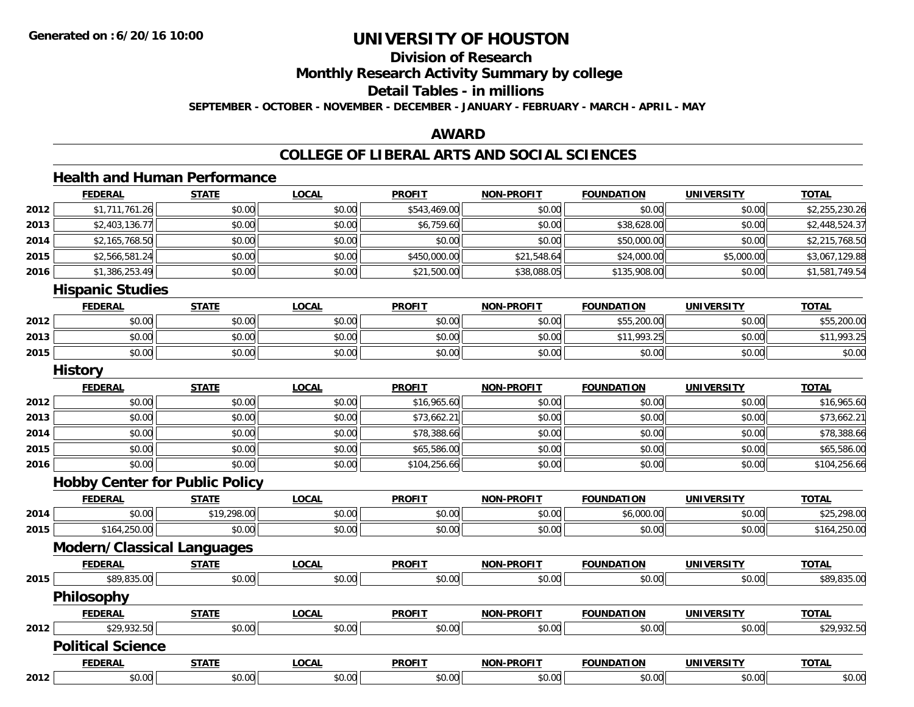**Generated on :6/20/16 10:00**

# UNIVERSITY OF HOUSTON

## Division of Research

## Monthly Research Activity Summary by college

## Detail Tables - in millions

**SEPTEMBER - OCTOBER - NOVEMBER - DECEMBER - JANUARY - FEBRUARY - MARCH - APRIL - MAY**

## AWARD

## COLLEGE OF LIBERAL ARTS AND SOCIAL SCIENCES

### Health and Human Performance

| | FEDERAL | STATE | LOCAL | PROFIT | NON-PROFIT | FOUNDATION | UNIVERSITY | TOTAL |
|---|---|---|---|---|---|---|---|---|
| 2012 | $1,711,761.26 | $0.00 | $0.00 | $543,469.00 | $0.00 | $0.00 | $0.00 | $2,255,230.26 |
| 2013 | $2,403,136.77 | $0.00 | $0.00 | $6,759.60 | $0.00 | $38,628.00 | $0.00 | $2,448,524.37 |
| 2014 | $2,165,768.50 | $0.00 | $0.00 | $0.00 | $0.00 | $50,000.00 | $0.00 | $2,215,768.50 |
| 2015 | $2,566,581.24 | $0.00 | $0.00 | $450,000.00 | $21,548.64 | $24,000.00 | $5,000.00 | $3,067,129.88 |
| 2016 | $1,386,253.49 | $0.00 | $0.00 | $21,500.00 | $38,088.05 | $135,908.00 | $0.00 | $1,581,749.54 |

### Hispanic Studies

| | FEDERAL | STATE | LOCAL | PROFIT | NON-PROFIT | FOUNDATION | UNIVERSITY | TOTAL |
|---|---|---|---|---|---|---|---|---|
| 2012 | $0.00 | $0.00 | $0.00 | $0.00 | $0.00 | $55,200.00 | $0.00 | $55,200.00 |
| 2013 | $0.00 | $0.00 | $0.00 | $0.00 | $0.00 | $11,993.25 | $0.00 | $11,993.25 |
| 2015 | $0.00 | $0.00 | $0.00 | $0.00 | $0.00 | $0.00 | $0.00 | $0.00 |

### History

| | FEDERAL | STATE | LOCAL | PROFIT | NON-PROFIT | FOUNDATION | UNIVERSITY | TOTAL |
|---|---|---|---|---|---|---|---|---|
| 2012 | $0.00 | $0.00 | $0.00 | $16,965.60 | $0.00 | $0.00 | $0.00 | $16,965.60 |
| 2013 | $0.00 | $0.00 | $0.00 | $73,662.21 | $0.00 | $0.00 | $0.00 | $73,662.21 |
| 2014 | $0.00 | $0.00 | $0.00 | $78,388.66 | $0.00 | $0.00 | $0.00 | $78,388.66 |
| 2015 | $0.00 | $0.00 | $0.00 | $65,586.00 | $0.00 | $0.00 | $0.00 | $65,586.00 |
| 2016 | $0.00 | $0.00 | $0.00 | $104,256.66 | $0.00 | $0.00 | $0.00 | $104,256.66 |

### Hobby Center for Public Policy

| | FEDERAL | STATE | LOCAL | PROFIT | NON-PROFIT | FOUNDATION | UNIVERSITY | TOTAL |
|---|---|---|---|---|---|---|---|---|
| 2014 | $0.00 | $19,298.00 | $0.00 | $0.00 | $0.00 | $6,000.00 | $0.00 | $25,298.00 |
| 2015 | $164,250.00 | $0.00 | $0.00 | $0.00 | $0.00 | $0.00 | $0.00 | $164,250.00 |

### Modern/Classical Languages

| | FEDERAL | STATE | LOCAL | PROFIT | NON-PROFIT | FOUNDATION | UNIVERSITY | TOTAL |
|---|---|---|---|---|---|---|---|---|
| 2015 | $89,835.00 | $0.00 | $0.00 | $0.00 | $0.00 | $0.00 | $0.00 | $89,835.00 |

### Philosophy

| | FEDERAL | STATE | LOCAL | PROFIT | NON-PROFIT | FOUNDATION | UNIVERSITY | TOTAL |
|---|---|---|---|---|---|---|---|---|
| 2012 | $29,932.50 | $0.00 | $0.00 | $0.00 | $0.00 | $0.00 | $0.00 | $29,932.50 |

### Political Science

| | FEDERAL | STATE | LOCAL | PROFIT | NON-PROFIT | FOUNDATION | UNIVERSITY | TOTAL |
|---|---|---|---|---|---|---|---|---|
| 2012 | $0.00 | $0.00 | $0.00 | $0.00 | $0.00 | $0.00 | $0.00 | $0.00 |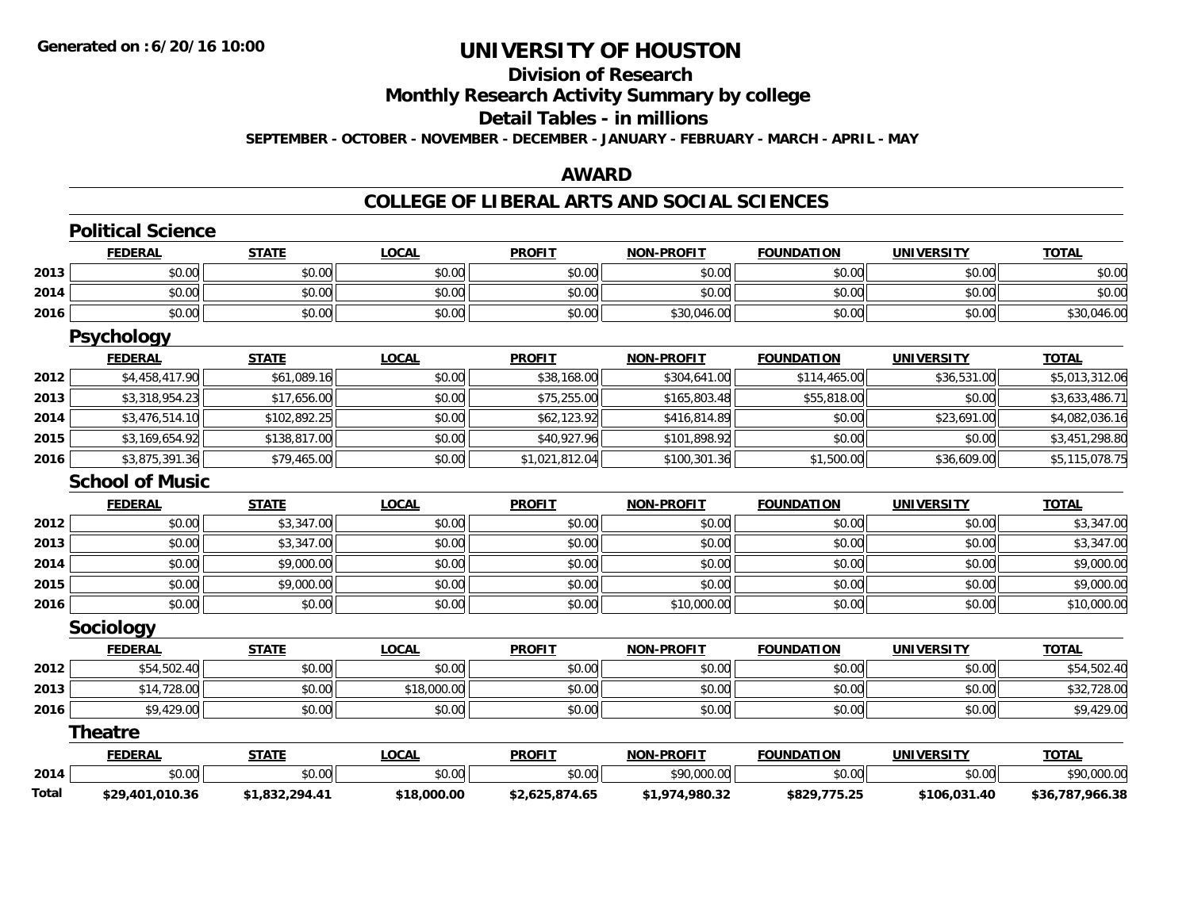# UNIVERSITY OF HOUSTON

## Division of Research

## Monthly Research Activity Summary by college

## Detail Tables - in millions

**SEPTEMBER - OCTOBER - NOVEMBER - DECEMBER - JANUARY - FEBRUARY - MARCH - APRIL - MAY**

## AWARD

## COLLEGE OF LIBERAL ARTS AND SOCIAL SCIENCES

### Political Science

| | FEDERAL | STATE | LOCAL | PROFIT | NON-PROFIT | FOUNDATION | UNIVERSITY | TOTAL |
|---|---|---|---|---|---|---|---|---|
| 2013 | $0.00 | $0.00 | $0.00 | $0.00 | $0.00 | $0.00 | $0.00 | $0.00 |
| 2014 | $0.00 | $0.00 | $0.00 | $0.00 | $0.00 | $0.00 | $0.00 | $0.00 |
| 2016 | $0.00 | $0.00 | $0.00 | $0.00 | $30,046.00 | $0.00 | $0.00 | $30,046.00 |

### Psychology

| | FEDERAL | STATE | LOCAL | PROFIT | NON-PROFIT | FOUNDATION | UNIVERSITY | TOTAL |
|---|---|---|---|---|---|---|---|---|
| 2012 | $4,458,417.90 | $61,089.16 | $0.00 | $38,168.00 | $304,641.00 | $114,465.00 | $36,531.00 | $5,013,312.06 |
| 2013 | $3,318,954.23 | $17,656.00 | $0.00 | $75,255.00 | $165,803.48 | $55,818.00 | $0.00 | $3,633,486.71 |
| 2014 | $3,476,514.10 | $102,892.25 | $0.00 | $62,123.92 | $416,814.89 | $0.00 | $23,691.00 | $4,082,036.16 |
| 2015 | $3,169,654.92 | $138,817.00 | $0.00 | $40,927.96 | $101,898.92 | $0.00 | $0.00 | $3,451,298.80 |
| 2016 | $3,875,391.36 | $79,465.00 | $0.00 | $1,021,812.04 | $100,301.36 | $1,500.00 | $36,609.00 | $5,115,078.75 |

### School of Music

| | FEDERAL | STATE | LOCAL | PROFIT | NON-PROFIT | FOUNDATION | UNIVERSITY | TOTAL |
|---|---|---|---|---|---|---|---|---|
| 2012 | $0.00 | $3,347.00 | $0.00 | $0.00 | $0.00 | $0.00 | $0.00 | $3,347.00 |
| 2013 | $0.00 | $3,347.00 | $0.00 | $0.00 | $0.00 | $0.00 | $0.00 | $3,347.00 |
| 2014 | $0.00 | $9,000.00 | $0.00 | $0.00 | $0.00 | $0.00 | $0.00 | $9,000.00 |
| 2015 | $0.00 | $9,000.00 | $0.00 | $0.00 | $0.00 | $0.00 | $0.00 | $9,000.00 |
| 2016 | $0.00 | $0.00 | $0.00 | $0.00 | $10,000.00 | $0.00 | $0.00 | $10,000.00 |

### Sociology

| | FEDERAL | STATE | LOCAL | PROFIT | NON-PROFIT | FOUNDATION | UNIVERSITY | TOTAL |
|---|---|---|---|---|---|---|---|---|
| 2012 | $54,502.40 | $0.00 | $0.00 | $0.00 | $0.00 | $0.00 | $0.00 | $54,502.40 |
| 2013 | $14,728.00 | $0.00 | $18,000.00 | $0.00 | $0.00 | $0.00 | $0.00 | $32,728.00 |
| 2016 | $9,429.00 | $0.00 | $0.00 | $0.00 | $0.00 | $0.00 | $0.00 | $9,429.00 |

### Theatre

| | FEDERAL | STATE | LOCAL | PROFIT | NON-PROFIT | FOUNDATION | UNIVERSITY | TOTAL |
|---|---|---|---|---|---|---|---|---|
| 2014 | $0.00 | $0.00 | $0.00 | $0.00 | $90,000.00 | $0.00 | $0.00 | $90,000.00 |
| **Total** | **$29,401,010.36** | **$1,832,294.41** | **$18,000.00** | **$2,625,874.65** | **$1,974,980.32** | **$829,775.25** | **$106,031.40** | **$36,787,966.38** |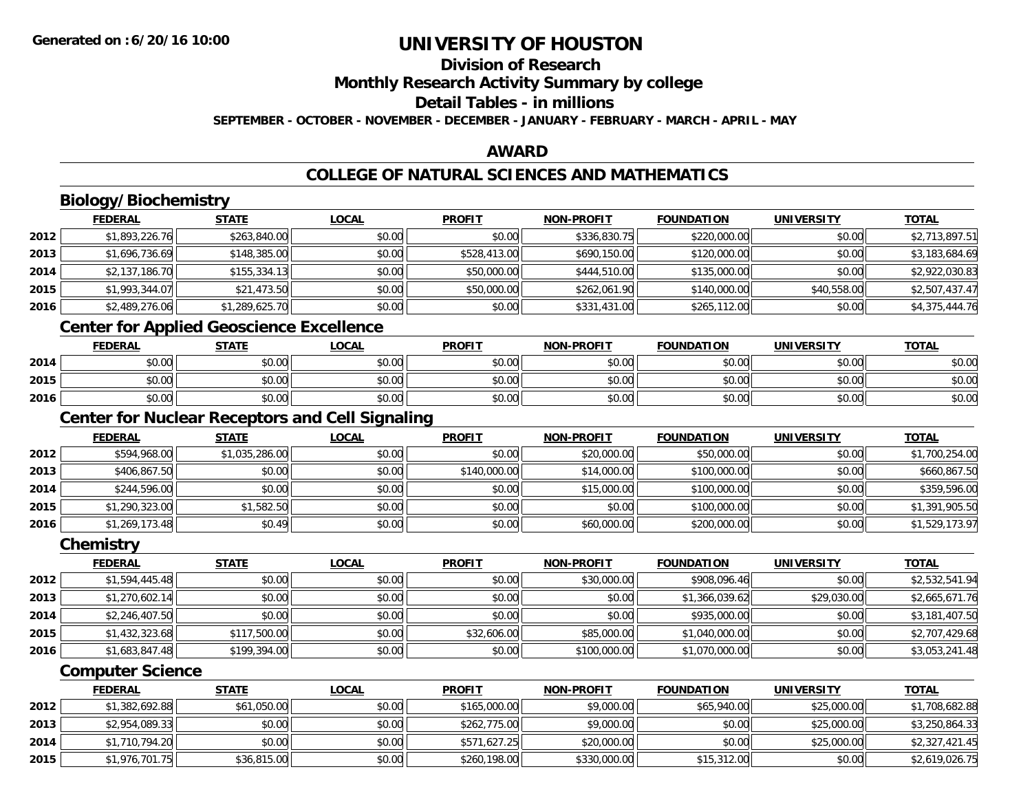# UNIVERSITY OF HOUSTON

## Division of Research

## Monthly Research Activity Summary by college

## Detail Tables - in millions

**SEPTEMBER - OCTOBER - NOVEMBER - DECEMBER - JANUARY - FEBRUARY - MARCH - APRIL - MAY**

## AWARD

## COLLEGE OF NATURAL SCIENCES AND MATHEMATICS

### Biology/Biochemistry

| | FEDERAL | STATE | LOCAL | PROFIT | NON-PROFIT | FOUNDATION | UNIVERSITY | TOTAL |
|---|---|---|---|---|---|---|---|---|
| 2012 | $1,893,226.76 | $263,840.00 | $0.00 | $0.00 | $336,830.75 | $220,000.00 | $0.00 | $2,713,897.51 |
| 2013 | $1,696,736.69 | $148,385.00 | $0.00 | $528,413.00 | $690,150.00 | $120,000.00 | $0.00 | $3,183,684.69 |
| 2014 | $2,137,186.70 | $155,334.13 | $0.00 | $50,000.00 | $444,510.00 | $135,000.00 | $0.00 | $2,922,030.83 |
| 2015 | $1,993,344.07 | $21,473.50 | $0.00 | $50,000.00 | $262,061.90 | $140,000.00 | $40,558.00 | $2,507,437.47 |
| 2016 | $2,489,276.06 | $1,289,625.70 | $0.00 | $0.00 | $331,431.00 | $265,112.00 | $0.00 | $4,375,444.76 |

### Center for Applied Geoscience Excellence

| | FEDERAL | STATE | LOCAL | PROFIT | NON-PROFIT | FOUNDATION | UNIVERSITY | TOTAL |
|---|---|---|---|---|---|---|---|---|
| 2014 | $0.00 | $0.00 | $0.00 | $0.00 | $0.00 | $0.00 | $0.00 | $0.00 |
| 2015 | $0.00 | $0.00 | $0.00 | $0.00 | $0.00 | $0.00 | $0.00 | $0.00 |
| 2016 | $0.00 | $0.00 | $0.00 | $0.00 | $0.00 | $0.00 | $0.00 | $0.00 |

### Center for Nuclear Receptors and Cell Signaling

| | FEDERAL | STATE | LOCAL | PROFIT | NON-PROFIT | FOUNDATION | UNIVERSITY | TOTAL |
|---|---|---|---|---|---|---|---|---|
| 2012 | $594,968.00 | $1,035,286.00 | $0.00 | $0.00 | $20,000.00 | $50,000.00 | $0.00 | $1,700,254.00 |
| 2013 | $406,867.50 | $0.00 | $0.00 | $140,000.00 | $14,000.00 | $100,000.00 | $0.00 | $660,867.50 |
| 2014 | $244,596.00 | $0.00 | $0.00 | $0.00 | $15,000.00 | $100,000.00 | $0.00 | $359,596.00 |
| 2015 | $1,290,323.00 | $1,582.50 | $0.00 | $0.00 | $0.00 | $100,000.00 | $0.00 | $1,391,905.50 |
| 2016 | $1,269,173.48 | $0.49 | $0.00 | $0.00 | $60,000.00 | $200,000.00 | $0.00 | $1,529,173.97 |

### Chemistry

| | FEDERAL | STATE | LOCAL | PROFIT | NON-PROFIT | FOUNDATION | UNIVERSITY | TOTAL |
|---|---|---|---|---|---|---|---|---|
| 2012 | $1,594,445.48 | $0.00 | $0.00 | $0.00 | $30,000.00 | $908,096.46 | $0.00 | $2,532,541.94 |
| 2013 | $1,270,602.14 | $0.00 | $0.00 | $0.00 | $0.00 | $1,366,039.62 | $29,030.00 | $2,665,671.76 |
| 2014 | $2,246,407.50 | $0.00 | $0.00 | $0.00 | $0.00 | $935,000.00 | $0.00 | $3,181,407.50 |
| 2015 | $1,432,323.68 | $117,500.00 | $0.00 | $32,606.00 | $85,000.00 | $1,040,000.00 | $0.00 | $2,707,429.68 |
| 2016 | $1,683,847.48 | $199,394.00 | $0.00 | $0.00 | $100,000.00 | $1,070,000.00 | $0.00 | $3,053,241.48 |

### Computer Science

| | FEDERAL | STATE | LOCAL | PROFIT | NON-PROFIT | FOUNDATION | UNIVERSITY | TOTAL |
|---|---|---|---|---|---|---|---|---|
| 2012 | $1,382,692.88 | $61,050.00 | $0.00 | $165,000.00 | $9,000.00 | $65,940.00 | $25,000.00 | $1,708,682.88 |
| 2013 | $2,954,089.33 | $0.00 | $0.00 | $262,775.00 | $9,000.00 | $0.00 | $25,000.00 | $3,250,864.33 |
| 2014 | $1,710,794.20 | $0.00 | $0.00 | $571,627.25 | $20,000.00 | $0.00 | $25,000.00 | $2,327,421.45 |
| 2015 | $1,976,701.75 | $36,815.00 | $0.00 | $260,198.00 | $330,000.00 | $15,312.00 | $0.00 | $2,619,026.75 |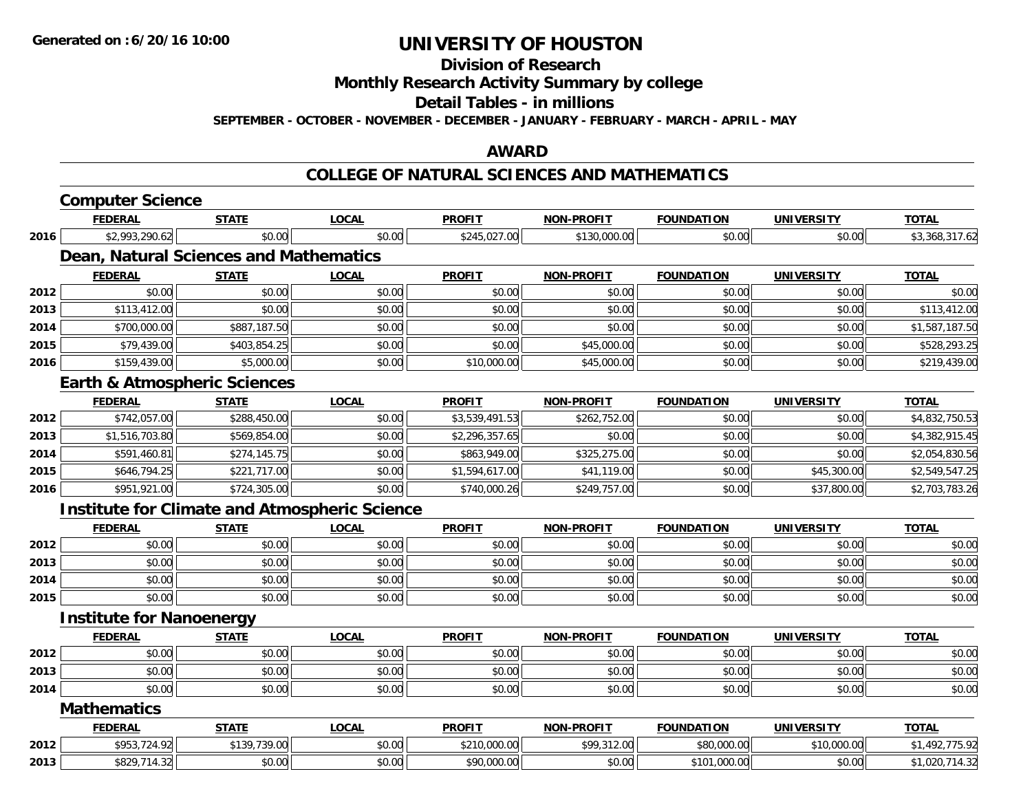# UNIVERSITY OF HOUSTON

## Division of Research

## Monthly Research Activity Summary by college

## Detail Tables - in millions

**SEPTEMBER - OCTOBER - NOVEMBER - DECEMBER - JANUARY - FEBRUARY - MARCH - APRIL - MAY**

## AWARD

## COLLEGE OF NATURAL SCIENCES AND MATHEMATICS

### Computer Science

| | FEDERAL | STATE | LOCAL | PROFIT | NON-PROFIT | FOUNDATION | UNIVERSITY | TOTAL |
|---|---|---|---|---|---|---|---|---|
| 2016 | $2,993,290.62 | $0.00 | $0.00 | $245,027.00 | $130,000.00 | $0.00 | $0.00 | $3,368,317.62 |

### Dean, Natural Sciences and Mathematics

| | FEDERAL | STATE | LOCAL | PROFIT | NON-PROFIT | FOUNDATION | UNIVERSITY | TOTAL |
|---|---|---|---|---|---|---|---|---|
| 2012 | $0.00 | $0.00 | $0.00 | $0.00 | $0.00 | $0.00 | $0.00 | $0.00 |
| 2013 | $113,412.00 | $0.00 | $0.00 | $0.00 | $0.00 | $0.00 | $0.00 | $113,412.00 |
| 2014 | $700,000.00 | $887,187.50 | $0.00 | $0.00 | $0.00 | $0.00 | $0.00 | $1,587,187.50 |
| 2015 | $79,439.00 | $403,854.25 | $0.00 | $0.00 | $45,000.00 | $0.00 | $0.00 | $528,293.25 |
| 2016 | $159,439.00 | $5,000.00 | $0.00 | $10,000.00 | $45,000.00 | $0.00 | $0.00 | $219,439.00 |

### Earth & Atmospheric Sciences

| | FEDERAL | STATE | LOCAL | PROFIT | NON-PROFIT | FOUNDATION | UNIVERSITY | TOTAL |
|---|---|---|---|---|---|---|---|---|
| 2012 | $742,057.00 | $288,450.00 | $0.00 | $3,539,491.53 | $262,752.00 | $0.00 | $0.00 | $4,832,750.53 |
| 2013 | $1,516,703.80 | $569,854.00 | $0.00 | $2,296,357.65 | $0.00 | $0.00 | $0.00 | $4,382,915.45 |
| 2014 | $591,460.81 | $274,145.75 | $0.00 | $863,949.00 | $325,275.00 | $0.00 | $0.00 | $2,054,830.56 |
| 2015 | $646,794.25 | $221,717.00 | $0.00 | $1,594,617.00 | $41,119.00 | $0.00 | $45,300.00 | $2,549,547.25 |
| 2016 | $951,921.00 | $724,305.00 | $0.00 | $740,000.26 | $249,757.00 | $0.00 | $37,800.00 | $2,703,783.26 |

### Institute for Climate and Atmospheric Science

| | FEDERAL | STATE | LOCAL | PROFIT | NON-PROFIT | FOUNDATION | UNIVERSITY | TOTAL |
|---|---|---|---|---|---|---|---|---|
| 2012 | $0.00 | $0.00 | $0.00 | $0.00 | $0.00 | $0.00 | $0.00 | $0.00 |
| 2013 | $0.00 | $0.00 | $0.00 | $0.00 | $0.00 | $0.00 | $0.00 | $0.00 |
| 2014 | $0.00 | $0.00 | $0.00 | $0.00 | $0.00 | $0.00 | $0.00 | $0.00 |
| 2015 | $0.00 | $0.00 | $0.00 | $0.00 | $0.00 | $0.00 | $0.00 | $0.00 |

### Institute for Nanoenergy

| | FEDERAL | STATE | LOCAL | PROFIT | NON-PROFIT | FOUNDATION | UNIVERSITY | TOTAL |
|---|---|---|---|---|---|---|---|---|
| 2012 | $0.00 | $0.00 | $0.00 | $0.00 | $0.00 | $0.00 | $0.00 | $0.00 |
| 2013 | $0.00 | $0.00 | $0.00 | $0.00 | $0.00 | $0.00 | $0.00 | $0.00 |
| 2014 | $0.00 | $0.00 | $0.00 | $0.00 | $0.00 | $0.00 | $0.00 | $0.00 |

### Mathematics

| | FEDERAL | STATE | LOCAL | PROFIT | NON-PROFIT | FOUNDATION | UNIVERSITY | TOTAL |
|---|---|---|---|---|---|---|---|---|
| 2012 | $953,724.92 | $139,739.00 | $0.00 | $210,000.00 | $99,312.00 | $80,000.00 | $10,000.00 | $1,492,775.92 |
| 2013 | $829,714.32 | $0.00 | $0.00 | $90,000.00 | $0.00 | $101,000.00 | $0.00 | $1,020,714.32 |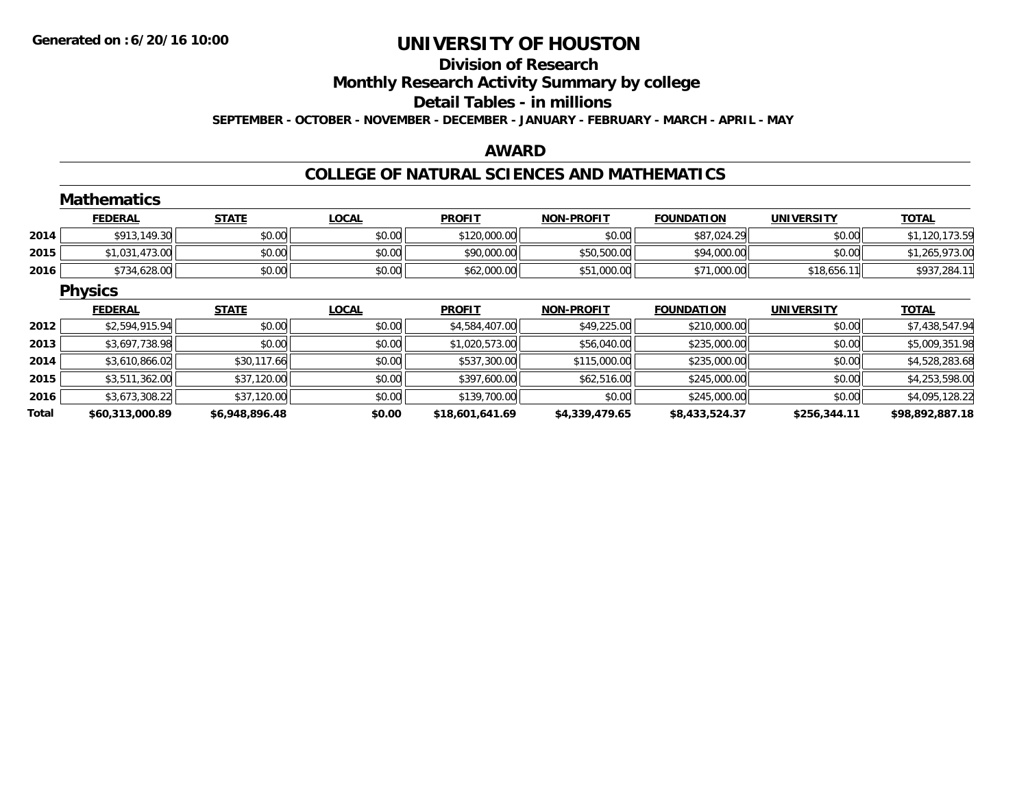# UNIVERSITY OF HOUSTON

## Division of Research

## Monthly Research Activity Summary by college

## Detail Tables - in millions

**SEPTEMBER - OCTOBER - NOVEMBER - DECEMBER - JANUARY - FEBRUARY - MARCH - APRIL - MAY**

**Generated on : 6/20/16 10:00**

## AWARD

## COLLEGE OF NATURAL SCIENCES AND MATHEMATICS

### Mathematics

| | FEDERAL | STATE | LOCAL | PROFIT | NON-PROFIT | FOUNDATION | UNIVERSITY | TOTAL |
|---|---|---|---|---|---|---|---|---|
| 2014 | $913,149.30 | $0.00 | $0.00 | $120,000.00 | $0.00 | $87,024.29 | $0.00 | $1,120,173.59 |
| 2015 | $1,031,473.00 | $0.00 | $0.00 | $90,000.00 | $50,500.00 | $94,000.00 | $0.00 | $1,265,973.00 |
| 2016 | $734,628.00 | $0.00 | $0.00 | $62,000.00 | $51,000.00 | $71,000.00 | $18,656.11 | $937,284.11 |

### Physics

| | FEDERAL | STATE | LOCAL | PROFIT | NON-PROFIT | FOUNDATION | UNIVERSITY | TOTAL |
|---|---|---|---|---|---|---|---|---|
| 2012 | $2,594,915.94 | $0.00 | $0.00 | $4,584,407.00 | $49,225.00 | $210,000.00 | $0.00 | $7,438,547.94 |
| 2013 | $3,697,738.98 | $0.00 | $0.00 | $1,020,573.00 | $56,040.00 | $235,000.00 | $0.00 | $5,009,351.98 |
| 2014 | $3,610,866.02 | $30,117.66 | $0.00 | $537,300.00 | $115,000.00 | $235,000.00 | $0.00 | $4,528,283.68 |
| 2015 | $3,511,362.00 | $37,120.00 | $0.00 | $397,600.00 | $62,516.00 | $245,000.00 | $0.00 | $4,253,598.00 |
| 2016 | $3,673,308.22 | $37,120.00 | $0.00 | $139,700.00 | $0.00 | $245,000.00 | $0.00 | $4,095,128.22 |
| **Total** | **$60,313,000.89** | **$6,948,896.48** | **$0.00** | **$18,601,641.69** | **$4,339,479.65** | **$8,433,524.37** | **$256,344.11** | **$98,892,887.18** |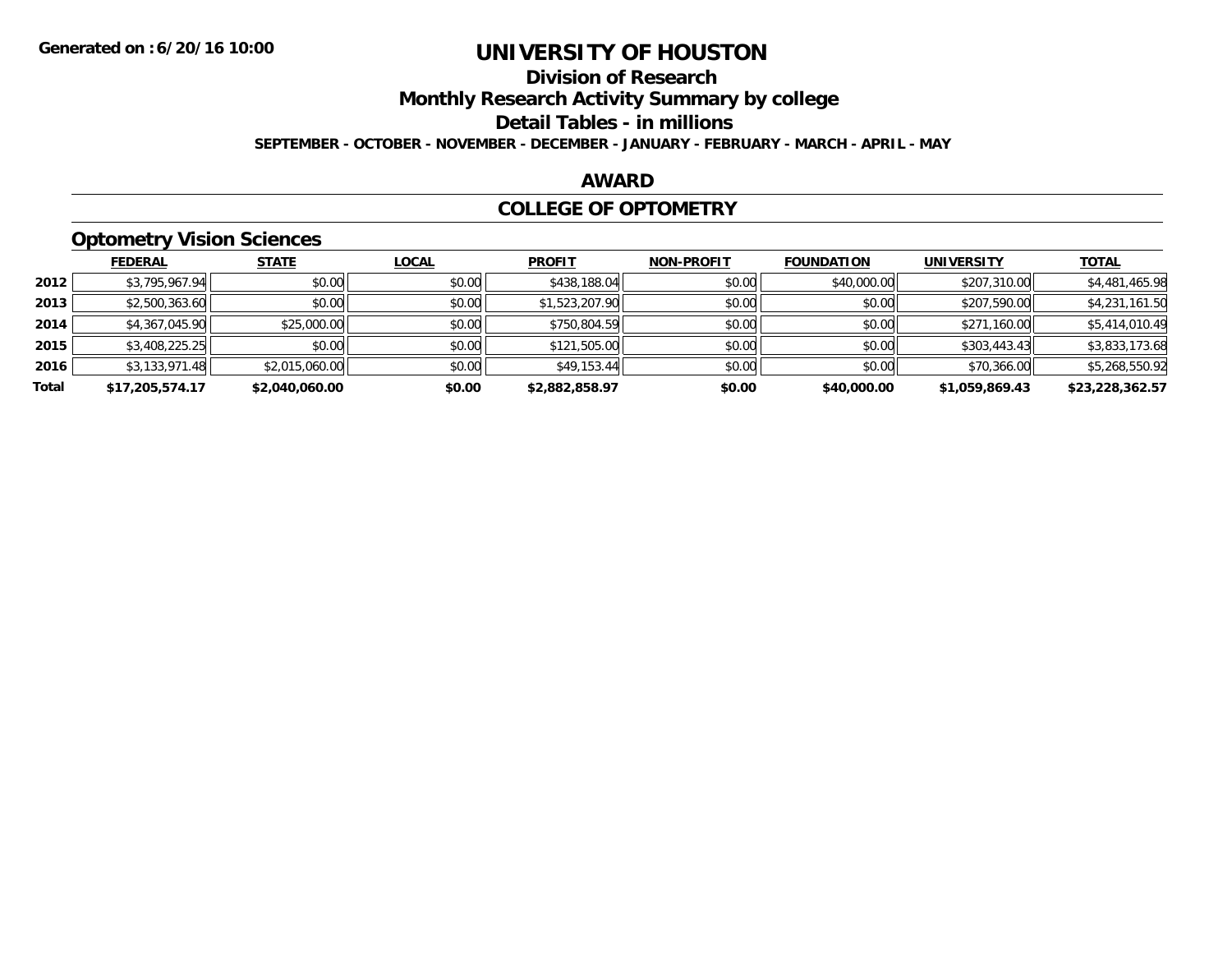# UNIVERSITY OF HOUSTON

## Division of Research

## Monthly Research Activity Summary by college

## Detail Tables - in millions

**SEPTEMBER - OCTOBER - NOVEMBER - DECEMBER - JANUARY - FEBRUARY - MARCH - APRIL - MAY**

## AWARD

## COLLEGE OF OPTOMETRY

### Optometry Vision Sciences

| | FEDERAL | STATE | LOCAL | PROFIT | NON-PROFIT | FOUNDATION | UNIVERSITY | TOTAL |
|---|---|---|---|---|---|---|---|---|
| 2012 | $3,795,967.94 | $0.00 | $0.00 | $438,188.04 | $0.00 | $40,000.00 | $207,310.00 | $4,481,465.98 |
| 2013 | $2,500,363.60 | $0.00 | $0.00 | $1,523,207.90 | $0.00 | $0.00 | $207,590.00 | $4,231,161.50 |
| 2014 | $4,367,045.90 | $25,000.00 | $0.00 | $750,804.59 | $0.00 | $0.00 | $271,160.00 | $5,414,010.49 |
| 2015 | $3,408,225.25 | $0.00 | $0.00 | $121,505.00 | $0.00 | $0.00 | $303,443.43 | $3,833,173.68 |
| 2016 | $3,133,971.48 | $2,015,060.00 | $0.00 | $49,153.44 | $0.00 | $0.00 | $70,366.00 | $5,268,550.92 |
| **Total** | **$17,205,574.17** | **$2,040,060.00** | **$0.00** | **$2,882,858.97** | **$0.00** | **$40,000.00** | **$1,059,869.43** | **$23,228,362.57** |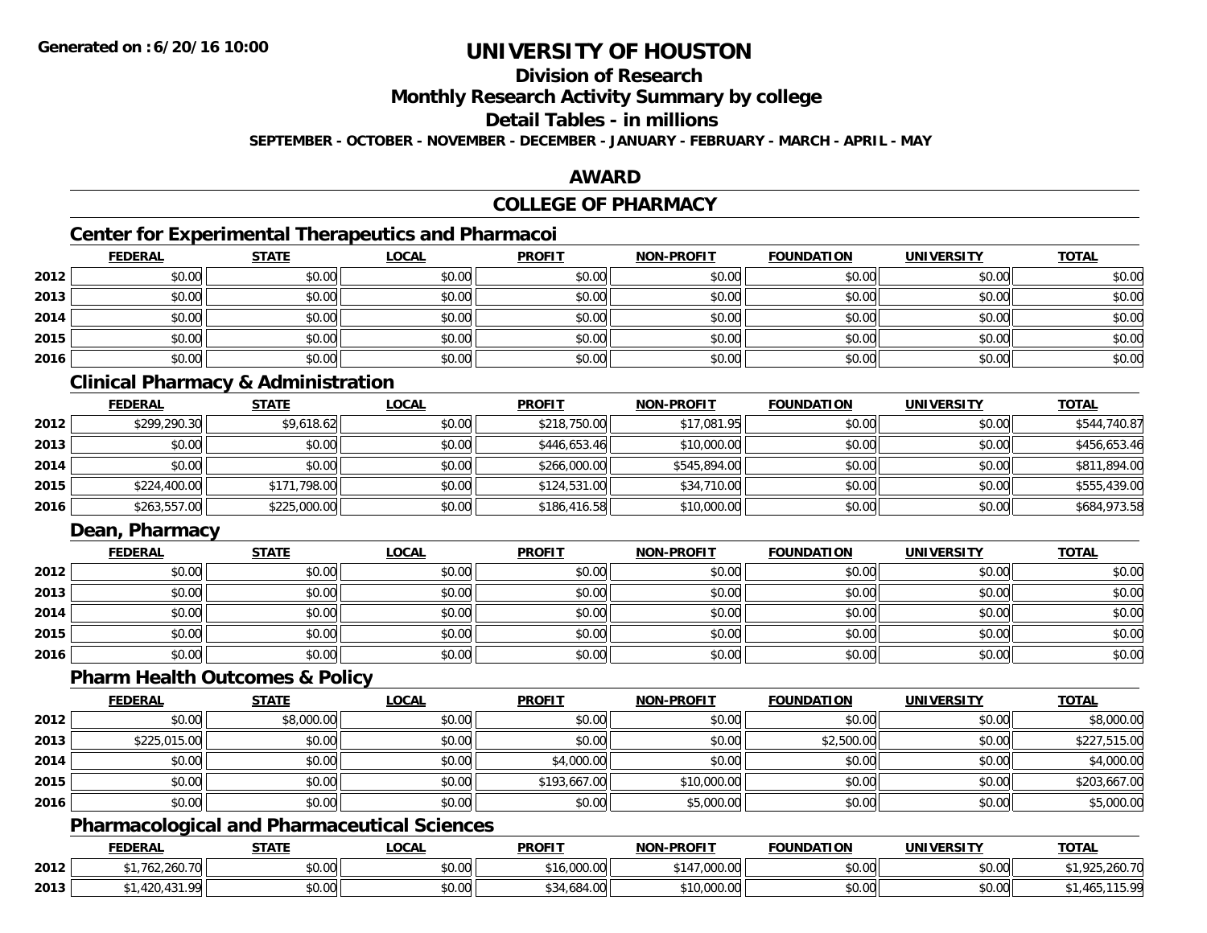# UNIVERSITY OF HOUSTON

## Division of Research

## Monthly Research Activity Summary by college

## Detail Tables - in millions

**SEPTEMBER - OCTOBER - NOVEMBER - DECEMBER - JANUARY - FEBRUARY - MARCH - APRIL - MAY**

## AWARD

## COLLEGE OF PHARMACY

### Center for Experimental Therapeutics and Pharmacoi

| | FEDERAL | STATE | LOCAL | PROFIT | NON-PROFIT | FOUNDATION | UNIVERSITY | TOTAL |
|---|---|---|---|---|---|---|---|---|
| 2012 | $0.00 | $0.00 | $0.00 | $0.00 | $0.00 | $0.00 | $0.00 | $0.00 |
| 2013 | $0.00 | $0.00 | $0.00 | $0.00 | $0.00 | $0.00 | $0.00 | $0.00 |
| 2014 | $0.00 | $0.00 | $0.00 | $0.00 | $0.00 | $0.00 | $0.00 | $0.00 |
| 2015 | $0.00 | $0.00 | $0.00 | $0.00 | $0.00 | $0.00 | $0.00 | $0.00 |
| 2016 | $0.00 | $0.00 | $0.00 | $0.00 | $0.00 | $0.00 | $0.00 | $0.00 |

### Clinical Pharmacy & Administration

| | FEDERAL | STATE | LOCAL | PROFIT | NON-PROFIT | FOUNDATION | UNIVERSITY | TOTAL |
|---|---|---|---|---|---|---|---|---|
| 2012 | $299,290.30 | $9,618.62 | $0.00 | $218,750.00 | $17,081.95 | $0.00 | $0.00 | $544,740.87 |
| 2013 | $0.00 | $0.00 | $0.00 | $446,653.46 | $10,000.00 | $0.00 | $0.00 | $456,653.46 |
| 2014 | $0.00 | $0.00 | $0.00 | $266,000.00 | $545,894.00 | $0.00 | $0.00 | $811,894.00 |
| 2015 | $224,400.00 | $171,798.00 | $0.00 | $124,531.00 | $34,710.00 | $0.00 | $0.00 | $555,439.00 |
| 2016 | $263,557.00 | $225,000.00 | $0.00 | $186,416.58 | $10,000.00 | $0.00 | $0.00 | $684,973.58 |

### Dean, Pharmacy

| | FEDERAL | STATE | LOCAL | PROFIT | NON-PROFIT | FOUNDATION | UNIVERSITY | TOTAL |
|---|---|---|---|---|---|---|---|---|
| 2012 | $0.00 | $0.00 | $0.00 | $0.00 | $0.00 | $0.00 | $0.00 | $0.00 |
| 2013 | $0.00 | $0.00 | $0.00 | $0.00 | $0.00 | $0.00 | $0.00 | $0.00 |
| 2014 | $0.00 | $0.00 | $0.00 | $0.00 | $0.00 | $0.00 | $0.00 | $0.00 |
| 2015 | $0.00 | $0.00 | $0.00 | $0.00 | $0.00 | $0.00 | $0.00 | $0.00 |
| 2016 | $0.00 | $0.00 | $0.00 | $0.00 | $0.00 | $0.00 | $0.00 | $0.00 |

### Pharm Health Outcomes & Policy

| | FEDERAL | STATE | LOCAL | PROFIT | NON-PROFIT | FOUNDATION | UNIVERSITY | TOTAL |
|---|---|---|---|---|---|---|---|---|
| 2012 | $0.00 | $8,000.00 | $0.00 | $0.00 | $0.00 | $0.00 | $0.00 | $8,000.00 |
| 2013 | $225,015.00 | $0.00 | $0.00 | $0.00 | $0.00 | $2,500.00 | $0.00 | $227,515.00 |
| 2014 | $0.00 | $0.00 | $0.00 | $4,000.00 | $0.00 | $0.00 | $0.00 | $4,000.00 |
| 2015 | $0.00 | $0.00 | $0.00 | $193,667.00 | $10,000.00 | $0.00 | $0.00 | $203,667.00 |
| 2016 | $0.00 | $0.00 | $0.00 | $0.00 | $5,000.00 | $0.00 | $0.00 | $5,000.00 |

### Pharmacological and Pharmaceutical Sciences

| | FEDERAL | STATE | LOCAL | PROFIT | NON-PROFIT | FOUNDATION | UNIVERSITY | TOTAL |
|---|---|---|---|---|---|---|---|---|
| 2012 | $1,762,260.70 | $0.00 | $0.00 | $16,000.00 | $147,000.00 | $0.00 | $0.00 | $1,925,260.70 |
| 2013 | $1,420,431.99 | $0.00 | $0.00 | $34,684.00 | $10,000.00 | $0.00 | $0.00 | $1,465,115.99 |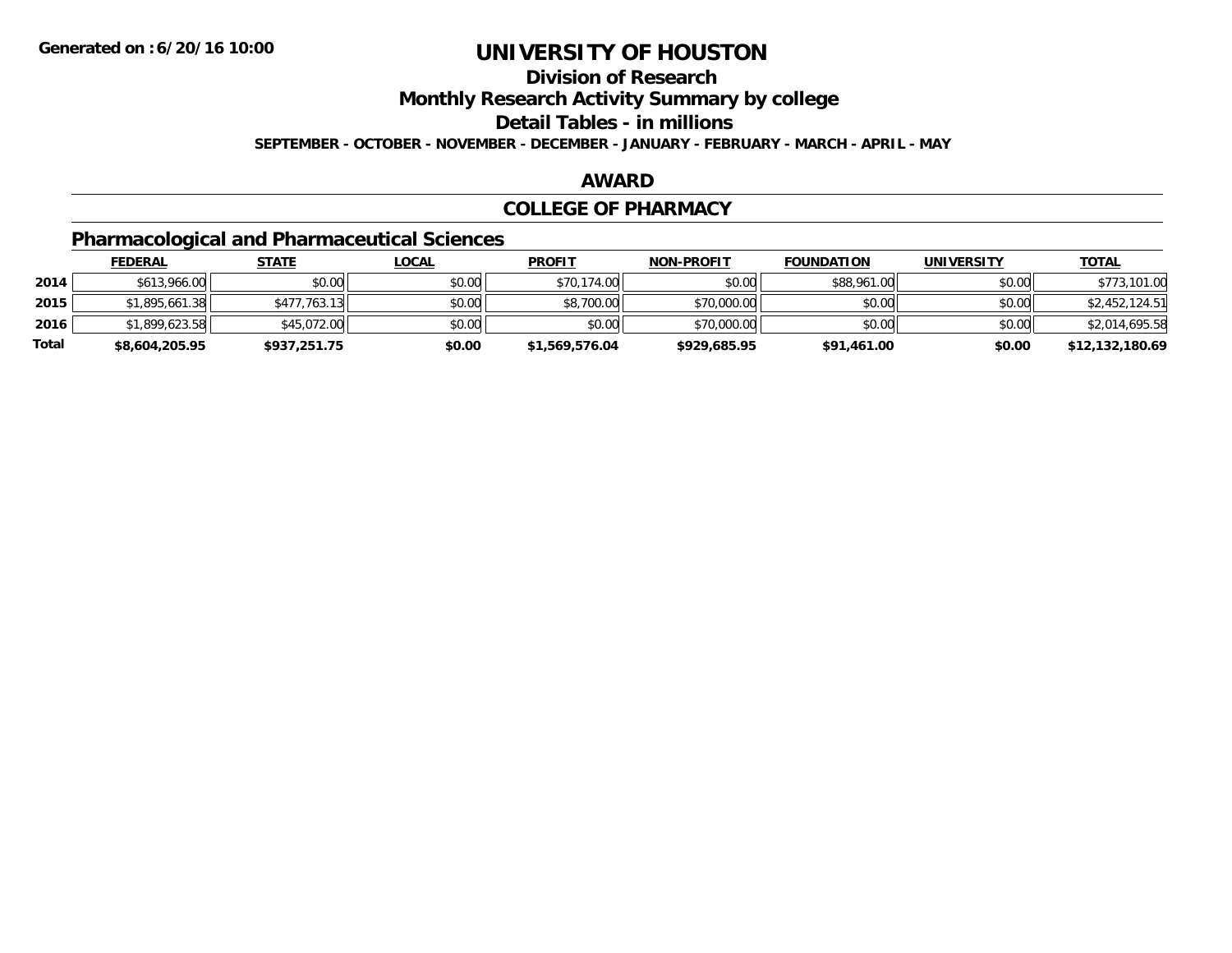Generated on :6/20/16 10:00

# UNIVERSITY OF HOUSTON

## Division of Research

## Monthly Research Activity Summary by college

## Detail Tables - in millions

**SEPTEMBER - OCTOBER - NOVEMBER - DECEMBER - JANUARY - FEBRUARY - MARCH - APRIL - MAY**

## AWARD

## COLLEGE OF PHARMACY

### Pharmacological and Pharmaceutical Sciences

| | FEDERAL | STATE | LOCAL | PROFIT | NON-PROFIT | FOUNDATION | UNIVERSITY | TOTAL |
|---|---|---|---|---|---|---|---|---|
| 2014 | $613,966.00 | $0.00 | $0.00 | $70,174.00 | $0.00 | $88,961.00 | $0.00 | $773,101.00 |
| 2015 | $1,895,661.38 | $477,763.13 | $0.00 | $8,700.00 | $70,000.00 | $0.00 | $0.00 | $2,452,124.51 |
| 2016 | $1,899,623.58 | $45,072.00 | $0.00 | $0.00 | $70,000.00 | $0.00 | $0.00 | $2,014,695.58 |
| **Total** | **$8,604,205.95** | **$937,251.75** | **$0.00** | **$1,569,576.04** | **$929,685.95** | **$91,461.00** | **$0.00** | **$12,132,180.69** |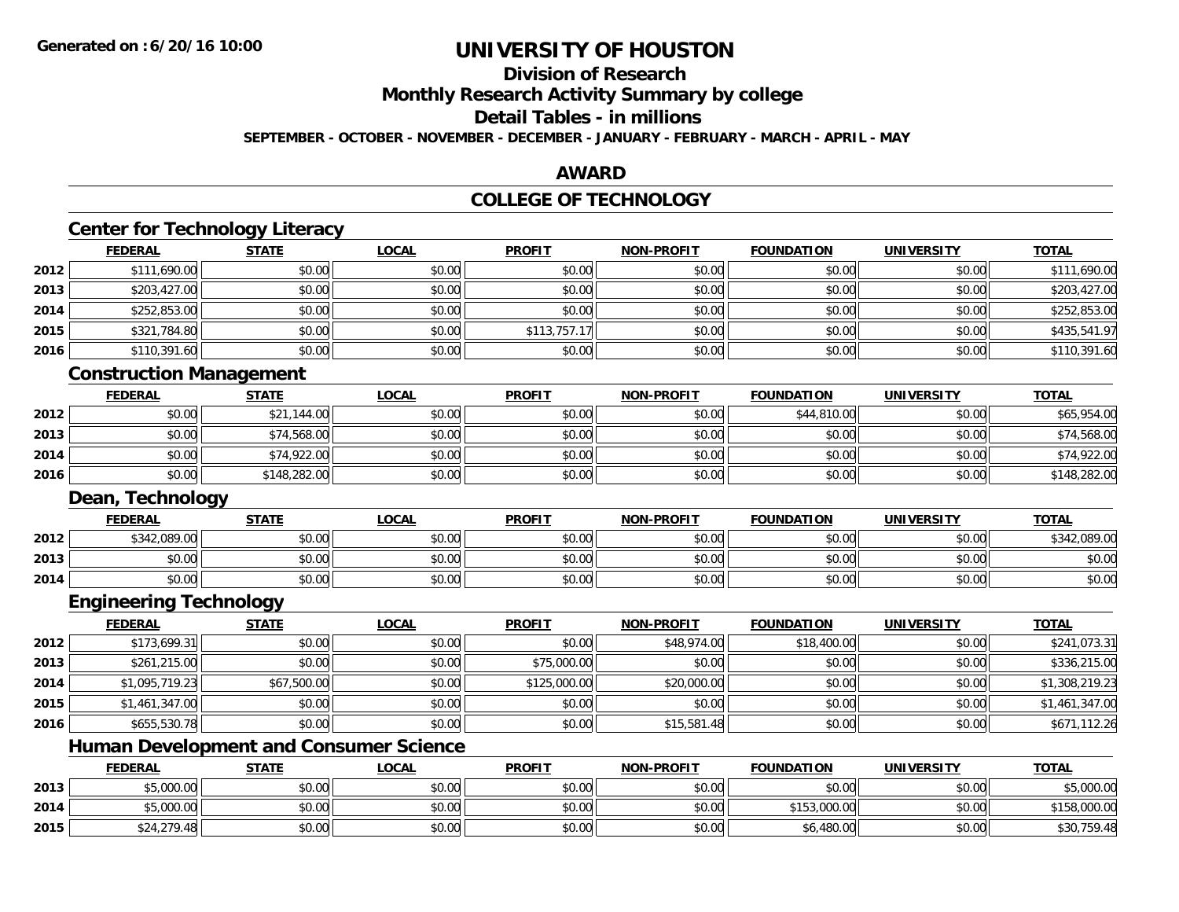**Generated on :6/20/16 10:00**

# UNIVERSITY OF HOUSTON

## Division of Research

## Monthly Research Activity Summary by college

## Detail Tables - in millions

**SEPTEMBER - OCTOBER - NOVEMBER - DECEMBER - JANUARY - FEBRUARY - MARCH - APRIL - MAY**

## AWARD

## COLLEGE OF TECHNOLOGY

### Center for Technology Literacy

| | FEDERAL | STATE | LOCAL | PROFIT | NON-PROFIT | FOUNDATION | UNIVERSITY | TOTAL |
|---|---|---|---|---|---|---|---|---|
| 2012 | $111,690.00 | $0.00 | $0.00 | $0.00 | $0.00 | $0.00 | $0.00 | $111,690.00 |
| 2013 | $203,427.00 | $0.00 | $0.00 | $0.00 | $0.00 | $0.00 | $0.00 | $203,427.00 |
| 2014 | $252,853.00 | $0.00 | $0.00 | $0.00 | $0.00 | $0.00 | $0.00 | $252,853.00 |
| 2015 | $321,784.80 | $0.00 | $0.00 | $113,757.17 | $0.00 | $0.00 | $0.00 | $435,541.97 |
| 2016 | $110,391.60 | $0.00 | $0.00 | $0.00 | $0.00 | $0.00 | $0.00 | $110,391.60 |

### Construction Management

| | FEDERAL | STATE | LOCAL | PROFIT | NON-PROFIT | FOUNDATION | UNIVERSITY | TOTAL |
|---|---|---|---|---|---|---|---|---|
| 2012 | $0.00 | $21,144.00 | $0.00 | $0.00 | $0.00 | $44,810.00 | $0.00 | $65,954.00 |
| 2013 | $0.00 | $74,568.00 | $0.00 | $0.00 | $0.00 | $0.00 | $0.00 | $74,568.00 |
| 2014 | $0.00 | $74,922.00 | $0.00 | $0.00 | $0.00 | $0.00 | $0.00 | $74,922.00 |
| 2016 | $0.00 | $148,282.00 | $0.00 | $0.00 | $0.00 | $0.00 | $0.00 | $148,282.00 |

### Dean, Technology

| | FEDERAL | STATE | LOCAL | PROFIT | NON-PROFIT | FOUNDATION | UNIVERSITY | TOTAL |
|---|---|---|---|---|---|---|---|---|
| 2012 | $342,089.00 | $0.00 | $0.00 | $0.00 | $0.00 | $0.00 | $0.00 | $342,089.00 |
| 2013 | $0.00 | $0.00 | $0.00 | $0.00 | $0.00 | $0.00 | $0.00 | $0.00 |
| 2014 | $0.00 | $0.00 | $0.00 | $0.00 | $0.00 | $0.00 | $0.00 | $0.00 |

### Engineering Technology

| | FEDERAL | STATE | LOCAL | PROFIT | NON-PROFIT | FOUNDATION | UNIVERSITY | TOTAL |
|---|---|---|---|---|---|---|---|---|
| 2012 | $173,699.31 | $0.00 | $0.00 | $0.00 | $48,974.00 | $18,400.00 | $0.00 | $241,073.31 |
| 2013 | $261,215.00 | $0.00 | $0.00 | $75,000.00 | $0.00 | $0.00 | $0.00 | $336,215.00 |
| 2014 | $1,095,719.23 | $67,500.00 | $0.00 | $125,000.00 | $20,000.00 | $0.00 | $0.00 | $1,308,219.23 |
| 2015 | $1,461,347.00 | $0.00 | $0.00 | $0.00 | $0.00 | $0.00 | $0.00 | $1,461,347.00 |
| 2016 | $655,530.78 | $0.00 | $0.00 | $0.00 | $15,581.48 | $0.00 | $0.00 | $671,112.26 |

### Human Development and Consumer Science

| | FEDERAL | STATE | LOCAL | PROFIT | NON-PROFIT | FOUNDATION | UNIVERSITY | TOTAL |
|---|---|---|---|---|---|---|---|---|
| 2013 | $5,000.00 | $0.00 | $0.00 | $0.00 | $0.00 | $0.00 | $0.00 | $5,000.00 |
| 2014 | $5,000.00 | $0.00 | $0.00 | $0.00 | $0.00 | $153,000.00 | $0.00 | $158,000.00 |
| 2015 | $24,279.48 | $0.00 | $0.00 | $0.00 | $0.00 | $6,480.00 | $0.00 | $30,759.48 |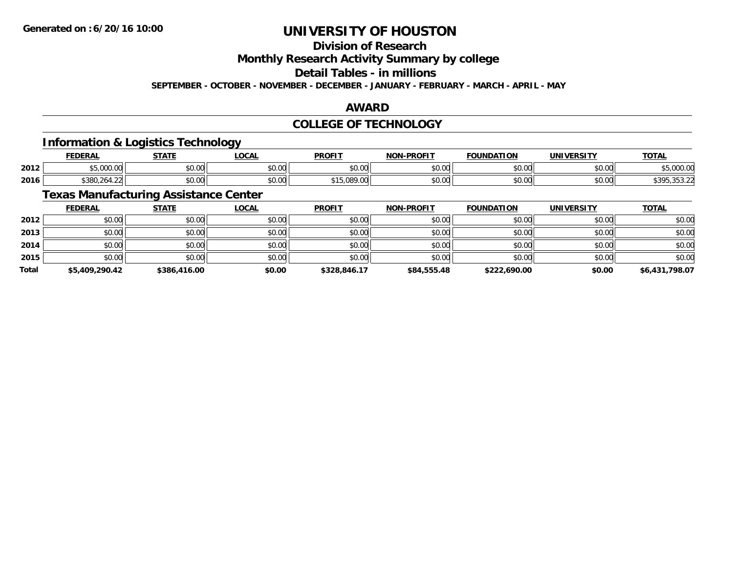# UNIVERSITY OF HOUSTON

## Division of Research

## Monthly Research Activity Summary by college

## Detail Tables - in millions

**SEPTEMBER - OCTOBER - NOVEMBER - DECEMBER - JANUARY - FEBRUARY - MARCH - APRIL - MAY**

## AWARD

## COLLEGE OF TECHNOLOGY

### Information & Logistics Technology

| | FEDERAL | STATE | LOCAL | PROFIT | NON-PROFIT | FOUNDATION | UNIVERSITY | TOTAL |
|---|---|---|---|---|---|---|---|---|
| 2012 | $5,000.00 | $0.00 | $0.00 | $0.00 | $0.00 | $0.00 | $0.00 | $5,000.00 |
| 2016 | $380,264.22 | $0.00 | $0.00 | $15,089.00 | $0.00 | $0.00 | $0.00 | $395,353.22 |

### Texas Manufacturing Assistance Center

| | FEDERAL | STATE | LOCAL | PROFIT | NON-PROFIT | FOUNDATION | UNIVERSITY | TOTAL |
|---|---|---|---|---|---|---|---|---|
| 2012 | $0.00 | $0.00 | $0.00 | $0.00 | $0.00 | $0.00 | $0.00 | $0.00 |
| 2013 | $0.00 | $0.00 | $0.00 | $0.00 | $0.00 | $0.00 | $0.00 | $0.00 |
| 2014 | $0.00 | $0.00 | $0.00 | $0.00 | $0.00 | $0.00 | $0.00 | $0.00 |
| 2015 | $0.00 | $0.00 | $0.00 | $0.00 | $0.00 | $0.00 | $0.00 | $0.00 |
| **Total** | **$5,409,290.42** | **$386,416.00** | **$0.00** | **$328,846.17** | **$84,555.48** | **$222,690.00** | **$0.00** | **$6,431,798.07** |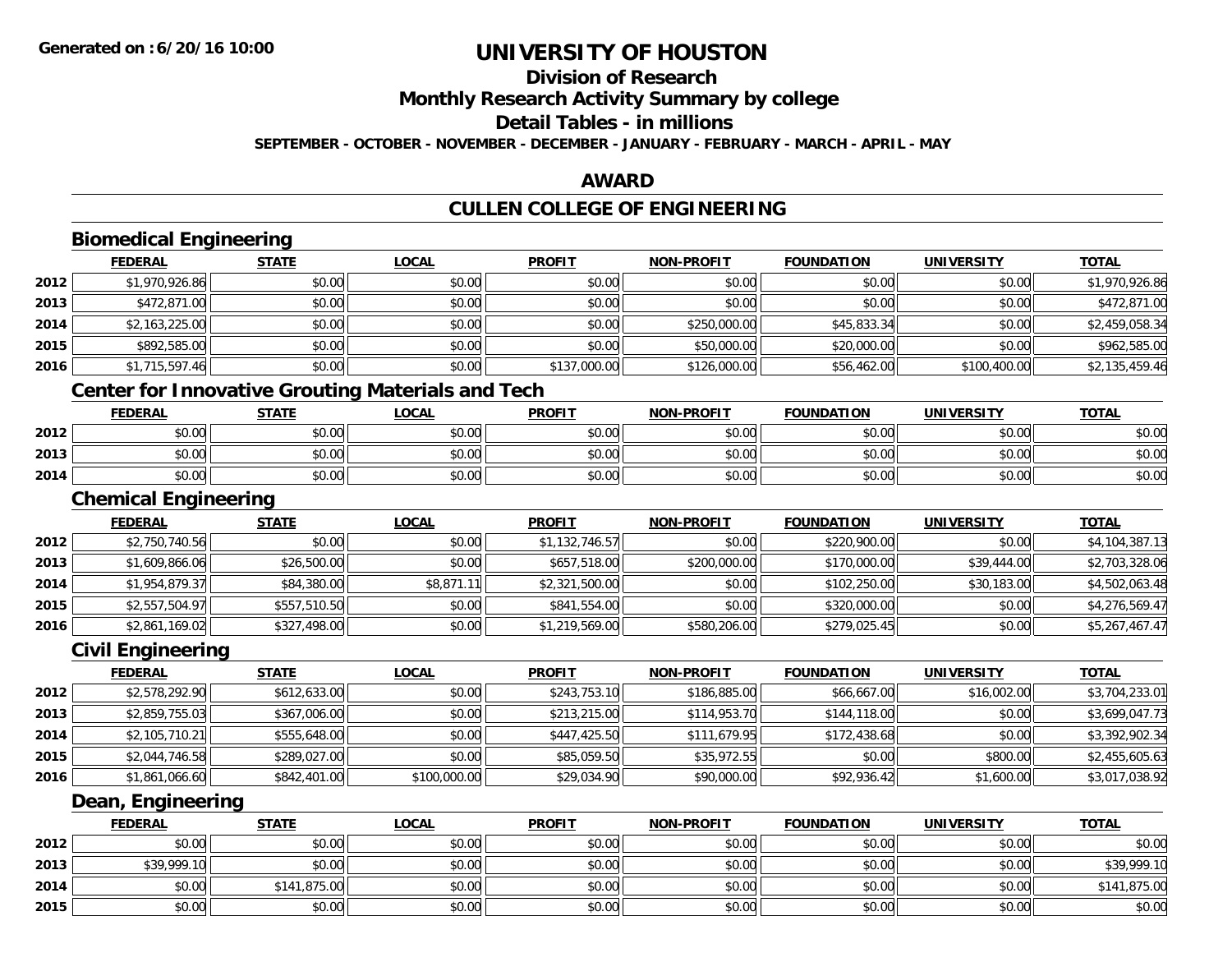**Generated on :6/20/16 10:00**

# UNIVERSITY OF HOUSTON

## Division of Research

## Monthly Research Activity Summary by college

## Detail Tables - in millions

**SEPTEMBER - OCTOBER - NOVEMBER - DECEMBER - JANUARY - FEBRUARY - MARCH - APRIL - MAY**

## AWARD

## CULLEN COLLEGE OF ENGINEERING

### Biomedical Engineering

| | FEDERAL | STATE | LOCAL | PROFIT | NON-PROFIT | FOUNDATION | UNIVERSITY | TOTAL |
|---|---|---|---|---|---|---|---|---|
| 2012 | $1,970,926.86 | $0.00 | $0.00 | $0.00 | $0.00 | $0.00 | $0.00 | $1,970,926.86 |
| 2013 | $472,871.00 | $0.00 | $0.00 | $0.00 | $0.00 | $0.00 | $0.00 | $472,871.00 |
| 2014 | $2,163,225.00 | $0.00 | $0.00 | $0.00 | $250,000.00 | $45,833.34 | $0.00 | $2,459,058.34 |
| 2015 | $892,585.00 | $0.00 | $0.00 | $0.00 | $50,000.00 | $20,000.00 | $0.00 | $962,585.00 |
| 2016 | $1,715,597.46 | $0.00 | $0.00 | $137,000.00 | $126,000.00 | $56,462.00 | $100,400.00 | $2,135,459.46 |

### Center for Innovative Grouting Materials and Tech

| | FEDERAL | STATE | LOCAL | PROFIT | NON-PROFIT | FOUNDATION | UNIVERSITY | TOTAL |
|---|---|---|---|---|---|---|---|---|
| 2012 | $0.00 | $0.00 | $0.00 | $0.00 | $0.00 | $0.00 | $0.00 | $0.00 |
| 2013 | $0.00 | $0.00 | $0.00 | $0.00 | $0.00 | $0.00 | $0.00 | $0.00 |
| 2014 | $0.00 | $0.00 | $0.00 | $0.00 | $0.00 | $0.00 | $0.00 | $0.00 |

### Chemical Engineering

| | FEDERAL | STATE | LOCAL | PROFIT | NON-PROFIT | FOUNDATION | UNIVERSITY | TOTAL |
|---|---|---|---|---|---|---|---|---|
| 2012 | $2,750,740.56 | $0.00 | $0.00 | $1,132,746.57 | $0.00 | $220,900.00 | $0.00 | $4,104,387.13 |
| 2013 | $1,609,866.06 | $26,500.00 | $0.00 | $657,518.00 | $200,000.00 | $170,000.00 | $39,444.00 | $2,703,328.06 |
| 2014 | $1,954,879.37 | $84,380.00 | $8,871.11 | $2,321,500.00 | $0.00 | $102,250.00 | $30,183.00 | $4,502,063.48 |
| 2015 | $2,557,504.97 | $557,510.50 | $0.00 | $841,554.00 | $0.00 | $320,000.00 | $0.00 | $4,276,569.47 |
| 2016 | $2,861,169.02 | $327,498.00 | $0.00 | $1,219,569.00 | $580,206.00 | $279,025.45 | $0.00 | $5,267,467.47 |

### Civil Engineering

| | FEDERAL | STATE | LOCAL | PROFIT | NON-PROFIT | FOUNDATION | UNIVERSITY | TOTAL |
|---|---|---|---|---|---|---|---|---|
| 2012 | $2,578,292.90 | $612,633.00 | $0.00 | $243,753.10 | $186,885.00 | $66,667.00 | $16,002.00 | $3,704,233.01 |
| 2013 | $2,859,755.03 | $367,006.00 | $0.00 | $213,215.00 | $114,953.70 | $144,118.00 | $0.00 | $3,699,047.73 |
| 2014 | $2,105,710.21 | $555,648.00 | $0.00 | $447,425.50 | $111,679.95 | $172,438.68 | $0.00 | $3,392,902.34 |
| 2015 | $2,044,746.58 | $289,027.00 | $0.00 | $85,059.50 | $35,972.55 | $0.00 | $800.00 | $2,455,605.63 |
| 2016 | $1,861,066.60 | $842,401.00 | $100,000.00 | $29,034.90 | $90,000.00 | $92,936.42 | $1,600.00 | $3,017,038.92 |

### Dean, Engineering

| | FEDERAL | STATE | LOCAL | PROFIT | NON-PROFIT | FOUNDATION | UNIVERSITY | TOTAL |
|---|---|---|---|---|---|---|---|---|
| 2012 | $0.00 | $0.00 | $0.00 | $0.00 | $0.00 | $0.00 | $0.00 | $0.00 |
| 2013 | $39,999.10 | $0.00 | $0.00 | $0.00 | $0.00 | $0.00 | $0.00 | $39,999.10 |
| 2014 | $0.00 | $141,875.00 | $0.00 | $0.00 | $0.00 | $0.00 | $0.00 | $141,875.00 |
| 2015 | $0.00 | $0.00 | $0.00 | $0.00 | $0.00 | $0.00 | $0.00 | $0.00 |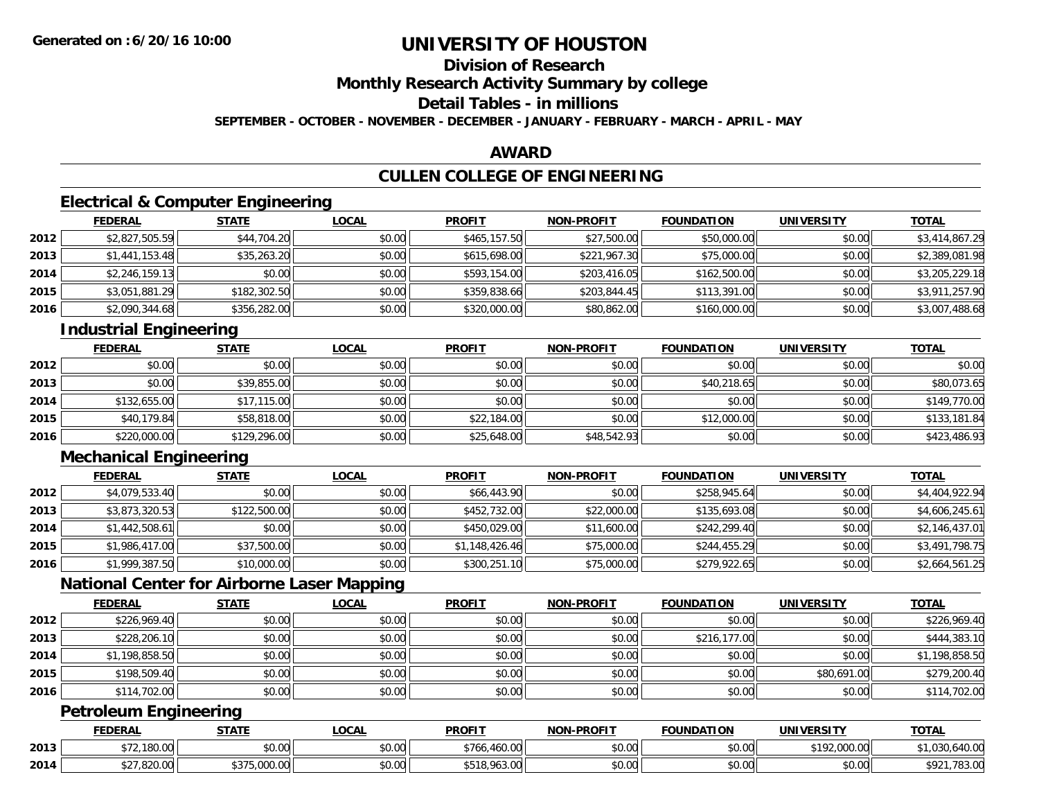# UNIVERSITY OF HOUSTON

## Division of Research

## Monthly Research Activity Summary by college

## Detail Tables - in millions

**SEPTEMBER - OCTOBER - NOVEMBER - DECEMBER - JANUARY - FEBRUARY - MARCH - APRIL - MAY**

## AWARD

## CULLEN COLLEGE OF ENGINEERING

### Electrical & Computer Engineering

| | FEDERAL | STATE | LOCAL | PROFIT | NON-PROFIT | FOUNDATION | UNIVERSITY | TOTAL |
|---|---|---|---|---|---|---|---|---|
| 2012 | $2,827,505.59 | $44,704.20 | $0.00 | $465,157.50 | $27,500.00 | $50,000.00 | $0.00 | $3,414,867.29 |
| 2013 | $1,441,153.48 | $35,263.20 | $0.00 | $615,698.00 | $221,967.30 | $75,000.00 | $0.00 | $2,389,081.98 |
| 2014 | $2,246,159.13 | $0.00 | $0.00 | $593,154.00 | $203,416.05 | $162,500.00 | $0.00 | $3,205,229.18 |
| 2015 | $3,051,881.29 | $182,302.50 | $0.00 | $359,838.66 | $203,844.45 | $113,391.00 | $0.00 | $3,911,257.90 |
| 2016 | $2,090,344.68 | $356,282.00 | $0.00 | $320,000.00 | $80,862.00 | $160,000.00 | $0.00 | $3,007,488.68 |

### Industrial Engineering

| | FEDERAL | STATE | LOCAL | PROFIT | NON-PROFIT | FOUNDATION | UNIVERSITY | TOTAL |
|---|---|---|---|---|---|---|---|---|
| 2012 | $0.00 | $0.00 | $0.00 | $0.00 | $0.00 | $0.00 | $0.00 | $0.00 |
| 2013 | $0.00 | $39,855.00 | $0.00 | $0.00 | $0.00 | $40,218.65 | $0.00 | $80,073.65 |
| 2014 | $132,655.00 | $17,115.00 | $0.00 | $0.00 | $0.00 | $0.00 | $0.00 | $149,770.00 |
| 2015 | $40,179.84 | $58,818.00 | $0.00 | $22,184.00 | $0.00 | $12,000.00 | $0.00 | $133,181.84 |
| 2016 | $220,000.00 | $129,296.00 | $0.00 | $25,648.00 | $48,542.93 | $0.00 | $0.00 | $423,486.93 |

### Mechanical Engineering

| | FEDERAL | STATE | LOCAL | PROFIT | NON-PROFIT | FOUNDATION | UNIVERSITY | TOTAL |
|---|---|---|---|---|---|---|---|---|
| 2012 | $4,079,533.40 | $0.00 | $0.00 | $66,443.90 | $0.00 | $258,945.64 | $0.00 | $4,404,922.94 |
| 2013 | $3,873,320.53 | $122,500.00 | $0.00 | $452,732.00 | $22,000.00 | $135,693.08 | $0.00 | $4,606,245.61 |
| 2014 | $1,442,508.61 | $0.00 | $0.00 | $450,029.00 | $11,600.00 | $242,299.40 | $0.00 | $2,146,437.01 |
| 2015 | $1,986,417.00 | $37,500.00 | $0.00 | $1,148,426.46 | $75,000.00 | $244,455.29 | $0.00 | $3,491,798.75 |
| 2016 | $1,999,387.50 | $10,000.00 | $0.00 | $300,251.10 | $75,000.00 | $279,922.65 | $0.00 | $2,664,561.25 |

### National Center for Airborne Laser Mapping

| | FEDERAL | STATE | LOCAL | PROFIT | NON-PROFIT | FOUNDATION | UNIVERSITY | TOTAL |
|---|---|---|---|---|---|---|---|---|
| 2012 | $226,969.40 | $0.00 | $0.00 | $0.00 | $0.00 | $0.00 | $0.00 | $226,969.40 |
| 2013 | $228,206.10 | $0.00 | $0.00 | $0.00 | $0.00 | $216,177.00 | $0.00 | $444,383.10 |
| 2014 | $1,198,858.50 | $0.00 | $0.00 | $0.00 | $0.00 | $0.00 | $0.00 | $1,198,858.50 |
| 2015 | $198,509.40 | $0.00 | $0.00 | $0.00 | $0.00 | $0.00 | $80,691.00 | $279,200.40 |
| 2016 | $114,702.00 | $0.00 | $0.00 | $0.00 | $0.00 | $0.00 | $0.00 | $114,702.00 |

### Petroleum Engineering

| | FEDERAL | STATE | LOCAL | PROFIT | NON-PROFIT | FOUNDATION | UNIVERSITY | TOTAL |
|---|---|---|---|---|---|---|---|---|
| 2013 | $72,180.00 | $0.00 | $0.00 | $766,460.00 | $0.00 | $0.00 | $192,000.00 | $1,030,640.00 |
| 2014 | $27,820.00 | $375,000.00 | $0.00 | $518,963.00 | $0.00 | $0.00 | $0.00 | $921,783.00 |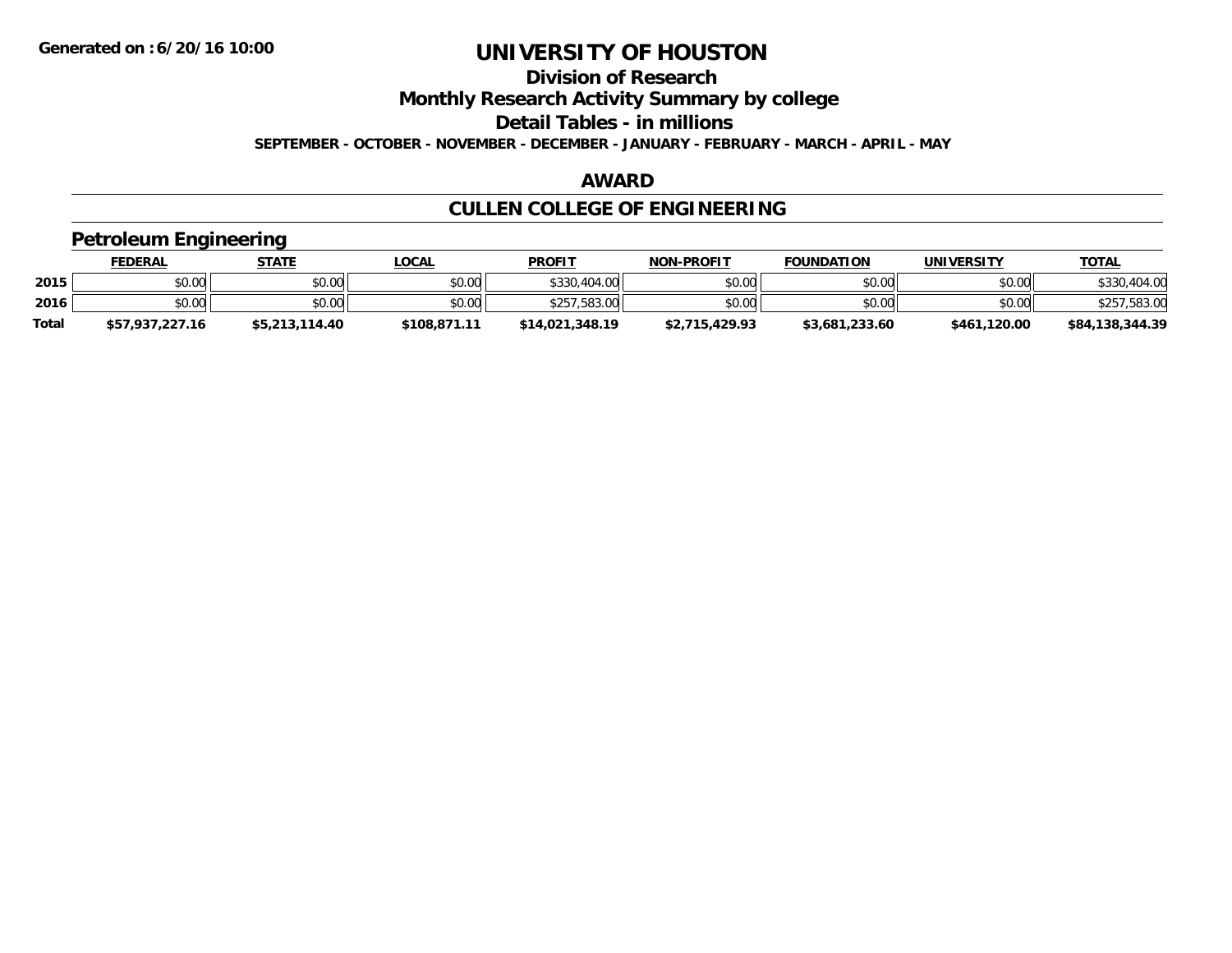# UNIVERSITY OF HOUSTON

## Division of Research

## Monthly Research Activity Summary by college

## Detail Tables - in millions

**SEPTEMBER - OCTOBER - NOVEMBER - DECEMBER - JANUARY - FEBRUARY - MARCH - APRIL - MAY**

**Generated on : 6/20/16 10:00**

## AWARD

## CULLEN COLLEGE OF ENGINEERING

### Petroleum Engineering

| | FEDERAL | STATE | LOCAL | PROFIT | NON-PROFIT | FOUNDATION | UNIVERSITY | TOTAL |
|---|---|---|---|---|---|---|---|---|
| 2015 | $0.00 | $0.00 | $0.00 | $330,404.00 | $0.00 | $0.00 | $0.00 | $330,404.00 |
| 2016 | $0.00 | $0.00 | $0.00 | $257,583.00 | $0.00 | $0.00 | $0.00 | $257,583.00 |
| **Total** | **$57,937,227.16** | **$5,213,114.40** | **$108,871.11** | **$14,021,348.19** | **$2,715,429.93** | **$3,681,233.60** | **$461,120.00** | **$84,138,344.39** |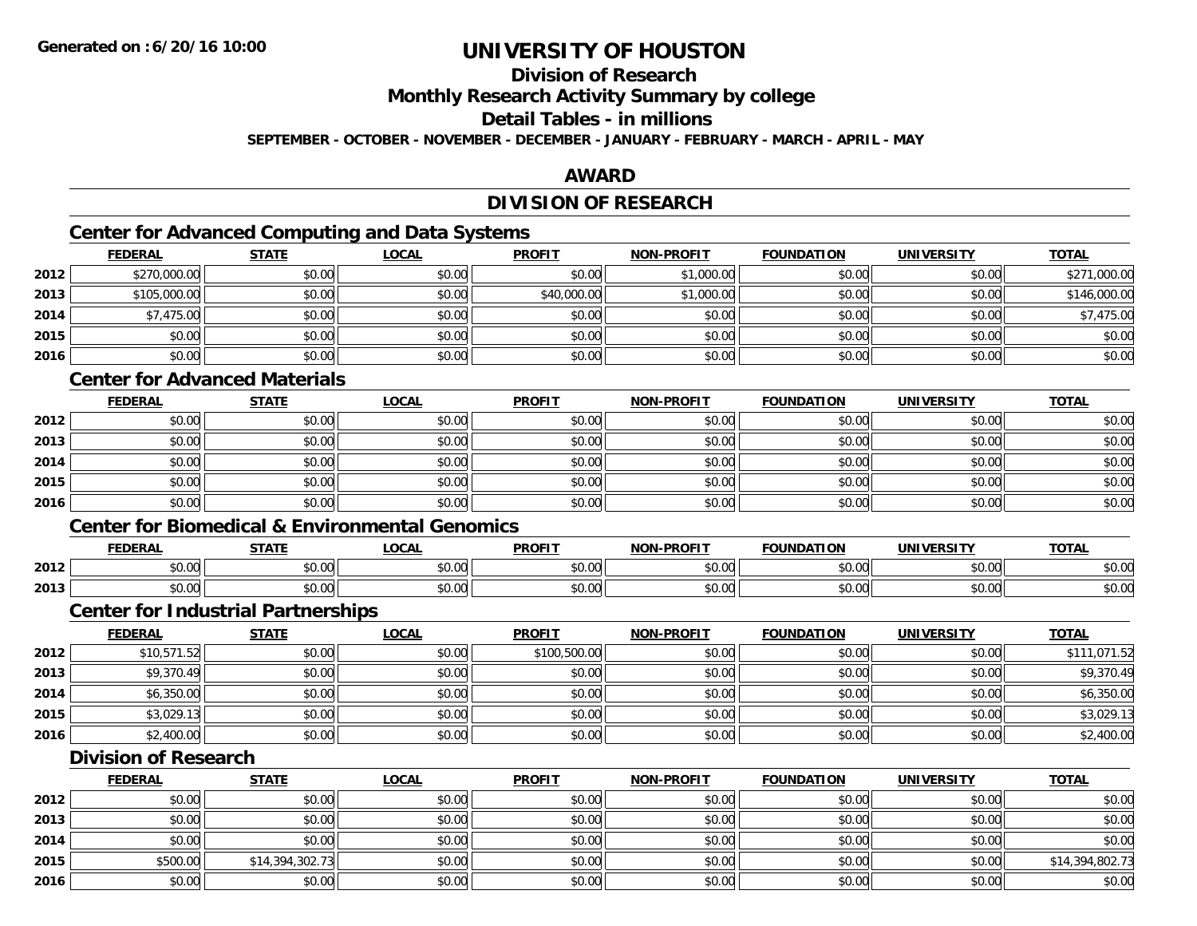**Generated on :6/20/16 10:00**

# UNIVERSITY OF HOUSTON

## Division of Research

## Monthly Research Activity Summary by college

## Detail Tables - in millions

**SEPTEMBER - OCTOBER - NOVEMBER - DECEMBER - JANUARY - FEBRUARY - MARCH - APRIL - MAY**

## AWARD

## DIVISION OF RESEARCH

### Center for Advanced Computing and Data Systems

| | FEDERAL | STATE | LOCAL | PROFIT | NON-PROFIT | FOUNDATION | UNIVERSITY | TOTAL |
|---|---|---|---|---|---|---|---|---|
| 2012 | $270,000.00 | $0.00 | $0.00 | $0.00 | $1,000.00 | $0.00 | $0.00 | $271,000.00 |
| 2013 | $105,000.00 | $0.00 | $0.00 | $40,000.00 | $1,000.00 | $0.00 | $0.00 | $146,000.00 |
| 2014 | $7,475.00 | $0.00 | $0.00 | $0.00 | $0.00 | $0.00 | $0.00 | $7,475.00 |
| 2015 | $0.00 | $0.00 | $0.00 | $0.00 | $0.00 | $0.00 | $0.00 | $0.00 |
| 2016 | $0.00 | $0.00 | $0.00 | $0.00 | $0.00 | $0.00 | $0.00 | $0.00 |

### Center for Advanced Materials

| | FEDERAL | STATE | LOCAL | PROFIT | NON-PROFIT | FOUNDATION | UNIVERSITY | TOTAL |
|---|---|---|---|---|---|---|---|---|
| 2012 | $0.00 | $0.00 | $0.00 | $0.00 | $0.00 | $0.00 | $0.00 | $0.00 |
| 2013 | $0.00 | $0.00 | $0.00 | $0.00 | $0.00 | $0.00 | $0.00 | $0.00 |
| 2014 | $0.00 | $0.00 | $0.00 | $0.00 | $0.00 | $0.00 | $0.00 | $0.00 |
| 2015 | $0.00 | $0.00 | $0.00 | $0.00 | $0.00 | $0.00 | $0.00 | $0.00 |
| 2016 | $0.00 | $0.00 | $0.00 | $0.00 | $0.00 | $0.00 | $0.00 | $0.00 |

### Center for Biomedical & Environmental Genomics

| | FEDERAL | STATE | LOCAL | PROFIT | NON-PROFIT | FOUNDATION | UNIVERSITY | TOTAL |
|---|---|---|---|---|---|---|---|---|
| 2012 | $0.00 | $0.00 | $0.00 | $0.00 | $0.00 | $0.00 | $0.00 | $0.00 |
| 2013 | $0.00 | $0.00 | $0.00 | $0.00 | $0.00 | $0.00 | $0.00 | $0.00 |

### Center for Industrial Partnerships

| | FEDERAL | STATE | LOCAL | PROFIT | NON-PROFIT | FOUNDATION | UNIVERSITY | TOTAL |
|---|---|---|---|---|---|---|---|---|
| 2012 | $10,571.52 | $0.00 | $0.00 | $100,500.00 | $0.00 | $0.00 | $0.00 | $111,071.52 |
| 2013 | $9,370.49 | $0.00 | $0.00 | $0.00 | $0.00 | $0.00 | $0.00 | $9,370.49 |
| 2014 | $6,350.00 | $0.00 | $0.00 | $0.00 | $0.00 | $0.00 | $0.00 | $6,350.00 |
| 2015 | $3,029.13 | $0.00 | $0.00 | $0.00 | $0.00 | $0.00 | $0.00 | $3,029.13 |
| 2016 | $2,400.00 | $0.00 | $0.00 | $0.00 | $0.00 | $0.00 | $0.00 | $2,400.00 |

### Division of Research

| | FEDERAL | STATE | LOCAL | PROFIT | NON-PROFIT | FOUNDATION | UNIVERSITY | TOTAL |
|---|---|---|---|---|---|---|---|---|
| 2012 | $0.00 | $0.00 | $0.00 | $0.00 | $0.00 | $0.00 | $0.00 | $0.00 |
| 2013 | $0.00 | $0.00 | $0.00 | $0.00 | $0.00 | $0.00 | $0.00 | $0.00 |
| 2014 | $0.00 | $0.00 | $0.00 | $0.00 | $0.00 | $0.00 | $0.00 | $0.00 |
| 2015 | $500.00 | $14,394,302.73 | $0.00 | $0.00 | $0.00 | $0.00 | $0.00 | $14,394,802.73 |
| 2016 | $0.00 | $0.00 | $0.00 | $0.00 | $0.00 | $0.00 | $0.00 | $0.00 |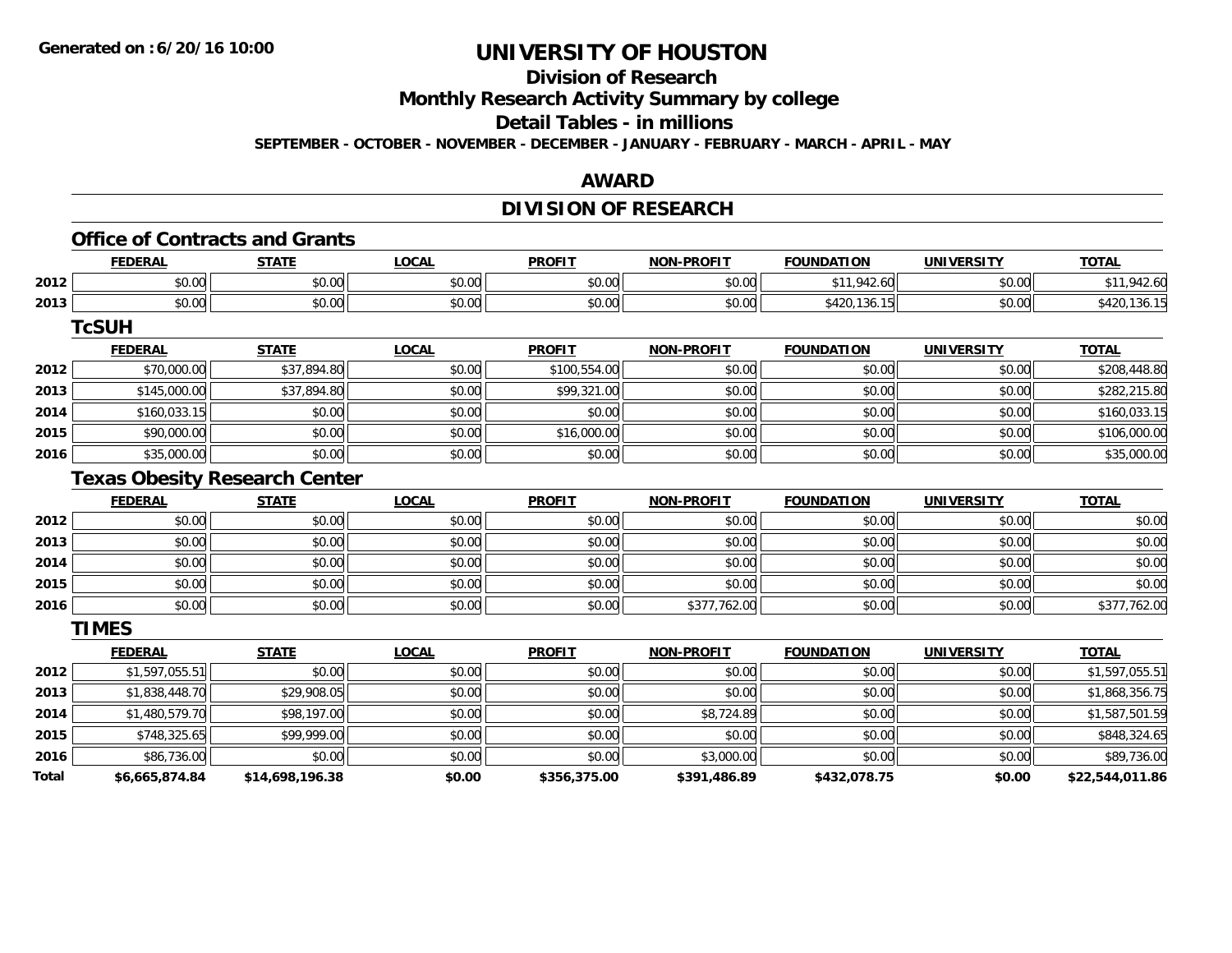**Generated on :6/20/16 10:00**

# UNIVERSITY OF HOUSTON

## Division of Research

## Monthly Research Activity Summary by college

## Detail Tables - in millions

**SEPTEMBER - OCTOBER - NOVEMBER - DECEMBER - JANUARY - FEBRUARY - MARCH - APRIL - MAY**

## AWARD

## DIVISION OF RESEARCH

### Office of Contracts and Grants

| | FEDERAL | STATE | LOCAL | PROFIT | NON-PROFIT | FOUNDATION | UNIVERSITY | TOTAL |
|---|---|---|---|---|---|---|---|---|
| 2012 | $0.00 | $0.00 | $0.00 | $0.00 | $0.00 | $11,942.60 | $0.00 | $11,942.60 |
| 2013 | $0.00 | $0.00 | $0.00 | $0.00 | $0.00 | $420,136.15 | $0.00 | $420,136.15 |

### TcSUH

| | FEDERAL | STATE | LOCAL | PROFIT | NON-PROFIT | FOUNDATION | UNIVERSITY | TOTAL |
|---|---|---|---|---|---|---|---|---|
| 2012 | $70,000.00 | $37,894.80 | $0.00 | $100,554.00 | $0.00 | $0.00 | $0.00 | $208,448.80 |
| 2013 | $145,000.00 | $37,894.80 | $0.00 | $99,321.00 | $0.00 | $0.00 | $0.00 | $282,215.80 |
| 2014 | $160,033.15 | $0.00 | $0.00 | $0.00 | $0.00 | $0.00 | $0.00 | $160,033.15 |
| 2015 | $90,000.00 | $0.00 | $0.00 | $16,000.00 | $0.00 | $0.00 | $0.00 | $106,000.00 |
| 2016 | $35,000.00 | $0.00 | $0.00 | $0.00 | $0.00 | $0.00 | $0.00 | $35,000.00 |

### Texas Obesity Research Center

| | FEDERAL | STATE | LOCAL | PROFIT | NON-PROFIT | FOUNDATION | UNIVERSITY | TOTAL |
|---|---|---|---|---|---|---|---|---|
| 2012 | $0.00 | $0.00 | $0.00 | $0.00 | $0.00 | $0.00 | $0.00 | $0.00 |
| 2013 | $0.00 | $0.00 | $0.00 | $0.00 | $0.00 | $0.00 | $0.00 | $0.00 |
| 2014 | $0.00 | $0.00 | $0.00 | $0.00 | $0.00 | $0.00 | $0.00 | $0.00 |
| 2015 | $0.00 | $0.00 | $0.00 | $0.00 | $0.00 | $0.00 | $0.00 | $0.00 |
| 2016 | $0.00 | $0.00 | $0.00 | $0.00 | $377,762.00 | $0.00 | $0.00 | $377,762.00 |

### TIMES

| | FEDERAL | STATE | LOCAL | PROFIT | NON-PROFIT | FOUNDATION | UNIVERSITY | TOTAL |
|---|---|---|---|---|---|---|---|---|
| 2012 | $1,597,055.51 | $0.00 | $0.00 | $0.00 | $0.00 | $0.00 | $0.00 | $1,597,055.51 |
| 2013 | $1,838,448.70 | $29,908.05 | $0.00 | $0.00 | $0.00 | $0.00 | $0.00 | $1,868,356.75 |
| 2014 | $1,480,579.70 | $98,197.00 | $0.00 | $0.00 | $8,724.89 | $0.00 | $0.00 | $1,587,501.59 |
| 2015 | $748,325.65 | $99,999.00 | $0.00 | $0.00 | $0.00 | $0.00 | $0.00 | $848,324.65 |
| 2016 | $86,736.00 | $0.00 | $0.00 | $0.00 | $3,000.00 | $0.00 | $0.00 | $89,736.00 |
| **Total** | **$6,665,874.84** | **$14,698,196.38** | **$0.00** | **$356,375.00** | **$391,486.89** | **$432,078.75** | **$0.00** | **$22,544,011.86** |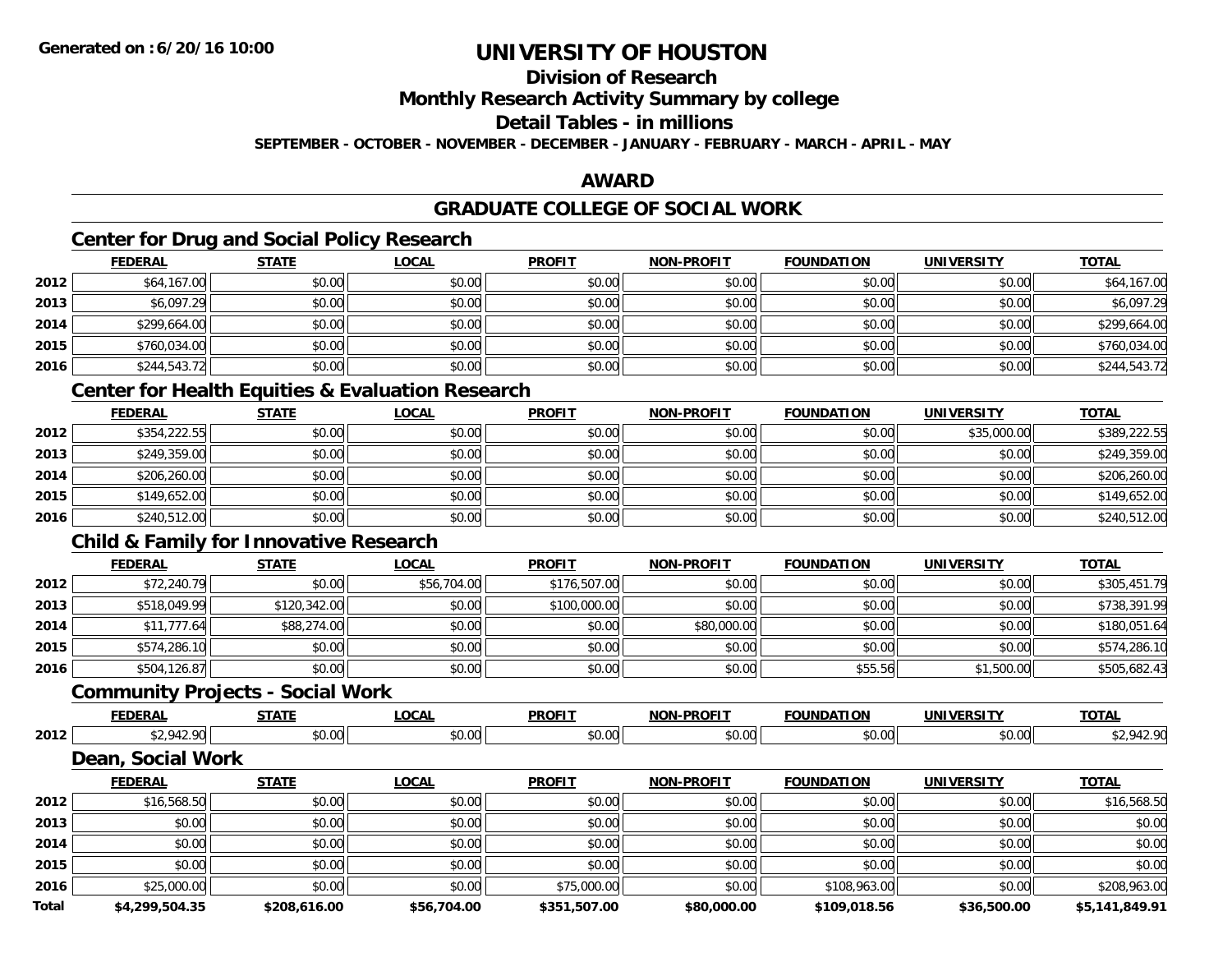**Generated on :6/20/16 10:00**

# UNIVERSITY OF HOUSTON

## Division of Research

## Monthly Research Activity Summary by college

## Detail Tables - in millions

**SEPTEMBER - OCTOBER - NOVEMBER - DECEMBER - JANUARY - FEBRUARY - MARCH - APRIL - MAY**

## AWARD

## GRADUATE COLLEGE OF SOCIAL WORK

### Center for Drug and Social Policy Research

| | FEDERAL | STATE | LOCAL | PROFIT | NON-PROFIT | FOUNDATION | UNIVERSITY | TOTAL |
|---|---|---|---|---|---|---|---|---|
| 2012 | $64,167.00 | $0.00 | $0.00 | $0.00 | $0.00 | $0.00 | $0.00 | $64,167.00 |
| 2013 | $6,097.29 | $0.00 | $0.00 | $0.00 | $0.00 | $0.00 | $0.00 | $6,097.29 |
| 2014 | $299,664.00 | $0.00 | $0.00 | $0.00 | $0.00 | $0.00 | $0.00 | $299,664.00 |
| 2015 | $760,034.00 | $0.00 | $0.00 | $0.00 | $0.00 | $0.00 | $0.00 | $760,034.00 |
| 2016 | $244,543.72 | $0.00 | $0.00 | $0.00 | $0.00 | $0.00 | $0.00 | $244,543.72 |

### Center for Health Equities & Evaluation Research

| | FEDERAL | STATE | LOCAL | PROFIT | NON-PROFIT | FOUNDATION | UNIVERSITY | TOTAL |
|---|---|---|---|---|---|---|---|---|
| 2012 | $354,222.55 | $0.00 | $0.00 | $0.00 | $0.00 | $0.00 | $35,000.00 | $389,222.55 |
| 2013 | $249,359.00 | $0.00 | $0.00 | $0.00 | $0.00 | $0.00 | $0.00 | $249,359.00 |
| 2014 | $206,260.00 | $0.00 | $0.00 | $0.00 | $0.00 | $0.00 | $0.00 | $206,260.00 |
| 2015 | $149,652.00 | $0.00 | $0.00 | $0.00 | $0.00 | $0.00 | $0.00 | $149,652.00 |
| 2016 | $240,512.00 | $0.00 | $0.00 | $0.00 | $0.00 | $0.00 | $0.00 | $240,512.00 |

### Child & Family for Innovative Research

| | FEDERAL | STATE | LOCAL | PROFIT | NON-PROFIT | FOUNDATION | UNIVERSITY | TOTAL |
|---|---|---|---|---|---|---|---|---|
| 2012 | $72,240.79 | $0.00 | $56,704.00 | $176,507.00 | $0.00 | $0.00 | $0.00 | $305,451.79 |
| 2013 | $518,049.99 | $120,342.00 | $0.00 | $100,000.00 | $0.00 | $0.00 | $0.00 | $738,391.99 |
| 2014 | $11,777.64 | $88,274.00 | $0.00 | $0.00 | $80,000.00 | $0.00 | $0.00 | $180,051.64 |
| 2015 | $574,286.10 | $0.00 | $0.00 | $0.00 | $0.00 | $0.00 | $0.00 | $574,286.10 |
| 2016 | $504,126.87 | $0.00 | $0.00 | $0.00 | $0.00 | $55.56 | $1,500.00 | $505,682.43 |

### Community Projects - Social Work

| | FEDERAL | STATE | LOCAL | PROFIT | NON-PROFIT | FOUNDATION | UNIVERSITY | TOTAL |
|---|---|---|---|---|---|---|---|---|
| 2012 | $2,942.90 | $0.00 | $0.00 | $0.00 | $0.00 | $0.00 | $0.00 | $2,942.90 |

### Dean, Social Work

| | FEDERAL | STATE | LOCAL | PROFIT | NON-PROFIT | FOUNDATION | UNIVERSITY | TOTAL |
|---|---|---|---|---|---|---|---|---|
| 2012 | $16,568.50 | $0.00 | $0.00 | $0.00 | $0.00 | $0.00 | $0.00 | $16,568.50 |
| 2013 | $0.00 | $0.00 | $0.00 | $0.00 | $0.00 | $0.00 | $0.00 | $0.00 |
| 2014 | $0.00 | $0.00 | $0.00 | $0.00 | $0.00 | $0.00 | $0.00 | $0.00 |
| 2015 | $0.00 | $0.00 | $0.00 | $0.00 | $0.00 | $0.00 | $0.00 | $0.00 |
| 2016 | $25,000.00 | $0.00 | $0.00 | $75,000.00 | $0.00 | $108,963.00 | $0.00 | $208,963.00 |
| **Total** | **$4,299,504.35** | **$208,616.00** | **$56,704.00** | **$351,507.00** | **$80,000.00** | **$109,018.56** | **$36,500.00** | **$5,141,849.91** |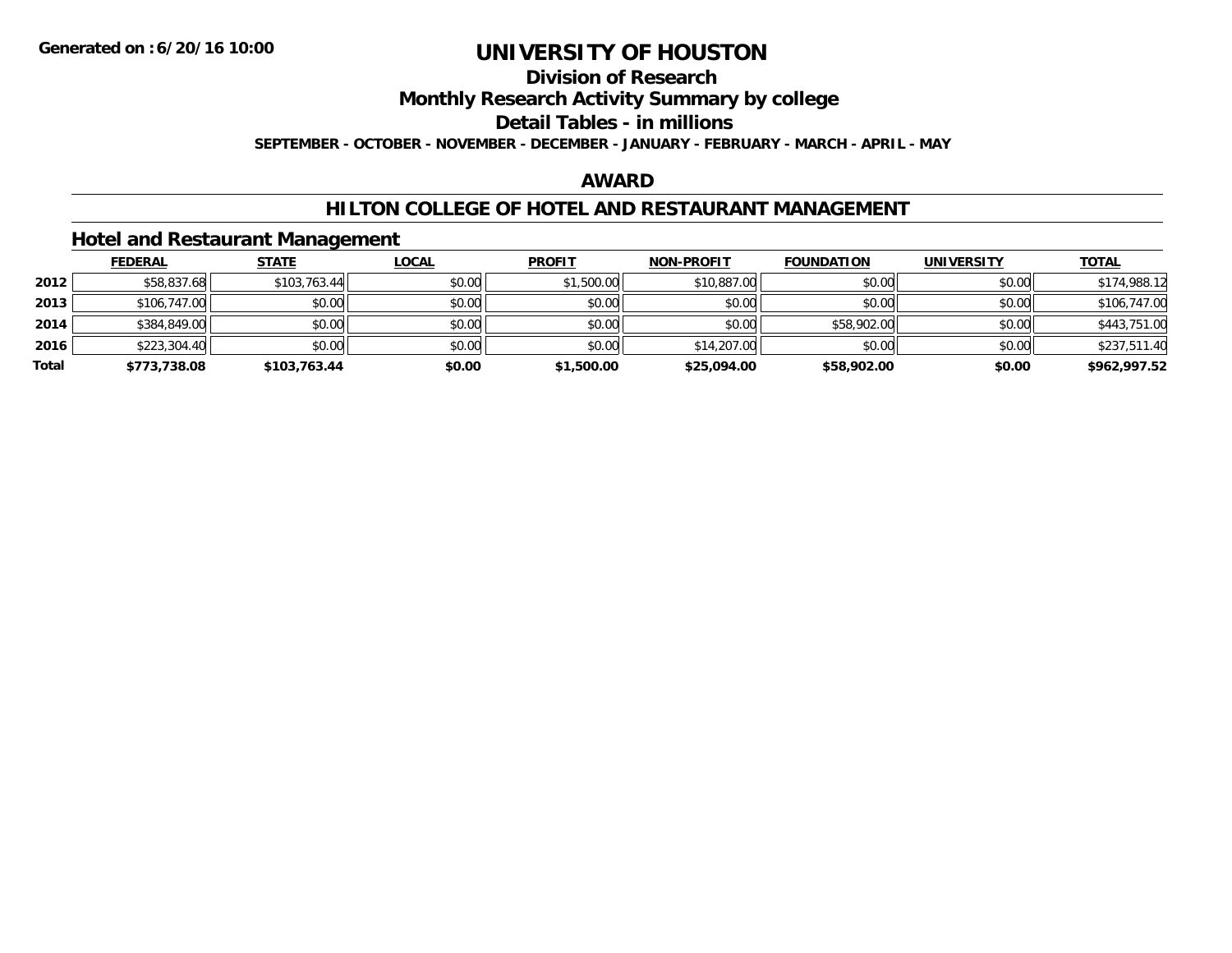# UNIVERSITY OF HOUSTON

## Division of Research

## Monthly Research Activity Summary by college

## Detail Tables - in millions

**SEPTEMBER - OCTOBER - NOVEMBER - DECEMBER - JANUARY - FEBRUARY - MARCH - APRIL - MAY**

## AWARD

## HILTON COLLEGE OF HOTEL AND RESTAURANT MANAGEMENT

### Hotel and Restaurant Management

| | FEDERAL | STATE | LOCAL | PROFIT | NON-PROFIT | FOUNDATION | UNIVERSITY | TOTAL |
|---|---|---|---|---|---|---|---|---|
| **2012** | $58,837.68 | $103,763.44 | $0.00 | $1,500.00 | $10,887.00 | $0.00 | $0.00 | $174,988.12 |
| **2013** | $106,747.00 | $0.00 | $0.00 | $0.00 | $0.00 | $0.00 | $0.00 | $106,747.00 |
| **2014** | $384,849.00 | $0.00 | $0.00 | $0.00 | $0.00 | $58,902.00 | $0.00 | $443,751.00 |
| **2016** | $223,304.40 | $0.00 | $0.00 | $0.00 | $14,207.00 | $0.00 | $0.00 | $237,511.40 |
| **Total** | **$773,738.08** | **$103,763.44** | **$0.00** | **$1,500.00** | **$25,094.00** | **$58,902.00** | **$0.00** | **$962,997.52** |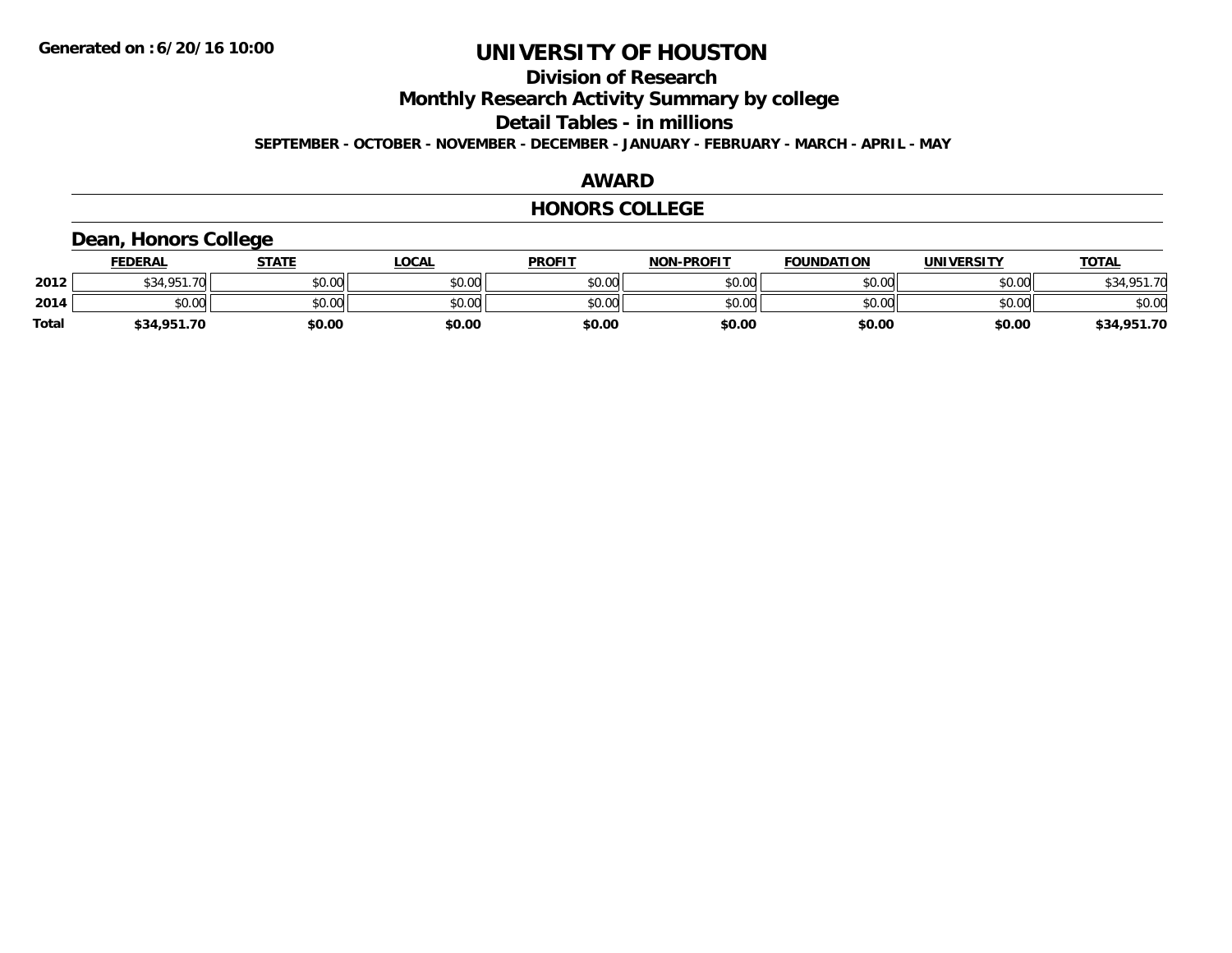# UNIVERSITY OF HOUSTON

## Division of Research

## Monthly Research Activity Summary by college

## Detail Tables - in millions

**SEPTEMBER - OCTOBER - NOVEMBER - DECEMBER - JANUARY - FEBRUARY - MARCH - APRIL - MAY**

**Generated on : 6/20/16 10:00**

## AWARD

## HONORS COLLEGE

### Dean, Honors College

| | FEDERAL | STATE | LOCAL | PROFIT | NON-PROFIT | FOUNDATION | UNIVERSITY | TOTAL |
|---|---|---|---|---|---|---|---|---|
| 2012 | $34,951.70 | $0.00 | $0.00 | $0.00 | $0.00 | $0.00 | $0.00 | $34,951.70 |
| 2014 | $0.00 | $0.00 | $0.00 | $0.00 | $0.00 | $0.00 | $0.00 | $0.00 |
| **Total** | **$34,951.70** | **$0.00** | **$0.00** | **$0.00** | **$0.00** | **$0.00** | **$0.00** | **$34,951.70** |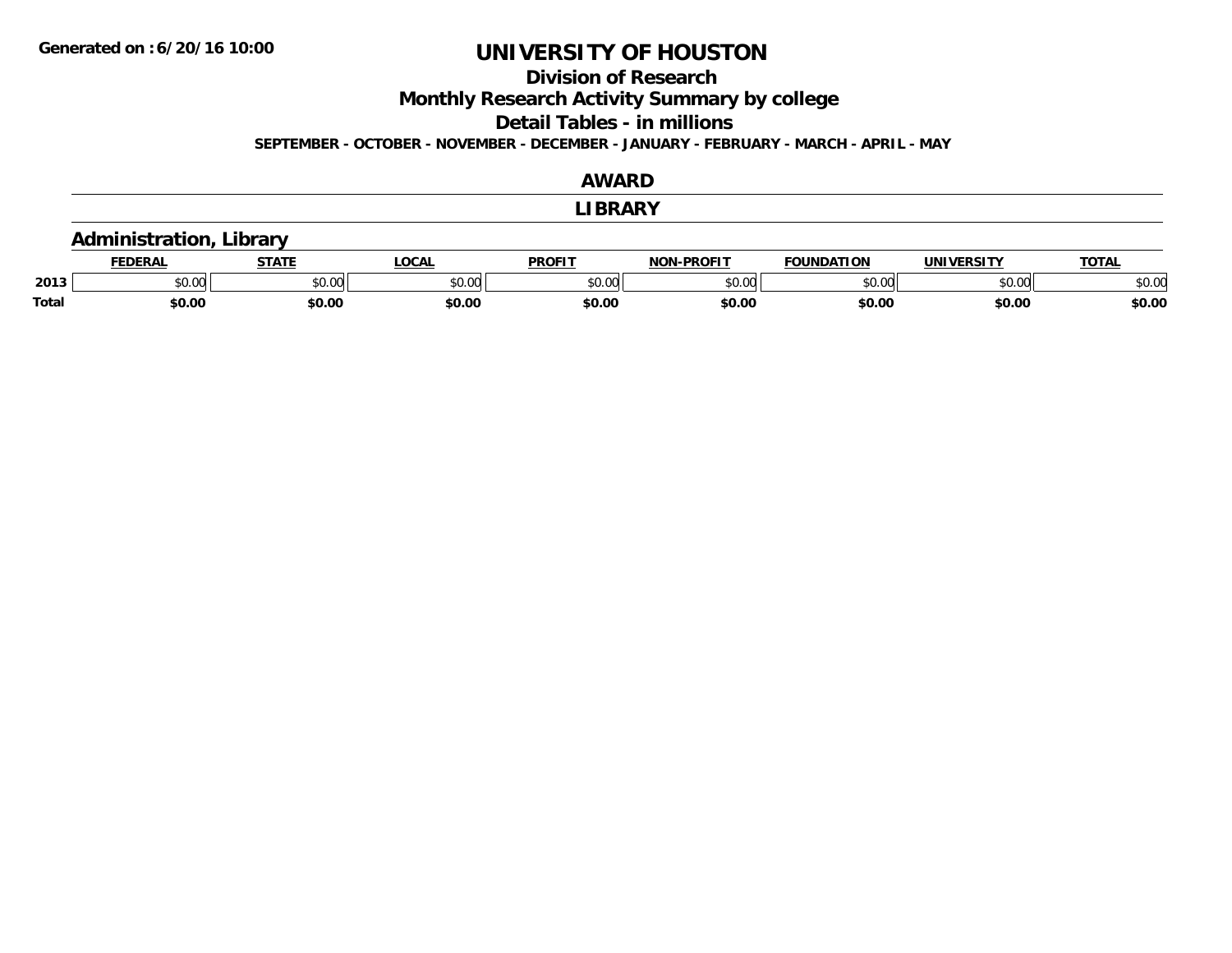# UNIVERSITY OF HOUSTON

## Division of Research

## Monthly Research Activity Summary by college

## Detail Tables - in millions

**SEPTEMBER - OCTOBER - NOVEMBER - DECEMBER - JANUARY - FEBRUARY - MARCH - APRIL - MAY**

## AWARD

## LIBRARY

### Administration, Library

| | FEDERAL | STATE | LOCAL | PROFIT | NON-PROFIT | FOUNDATION | UNIVERSITY | TOTAL |
|---|---|---|---|---|---|---|---|---|
| 2013 | $0.00 | $0.00 | $0.00 | $0.00 | $0.00 | $0.00 | $0.00 | $0.00 |
| **Total** | **$0.00** | **$0.00** | **$0.00** | **$0.00** | **$0.00** | **$0.00** | **$0.00** | **$0.00** |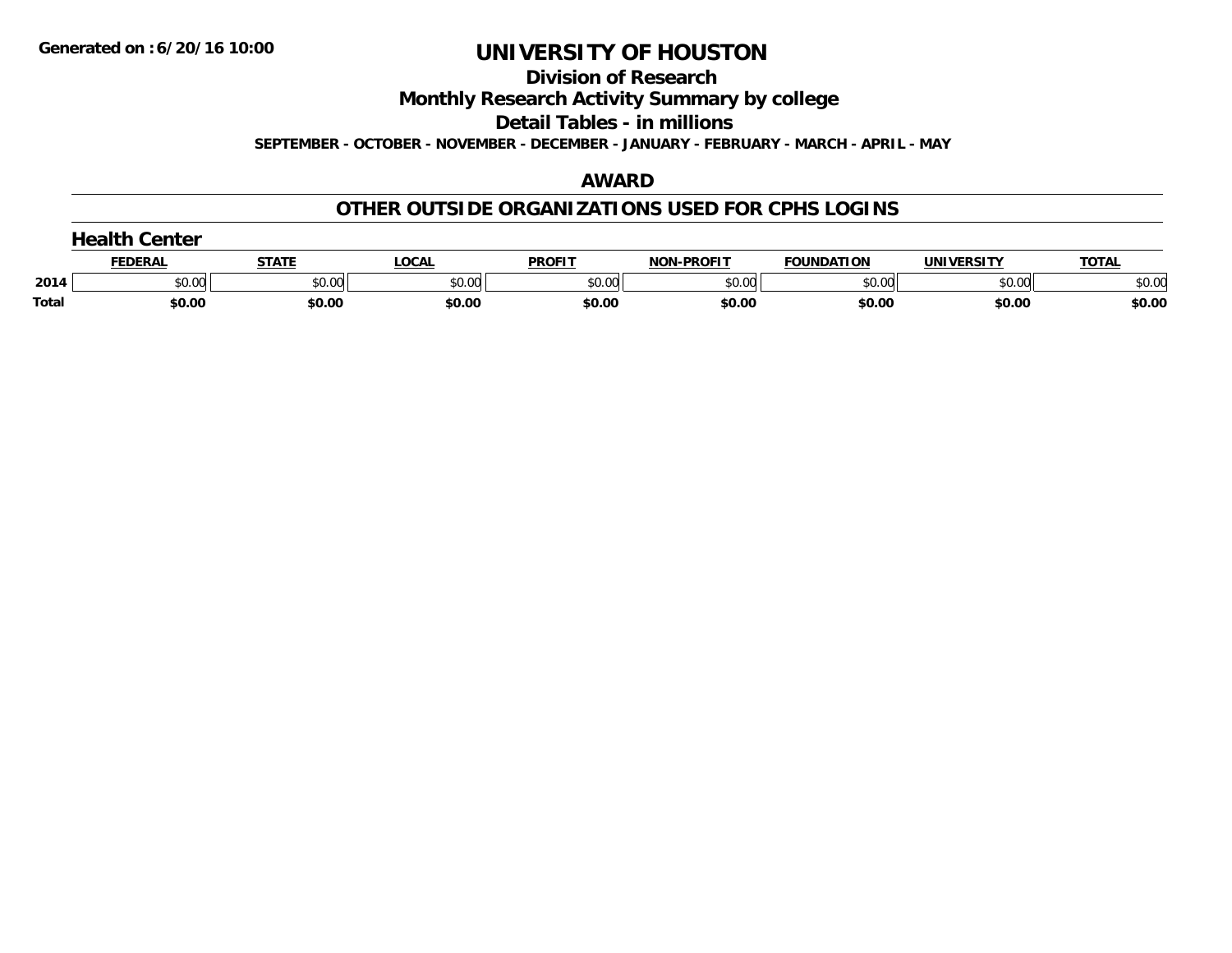Generated on :6/20/16 10:00

# UNIVERSITY OF HOUSTON

## Division of Research

## Monthly Research Activity Summary by college

## Detail Tables - in millions

**SEPTEMBER - OCTOBER - NOVEMBER - DECEMBER - JANUARY - FEBRUARY - MARCH - APRIL - MAY**

## AWARD

## OTHER OUTSIDE ORGANIZATIONS USED FOR CPHS LOGINS

### Health Center

| | FEDERAL | STATE | LOCAL | PROFIT | NON-PROFIT | FOUNDATION | UNIVERSITY | TOTAL |
|---|---|---|---|---|---|---|---|---|
| 2014 | $0.00 | $0.00 | $0.00 | $0.00 | $0.00 | $0.00 | $0.00 | $0.00 |
| **Total** | **$0.00** | **$0.00** | **$0.00** | **$0.00** | **$0.00** | **$0.00** | **$0.00** | **$0.00** |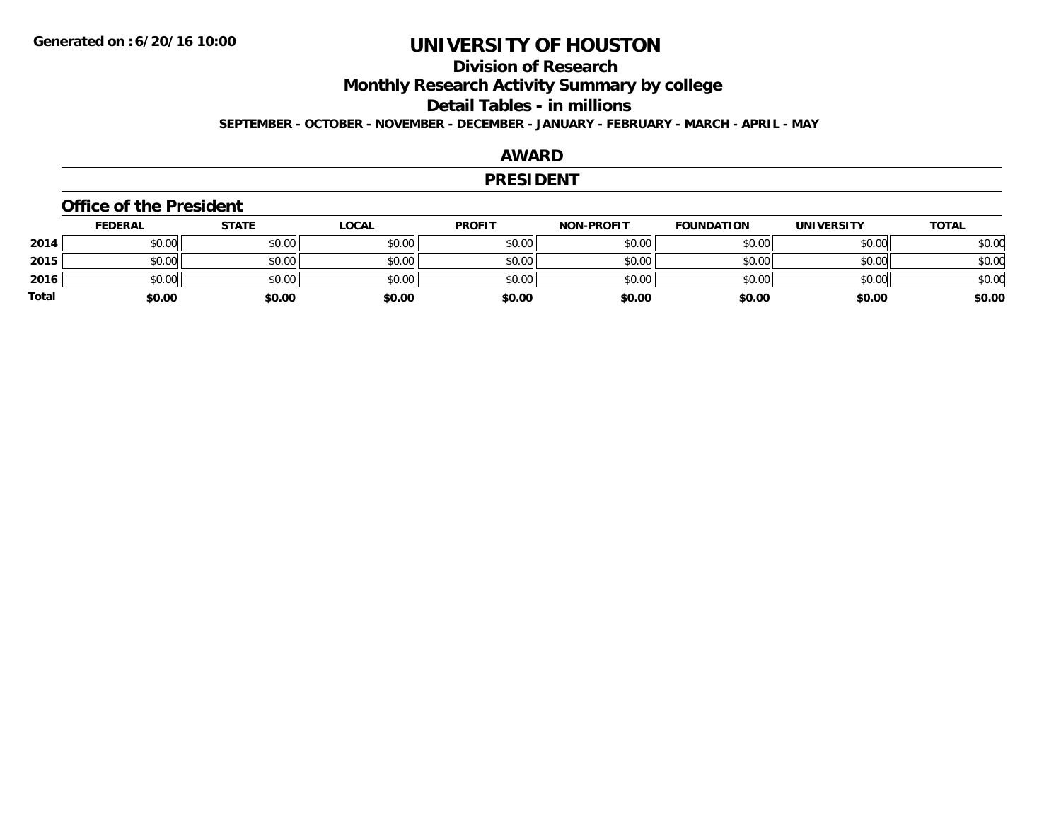Generated on :6/20/16 10:00

# UNIVERSITY OF HOUSTON

## Division of Research

## Monthly Research Activity Summary by college

## Detail Tables - in millions

**SEPTEMBER - OCTOBER - NOVEMBER - DECEMBER - JANUARY - FEBRUARY - MARCH - APRIL - MAY**

## AWARD

## PRESIDENT

### Office of the President

| | FEDERAL | STATE | LOCAL | PROFIT | NON-PROFIT | FOUNDATION | UNIVERSITY | TOTAL |
|---|---|---|---|---|---|---|---|---|
| **2014** | $0.00 | $0.00 | $0.00 | $0.00 | $0.00 | $0.00 | $0.00 | $0.00 |
| **2015** | $0.00 | $0.00 | $0.00 | $0.00 | $0.00 | $0.00 | $0.00 | $0.00 |
| **2016** | $0.00 | $0.00 | $0.00 | $0.00 | $0.00 | $0.00 | $0.00 | $0.00 |
| **Total** | **$0.00** | **$0.00** | **$0.00** | **$0.00** | **$0.00** | **$0.00** | **$0.00** | **$0.00** |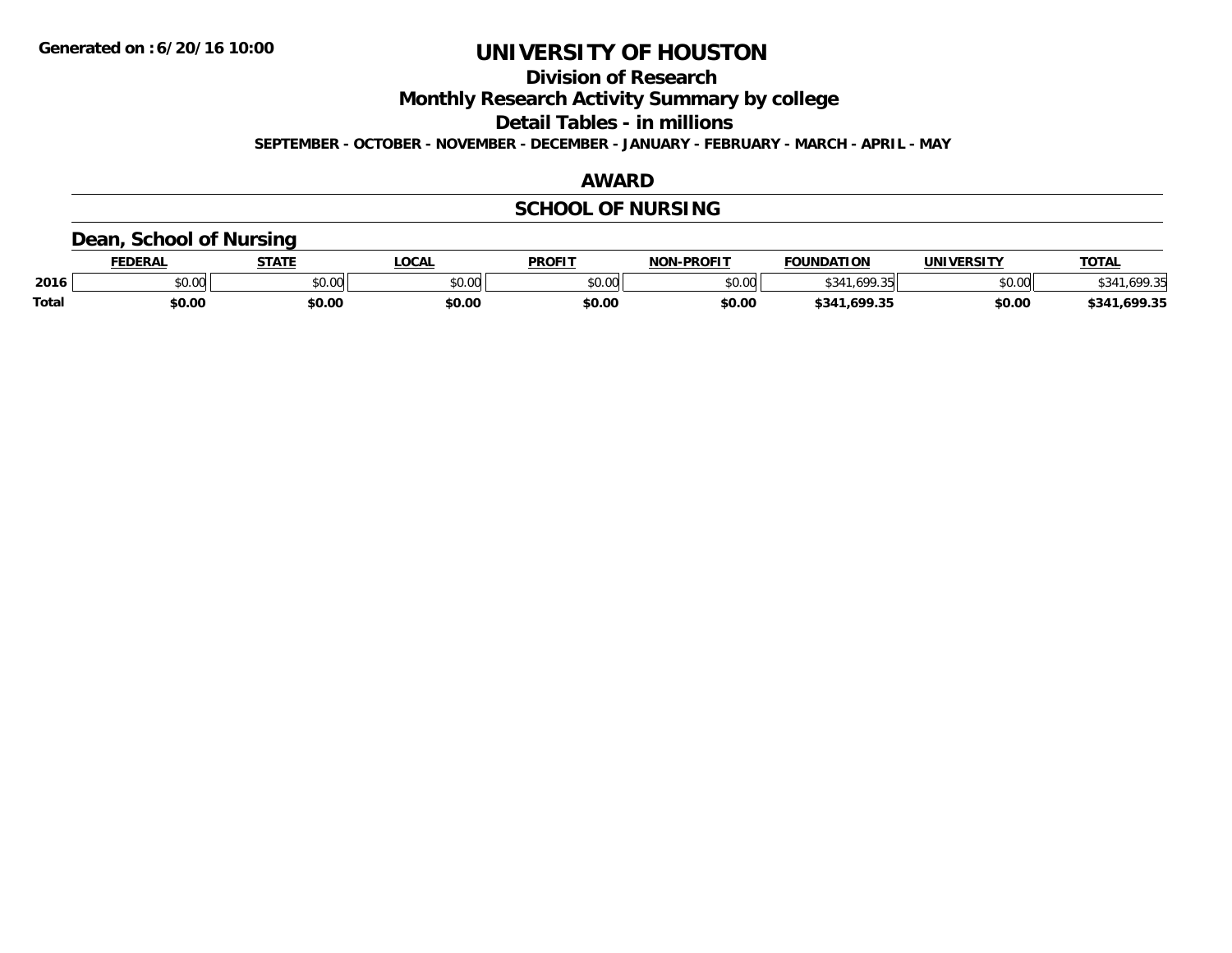**Generated on :6/20/16 10:00**

# UNIVERSITY OF HOUSTON

## Division of Research

## Monthly Research Activity Summary by college

## Detail Tables - in millions

**SEPTEMBER - OCTOBER - NOVEMBER - DECEMBER - JANUARY - FEBRUARY - MARCH - APRIL - MAY**

## AWARD

## SCHOOL OF NURSING

### Dean, School of Nursing

| | FEDERAL | STATE | LOCAL | PROFIT | NON-PROFIT | FOUNDATION | UNIVERSITY | TOTAL |
|---|---|---|---|---|---|---|---|---|
| **2016** | $0.00 | $0.00 | $0.00 | $0.00 | $0.00 | $341,699.35 | $0.00 | $341,699.35 |
| **Total** | **$0.00** | **$0.00** | **$0.00** | **$0.00** | **$0.00** | **$341,699.35** | **$0.00** | **$341,699.35** |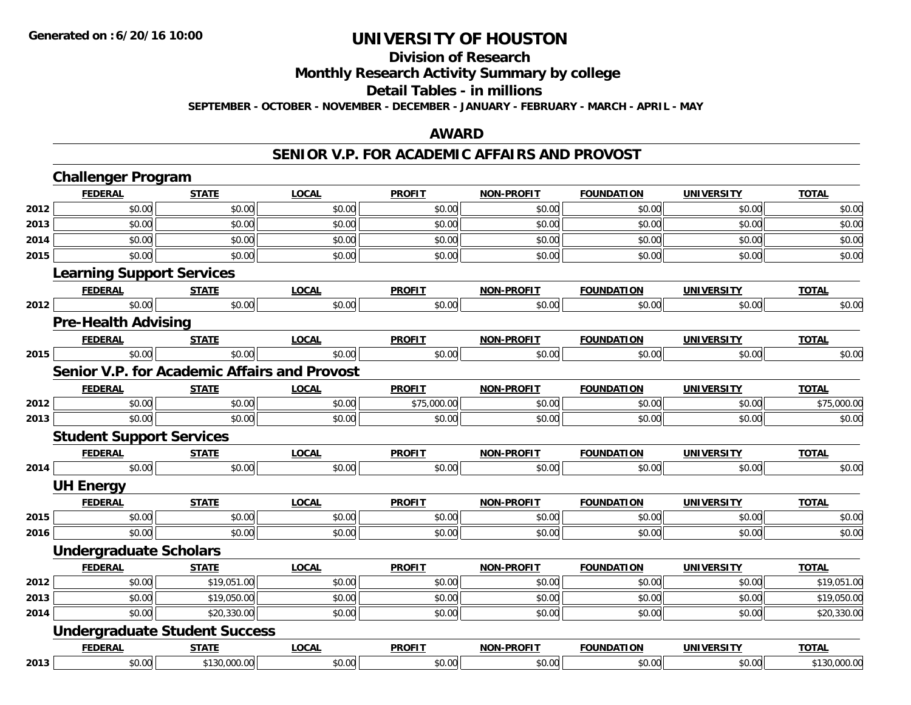**Generated on :6/20/16 10:00**

# UNIVERSITY OF HOUSTON

## Division of Research

## Monthly Research Activity Summary by college

## Detail Tables - in millions

**SEPTEMBER - OCTOBER - NOVEMBER - DECEMBER - JANUARY - FEBRUARY - MARCH - APRIL - MAY**

## AWARD

## SENIOR V.P. FOR ACADEMIC AFFAIRS AND PROVOST

### Challenger Program

| | FEDERAL | STATE | LOCAL | PROFIT | NON-PROFIT | FOUNDATION | UNIVERSITY | TOTAL |
|---|---|---|---|---|---|---|---|---|
| 2012 | $0.00 | $0.00 | $0.00 | $0.00 | $0.00 | $0.00 | $0.00 | $0.00 |
| 2013 | $0.00 | $0.00 | $0.00 | $0.00 | $0.00 | $0.00 | $0.00 | $0.00 |
| 2014 | $0.00 | $0.00 | $0.00 | $0.00 | $0.00 | $0.00 | $0.00 | $0.00 |
| 2015 | $0.00 | $0.00 | $0.00 | $0.00 | $0.00 | $0.00 | $0.00 | $0.00 |

### Learning Support Services

| | FEDERAL | STATE | LOCAL | PROFIT | NON-PROFIT | FOUNDATION | UNIVERSITY | TOTAL |
|---|---|---|---|---|---|---|---|---|
| 2012 | $0.00 | $0.00 | $0.00 | $0.00 | $0.00 | $0.00 | $0.00 | $0.00 |

### Pre-Health Advising

| | FEDERAL | STATE | LOCAL | PROFIT | NON-PROFIT | FOUNDATION | UNIVERSITY | TOTAL |
|---|---|---|---|---|---|---|---|---|
| 2015 | $0.00 | $0.00 | $0.00 | $0.00 | $0.00 | $0.00 | $0.00 | $0.00 |

### Senior V.P. for Academic Affairs and Provost

| | FEDERAL | STATE | LOCAL | PROFIT | NON-PROFIT | FOUNDATION | UNIVERSITY | TOTAL |
|---|---|---|---|---|---|---|---|---|
| 2012 | $0.00 | $0.00 | $0.00 | $75,000.00 | $0.00 | $0.00 | $0.00 | $75,000.00 |
| 2013 | $0.00 | $0.00 | $0.00 | $0.00 | $0.00 | $0.00 | $0.00 | $0.00 |

### Student Support Services

| | FEDERAL | STATE | LOCAL | PROFIT | NON-PROFIT | FOUNDATION | UNIVERSITY | TOTAL |
|---|---|---|---|---|---|---|---|---|
| 2014 | $0.00 | $0.00 | $0.00 | $0.00 | $0.00 | $0.00 | $0.00 | $0.00 |

### UH Energy

| | FEDERAL | STATE | LOCAL | PROFIT | NON-PROFIT | FOUNDATION | UNIVERSITY | TOTAL |
|---|---|---|---|---|---|---|---|---|
| 2015 | $0.00 | $0.00 | $0.00 | $0.00 | $0.00 | $0.00 | $0.00 | $0.00 |
| 2016 | $0.00 | $0.00 | $0.00 | $0.00 | $0.00 | $0.00 | $0.00 | $0.00 |

### Undergraduate Scholars

| | FEDERAL | STATE | LOCAL | PROFIT | NON-PROFIT | FOUNDATION | UNIVERSITY | TOTAL |
|---|---|---|---|---|---|---|---|---|
| 2012 | $0.00 | $19,051.00 | $0.00 | $0.00 | $0.00 | $0.00 | $0.00 | $19,051.00 |
| 2013 | $0.00 | $19,050.00 | $0.00 | $0.00 | $0.00 | $0.00 | $0.00 | $19,050.00 |
| 2014 | $0.00 | $20,330.00 | $0.00 | $0.00 | $0.00 | $0.00 | $0.00 | $20,330.00 |

### Undergraduate Student Success

| | FEDERAL | STATE | LOCAL | PROFIT | NON-PROFIT | FOUNDATION | UNIVERSITY | TOTAL |
|---|---|---|---|---|---|---|---|---|
| 2013 | $0.00 | $130,000.00 | $0.00 | $0.00 | $0.00 | $0.00 | $0.00 | $130,000.00 |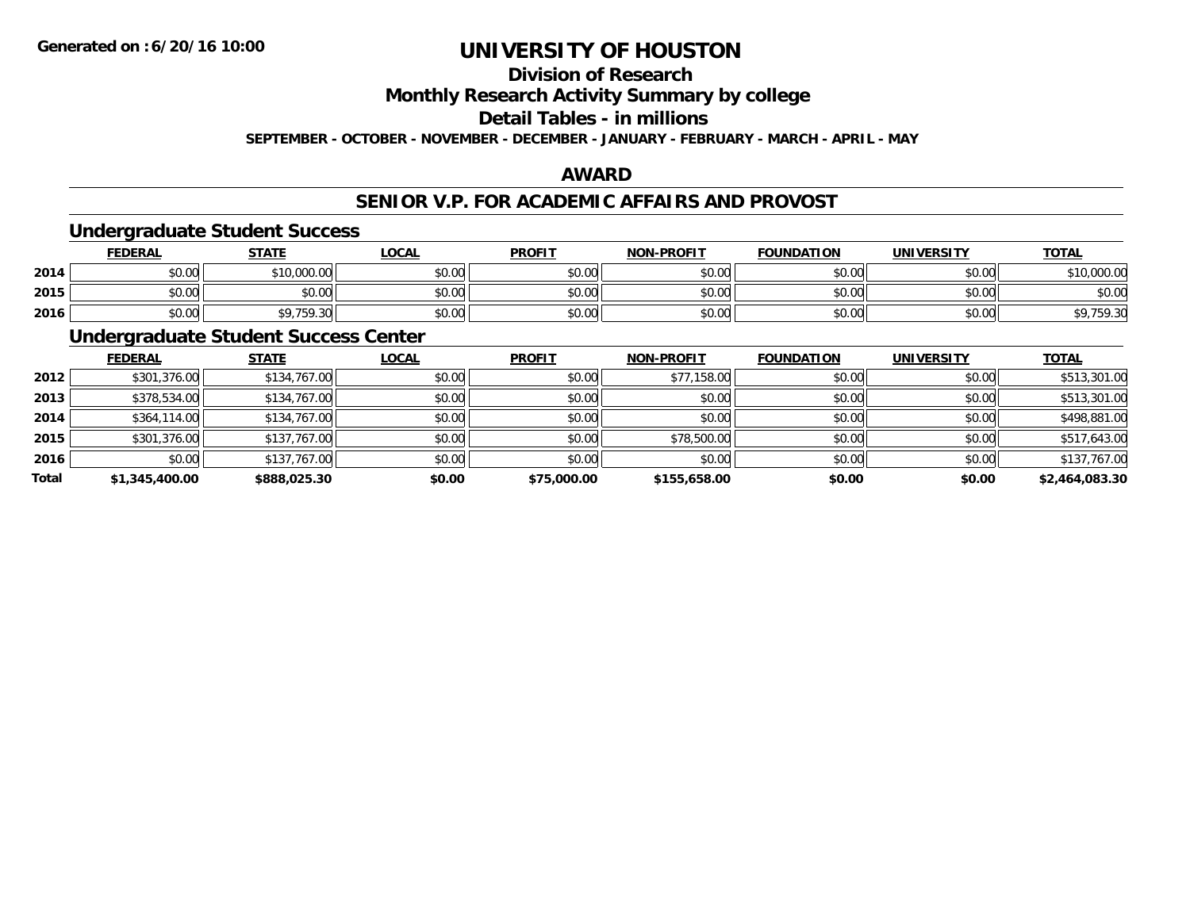**Generated on :6/20/16 10:00**

# UNIVERSITY OF HOUSTON

## Division of Research

## Monthly Research Activity Summary by college

## Detail Tables - in millions

**SEPTEMBER - OCTOBER - NOVEMBER - DECEMBER - JANUARY - FEBRUARY - MARCH - APRIL - MAY**

## AWARD

## SENIOR V.P. FOR ACADEMIC AFFAIRS AND PROVOST

### Undergraduate Student Success

| | FEDERAL | STATE | LOCAL | PROFIT | NON-PROFIT | FOUNDATION | UNIVERSITY | TOTAL |
|---|---|---|---|---|---|---|---|---|
| 2014 | $0.00 | $10,000.00 | $0.00 | $0.00 | $0.00 | $0.00 | $0.00 | $10,000.00 |
| 2015 | $0.00 | $0.00 | $0.00 | $0.00 | $0.00 | $0.00 | $0.00 | $0.00 |
| 2016 | $0.00 | $9,759.30 | $0.00 | $0.00 | $0.00 | $0.00 | $0.00 | $9,759.30 |

### Undergraduate Student Success Center

| | FEDERAL | STATE | LOCAL | PROFIT | NON-PROFIT | FOUNDATION | UNIVERSITY | TOTAL |
|---|---|---|---|---|---|---|---|---|
| 2012 | $301,376.00 | $134,767.00 | $0.00 | $0.00 | $77,158.00 | $0.00 | $0.00 | $513,301.00 |
| 2013 | $378,534.00 | $134,767.00 | $0.00 | $0.00 | $0.00 | $0.00 | $0.00 | $513,301.00 |
| 2014 | $364,114.00 | $134,767.00 | $0.00 | $0.00 | $0.00 | $0.00 | $0.00 | $498,881.00 |
| 2015 | $301,376.00 | $137,767.00 | $0.00 | $0.00 | $78,500.00 | $0.00 | $0.00 | $517,643.00 |
| 2016 | $0.00 | $137,767.00 | $0.00 | $0.00 | $0.00 | $0.00 | $0.00 | $137,767.00 |
| **Total** | **$1,345,400.00** | **$888,025.30** | **$0.00** | **$75,000.00** | **$155,658.00** | **$0.00** | **$0.00** | **$2,464,083.30** |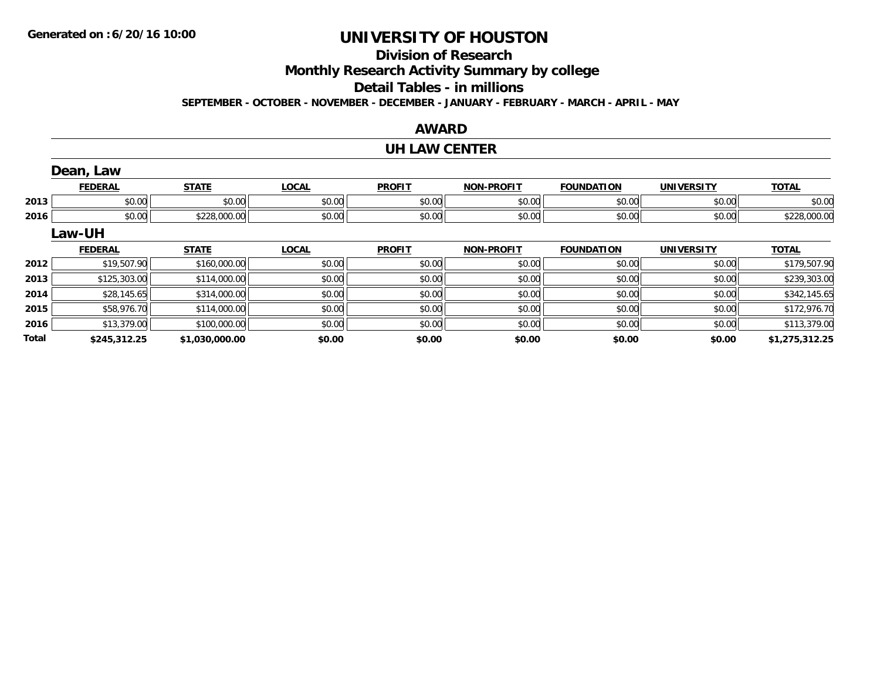# UNIVERSITY OF HOUSTON

## Division of Research

## Monthly Research Activity Summary by college

## Detail Tables - in millions

**SEPTEMBER - OCTOBER - NOVEMBER - DECEMBER - JANUARY - FEBRUARY - MARCH - APRIL - MAY**

### AWARD

### UH LAW CENTER

#### Dean, Law

| | FEDERAL | STATE | LOCAL | PROFIT | NON-PROFIT | FOUNDATION | UNIVERSITY | TOTAL |
|---|---|---|---|---|---|---|---|---|
| 2013 | $0.00 | $0.00 | $0.00 | $0.00 | $0.00 | $0.00 | $0.00 | $0.00 |
| 2016 | $0.00 | $228,000.00 | $0.00 | $0.00 | $0.00 | $0.00 | $0.00 | $228,000.00 |

#### Law-UH

| | FEDERAL | STATE | LOCAL | PROFIT | NON-PROFIT | FOUNDATION | UNIVERSITY | TOTAL |
|---|---|---|---|---|---|---|---|---|
| 2012 | $19,507.90 | $160,000.00 | $0.00 | $0.00 | $0.00 | $0.00 | $0.00 | $179,507.90 |
| 2013 | $125,303.00 | $114,000.00 | $0.00 | $0.00 | $0.00 | $0.00 | $0.00 | $239,303.00 |
| 2014 | $28,145.65 | $314,000.00 | $0.00 | $0.00 | $0.00 | $0.00 | $0.00 | $342,145.65 |
| 2015 | $58,976.70 | $114,000.00 | $0.00 | $0.00 | $0.00 | $0.00 | $0.00 | $172,976.70 |
| 2016 | $13,379.00 | $100,000.00 | $0.00 | $0.00 | $0.00 | $0.00 | $0.00 | $113,379.00 |
| **Total** | **$245,312.25** | **$1,030,000.00** | **$0.00** | **$0.00** | **$0.00** | **$0.00** | **$0.00** | **$1,275,312.25** |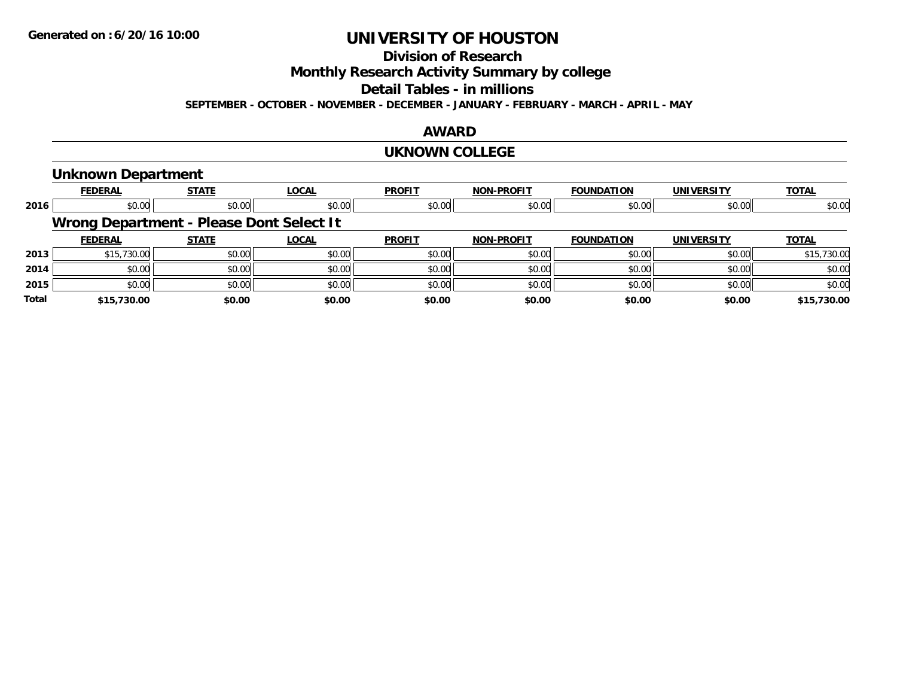# UNIVERSITY OF HOUSTON

## Division of Research

## Monthly Research Activity Summary by college

## Detail Tables - in millions

**SEPTEMBER - OCTOBER - NOVEMBER - DECEMBER - JANUARY - FEBRUARY - MARCH - APRIL - MAY**

## AWARD

## UKNOWN COLLEGE

### Unknown Department

| | FEDERAL | STATE | LOCAL | PROFIT | NON-PROFIT | FOUNDATION | UNIVERSITY | TOTAL |
|---|---|---|---|---|---|---|---|---|
| 2016 | $0.00 | $0.00 | $0.00 | $0.00 | $0.00 | $0.00 | $0.00 | $0.00 |

### Wrong Department - Please Dont Select It

| | FEDERAL | STATE | LOCAL | PROFIT | NON-PROFIT | FOUNDATION | UNIVERSITY | TOTAL |
|---|---|---|---|---|---|---|---|---|
| 2013 | $15,730.00 | $0.00 | $0.00 | $0.00 | $0.00 | $0.00 | $0.00 | $15,730.00 |
| 2014 | $0.00 | $0.00 | $0.00 | $0.00 | $0.00 | $0.00 | $0.00 | $0.00 |
| 2015 | $0.00 | $0.00 | $0.00 | $0.00 | $0.00 | $0.00 | $0.00 | $0.00 |
| **Total** | **$15,730.00** | **$0.00** | **$0.00** | **$0.00** | **$0.00** | **$0.00** | **$0.00** | **$15,730.00** |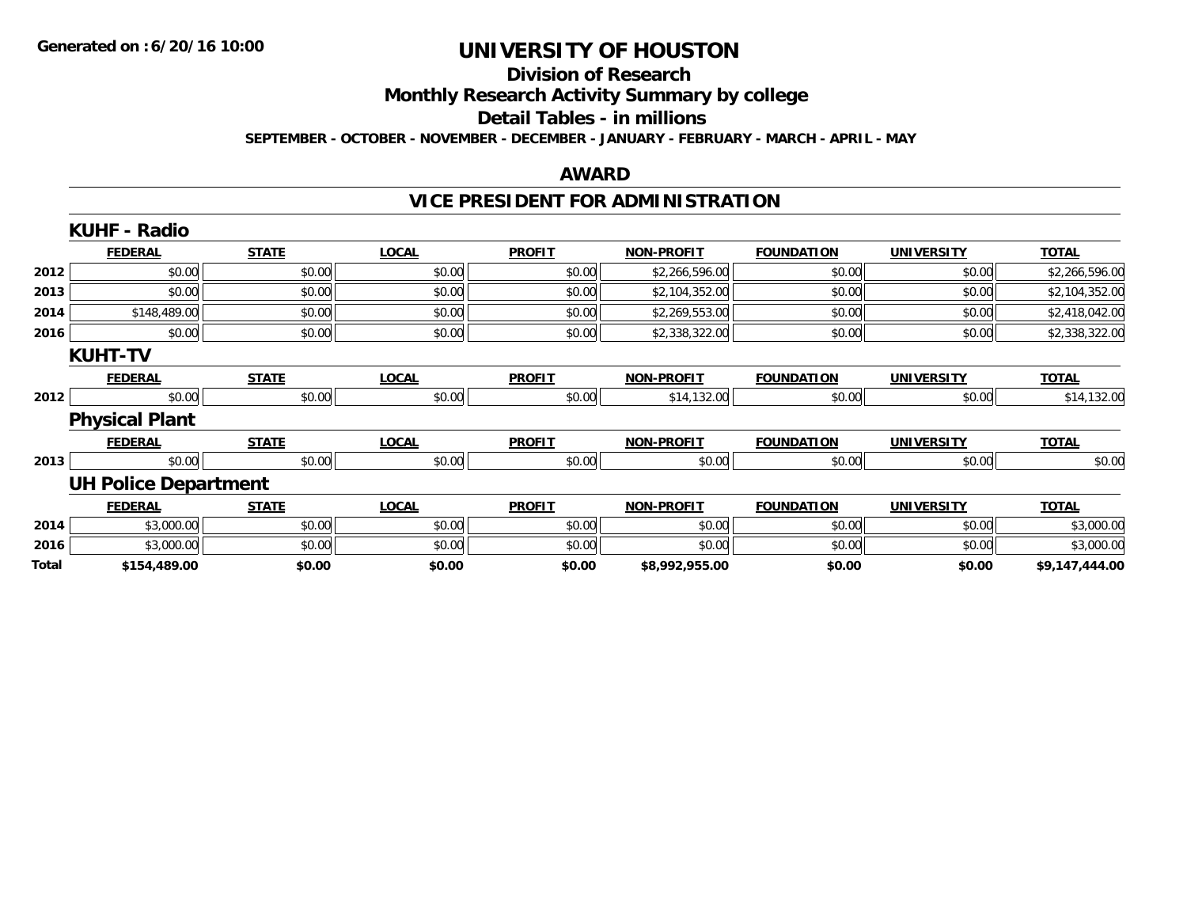**Generated on :6/20/16 10:00**

# UNIVERSITY OF HOUSTON

## Division of Research

## Monthly Research Activity Summary by college

## Detail Tables - in millions

**SEPTEMBER - OCTOBER - NOVEMBER - DECEMBER - JANUARY - FEBRUARY - MARCH - APRIL - MAY**

## AWARD

## VICE PRESIDENT FOR ADMINISTRATION

### KUHF - Radio

| | FEDERAL | STATE | LOCAL | PROFIT | NON-PROFIT | FOUNDATION | UNIVERSITY | TOTAL |
|---|---|---|---|---|---|---|---|---|
| 2012 | $0.00 | $0.00 | $0.00 | $0.00 | $2,266,596.00 | $0.00 | $0.00 | $2,266,596.00 |
| 2013 | $0.00 | $0.00 | $0.00 | $0.00 | $2,104,352.00 | $0.00 | $0.00 | $2,104,352.00 |
| 2014 | $148,489.00 | $0.00 | $0.00 | $0.00 | $2,269,553.00 | $0.00 | $0.00 | $2,418,042.00 |
| 2016 | $0.00 | $0.00 | $0.00 | $0.00 | $2,338,322.00 | $0.00 | $0.00 | $2,338,322.00 |

### KUHT-TV

| | FEDERAL | STATE | LOCAL | PROFIT | NON-PROFIT | FOUNDATION | UNIVERSITY | TOTAL |
|---|---|---|---|---|---|---|---|---|
| 2012 | $0.00 | $0.00 | $0.00 | $0.00 | $14,132.00 | $0.00 | $0.00 | $14,132.00 |

### Physical Plant

| | FEDERAL | STATE | LOCAL | PROFIT | NON-PROFIT | FOUNDATION | UNIVERSITY | TOTAL |
|---|---|---|---|---|---|---|---|---|
| 2013 | $0.00 | $0.00 | $0.00 | $0.00 | $0.00 | $0.00 | $0.00 | $0.00 |

### UH Police Department

| | FEDERAL | STATE | LOCAL | PROFIT | NON-PROFIT | FOUNDATION | UNIVERSITY | TOTAL |
|---|---|---|---|---|---|---|---|---|
| 2014 | $3,000.00 | $0.00 | $0.00 | $0.00 | $0.00 | $0.00 | $0.00 | $3,000.00 |
| 2016 | $3,000.00 | $0.00 | $0.00 | $0.00 | $0.00 | $0.00 | $0.00 | $3,000.00 |
| **Total** | **$154,489.00** | **$0.00** | **$0.00** | **$0.00** | **$8,992,955.00** | **$0.00** | **$0.00** | **$9,147,444.00** |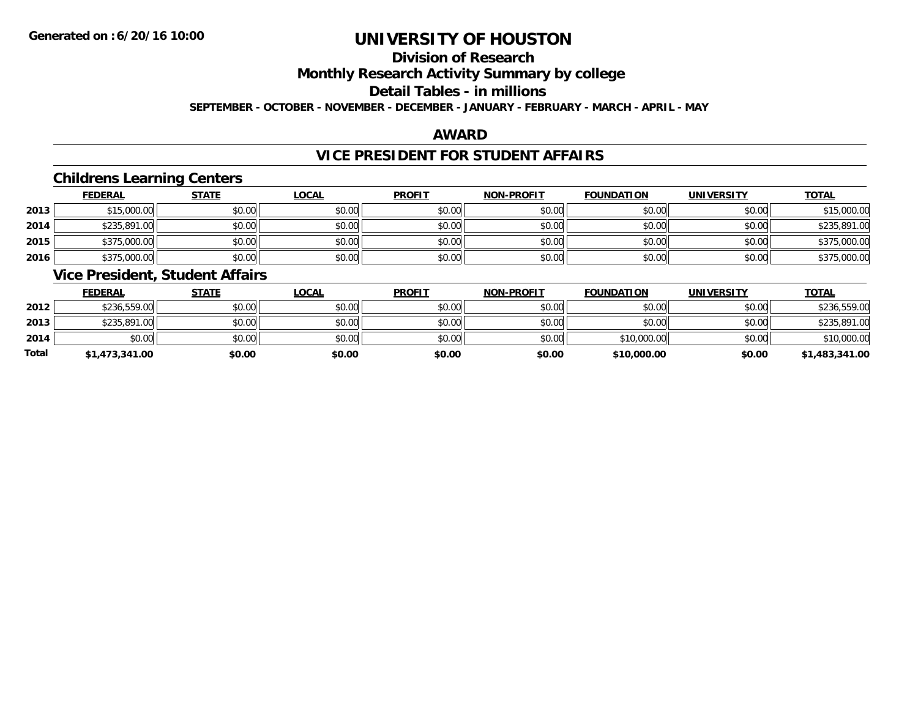# UNIVERSITY OF HOUSTON

## Division of Research

## Monthly Research Activity Summary by college

## Detail Tables - in millions

**SEPTEMBER - OCTOBER - NOVEMBER - DECEMBER - JANUARY - FEBRUARY - MARCH - APRIL - MAY**

## AWARD

## VICE PRESIDENT FOR STUDENT AFFAIRS

### Childrens Learning Centers

| | FEDERAL | STATE | LOCAL | PROFIT | NON-PROFIT | FOUNDATION | UNIVERSITY | TOTAL |
|---|---|---|---|---|---|---|---|---|
| 2013 | $15,000.00 | $0.00 | $0.00 | $0.00 | $0.00 | $0.00 | $0.00 | $15,000.00 |
| 2014 | $235,891.00 | $0.00 | $0.00 | $0.00 | $0.00 | $0.00 | $0.00 | $235,891.00 |
| 2015 | $375,000.00 | $0.00 | $0.00 | $0.00 | $0.00 | $0.00 | $0.00 | $375,000.00 |
| 2016 | $375,000.00 | $0.00 | $0.00 | $0.00 | $0.00 | $0.00 | $0.00 | $375,000.00 |

### Vice President, Student Affairs

| | FEDERAL | STATE | LOCAL | PROFIT | NON-PROFIT | FOUNDATION | UNIVERSITY | TOTAL |
|---|---|---|---|---|---|---|---|---|
| 2012 | $236,559.00 | $0.00 | $0.00 | $0.00 | $0.00 | $0.00 | $0.00 | $236,559.00 |
| 2013 | $235,891.00 | $0.00 | $0.00 | $0.00 | $0.00 | $0.00 | $0.00 | $235,891.00 |
| 2014 | $0.00 | $0.00 | $0.00 | $0.00 | $0.00 | $10,000.00 | $0.00 | $10,000.00 |
| **Total** | **$1,473,341.00** | **$0.00** | **$0.00** | **$0.00** | **$0.00** | **$10,000.00** | **$0.00** | **$1,483,341.00** |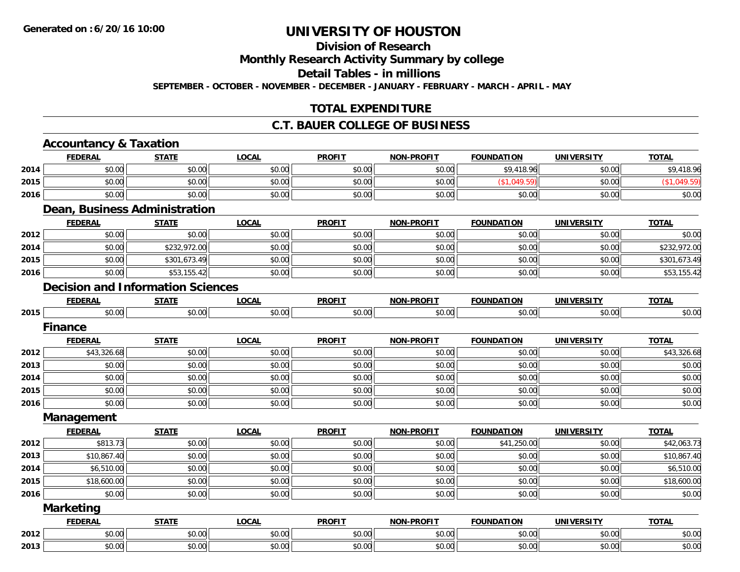**Generated on :6/20/16 10:00**

# UNIVERSITY OF HOUSTON

## Division of Research

## Monthly Research Activity Summary by college

## Detail Tables - in millions

**SEPTEMBER - OCTOBER - NOVEMBER - DECEMBER - JANUARY - FEBRUARY - MARCH - APRIL - MAY**

## TOTAL EXPENDITURE

## C.T. BAUER COLLEGE OF BUSINESS

### Accountancy & Taxation

| | FEDERAL | STATE | LOCAL | PROFIT | NON-PROFIT | FOUNDATION | UNIVERSITY | TOTAL |
|---|---|---|---|---|---|---|---|---|
| 2014 | $0.00 | $0.00 | $0.00 | $0.00 | $0.00 | $9,418.96 | $0.00 | $9,418.96 |
| 2015 | $0.00 | $0.00 | $0.00 | $0.00 | $0.00 | ($1,049.59) | $0.00 | ($1,049.59) |
| 2016 | $0.00 | $0.00 | $0.00 | $0.00 | $0.00 | $0.00 | $0.00 | $0.00 |

### Dean, Business Administration

| | FEDERAL | STATE | LOCAL | PROFIT | NON-PROFIT | FOUNDATION | UNIVERSITY | TOTAL |
|---|---|---|---|---|---|---|---|---|
| 2012 | $0.00 | $0.00 | $0.00 | $0.00 | $0.00 | $0.00 | $0.00 | $0.00 |
| 2014 | $0.00 | $232,972.00 | $0.00 | $0.00 | $0.00 | $0.00 | $0.00 | $232,972.00 |
| 2015 | $0.00 | $301,673.49 | $0.00 | $0.00 | $0.00 | $0.00 | $0.00 | $301,673.49 |
| 2016 | $0.00 | $53,155.42 | $0.00 | $0.00 | $0.00 | $0.00 | $0.00 | $53,155.42 |

### Decision and Information Sciences

| | FEDERAL | STATE | LOCAL | PROFIT | NON-PROFIT | FOUNDATION | UNIVERSITY | TOTAL |
|---|---|---|---|---|---|---|---|---|
| 2015 | $0.00 | $0.00 | $0.00 | $0.00 | $0.00 | $0.00 | $0.00 | $0.00 |

### Finance

| | FEDERAL | STATE | LOCAL | PROFIT | NON-PROFIT | FOUNDATION | UNIVERSITY | TOTAL |
|---|---|---|---|---|---|---|---|---|
| 2012 | $43,326.68 | $0.00 | $0.00 | $0.00 | $0.00 | $0.00 | $0.00 | $43,326.68 |
| 2013 | $0.00 | $0.00 | $0.00 | $0.00 | $0.00 | $0.00 | $0.00 | $0.00 |
| 2014 | $0.00 | $0.00 | $0.00 | $0.00 | $0.00 | $0.00 | $0.00 | $0.00 |
| 2015 | $0.00 | $0.00 | $0.00 | $0.00 | $0.00 | $0.00 | $0.00 | $0.00 |
| 2016 | $0.00 | $0.00 | $0.00 | $0.00 | $0.00 | $0.00 | $0.00 | $0.00 |

### Management

| | FEDERAL | STATE | LOCAL | PROFIT | NON-PROFIT | FOUNDATION | UNIVERSITY | TOTAL |
|---|---|---|---|---|---|---|---|---|
| 2012 | $813.73 | $0.00 | $0.00 | $0.00 | $0.00 | $41,250.00 | $0.00 | $42,063.73 |
| 2013 | $10,867.40 | $0.00 | $0.00 | $0.00 | $0.00 | $0.00 | $0.00 | $10,867.40 |
| 2014 | $6,510.00 | $0.00 | $0.00 | $0.00 | $0.00 | $0.00 | $0.00 | $6,510.00 |
| 2015 | $18,600.00 | $0.00 | $0.00 | $0.00 | $0.00 | $0.00 | $0.00 | $18,600.00 |
| 2016 | $0.00 | $0.00 | $0.00 | $0.00 | $0.00 | $0.00 | $0.00 | $0.00 |

### Marketing

| | FEDERAL | STATE | LOCAL | PROFIT | NON-PROFIT | FOUNDATION | UNIVERSITY | TOTAL |
|---|---|---|---|---|---|---|---|---|
| 2012 | $0.00 | $0.00 | $0.00 | $0.00 | $0.00 | $0.00 | $0.00 | $0.00 |
| 2013 | $0.00 | $0.00 | $0.00 | $0.00 | $0.00 | $0.00 | $0.00 | $0.00 |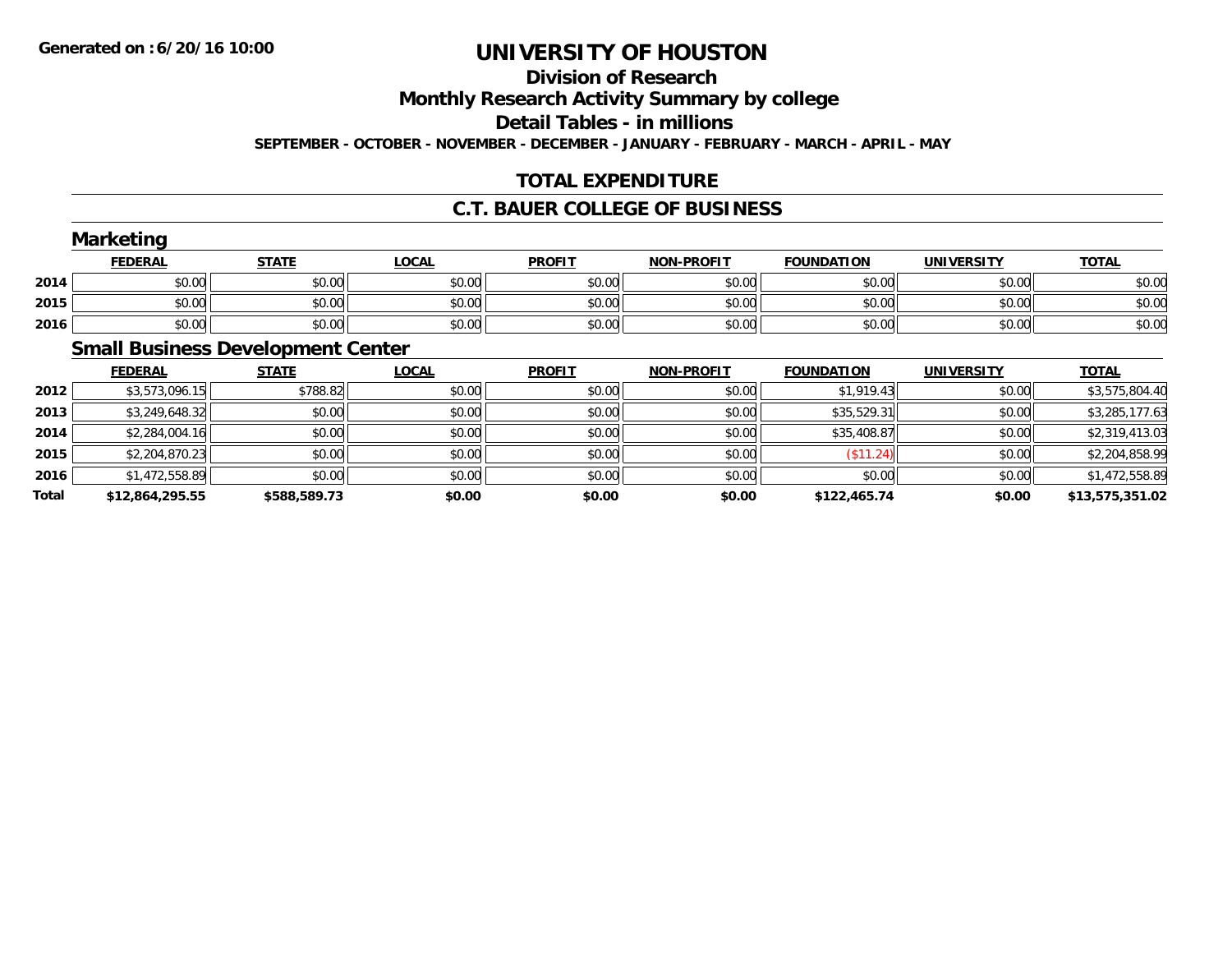**Generated on :6/20/16 10:00**

# UNIVERSITY OF HOUSTON

## Division of Research

## Monthly Research Activity Summary by college

## Detail Tables - in millions

**SEPTEMBER - OCTOBER - NOVEMBER - DECEMBER - JANUARY - FEBRUARY - MARCH - APRIL - MAY**

## TOTAL EXPENDITURE

## C.T. BAUER COLLEGE OF BUSINESS

### Marketing

| | FEDERAL | STATE | LOCAL | PROFIT | NON-PROFIT | FOUNDATION | UNIVERSITY | TOTAL |
|---|---|---|---|---|---|---|---|---|
| 2014 | $0.00 | $0.00 | $0.00 | $0.00 | $0.00 | $0.00 | $0.00 | $0.00 |
| 2015 | $0.00 | $0.00 | $0.00 | $0.00 | $0.00 | $0.00 | $0.00 | $0.00 |
| 2016 | $0.00 | $0.00 | $0.00 | $0.00 | $0.00 | $0.00 | $0.00 | $0.00 |

### Small Business Development Center

| | FEDERAL | STATE | LOCAL | PROFIT | NON-PROFIT | FOUNDATION | UNIVERSITY | TOTAL |
|---|---|---|---|---|---|---|---|---|
| 2012 | $3,573,096.15 | $788.82 | $0.00 | $0.00 | $0.00 | $1,919.43 | $0.00 | $3,575,804.40 |
| 2013 | $3,249,648.32 | $0.00 | $0.00 | $0.00 | $0.00 | $35,529.31 | $0.00 | $3,285,177.63 |
| 2014 | $2,284,004.16 | $0.00 | $0.00 | $0.00 | $0.00 | $35,408.87 | $0.00 | $2,319,413.03 |
| 2015 | $2,204,870.23 | $0.00 | $0.00 | $0.00 | $0.00 | ($11.24) | $0.00 | $2,204,858.99 |
| 2016 | $1,472,558.89 | $0.00 | $0.00 | $0.00 | $0.00 | $0.00 | $0.00 | $1,472,558.89 |
| **Total** | **$12,864,295.55** | **$588,589.73** | **$0.00** | **$0.00** | **$0.00** | **$122,465.74** | **$0.00** | **$13,575,351.02** |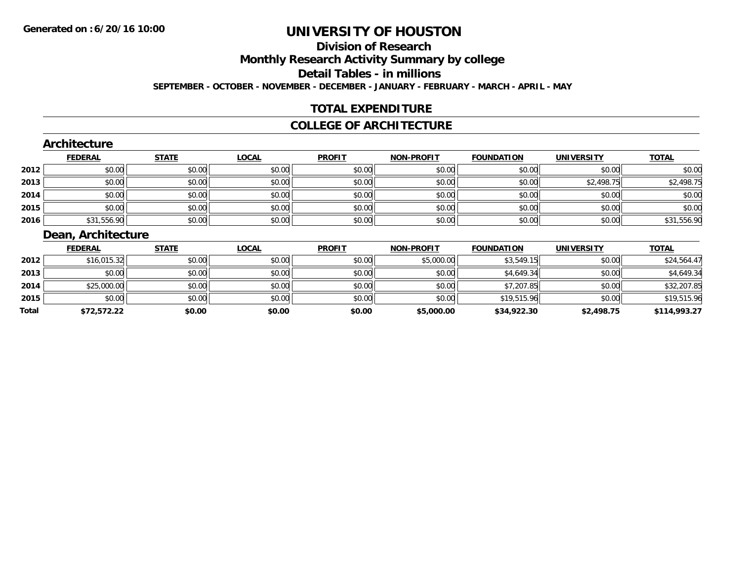**Generated on :6/20/16 10:00**

# UNIVERSITY OF HOUSTON

## Division of Research

## Monthly Research Activity Summary by college

## Detail Tables - in millions

**SEPTEMBER - OCTOBER - NOVEMBER - DECEMBER - JANUARY - FEBRUARY - MARCH - APRIL - MAY**

## TOTAL EXPENDITURE

## COLLEGE OF ARCHITECTURE

### Architecture

| | FEDERAL | STATE | LOCAL | PROFIT | NON-PROFIT | FOUNDATION | UNIVERSITY | TOTAL |
|---|---|---|---|---|---|---|---|---|
| 2012 | $0.00 | $0.00 | $0.00 | $0.00 | $0.00 | $0.00 | $0.00 | $0.00 |
| 2013 | $0.00 | $0.00 | $0.00 | $0.00 | $0.00 | $0.00 | $2,498.75 | $2,498.75 |
| 2014 | $0.00 | $0.00 | $0.00 | $0.00 | $0.00 | $0.00 | $0.00 | $0.00 |
| 2015 | $0.00 | $0.00 | $0.00 | $0.00 | $0.00 | $0.00 | $0.00 | $0.00 |
| 2016 | $31,556.90 | $0.00 | $0.00 | $0.00 | $0.00 | $0.00 | $0.00 | $31,556.90 |

### Dean, Architecture

| | FEDERAL | STATE | LOCAL | PROFIT | NON-PROFIT | FOUNDATION | UNIVERSITY | TOTAL |
|---|---|---|---|---|---|---|---|---|
| 2012 | $16,015.32 | $0.00 | $0.00 | $0.00 | $5,000.00 | $3,549.15 | $0.00 | $24,564.47 |
| 2013 | $0.00 | $0.00 | $0.00 | $0.00 | $0.00 | $4,649.34 | $0.00 | $4,649.34 |
| 2014 | $25,000.00 | $0.00 | $0.00 | $0.00 | $0.00 | $7,207.85 | $0.00 | $32,207.85 |
| 2015 | $0.00 | $0.00 | $0.00 | $0.00 | $0.00 | $19,515.96 | $0.00 | $19,515.96 |
| **Total** | **$72,572.22** | **$0.00** | **$0.00** | **$0.00** | **$5,000.00** | **$34,922.30** | **$2,498.75** | **$114,993.27** |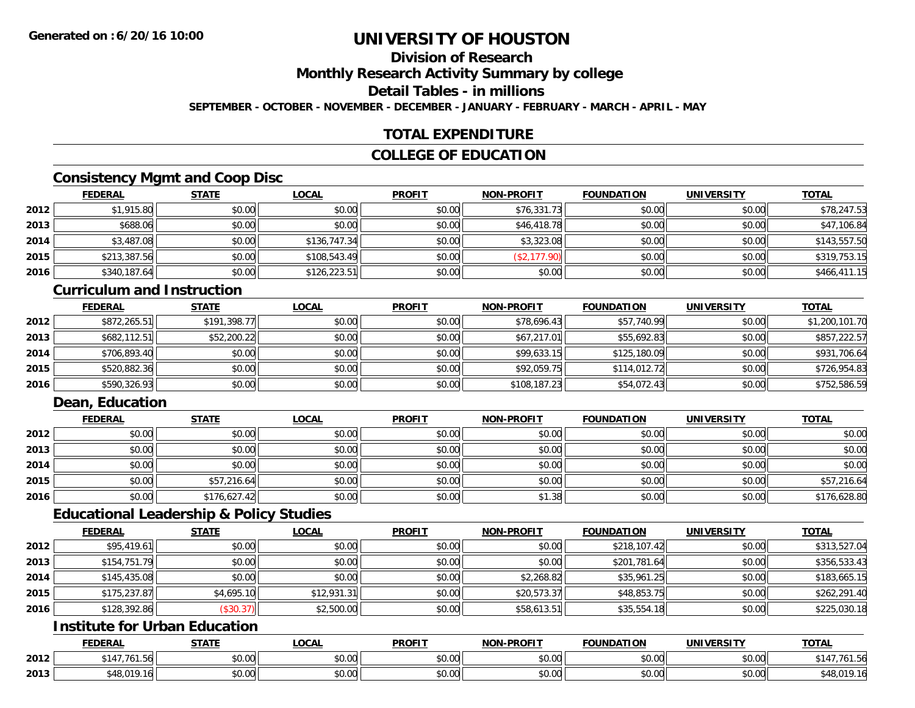Generated on :6/20/16 10:00

# UNIVERSITY OF HOUSTON

## Division of Research

## Monthly Research Activity Summary by college

## Detail Tables - in millions

SEPTEMBER - OCTOBER - NOVEMBER - DECEMBER - JANUARY - FEBRUARY - MARCH - APRIL - MAY

## TOTAL EXPENDITURE

## COLLEGE OF EDUCATION

### Consistency Mgmt and Coop Disc

| | FEDERAL | STATE | LOCAL | PROFIT | NON-PROFIT | FOUNDATION | UNIVERSITY | TOTAL |
|---|---|---|---|---|---|---|---|---|
| 2012 | $1,915.80 | $0.00 | $0.00 | $0.00 | $76,331.73 | $0.00 | $0.00 | $78,247.53 |
| 2013 | $688.06 | $0.00 | $0.00 | $0.00 | $46,418.78 | $0.00 | $0.00 | $47,106.84 |
| 2014 | $3,487.08 | $0.00 | $136,747.34 | $0.00 | $3,323.08 | $0.00 | $0.00 | $143,557.50 |
| 2015 | $213,387.56 | $0.00 | $108,543.49 | $0.00 | ($2,177.90) | $0.00 | $0.00 | $319,753.15 |
| 2016 | $340,187.64 | $0.00 | $126,223.51 | $0.00 | $0.00 | $0.00 | $0.00 | $466,411.15 |

### Curriculum and Instruction

| | FEDERAL | STATE | LOCAL | PROFIT | NON-PROFIT | FOUNDATION | UNIVERSITY | TOTAL |
|---|---|---|---|---|---|---|---|---|
| 2012 | $872,265.51 | $191,398.77 | $0.00 | $0.00 | $78,696.43 | $57,740.99 | $0.00 | $1,200,101.70 |
| 2013 | $682,112.51 | $52,200.22 | $0.00 | $0.00 | $67,217.01 | $55,692.83 | $0.00 | $857,222.57 |
| 2014 | $706,893.40 | $0.00 | $0.00 | $0.00 | $99,633.15 | $125,180.09 | $0.00 | $931,706.64 |
| 2015 | $520,882.36 | $0.00 | $0.00 | $0.00 | $92,059.75 | $114,012.72 | $0.00 | $726,954.83 |
| 2016 | $590,326.93 | $0.00 | $0.00 | $0.00 | $108,187.23 | $54,072.43 | $0.00 | $752,586.59 |

### Dean, Education

| | FEDERAL | STATE | LOCAL | PROFIT | NON-PROFIT | FOUNDATION | UNIVERSITY | TOTAL |
|---|---|---|---|---|---|---|---|---|
| 2012 | $0.00 | $0.00 | $0.00 | $0.00 | $0.00 | $0.00 | $0.00 | $0.00 |
| 2013 | $0.00 | $0.00 | $0.00 | $0.00 | $0.00 | $0.00 | $0.00 | $0.00 |
| 2014 | $0.00 | $0.00 | $0.00 | $0.00 | $0.00 | $0.00 | $0.00 | $0.00 |
| 2015 | $0.00 | $57,216.64 | $0.00 | $0.00 | $0.00 | $0.00 | $0.00 | $57,216.64 |
| 2016 | $0.00 | $176,627.42 | $0.00 | $0.00 | $1.38 | $0.00 | $0.00 | $176,628.80 |

### Educational Leadership & Policy Studies

| | FEDERAL | STATE | LOCAL | PROFIT | NON-PROFIT | FOUNDATION | UNIVERSITY | TOTAL |
|---|---|---|---|---|---|---|---|---|
| 2012 | $95,419.61 | $0.00 | $0.00 | $0.00 | $0.00 | $218,107.42 | $0.00 | $313,527.04 |
| 2013 | $154,751.79 | $0.00 | $0.00 | $0.00 | $0.00 | $201,781.64 | $0.00 | $356,533.43 |
| 2014 | $145,435.08 | $0.00 | $0.00 | $0.00 | $2,268.82 | $35,961.25 | $0.00 | $183,665.15 |
| 2015 | $175,237.87 | $4,695.10 | $12,931.31 | $0.00 | $20,573.37 | $48,853.75 | $0.00 | $262,291.40 |
| 2016 | $128,392.86 | ($30.37) | $2,500.00 | $0.00 | $58,613.51 | $35,554.18 | $0.00 | $225,030.18 |

### Institute for Urban Education

| | FEDERAL | STATE | LOCAL | PROFIT | NON-PROFIT | FOUNDATION | UNIVERSITY | TOTAL |
|---|---|---|---|---|---|---|---|---|
| 2012 | $147,761.56 | $0.00 | $0.00 | $0.00 | $0.00 | $0.00 | $0.00 | $147,761.56 |
| 2013 | $48,019.16 | $0.00 | $0.00 | $0.00 | $0.00 | $0.00 | $0.00 | $48,019.16 |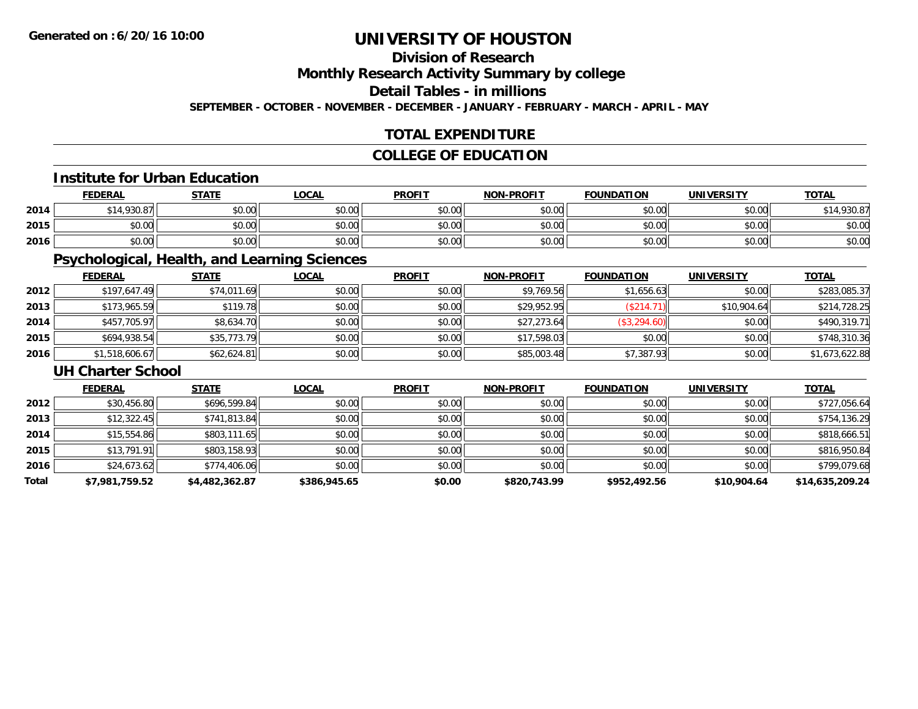# UNIVERSITY OF HOUSTON

## Division of Research

## Monthly Research Activity Summary by college

## Detail Tables - in millions

**SEPTEMBER - OCTOBER - NOVEMBER - DECEMBER - JANUARY - FEBRUARY - MARCH - APRIL - MAY**

## TOTAL EXPENDITURE

## COLLEGE OF EDUCATION

### Institute for Urban Education

| | FEDERAL | STATE | LOCAL | PROFIT | NON-PROFIT | FOUNDATION | UNIVERSITY | TOTAL |
|---|---|---|---|---|---|---|---|---|
| 2014 | $14,930.87 | $0.00 | $0.00 | $0.00 | $0.00 | $0.00 | $0.00 | $14,930.87 |
| 2015 | $0.00 | $0.00 | $0.00 | $0.00 | $0.00 | $0.00 | $0.00 | $0.00 |
| 2016 | $0.00 | $0.00 | $0.00 | $0.00 | $0.00 | $0.00 | $0.00 | $0.00 |

### Psychological, Health, and Learning Sciences

| | FEDERAL | STATE | LOCAL | PROFIT | NON-PROFIT | FOUNDATION | UNIVERSITY | TOTAL |
|---|---|---|---|---|---|---|---|---|
| 2012 | $197,647.49 | $74,011.69 | $0.00 | $0.00 | $9,769.56 | $1,656.63 | $0.00 | $283,085.37 |
| 2013 | $173,965.59 | $119.78 | $0.00 | $0.00 | $29,952.95 | ($214.71) | $10,904.64 | $214,728.25 |
| 2014 | $457,705.97 | $8,634.70 | $0.00 | $0.00 | $27,273.64 | ($3,294.60) | $0.00 | $490,319.71 |
| 2015 | $694,938.54 | $35,773.79 | $0.00 | $0.00 | $17,598.03 | $0.00 | $0.00 | $748,310.36 |
| 2016 | $1,518,606.67 | $62,624.81 | $0.00 | $0.00 | $85,003.48 | $7,387.93 | $0.00 | $1,673,622.88 |

### UH Charter School

| | FEDERAL | STATE | LOCAL | PROFIT | NON-PROFIT | FOUNDATION | UNIVERSITY | TOTAL |
|---|---|---|---|---|---|---|---|---|
| 2012 | $30,456.80 | $696,599.84 | $0.00 | $0.00 | $0.00 | $0.00 | $0.00 | $727,056.64 |
| 2013 | $12,322.45 | $741,813.84 | $0.00 | $0.00 | $0.00 | $0.00 | $0.00 | $754,136.29 |
| 2014 | $15,554.86 | $803,111.65 | $0.00 | $0.00 | $0.00 | $0.00 | $0.00 | $818,666.51 |
| 2015 | $13,791.91 | $803,158.93 | $0.00 | $0.00 | $0.00 | $0.00 | $0.00 | $816,950.84 |
| 2016 | $24,673.62 | $774,406.06 | $0.00 | $0.00 | $0.00 | $0.00 | $0.00 | $799,079.68 |
| **Total** | **$7,981,759.52** | **$4,482,362.87** | **$386,945.65** | **$0.00** | **$820,743.99** | **$952,492.56** | **$10,904.64** | **$14,635,209.24** |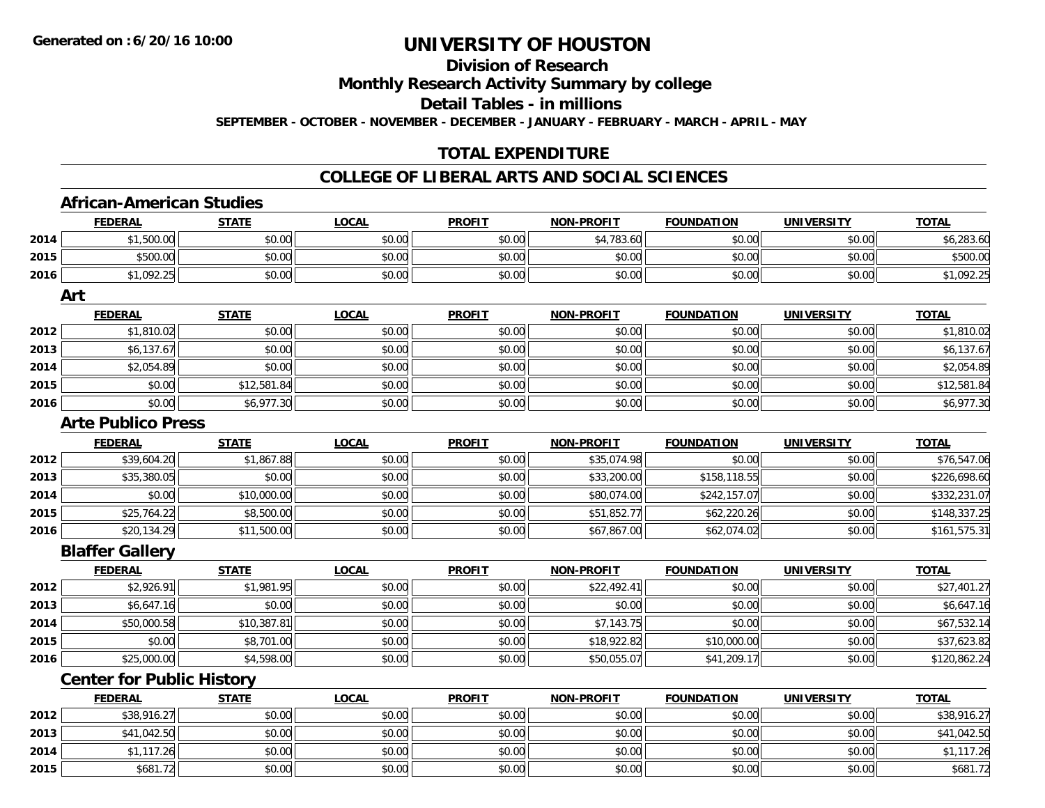**Generated on :6/20/16 10:00**

# UNIVERSITY OF HOUSTON

## Division of Research

## Monthly Research Activity Summary by college

## Detail Tables - in millions

**SEPTEMBER - OCTOBER - NOVEMBER - DECEMBER - JANUARY - FEBRUARY - MARCH - APRIL - MAY**

## TOTAL EXPENDITURE

## COLLEGE OF LIBERAL ARTS AND SOCIAL SCIENCES

### African-American Studies

| | FEDERAL | STATE | LOCAL | PROFIT | NON-PROFIT | FOUNDATION | UNIVERSITY | TOTAL |
|---|---|---|---|---|---|---|---|---|
| 2014 | $1,500.00 | $0.00 | $0.00 | $0.00 | $4,783.60 | $0.00 | $0.00 | $6,283.60 |
| 2015 | $500.00 | $0.00 | $0.00 | $0.00 | $0.00 | $0.00 | $0.00 | $500.00 |
| 2016 | $1,092.25 | $0.00 | $0.00 | $0.00 | $0.00 | $0.00 | $0.00 | $1,092.25 |

### Art

| | FEDERAL | STATE | LOCAL | PROFIT | NON-PROFIT | FOUNDATION | UNIVERSITY | TOTAL |
|---|---|---|---|---|---|---|---|---|
| 2012 | $1,810.02 | $0.00 | $0.00 | $0.00 | $0.00 | $0.00 | $0.00 | $1,810.02 |
| 2013 | $6,137.67 | $0.00 | $0.00 | $0.00 | $0.00 | $0.00 | $0.00 | $6,137.67 |
| 2014 | $2,054.89 | $0.00 | $0.00 | $0.00 | $0.00 | $0.00 | $0.00 | $2,054.89 |
| 2015 | $0.00 | $12,581.84 | $0.00 | $0.00 | $0.00 | $0.00 | $0.00 | $12,581.84 |
| 2016 | $0.00 | $6,977.30 | $0.00 | $0.00 | $0.00 | $0.00 | $0.00 | $6,977.30 |

### Arte Publico Press

| | FEDERAL | STATE | LOCAL | PROFIT | NON-PROFIT | FOUNDATION | UNIVERSITY | TOTAL |
|---|---|---|---|---|---|---|---|---|
| 2012 | $39,604.20 | $1,867.88 | $0.00 | $0.00 | $35,074.98 | $0.00 | $0.00 | $76,547.06 |
| 2013 | $35,380.05 | $0.00 | $0.00 | $0.00 | $33,200.00 | $158,118.55 | $0.00 | $226,698.60 |
| 2014 | $0.00 | $10,000.00 | $0.00 | $0.00 | $80,074.00 | $242,157.07 | $0.00 | $332,231.07 |
| 2015 | $25,764.22 | $8,500.00 | $0.00 | $0.00 | $51,852.77 | $62,220.26 | $0.00 | $148,337.25 |
| 2016 | $20,134.29 | $11,500.00 | $0.00 | $0.00 | $67,867.00 | $62,074.02 | $0.00 | $161,575.31 |

### Blaffer Gallery

| | FEDERAL | STATE | LOCAL | PROFIT | NON-PROFIT | FOUNDATION | UNIVERSITY | TOTAL |
|---|---|---|---|---|---|---|---|---|
| 2012 | $2,926.91 | $1,981.95 | $0.00 | $0.00 | $22,492.41 | $0.00 | $0.00 | $27,401.27 |
| 2013 | $6,647.16 | $0.00 | $0.00 | $0.00 | $0.00 | $0.00 | $0.00 | $6,647.16 |
| 2014 | $50,000.58 | $10,387.81 | $0.00 | $0.00 | $7,143.75 | $0.00 | $0.00 | $67,532.14 |
| 2015 | $0.00 | $8,701.00 | $0.00 | $0.00 | $18,922.82 | $10,000.00 | $0.00 | $37,623.82 |
| 2016 | $25,000.00 | $4,598.00 | $0.00 | $0.00 | $50,055.07 | $41,209.17 | $0.00 | $120,862.24 |

### Center for Public History

| | FEDERAL | STATE | LOCAL | PROFIT | NON-PROFIT | FOUNDATION | UNIVERSITY | TOTAL |
|---|---|---|---|---|---|---|---|---|
| 2012 | $38,916.27 | $0.00 | $0.00 | $0.00 | $0.00 | $0.00 | $0.00 | $38,916.27 |
| 2013 | $41,042.50 | $0.00 | $0.00 | $0.00 | $0.00 | $0.00 | $0.00 | $41,042.50 |
| 2014 | $1,117.26 | $0.00 | $0.00 | $0.00 | $0.00 | $0.00 | $0.00 | $1,117.26 |
| 2015 | $681.72 | $0.00 | $0.00 | $0.00 | $0.00 | $0.00 | $0.00 | $681.72 |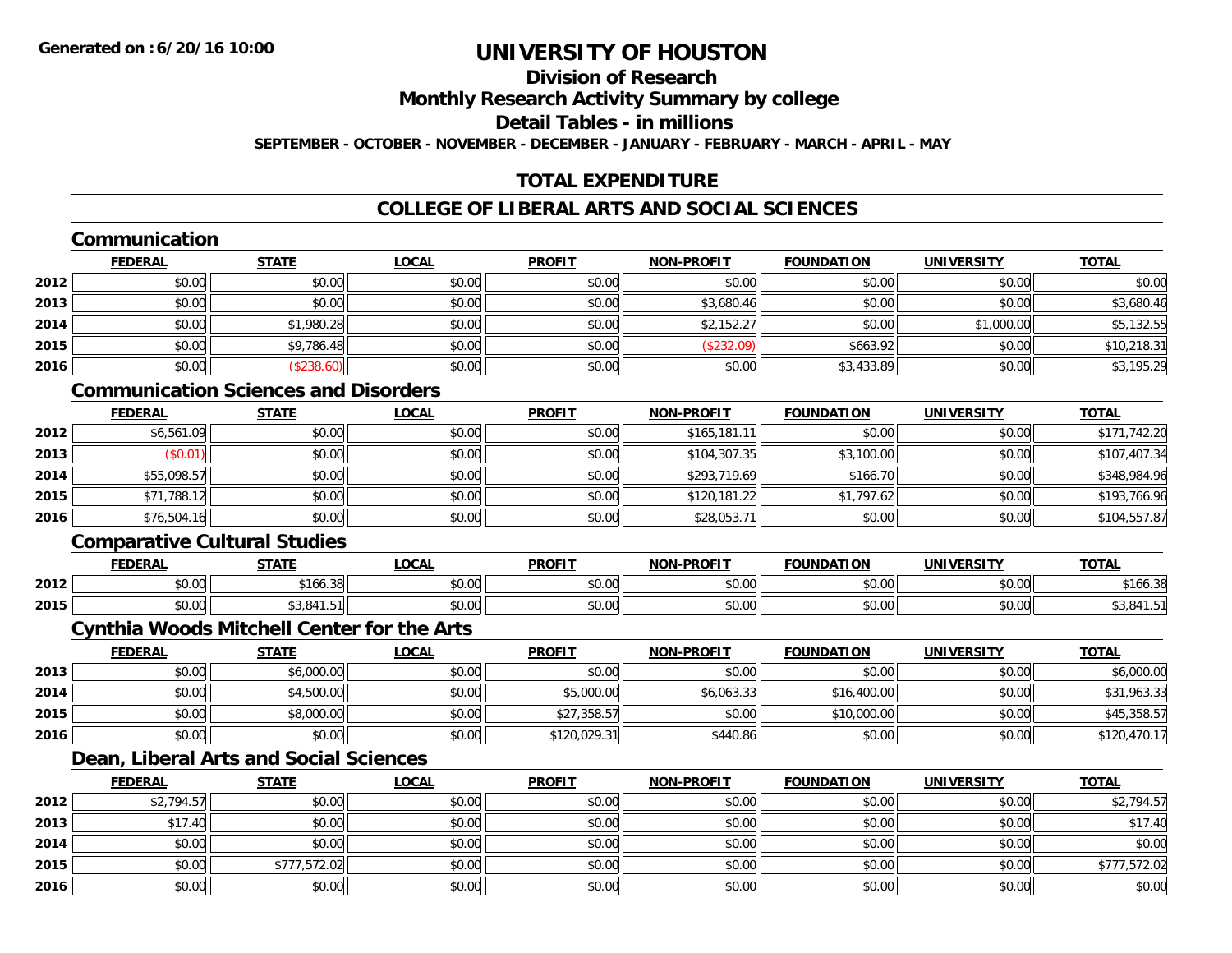**Generated on :6/20/16 10:00**

# UNIVERSITY OF HOUSTON

## Division of Research

## Monthly Research Activity Summary by college

## Detail Tables - in millions

**SEPTEMBER - OCTOBER - NOVEMBER - DECEMBER - JANUARY - FEBRUARY - MARCH - APRIL - MAY**

## TOTAL EXPENDITURE

## COLLEGE OF LIBERAL ARTS AND SOCIAL SCIENCES

### Communication

| | FEDERAL | STATE | LOCAL | PROFIT | NON-PROFIT | FOUNDATION | UNIVERSITY | TOTAL |
|---|---|---|---|---|---|---|---|---|
| 2012 | $0.00 | $0.00 | $0.00 | $0.00 | $0.00 | $0.00 | $0.00 | $0.00 |
| 2013 | $0.00 | $0.00 | $0.00 | $0.00 | $3,680.46 | $0.00 | $0.00 | $3,680.46 |
| 2014 | $0.00 | $1,980.28 | $0.00 | $0.00 | $2,152.27 | $0.00 | $1,000.00 | $5,132.55 |
| 2015 | $0.00 | $9,786.48 | $0.00 | $0.00 | ($232.09) | $663.92 | $0.00 | $10,218.31 |
| 2016 | $0.00 | ($238.60) | $0.00 | $0.00 | $0.00 | $3,433.89 | $0.00 | $3,195.29 |

### Communication Sciences and Disorders

| | FEDERAL | STATE | LOCAL | PROFIT | NON-PROFIT | FOUNDATION | UNIVERSITY | TOTAL |
|---|---|---|---|---|---|---|---|---|
| 2012 | $6,561.09 | $0.00 | $0.00 | $0.00 | $165,181.11 | $0.00 | $0.00 | $171,742.20 |
| 2013 | ($0.01) | $0.00 | $0.00 | $0.00 | $104,307.35 | $3,100.00 | $0.00 | $107,407.34 |
| 2014 | $55,098.57 | $0.00 | $0.00 | $0.00 | $293,719.69 | $166.70 | $0.00 | $348,984.96 |
| 2015 | $71,788.12 | $0.00 | $0.00 | $0.00 | $120,181.22 | $1,797.62 | $0.00 | $193,766.96 |
| 2016 | $76,504.16 | $0.00 | $0.00 | $0.00 | $28,053.71 | $0.00 | $0.00 | $104,557.87 |

### Comparative Cultural Studies

| | FEDERAL | STATE | LOCAL | PROFIT | NON-PROFIT | FOUNDATION | UNIVERSITY | TOTAL |
|---|---|---|---|---|---|---|---|---|
| 2012 | $0.00 | $166.38 | $0.00 | $0.00 | $0.00 | $0.00 | $0.00 | $166.38 |
| 2015 | $0.00 | $3,841.51 | $0.00 | $0.00 | $0.00 | $0.00 | $0.00 | $3,841.51 |

### Cynthia Woods Mitchell Center for the Arts

| | FEDERAL | STATE | LOCAL | PROFIT | NON-PROFIT | FOUNDATION | UNIVERSITY | TOTAL |
|---|---|---|---|---|---|---|---|---|
| 2013 | $0.00 | $6,000.00 | $0.00 | $0.00 | $0.00 | $0.00 | $0.00 | $6,000.00 |
| 2014 | $0.00 | $4,500.00 | $0.00 | $5,000.00 | $6,063.33 | $16,400.00 | $0.00 | $31,963.33 |
| 2015 | $0.00 | $8,000.00 | $0.00 | $27,358.57 | $0.00 | $10,000.00 | $0.00 | $45,358.57 |
| 2016 | $0.00 | $0.00 | $0.00 | $120,029.31 | $440.86 | $0.00 | $0.00 | $120,470.17 |

### Dean, Liberal Arts and Social Sciences

| | FEDERAL | STATE | LOCAL | PROFIT | NON-PROFIT | FOUNDATION | UNIVERSITY | TOTAL |
|---|---|---|---|---|---|---|---|---|
| 2012 | $2,794.57 | $0.00 | $0.00 | $0.00 | $0.00 | $0.00 | $0.00 | $2,794.57 |
| 2013 | $17.40 | $0.00 | $0.00 | $0.00 | $0.00 | $0.00 | $0.00 | $17.40 |
| 2014 | $0.00 | $0.00 | $0.00 | $0.00 | $0.00 | $0.00 | $0.00 | $0.00 |
| 2015 | $0.00 | $777,572.02 | $0.00 | $0.00 | $0.00 | $0.00 | $0.00 | $777,572.02 |
| 2016 | $0.00 | $0.00 | $0.00 | $0.00 | $0.00 | $0.00 | $0.00 | $0.00 |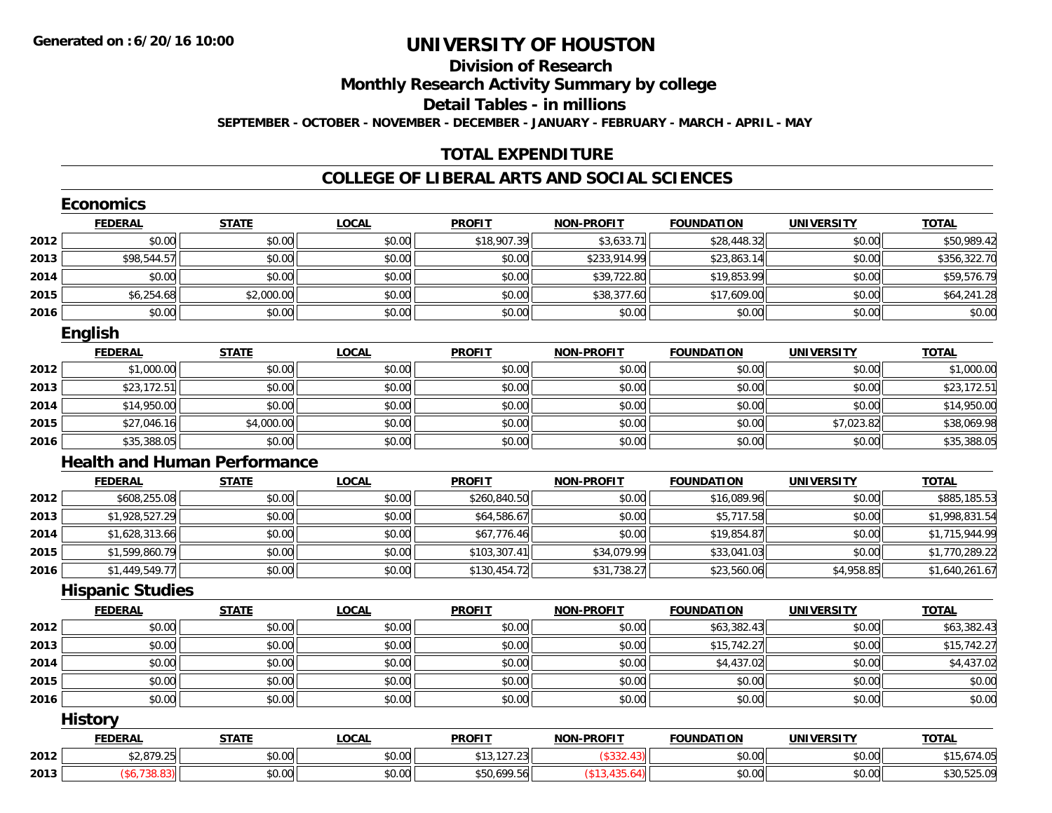Generated on :6/20/16 10:00

# UNIVERSITY OF HOUSTON

## Division of Research

## Monthly Research Activity Summary by college

## Detail Tables - in millions

**SEPTEMBER - OCTOBER - NOVEMBER - DECEMBER - JANUARY - FEBRUARY - MARCH - APRIL - MAY**

## TOTAL EXPENDITURE

## COLLEGE OF LIBERAL ARTS AND SOCIAL SCIENCES

### Economics

| | FEDERAL | STATE | LOCAL | PROFIT | NON-PROFIT | FOUNDATION | UNIVERSITY | TOTAL |
|---|---|---|---|---|---|---|---|---|
| 2012 | $0.00 | $0.00 | $0.00 | $18,907.39 | $3,633.71 | $28,448.32 | $0.00 | $50,989.42 |
| 2013 | $98,544.57 | $0.00 | $0.00 | $0.00 | $233,914.99 | $23,863.14 | $0.00 | $356,322.70 |
| 2014 | $0.00 | $0.00 | $0.00 | $0.00 | $39,722.80 | $19,853.99 | $0.00 | $59,576.79 |
| 2015 | $6,254.68 | $2,000.00 | $0.00 | $0.00 | $38,377.60 | $17,609.00 | $0.00 | $64,241.28 |
| 2016 | $0.00 | $0.00 | $0.00 | $0.00 | $0.00 | $0.00 | $0.00 | $0.00 |

### English

| | FEDERAL | STATE | LOCAL | PROFIT | NON-PROFIT | FOUNDATION | UNIVERSITY | TOTAL |
|---|---|---|---|---|---|---|---|---|
| 2012 | $1,000.00 | $0.00 | $0.00 | $0.00 | $0.00 | $0.00 | $0.00 | $1,000.00 |
| 2013 | $23,172.51 | $0.00 | $0.00 | $0.00 | $0.00 | $0.00 | $0.00 | $23,172.51 |
| 2014 | $14,950.00 | $0.00 | $0.00 | $0.00 | $0.00 | $0.00 | $0.00 | $14,950.00 |
| 2015 | $27,046.16 | $4,000.00 | $0.00 | $0.00 | $0.00 | $0.00 | $7,023.82 | $38,069.98 |
| 2016 | $35,388.05 | $0.00 | $0.00 | $0.00 | $0.00 | $0.00 | $0.00 | $35,388.05 |

### Health and Human Performance

| | FEDERAL | STATE | LOCAL | PROFIT | NON-PROFIT | FOUNDATION | UNIVERSITY | TOTAL |
|---|---|---|---|---|---|---|---|---|
| 2012 | $608,255.08 | $0.00 | $0.00 | $260,840.50 | $0.00 | $16,089.96 | $0.00 | $885,185.53 |
| 2013 | $1,928,527.29 | $0.00 | $0.00 | $64,586.67 | $0.00 | $5,717.58 | $0.00 | $1,998,831.54 |
| 2014 | $1,628,313.66 | $0.00 | $0.00 | $67,776.46 | $0.00 | $19,854.87 | $0.00 | $1,715,944.99 |
| 2015 | $1,599,860.79 | $0.00 | $0.00 | $103,307.41 | $34,079.99 | $33,041.03 | $0.00 | $1,770,289.22 |
| 2016 | $1,449,549.77 | $0.00 | $0.00 | $130,454.72 | $31,738.27 | $23,560.06 | $4,958.85 | $1,640,261.67 |

### Hispanic Studies

| | FEDERAL | STATE | LOCAL | PROFIT | NON-PROFIT | FOUNDATION | UNIVERSITY | TOTAL |
|---|---|---|---|---|---|---|---|---|
| 2012 | $0.00 | $0.00 | $0.00 | $0.00 | $0.00 | $63,382.43 | $0.00 | $63,382.43 |
| 2013 | $0.00 | $0.00 | $0.00 | $0.00 | $0.00 | $15,742.27 | $0.00 | $15,742.27 |
| 2014 | $0.00 | $0.00 | $0.00 | $0.00 | $0.00 | $4,437.02 | $0.00 | $4,437.02 |
| 2015 | $0.00 | $0.00 | $0.00 | $0.00 | $0.00 | $0.00 | $0.00 | $0.00 |
| 2016 | $0.00 | $0.00 | $0.00 | $0.00 | $0.00 | $0.00 | $0.00 | $0.00 |

### History

| | FEDERAL | STATE | LOCAL | PROFIT | NON-PROFIT | FOUNDATION | UNIVERSITY | TOTAL |
|---|---|---|---|---|---|---|---|---|
| 2012 | $2,879.25 | $0.00 | $0.00 | $13,127.23 | ($332.43) | $0.00 | $0.00 | $15,674.05 |
| 2013 | ($6,738.83) | $0.00 | $0.00 | $50,699.56 | ($13,435.64) | $0.00 | $0.00 | $30,525.09 |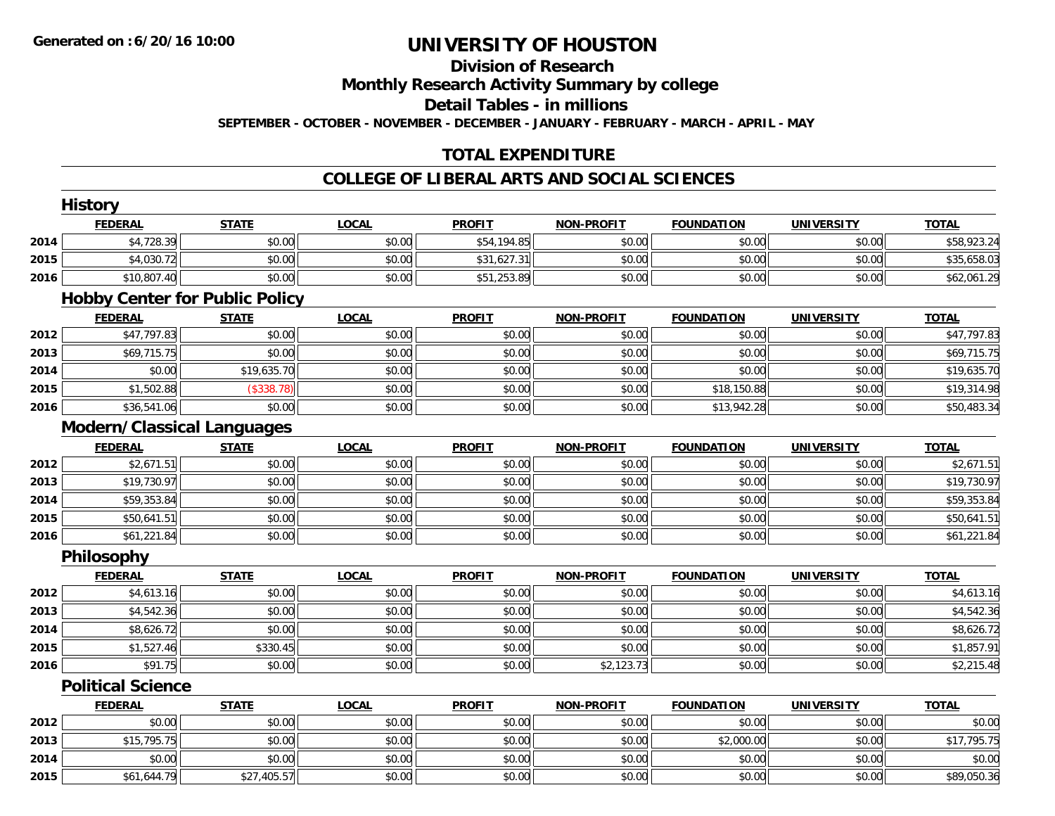# UNIVERSITY OF HOUSTON

## Division of Research

## Monthly Research Activity Summary by college

## Detail Tables - in millions

SEPTEMBER - OCTOBER - NOVEMBER - DECEMBER - JANUARY - FEBRUARY - MARCH - APRIL - MAY

Generated on : 6/20/16 10:00

## TOTAL EXPENDITURE

## COLLEGE OF LIBERAL ARTS AND SOCIAL SCIENCES

### History

| | FEDERAL | STATE | LOCAL | PROFIT | NON-PROFIT | FOUNDATION | UNIVERSITY | TOTAL |
|---|---|---|---|---|---|---|---|---|
| 2014 | $4,728.39 | $0.00 | $0.00 | $54,194.85 | $0.00 | $0.00 | $0.00 | $58,923.24 |
| 2015 | $4,030.72 | $0.00 | $0.00 | $31,627.31 | $0.00 | $0.00 | $0.00 | $35,658.03 |
| 2016 | $10,807.40 | $0.00 | $0.00 | $51,253.89 | $0.00 | $0.00 | $0.00 | $62,061.29 |

### Hobby Center for Public Policy

| | FEDERAL | STATE | LOCAL | PROFIT | NON-PROFIT | FOUNDATION | UNIVERSITY | TOTAL |
|---|---|---|---|---|---|---|---|---|
| 2012 | $47,797.83 | $0.00 | $0.00 | $0.00 | $0.00 | $0.00 | $0.00 | $47,797.83 |
| 2013 | $69,715.75 | $0.00 | $0.00 | $0.00 | $0.00 | $0.00 | $0.00 | $69,715.75 |
| 2014 | $0.00 | $19,635.70 | $0.00 | $0.00 | $0.00 | $0.00 | $0.00 | $19,635.70 |
| 2015 | $1,502.88 | ($338.78) | $0.00 | $0.00 | $0.00 | $18,150.88 | $0.00 | $19,314.98 |
| 2016 | $36,541.06 | $0.00 | $0.00 | $0.00 | $0.00 | $13,942.28 | $0.00 | $50,483.34 |

### Modern/Classical Languages

| | FEDERAL | STATE | LOCAL | PROFIT | NON-PROFIT | FOUNDATION | UNIVERSITY | TOTAL |
|---|---|---|---|---|---|---|---|---|
| 2012 | $2,671.51 | $0.00 | $0.00 | $0.00 | $0.00 | $0.00 | $0.00 | $2,671.51 |
| 2013 | $19,730.97 | $0.00 | $0.00 | $0.00 | $0.00 | $0.00 | $0.00 | $19,730.97 |
| 2014 | $59,353.84 | $0.00 | $0.00 | $0.00 | $0.00 | $0.00 | $0.00 | $59,353.84 |
| 2015 | $50,641.51 | $0.00 | $0.00 | $0.00 | $0.00 | $0.00 | $0.00 | $50,641.51 |
| 2016 | $61,221.84 | $0.00 | $0.00 | $0.00 | $0.00 | $0.00 | $0.00 | $61,221.84 |

### Philosophy

| | FEDERAL | STATE | LOCAL | PROFIT | NON-PROFIT | FOUNDATION | UNIVERSITY | TOTAL |
|---|---|---|---|---|---|---|---|---|
| 2012 | $4,613.16 | $0.00 | $0.00 | $0.00 | $0.00 | $0.00 | $0.00 | $4,613.16 |
| 2013 | $4,542.36 | $0.00 | $0.00 | $0.00 | $0.00 | $0.00 | $0.00 | $4,542.36 |
| 2014 | $8,626.72 | $0.00 | $0.00 | $0.00 | $0.00 | $0.00 | $0.00 | $8,626.72 |
| 2015 | $1,527.46 | $330.45 | $0.00 | $0.00 | $0.00 | $0.00 | $0.00 | $1,857.91 |
| 2016 | $91.75 | $0.00 | $0.00 | $0.00 | $2,123.73 | $0.00 | $0.00 | $2,215.48 |

### Political Science

| | FEDERAL | STATE | LOCAL | PROFIT | NON-PROFIT | FOUNDATION | UNIVERSITY | TOTAL |
|---|---|---|---|---|---|---|---|---|
| 2012 | $0.00 | $0.00 | $0.00 | $0.00 | $0.00 | $0.00 | $0.00 | $0.00 |
| 2013 | $15,795.75 | $0.00 | $0.00 | $0.00 | $0.00 | $2,000.00 | $0.00 | $17,795.75 |
| 2014 | $0.00 | $0.00 | $0.00 | $0.00 | $0.00 | $0.00 | $0.00 | $0.00 |
| 2015 | $61,644.79 | $27,405.57 | $0.00 | $0.00 | $0.00 | $0.00 | $0.00 | $89,050.36 |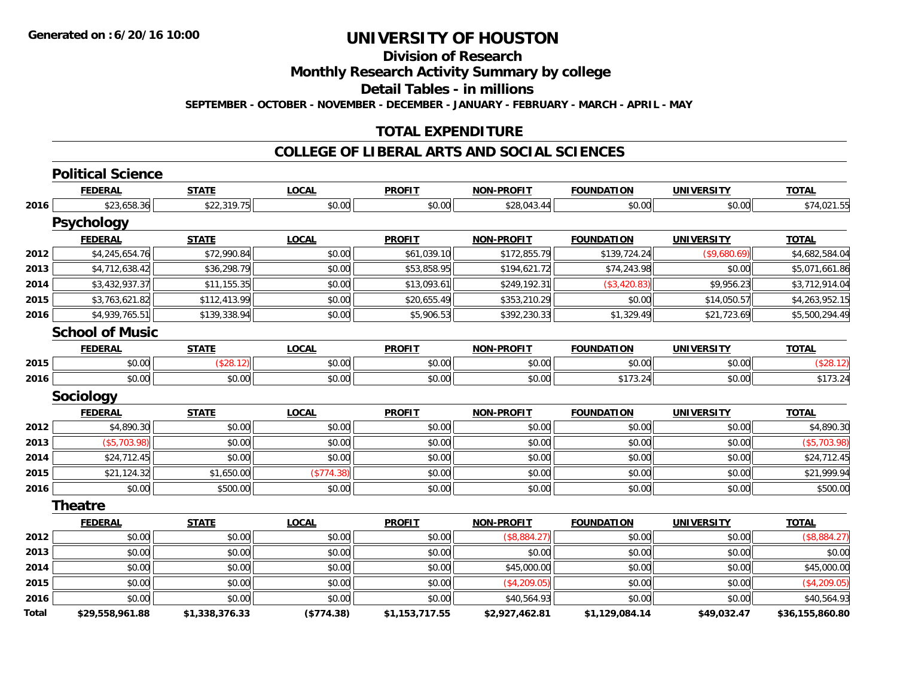Generated on :6/20/16 10:00

# UNIVERSITY OF HOUSTON

## Division of Research

## Monthly Research Activity Summary by college

## Detail Tables - in millions

SEPTEMBER - OCTOBER - NOVEMBER - DECEMBER - JANUARY - FEBRUARY - MARCH - APRIL - MAY

## TOTAL EXPENDITURE

## COLLEGE OF LIBERAL ARTS AND SOCIAL SCIENCES

### Political Science

| | FEDERAL | STATE | LOCAL | PROFIT | NON-PROFIT | FOUNDATION | UNIVERSITY | TOTAL |
|---|---|---|---|---|---|---|---|---|
| 2016 | $23,658.36 | $22,319.75 | $0.00 | $0.00 | $28,043.44 | $0.00 | $0.00 | $74,021.55 |

### Psychology

| | FEDERAL | STATE | LOCAL | PROFIT | NON-PROFIT | FOUNDATION | UNIVERSITY | TOTAL |
|---|---|---|---|---|---|---|---|---|
| 2012 | $4,245,654.76 | $72,990.84 | $0.00 | $61,039.10 | $172,855.79 | $139,724.24 | ($9,680.69) | $4,682,584.04 |
| 2013 | $4,712,638.42 | $36,298.79 | $0.00 | $53,858.95 | $194,621.72 | $74,243.98 | $0.00 | $5,071,661.86 |
| 2014 | $3,432,937.37 | $11,155.35 | $0.00 | $13,093.61 | $249,192.31 | ($3,420.83) | $9,956.23 | $3,712,914.04 |
| 2015 | $3,763,621.82 | $112,413.99 | $0.00 | $20,655.49 | $353,210.29 | $0.00 | $14,050.57 | $4,263,952.15 |
| 2016 | $4,939,765.51 | $139,338.94 | $0.00 | $5,906.53 | $392,230.33 | $1,329.49 | $21,723.69 | $5,500,294.49 |

### School of Music

| | FEDERAL | STATE | LOCAL | PROFIT | NON-PROFIT | FOUNDATION | UNIVERSITY | TOTAL |
|---|---|---|---|---|---|---|---|---|
| 2015 | $0.00 | ($28.12) | $0.00 | $0.00 | $0.00 | $0.00 | $0.00 | ($28.12) |
| 2016 | $0.00 | $0.00 | $0.00 | $0.00 | $0.00 | $173.24 | $0.00 | $173.24 |

### Sociology

| | FEDERAL | STATE | LOCAL | PROFIT | NON-PROFIT | FOUNDATION | UNIVERSITY | TOTAL |
|---|---|---|---|---|---|---|---|---|
| 2012 | $4,890.30 | $0.00 | $0.00 | $0.00 | $0.00 | $0.00 | $0.00 | $4,890.30 |
| 2013 | ($5,703.98) | $0.00 | $0.00 | $0.00 | $0.00 | $0.00 | $0.00 | ($5,703.98) |
| 2014 | $24,712.45 | $0.00 | $0.00 | $0.00 | $0.00 | $0.00 | $0.00 | $24,712.45 |
| 2015 | $21,124.32 | $1,650.00 | ($774.38) | $0.00 | $0.00 | $0.00 | $0.00 | $21,999.94 |
| 2016 | $0.00 | $500.00 | $0.00 | $0.00 | $0.00 | $0.00 | $0.00 | $500.00 |

### Theatre

| | FEDERAL | STATE | LOCAL | PROFIT | NON-PROFIT | FOUNDATION | UNIVERSITY | TOTAL |
|---|---|---|---|---|---|---|---|---|
| 2012 | $0.00 | $0.00 | $0.00 | $0.00 | ($8,884.27) | $0.00 | $0.00 | ($8,884.27) |
| 2013 | $0.00 | $0.00 | $0.00 | $0.00 | $0.00 | $0.00 | $0.00 | $0.00 |
| 2014 | $0.00 | $0.00 | $0.00 | $0.00 | $45,000.00 | $0.00 | $0.00 | $45,000.00 |
| 2015 | $0.00 | $0.00 | $0.00 | $0.00 | ($4,209.05) | $0.00 | $0.00 | ($4,209.05) |
| 2016 | $0.00 | $0.00 | $0.00 | $0.00 | $40,564.93 | $0.00 | $0.00 | $40,564.93 |
| **Total** | **$29,558,961.88** | **$1,338,376.33** | **($774.38)** | **$1,153,717.55** | **$2,927,462.81** | **$1,129,084.14** | **$49,032.47** | **$36,155,860.80** |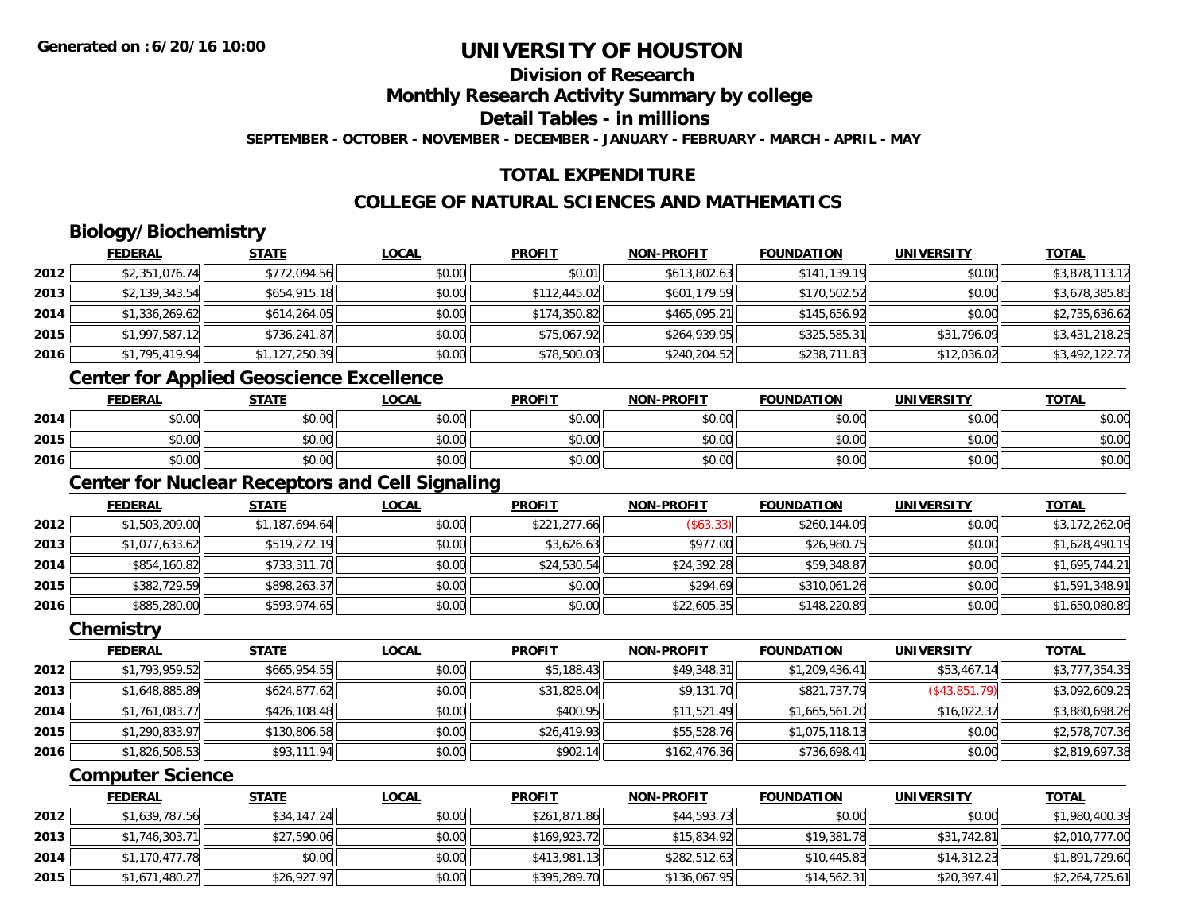# UNIVERSITY OF HOUSTON

## Division of Research

## Monthly Research Activity Summary by college

## Detail Tables - in millions

**SEPTEMBER - OCTOBER - NOVEMBER - DECEMBER - JANUARY - FEBRUARY - MARCH - APRIL - MAY**

## TOTAL EXPENDITURE

## COLLEGE OF NATURAL SCIENCES AND MATHEMATICS

### Biology/Biochemistry

| | FEDERAL | STATE | LOCAL | PROFIT | NON-PROFIT | FOUNDATION | UNIVERSITY | TOTAL |
|---|---|---|---|---|---|---|---|---|
| 2012 | $2,351,076.74 | $772,094.56 | $0.00 | $0.01 | $613,802.63 | $141,139.19 | $0.00 | $3,878,113.12 |
| 2013 | $2,139,343.54 | $654,915.18 | $0.00 | $112,445.02 | $601,179.59 | $170,502.52 | $0.00 | $3,678,385.85 |
| 2014 | $1,336,269.62 | $614,264.05 | $0.00 | $174,350.82 | $465,095.21 | $145,656.92 | $0.00 | $2,735,636.62 |
| 2015 | $1,997,587.12 | $736,241.87 | $0.00 | $75,067.92 | $264,939.95 | $325,585.31 | $31,796.09 | $3,431,218.25 |
| 2016 | $1,795,419.94 | $1,127,250.39 | $0.00 | $78,500.03 | $240,204.52 | $238,711.83 | $12,036.02 | $3,492,122.72 |

### Center for Applied Geoscience Excellence

| | FEDERAL | STATE | LOCAL | PROFIT | NON-PROFIT | FOUNDATION | UNIVERSITY | TOTAL |
|---|---|---|---|---|---|---|---|---|
| 2014 | $0.00 | $0.00 | $0.00 | $0.00 | $0.00 | $0.00 | $0.00 | $0.00 |
| 2015 | $0.00 | $0.00 | $0.00 | $0.00 | $0.00 | $0.00 | $0.00 | $0.00 |
| 2016 | $0.00 | $0.00 | $0.00 | $0.00 | $0.00 | $0.00 | $0.00 | $0.00 |

### Center for Nuclear Receptors and Cell Signaling

| | FEDERAL | STATE | LOCAL | PROFIT | NON-PROFIT | FOUNDATION | UNIVERSITY | TOTAL |
|---|---|---|---|---|---|---|---|---|
| 2012 | $1,503,209.00 | $1,187,694.64 | $0.00 | $221,277.66 | ($63.33) | $260,144.09 | $0.00 | $3,172,262.06 |
| 2013 | $1,077,633.62 | $519,272.19 | $0.00 | $3,626.63 | $977.00 | $26,980.75 | $0.00 | $1,628,490.19 |
| 2014 | $854,160.82 | $733,311.70 | $0.00 | $24,530.54 | $24,392.28 | $59,348.87 | $0.00 | $1,695,744.21 |
| 2015 | $382,729.59 | $898,263.37 | $0.00 | $0.00 | $294.69 | $310,061.26 | $0.00 | $1,591,348.91 |
| 2016 | $885,280.00 | $593,974.65 | $0.00 | $0.00 | $22,605.35 | $148,220.89 | $0.00 | $1,650,080.89 |

### Chemistry

| | FEDERAL | STATE | LOCAL | PROFIT | NON-PROFIT | FOUNDATION | UNIVERSITY | TOTAL |
|---|---|---|---|---|---|---|---|---|
| 2012 | $1,793,959.52 | $665,954.55 | $0.00 | $5,188.43 | $49,348.31 | $1,209,436.41 | $53,467.14 | $3,777,354.35 |
| 2013 | $1,648,885.89 | $624,877.62 | $0.00 | $31,828.04 | $9,131.70 | $821,737.79 | ($43,851.79) | $3,092,609.25 |
| 2014 | $1,761,083.77 | $426,108.48 | $0.00 | $400.95 | $11,521.49 | $1,665,561.20 | $16,022.37 | $3,880,698.26 |
| 2015 | $1,290,833.97 | $130,806.58 | $0.00 | $26,419.93 | $55,528.76 | $1,075,118.13 | $0.00 | $2,578,707.36 |
| 2016 | $1,826,508.53 | $93,111.94 | $0.00 | $902.14 | $162,476.36 | $736,698.41 | $0.00 | $2,819,697.38 |

### Computer Science

| | FEDERAL | STATE | LOCAL | PROFIT | NON-PROFIT | FOUNDATION | UNIVERSITY | TOTAL |
|---|---|---|---|---|---|---|---|---|
| 2012 | $1,639,787.56 | $34,147.24 | $0.00 | $261,871.86 | $44,593.73 | $0.00 | $0.00 | $1,980,400.39 |
| 2013 | $1,746,303.71 | $27,590.06 | $0.00 | $169,923.72 | $15,834.92 | $19,381.78 | $31,742.81 | $2,010,777.00 |
| 2014 | $1,170,477.78 | $0.00 | $0.00 | $413,981.13 | $282,512.63 | $10,445.83 | $14,312.23 | $1,891,729.60 |
| 2015 | $1,671,480.27 | $26,927.97 | $0.00 | $395,289.70 | $136,067.95 | $14,562.31 | $20,397.41 | $2,264,725.61 |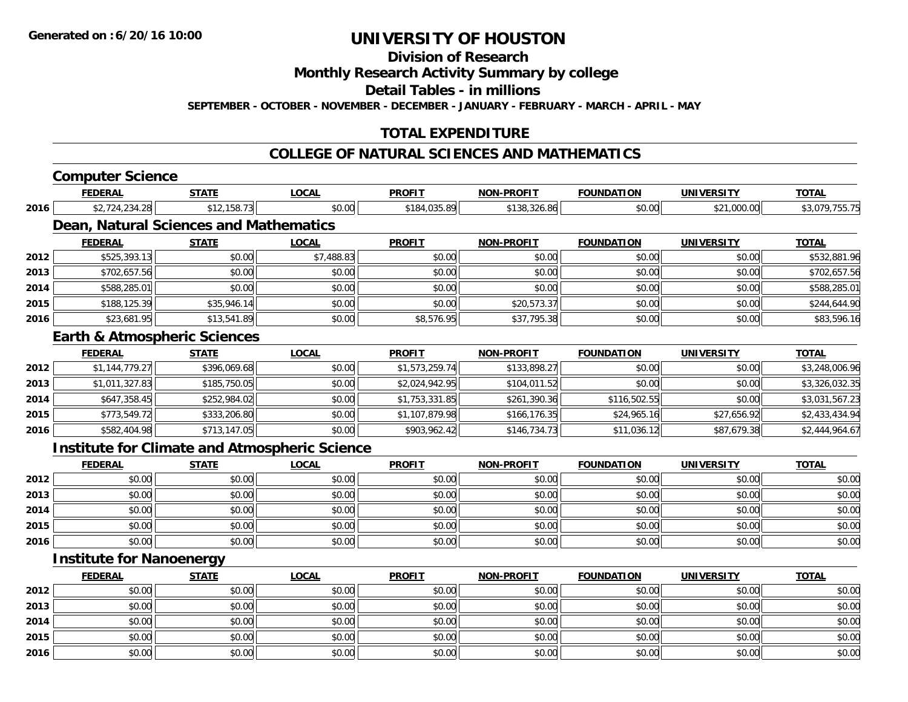# UNIVERSITY OF HOUSTON

**Generated on :6/20/16 10:00**

## Division of Research

## Monthly Research Activity Summary by college

## Detail Tables - in millions

**SEPTEMBER - OCTOBER - NOVEMBER - DECEMBER - JANUARY - FEBRUARY - MARCH - APRIL - MAY**

## TOTAL EXPENDITURE

## COLLEGE OF NATURAL SCIENCES AND MATHEMATICS

### Computer Science

| | FEDERAL | STATE | LOCAL | PROFIT | NON-PROFIT | FOUNDATION | UNIVERSITY | TOTAL |
|---|---|---|---|---|---|---|---|---|
| 2016 | $2,724,234.28 | $12,158.73 | $0.00 | $184,035.89 | $138,326.86 | $0.00 | $21,000.00 | $3,079,755.75 |

### Dean, Natural Sciences and Mathematics

| | FEDERAL | STATE | LOCAL | PROFIT | NON-PROFIT | FOUNDATION | UNIVERSITY | TOTAL |
|---|---|---|---|---|---|---|---|---|
| 2012 | $525,393.13 | $0.00 | $7,488.83 | $0.00 | $0.00 | $0.00 | $0.00 | $532,881.96 |
| 2013 | $702,657.56 | $0.00 | $0.00 | $0.00 | $0.00 | $0.00 | $0.00 | $702,657.56 |
| 2014 | $588,285.01 | $0.00 | $0.00 | $0.00 | $0.00 | $0.00 | $0.00 | $588,285.01 |
| 2015 | $188,125.39 | $35,946.14 | $0.00 | $0.00 | $20,573.37 | $0.00 | $0.00 | $244,644.90 |
| 2016 | $23,681.95 | $13,541.89 | $0.00 | $8,576.95 | $37,795.38 | $0.00 | $0.00 | $83,596.16 |

### Earth & Atmospheric Sciences

| | FEDERAL | STATE | LOCAL | PROFIT | NON-PROFIT | FOUNDATION | UNIVERSITY | TOTAL |
|---|---|---|---|---|---|---|---|---|
| 2012 | $1,144,779.27 | $396,069.68 | $0.00 | $1,573,259.74 | $133,898.27 | $0.00 | $0.00 | $3,248,006.96 |
| 2013 | $1,011,327.83 | $185,750.05 | $0.00 | $2,024,942.95 | $104,011.52 | $0.00 | $0.00 | $3,326,032.35 |
| 2014 | $647,358.45 | $252,984.02 | $0.00 | $1,753,331.85 | $261,390.36 | $116,502.55 | $0.00 | $3,031,567.23 |
| 2015 | $773,549.72 | $333,206.80 | $0.00 | $1,107,879.98 | $166,176.35 | $24,965.16 | $27,656.92 | $2,433,434.94 |
| 2016 | $582,404.98 | $713,147.05 | $0.00 | $903,962.42 | $146,734.73 | $11,036.12 | $87,679.38 | $2,444,964.67 |

### Institute for Climate and Atmospheric Science

| | FEDERAL | STATE | LOCAL | PROFIT | NON-PROFIT | FOUNDATION | UNIVERSITY | TOTAL |
|---|---|---|---|---|---|---|---|---|
| 2012 | $0.00 | $0.00 | $0.00 | $0.00 | $0.00 | $0.00 | $0.00 | $0.00 |
| 2013 | $0.00 | $0.00 | $0.00 | $0.00 | $0.00 | $0.00 | $0.00 | $0.00 |
| 2014 | $0.00 | $0.00 | $0.00 | $0.00 | $0.00 | $0.00 | $0.00 | $0.00 |
| 2015 | $0.00 | $0.00 | $0.00 | $0.00 | $0.00 | $0.00 | $0.00 | $0.00 |
| 2016 | $0.00 | $0.00 | $0.00 | $0.00 | $0.00 | $0.00 | $0.00 | $0.00 |

### Institute for Nanoenergy

| | FEDERAL | STATE | LOCAL | PROFIT | NON-PROFIT | FOUNDATION | UNIVERSITY | TOTAL |
|---|---|---|---|---|---|---|---|---|
| 2012 | $0.00 | $0.00 | $0.00 | $0.00 | $0.00 | $0.00 | $0.00 | $0.00 |
| 2013 | $0.00 | $0.00 | $0.00 | $0.00 | $0.00 | $0.00 | $0.00 | $0.00 |
| 2014 | $0.00 | $0.00 | $0.00 | $0.00 | $0.00 | $0.00 | $0.00 | $0.00 |
| 2015 | $0.00 | $0.00 | $0.00 | $0.00 | $0.00 | $0.00 | $0.00 | $0.00 |
| 2016 | $0.00 | $0.00 | $0.00 | $0.00 | $0.00 | $0.00 | $0.00 | $0.00 |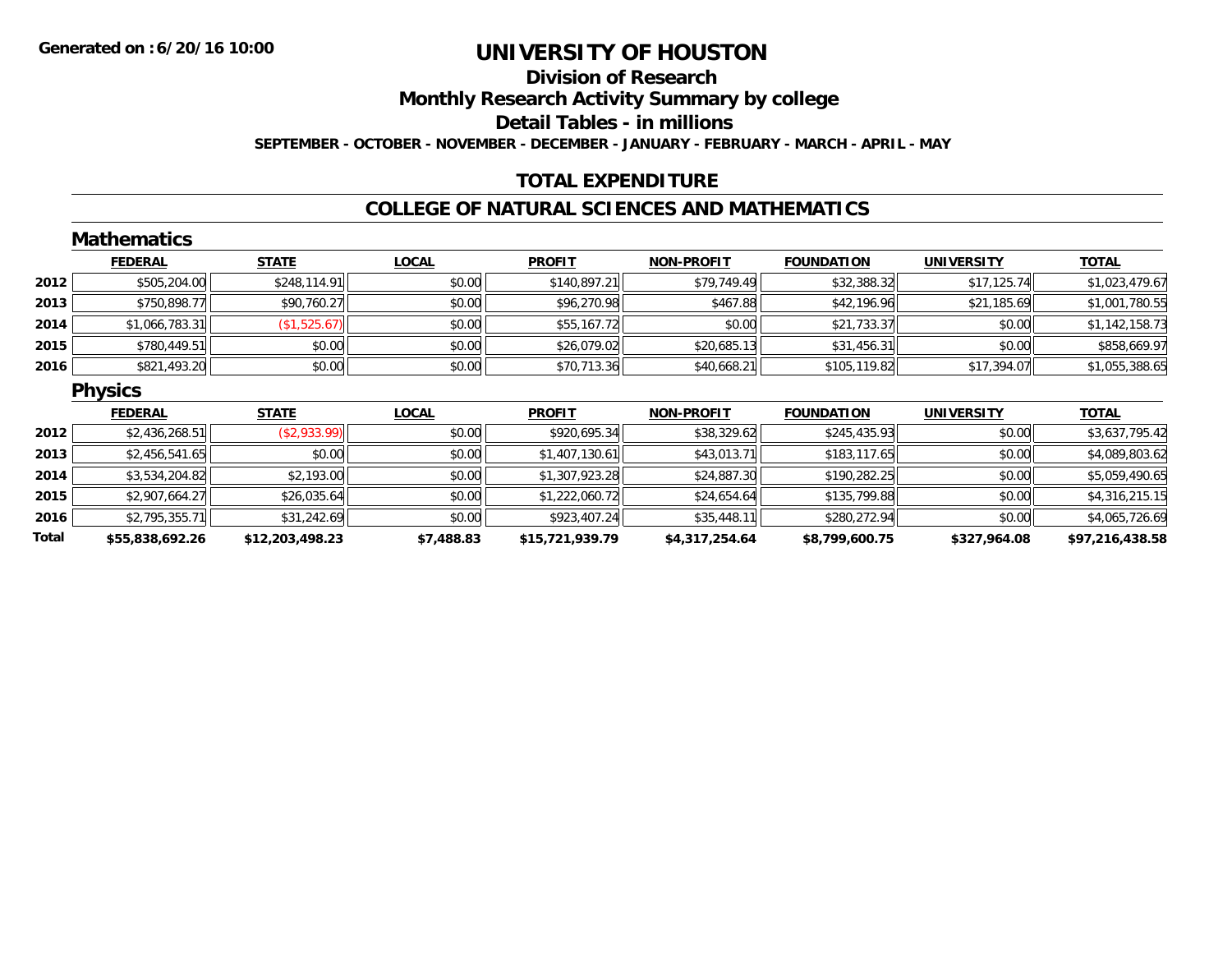Generated on :6/20/16 10:00

# UNIVERSITY OF HOUSTON

## Division of Research

## Monthly Research Activity Summary by college

## Detail Tables - in millions

**SEPTEMBER - OCTOBER - NOVEMBER - DECEMBER - JANUARY - FEBRUARY - MARCH - APRIL - MAY**

## TOTAL EXPENDITURE

## COLLEGE OF NATURAL SCIENCES AND MATHEMATICS

### Mathematics

| | FEDERAL | STATE | LOCAL | PROFIT | NON-PROFIT | FOUNDATION | UNIVERSITY | TOTAL |
|---|---|---|---|---|---|---|---|---|
| 2012 | $505,204.00 | $248,114.91 | $0.00 | $140,897.21 | $79,749.49 | $32,388.32 | $17,125.74 | $1,023,479.67 |
| 2013 | $750,898.77 | $90,760.27 | $0.00 | $96,270.98 | $467.88 | $42,196.96 | $21,185.69 | $1,001,780.55 |
| 2014 | $1,066,783.31 | ($1,525.67) | $0.00 | $55,167.72 | $0.00 | $21,733.37 | $0.00 | $1,142,158.73 |
| 2015 | $780,449.51 | $0.00 | $0.00 | $26,079.02 | $20,685.13 | $31,456.31 | $0.00 | $858,669.97 |
| 2016 | $821,493.20 | $0.00 | $0.00 | $70,713.36 | $40,668.21 | $105,119.82 | $17,394.07 | $1,055,388.65 |

### Physics

| | FEDERAL | STATE | LOCAL | PROFIT | NON-PROFIT | FOUNDATION | UNIVERSITY | TOTAL |
|---|---|---|---|---|---|---|---|---|
| 2012 | $2,436,268.51 | ($2,933.99) | $0.00 | $920,695.34 | $38,329.62 | $245,435.93 | $0.00 | $3,637,795.42 |
| 2013 | $2,456,541.65 | $0.00 | $0.00 | $1,407,130.61 | $43,013.71 | $183,117.65 | $0.00 | $4,089,803.62 |
| 2014 | $3,534,204.82 | $2,193.00 | $0.00 | $1,307,923.28 | $24,887.30 | $190,282.25 | $0.00 | $5,059,490.65 |
| 2015 | $2,907,664.27 | $26,035.64 | $0.00 | $1,222,060.72 | $24,654.64 | $135,799.88 | $0.00 | $4,316,215.15 |
| 2016 | $2,795,355.71 | $31,242.69 | $0.00 | $923,407.24 | $35,448.11 | $280,272.94 | $0.00 | $4,065,726.69 |
| **Total** | **$55,838,692.26** | **$12,203,498.23** | **$7,488.83** | **$15,721,939.79** | **$4,317,254.64** | **$8,799,600.75** | **$327,964.08** | **$97,216,438.58** |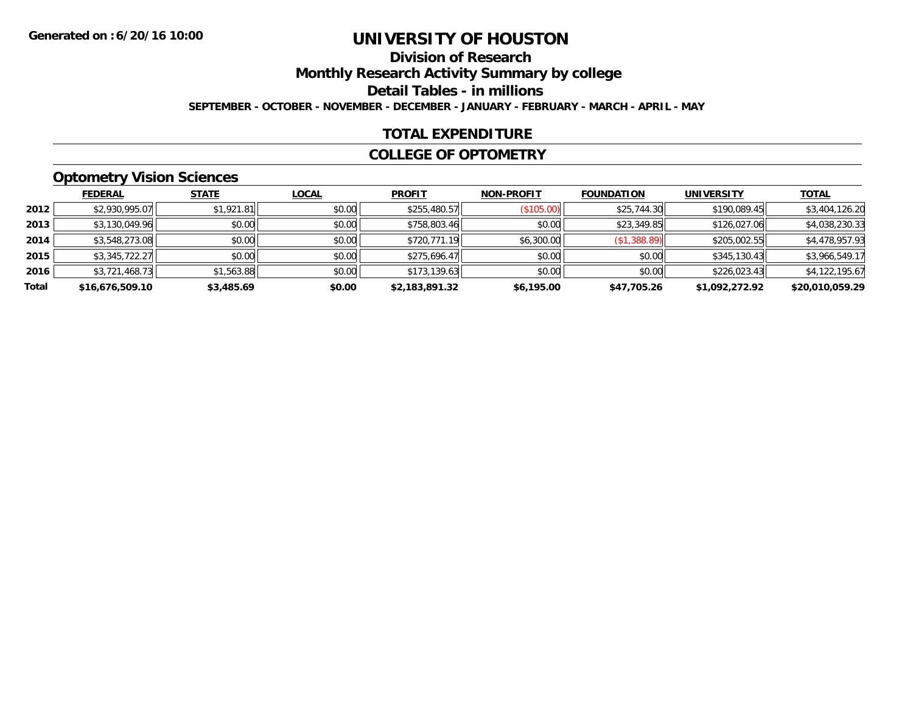**Generated on :6/20/16 10:00**

# UNIVERSITY OF HOUSTON

## Division of Research

## Monthly Research Activity Summary by college

## Detail Tables - in millions

**SEPTEMBER - OCTOBER - NOVEMBER - DECEMBER - JANUARY - FEBRUARY - MARCH - APRIL - MAY**

## TOTAL EXPENDITURE

## COLLEGE OF OPTOMETRY

### Optometry Vision Sciences

| | FEDERAL | STATE | LOCAL | PROFIT | NON-PROFIT | FOUNDATION | UNIVERSITY | TOTAL |
|---|---|---|---|---|---|---|---|---|
| 2012 | $2,930,995.07 | $1,921.81 | $0.00 | $255,480.57 | ($105.00) | $25,744.30 | $190,089.45 | $3,404,126.20 |
| 2013 | $3,130,049.96 | $0.00 | $0.00 | $758,803.46 | $0.00 | $23,349.85 | $126,027.06 | $4,038,230.33 |
| 2014 | $3,548,273.08 | $0.00 | $0.00 | $720,771.19 | $6,300.00 | ($1,388.89) | $205,002.55 | $4,478,957.93 |
| 2015 | $3,345,722.27 | $0.00 | $0.00 | $275,696.47 | $0.00 | $0.00 | $345,130.43 | $3,966,549.17 |
| 2016 | $3,721,468.73 | $1,563.88 | $0.00 | $173,139.63 | $0.00 | $0.00 | $226,023.43 | $4,122,195.67 |
| **Total** | **$16,676,509.10** | **$3,485.69** | **$0.00** | **$2,183,891.32** | **$6,195.00** | **$47,705.26** | **$1,092,272.92** | **$20,010,059.29** |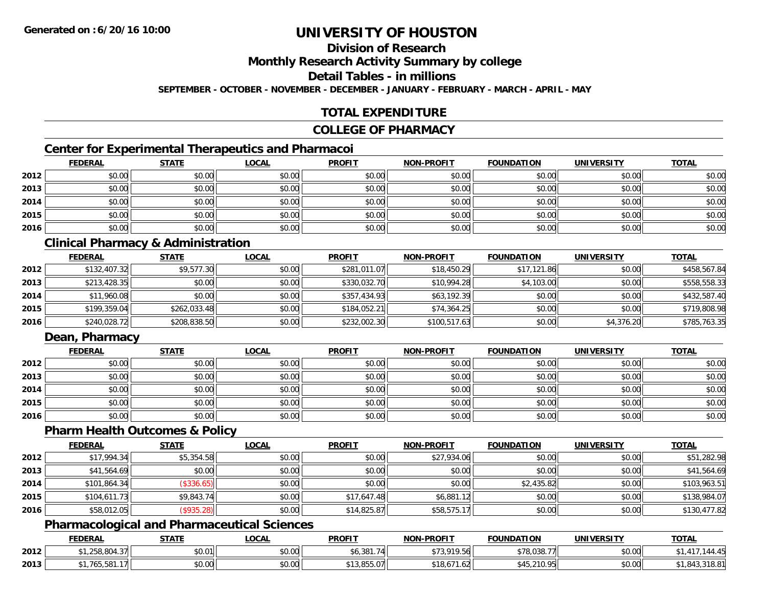# UNIVERSITY OF HOUSTON

## Division of Research

## Monthly Research Activity Summary by college

## Detail Tables - in millions

**SEPTEMBER - OCTOBER - NOVEMBER - DECEMBER - JANUARY - FEBRUARY - MARCH - APRIL - MAY**

## TOTAL EXPENDITURE

## COLLEGE OF PHARMACY

### Center for Experimental Therapeutics and Pharmacoi

| | FEDERAL | STATE | LOCAL | PROFIT | NON-PROFIT | FOUNDATION | UNIVERSITY | TOTAL |
|---|---|---|---|---|---|---|---|---|
| 2012 | $0.00 | $0.00 | $0.00 | $0.00 | $0.00 | $0.00 | $0.00 | $0.00 |
| 2013 | $0.00 | $0.00 | $0.00 | $0.00 | $0.00 | $0.00 | $0.00 | $0.00 |
| 2014 | $0.00 | $0.00 | $0.00 | $0.00 | $0.00 | $0.00 | $0.00 | $0.00 |
| 2015 | $0.00 | $0.00 | $0.00 | $0.00 | $0.00 | $0.00 | $0.00 | $0.00 |
| 2016 | $0.00 | $0.00 | $0.00 | $0.00 | $0.00 | $0.00 | $0.00 | $0.00 |

### Clinical Pharmacy & Administration

| | FEDERAL | STATE | LOCAL | PROFIT | NON-PROFIT | FOUNDATION | UNIVERSITY | TOTAL |
|---|---|---|---|---|---|---|---|---|
| 2012 | $132,407.32 | $9,577.30 | $0.00 | $281,011.07 | $18,450.29 | $17,121.86 | $0.00 | $458,567.84 |
| 2013 | $213,428.35 | $0.00 | $0.00 | $330,032.70 | $10,994.28 | $4,103.00 | $0.00 | $558,558.33 |
| 2014 | $11,960.08 | $0.00 | $0.00 | $357,434.93 | $63,192.39 | $0.00 | $0.00 | $432,587.40 |
| 2015 | $199,359.04 | $262,033.48 | $0.00 | $184,052.21 | $74,364.25 | $0.00 | $0.00 | $719,808.98 |
| 2016 | $240,028.72 | $208,838.50 | $0.00 | $232,002.30 | $100,517.63 | $0.00 | $4,376.20 | $785,763.35 |

### Dean, Pharmacy

| | FEDERAL | STATE | LOCAL | PROFIT | NON-PROFIT | FOUNDATION | UNIVERSITY | TOTAL |
|---|---|---|---|---|---|---|---|---|
| 2012 | $0.00 | $0.00 | $0.00 | $0.00 | $0.00 | $0.00 | $0.00 | $0.00 |
| 2013 | $0.00 | $0.00 | $0.00 | $0.00 | $0.00 | $0.00 | $0.00 | $0.00 |
| 2014 | $0.00 | $0.00 | $0.00 | $0.00 | $0.00 | $0.00 | $0.00 | $0.00 |
| 2015 | $0.00 | $0.00 | $0.00 | $0.00 | $0.00 | $0.00 | $0.00 | $0.00 |
| 2016 | $0.00 | $0.00 | $0.00 | $0.00 | $0.00 | $0.00 | $0.00 | $0.00 |

### Pharm Health Outcomes & Policy

| | FEDERAL | STATE | LOCAL | PROFIT | NON-PROFIT | FOUNDATION | UNIVERSITY | TOTAL |
|---|---|---|---|---|---|---|---|---|
| 2012 | $17,994.34 | $5,354.58 | $0.00 | $0.00 | $27,934.06 | $0.00 | $0.00 | $51,282.98 |
| 2013 | $41,564.69 | $0.00 | $0.00 | $0.00 | $0.00 | $0.00 | $0.00 | $41,564.69 |
| 2014 | $101,864.34 | ($336.65) | $0.00 | $0.00 | $0.00 | $2,435.82 | $0.00 | $103,963.51 |
| 2015 | $104,611.73 | $9,843.74 | $0.00 | $17,647.48 | $6,881.12 | $0.00 | $0.00 | $138,984.07 |
| 2016 | $58,012.05 | ($935.28) | $0.00 | $14,825.87 | $58,575.17 | $0.00 | $0.00 | $130,477.82 |

### Pharmacological and Pharmaceutical Sciences

| | FEDERAL | STATE | LOCAL | PROFIT | NON-PROFIT | FOUNDATION | UNIVERSITY | TOTAL |
|---|---|---|---|---|---|---|---|---|
| 2012 | $1,258,804.37 | $0.01 | $0.00 | $6,381.74 | $73,919.56 | $78,038.77 | $0.00 | $1,417,144.45 |
| 2013 | $1,765,581.17 | $0.00 | $0.00 | $13,855.07 | $18,671.62 | $45,210.95 | $0.00 | $1,843,318.81 |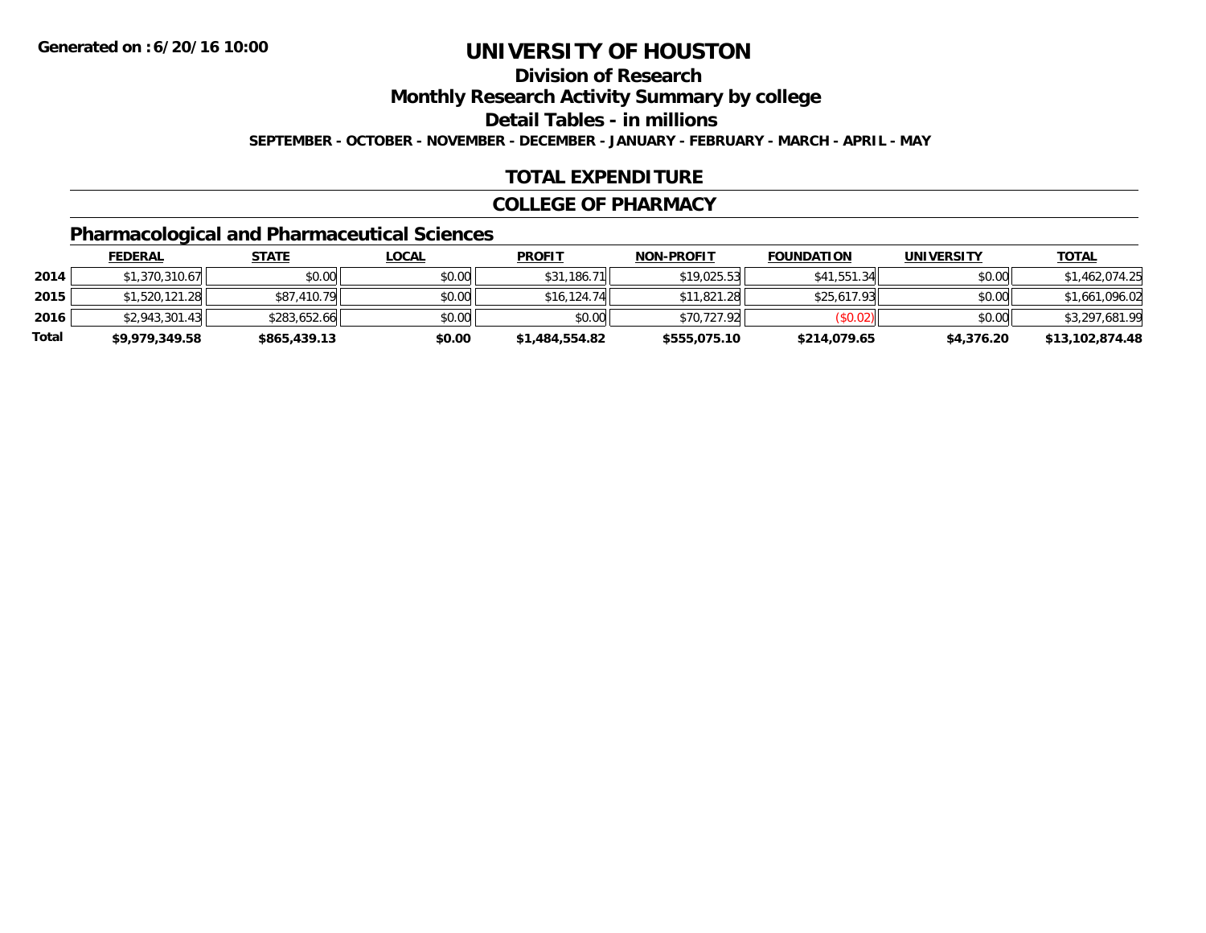**Generated on :6/20/16 10:00**

# UNIVERSITY OF HOUSTON

## Division of Research

## Monthly Research Activity Summary by college

## Detail Tables - in millions

**SEPTEMBER - OCTOBER - NOVEMBER - DECEMBER - JANUARY - FEBRUARY - MARCH - APRIL - MAY**

## TOTAL EXPENDITURE

## COLLEGE OF PHARMACY

### Pharmacological and Pharmaceutical Sciences

| | FEDERAL | STATE | LOCAL | PROFIT | NON-PROFIT | FOUNDATION | UNIVERSITY | TOTAL |
|---|---|---|---|---|---|---|---|---|
| 2014 | $1,370,310.67 | $0.00 | $0.00 | $31,186.71 | $19,025.53 | $41,551.34 | $0.00 | $1,462,074.25 |
| 2015 | $1,520,121.28 | $87,410.79 | $0.00 | $16,124.74 | $11,821.28 | $25,617.93 | $0.00 | $1,661,096.02 |
| 2016 | $2,943,301.43 | $283,652.66 | $0.00 | $0.00 | $70,727.92 | ($0.02) | $0.00 | $3,297,681.99 |
| **Total** | **$9,979,349.58** | **$865,439.13** | **$0.00** | **$1,484,554.82** | **$555,075.10** | **$214,079.65** | **$4,376.20** | **$13,102,874.48** |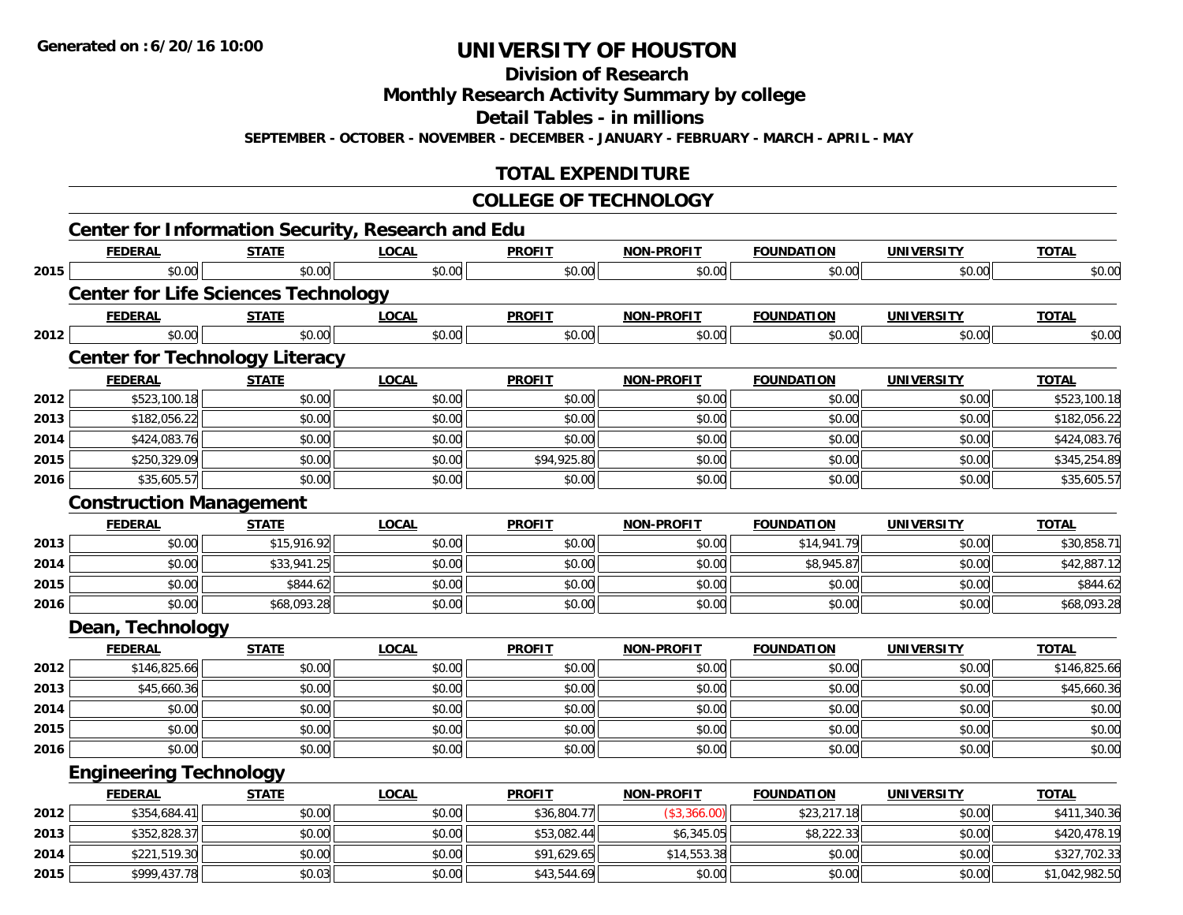# UNIVERSITY OF HOUSTON

## Division of Research

## Monthly Research Activity Summary by college

## Detail Tables - in millions

**SEPTEMBER - OCTOBER - NOVEMBER - DECEMBER - JANUARY - FEBRUARY - MARCH - APRIL - MAY**

## TOTAL EXPENDITURE

## COLLEGE OF TECHNOLOGY

### Center for Information Security, Research and Edu

| | FEDERAL | STATE | LOCAL | PROFIT | NON-PROFIT | FOUNDATION | UNIVERSITY | TOTAL |
|---|---|---|---|---|---|---|---|---|
| 2015 | $0.00 | $0.00 | $0.00 | $0.00 | $0.00 | $0.00 | $0.00 | $0.00 |

### Center for Life Sciences Technology

| | FEDERAL | STATE | LOCAL | PROFIT | NON-PROFIT | FOUNDATION | UNIVERSITY | TOTAL |
|---|---|---|---|---|---|---|---|---|
| 2012 | $0.00 | $0.00 | $0.00 | $0.00 | $0.00 | $0.00 | $0.00 | $0.00 |

### Center for Technology Literacy

| | FEDERAL | STATE | LOCAL | PROFIT | NON-PROFIT | FOUNDATION | UNIVERSITY | TOTAL |
|---|---|---|---|---|---|---|---|---|
| 2012 | $523,100.18 | $0.00 | $0.00 | $0.00 | $0.00 | $0.00 | $0.00 | $523,100.18 |
| 2013 | $182,056.22 | $0.00 | $0.00 | $0.00 | $0.00 | $0.00 | $0.00 | $182,056.22 |
| 2014 | $424,083.76 | $0.00 | $0.00 | $0.00 | $0.00 | $0.00 | $0.00 | $424,083.76 |
| 2015 | $250,329.09 | $0.00 | $0.00 | $94,925.80 | $0.00 | $0.00 | $0.00 | $345,254.89 |
| 2016 | $35,605.57 | $0.00 | $0.00 | $0.00 | $0.00 | $0.00 | $0.00 | $35,605.57 |

### Construction Management

| | FEDERAL | STATE | LOCAL | PROFIT | NON-PROFIT | FOUNDATION | UNIVERSITY | TOTAL |
|---|---|---|---|---|---|---|---|---|
| 2013 | $0.00 | $15,916.92 | $0.00 | $0.00 | $0.00 | $14,941.79 | $0.00 | $30,858.71 |
| 2014 | $0.00 | $33,941.25 | $0.00 | $0.00 | $0.00 | $8,945.87 | $0.00 | $42,887.12 |
| 2015 | $0.00 | $844.62 | $0.00 | $0.00 | $0.00 | $0.00 | $0.00 | $844.62 |
| 2016 | $0.00 | $68,093.28 | $0.00 | $0.00 | $0.00 | $0.00 | $0.00 | $68,093.28 |

### Dean, Technology

| | FEDERAL | STATE | LOCAL | PROFIT | NON-PROFIT | FOUNDATION | UNIVERSITY | TOTAL |
|---|---|---|---|---|---|---|---|---|
| 2012 | $146,825.66 | $0.00 | $0.00 | $0.00 | $0.00 | $0.00 | $0.00 | $146,825.66 |
| 2013 | $45,660.36 | $0.00 | $0.00 | $0.00 | $0.00 | $0.00 | $0.00 | $45,660.36 |
| 2014 | $0.00 | $0.00 | $0.00 | $0.00 | $0.00 | $0.00 | $0.00 | $0.00 |
| 2015 | $0.00 | $0.00 | $0.00 | $0.00 | $0.00 | $0.00 | $0.00 | $0.00 |
| 2016 | $0.00 | $0.00 | $0.00 | $0.00 | $0.00 | $0.00 | $0.00 | $0.00 |

### Engineering Technology

| | FEDERAL | STATE | LOCAL | PROFIT | NON-PROFIT | FOUNDATION | UNIVERSITY | TOTAL |
|---|---|---|---|---|---|---|---|---|
| 2012 | $354,684.41 | $0.00 | $0.00 | $36,804.77 | ($3,366.00) | $23,217.18 | $0.00 | $411,340.36 |
| 2013 | $352,828.37 | $0.00 | $0.00 | $53,082.44 | $6,345.05 | $8,222.33 | $0.00 | $420,478.19 |
| 2014 | $221,519.30 | $0.00 | $0.00 | $91,629.65 | $14,553.38 | $0.00 | $0.00 | $327,702.33 |
| 2015 | $999,437.78 | $0.03 | $0.00 | $43,544.69 | $0.00 | $0.00 | $0.00 | $1,042,982.50 |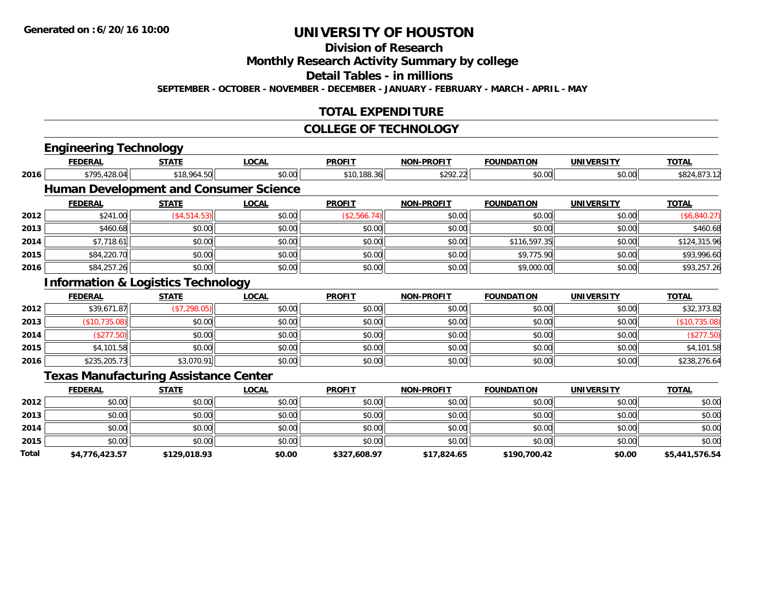**Generated on :6/20/16 10:00**

# UNIVERSITY OF HOUSTON

## Division of Research

## Monthly Research Activity Summary by college

## Detail Tables - in millions

**SEPTEMBER - OCTOBER - NOVEMBER - DECEMBER - JANUARY - FEBRUARY - MARCH - APRIL - MAY**

## TOTAL EXPENDITURE

## COLLEGE OF TECHNOLOGY

### Engineering Technology

| | FEDERAL | STATE | LOCAL | PROFIT | NON-PROFIT | FOUNDATION | UNIVERSITY | TOTAL |
|---|---|---|---|---|---|---|---|---|
| 2016 | $795,428.04 | $18,964.50 | $0.00 | $10,188.36 | $292.22 | $0.00 | $0.00 | $824,873.12 |

### Human Development and Consumer Science

| | FEDERAL | STATE | LOCAL | PROFIT | NON-PROFIT | FOUNDATION | UNIVERSITY | TOTAL |
|---|---|---|---|---|---|---|---|---|
| 2012 | $241.00 | ($4,514.53) | $0.00 | ($2,566.74) | $0.00 | $0.00 | $0.00 | ($6,840.27) |
| 2013 | $460.68 | $0.00 | $0.00 | $0.00 | $0.00 | $0.00 | $0.00 | $460.68 |
| 2014 | $7,718.61 | $0.00 | $0.00 | $0.00 | $0.00 | $116,597.35 | $0.00 | $124,315.96 |
| 2015 | $84,220.70 | $0.00 | $0.00 | $0.00 | $0.00 | $9,775.90 | $0.00 | $93,996.60 |
| 2016 | $84,257.26 | $0.00 | $0.00 | $0.00 | $0.00 | $9,000.00 | $0.00 | $93,257.26 |

### Information & Logistics Technology

| | FEDERAL | STATE | LOCAL | PROFIT | NON-PROFIT | FOUNDATION | UNIVERSITY | TOTAL |
|---|---|---|---|---|---|---|---|---|
| 2012 | $39,671.87 | ($7,298.05) | $0.00 | $0.00 | $0.00 | $0.00 | $0.00 | $32,373.82 |
| 2013 | ($10,735.08) | $0.00 | $0.00 | $0.00 | $0.00 | $0.00 | $0.00 | ($10,735.08) |
| 2014 | ($277.50) | $0.00 | $0.00 | $0.00 | $0.00 | $0.00 | $0.00 | ($277.50) |
| 2015 | $4,101.58 | $0.00 | $0.00 | $0.00 | $0.00 | $0.00 | $0.00 | $4,101.58 |
| 2016 | $235,205.73 | $3,070.91 | $0.00 | $0.00 | $0.00 | $0.00 | $0.00 | $238,276.64 |

### Texas Manufacturing Assistance Center

| | FEDERAL | STATE | LOCAL | PROFIT | NON-PROFIT | FOUNDATION | UNIVERSITY | TOTAL |
|---|---|---|---|---|---|---|---|---|
| 2012 | $0.00 | $0.00 | $0.00 | $0.00 | $0.00 | $0.00 | $0.00 | $0.00 |
| 2013 | $0.00 | $0.00 | $0.00 | $0.00 | $0.00 | $0.00 | $0.00 | $0.00 |
| 2014 | $0.00 | $0.00 | $0.00 | $0.00 | $0.00 | $0.00 | $0.00 | $0.00 |
| 2015 | $0.00 | $0.00 | $0.00 | $0.00 | $0.00 | $0.00 | $0.00 | $0.00 |
| **Total** | **$4,776,423.57** | **$129,018.93** | **$0.00** | **$327,608.97** | **$17,824.65** | **$190,700.42** | **$0.00** | **$5,441,576.54** |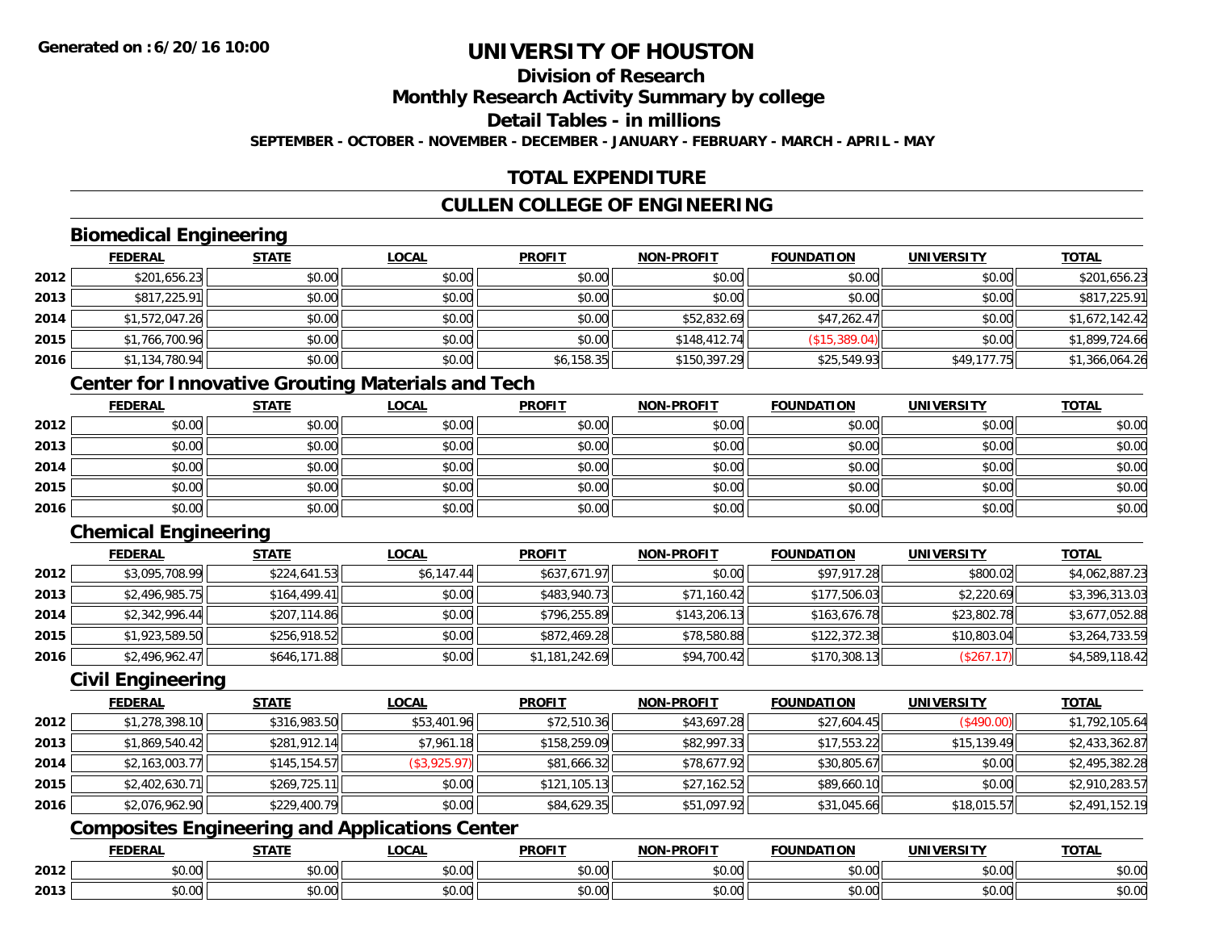**Generated on :6/20/16 10:00**

# UNIVERSITY OF HOUSTON

## Division of Research

## Monthly Research Activity Summary by college

## Detail Tables - in millions

**SEPTEMBER - OCTOBER - NOVEMBER - DECEMBER - JANUARY - FEBRUARY - MARCH - APRIL - MAY**

## TOTAL EXPENDITURE

## CULLEN COLLEGE OF ENGINEERING

### Biomedical Engineering

| | FEDERAL | STATE | LOCAL | PROFIT | NON-PROFIT | FOUNDATION | UNIVERSITY | TOTAL |
|---|---|---|---|---|---|---|---|---|
| 2012 | $201,656.23 | $0.00 | $0.00 | $0.00 | $0.00 | $0.00 | $0.00 | $201,656.23 |
| 2013 | $817,225.91 | $0.00 | $0.00 | $0.00 | $0.00 | $0.00 | $0.00 | $817,225.91 |
| 2014 | $1,572,047.26 | $0.00 | $0.00 | $0.00 | $52,832.69 | $47,262.47 | $0.00 | $1,672,142.42 |
| 2015 | $1,766,700.96 | $0.00 | $0.00 | $0.00 | $148,412.74 | ($15,389.04) | $0.00 | $1,899,724.66 |
| 2016 | $1,134,780.94 | $0.00 | $0.00 | $6,158.35 | $150,397.29 | $25,549.93 | $49,177.75 | $1,366,064.26 |

### Center for Innovative Grouting Materials and Tech

| | FEDERAL | STATE | LOCAL | PROFIT | NON-PROFIT | FOUNDATION | UNIVERSITY | TOTAL |
|---|---|---|---|---|---|---|---|---|
| 2012 | $0.00 | $0.00 | $0.00 | $0.00 | $0.00 | $0.00 | $0.00 | $0.00 |
| 2013 | $0.00 | $0.00 | $0.00 | $0.00 | $0.00 | $0.00 | $0.00 | $0.00 |
| 2014 | $0.00 | $0.00 | $0.00 | $0.00 | $0.00 | $0.00 | $0.00 | $0.00 |
| 2015 | $0.00 | $0.00 | $0.00 | $0.00 | $0.00 | $0.00 | $0.00 | $0.00 |
| 2016 | $0.00 | $0.00 | $0.00 | $0.00 | $0.00 | $0.00 | $0.00 | $0.00 |

### Chemical Engineering

| | FEDERAL | STATE | LOCAL | PROFIT | NON-PROFIT | FOUNDATION | UNIVERSITY | TOTAL |
|---|---|---|---|---|---|---|---|---|
| 2012 | $3,095,708.99 | $224,641.53 | $6,147.44 | $637,671.97 | $0.00 | $97,917.28 | $800.02 | $4,062,887.23 |
| 2013 | $2,496,985.75 | $164,499.41 | $0.00 | $483,940.73 | $71,160.42 | $177,506.03 | $2,220.69 | $3,396,313.03 |
| 2014 | $2,342,996.44 | $207,114.86 | $0.00 | $796,255.89 | $143,206.13 | $163,676.78 | $23,802.78 | $3,677,052.88 |
| 2015 | $1,923,589.50 | $256,918.52 | $0.00 | $872,469.28 | $78,580.88 | $122,372.38 | $10,803.04 | $3,264,733.59 |
| 2016 | $2,496,962.47 | $646,171.88 | $0.00 | $1,181,242.69 | $94,700.42 | $170,308.13 | ($267.17) | $4,589,118.42 |

### Civil Engineering

| | FEDERAL | STATE | LOCAL | PROFIT | NON-PROFIT | FOUNDATION | UNIVERSITY | TOTAL |
|---|---|---|---|---|---|---|---|---|
| 2012 | $1,278,398.10 | $316,983.50 | $53,401.96 | $72,510.36 | $43,697.28 | $27,604.45 | ($490.00) | $1,792,105.64 |
| 2013 | $1,869,540.42 | $281,912.14 | $7,961.18 | $158,259.09 | $82,997.33 | $17,553.22 | $15,139.49 | $2,433,362.87 |
| 2014 | $2,163,003.77 | $145,154.57 | ($3,925.97) | $81,666.32 | $78,677.92 | $30,805.67 | $0.00 | $2,495,382.28 |
| 2015 | $2,402,630.71 | $269,725.11 | $0.00 | $121,105.13 | $27,162.52 | $89,660.10 | $0.00 | $2,910,283.57 |
| 2016 | $2,076,962.90 | $229,400.79 | $0.00 | $84,629.35 | $51,097.92 | $31,045.66 | $18,015.57 | $2,491,152.19 |

### Composites Engineering and Applications Center

| | FEDERAL | STATE | LOCAL | PROFIT | NON-PROFIT | FOUNDATION | UNIVERSITY | TOTAL |
|---|---|---|---|---|---|---|---|---|
| 2012 | $0.00 | $0.00 | $0.00 | $0.00 | $0.00 | $0.00 | $0.00 | $0.00 |
| 2013 | $0.00 | $0.00 | $0.00 | $0.00 | $0.00 | $0.00 | $0.00 | $0.00 |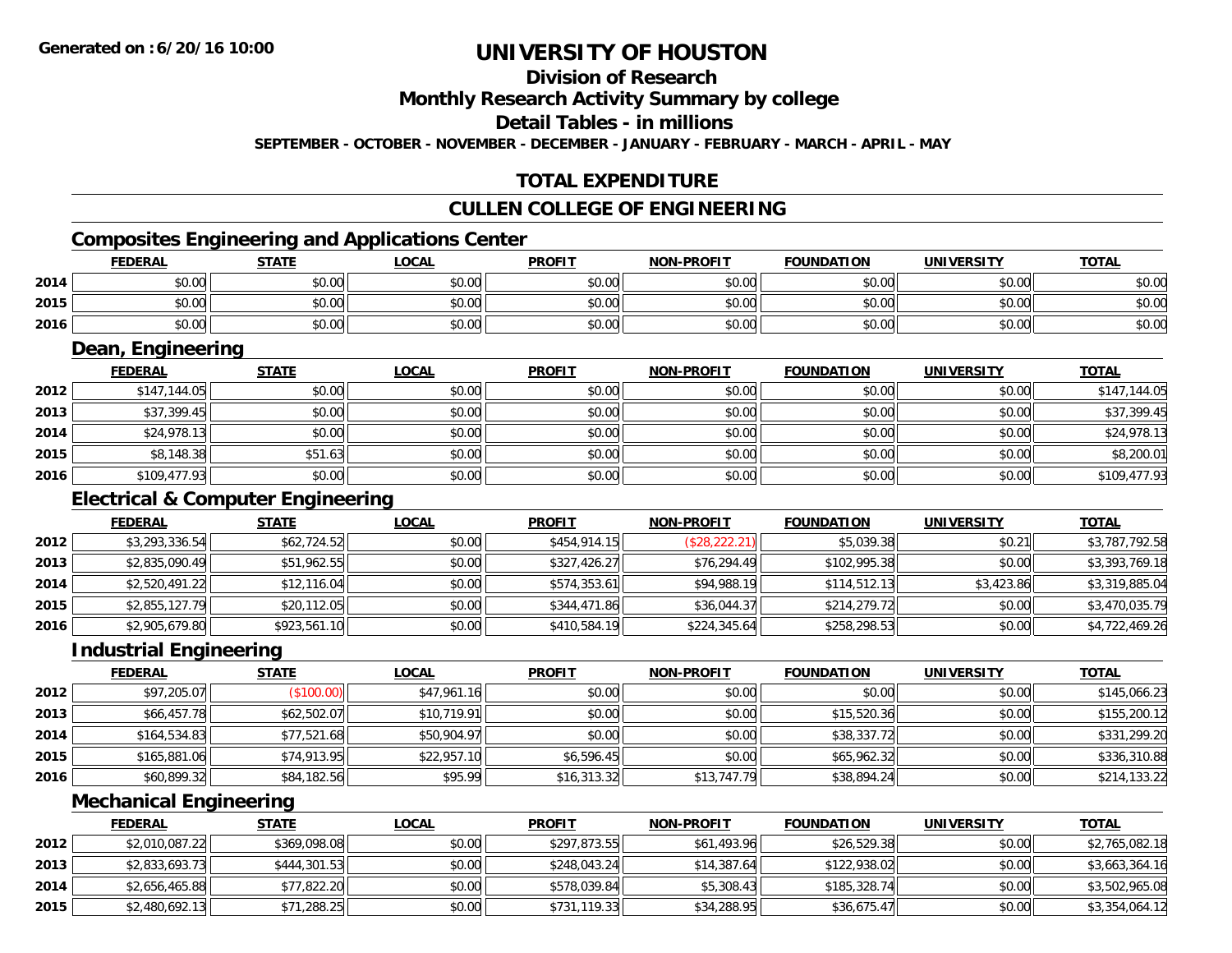**Generated on :6/20/16 10:00**

# UNIVERSITY OF HOUSTON

## Division of Research

## Monthly Research Activity Summary by college

## Detail Tables - in millions

**SEPTEMBER - OCTOBER - NOVEMBER - DECEMBER - JANUARY - FEBRUARY - MARCH - APRIL - MAY**

## TOTAL EXPENDITURE

## CULLEN COLLEGE OF ENGINEERING

### Composites Engineering and Applications Center

| | FEDERAL | STATE | LOCAL | PROFIT | NON-PROFIT | FOUNDATION | UNIVERSITY | TOTAL |
|---|---|---|---|---|---|---|---|---|
| 2014 | $0.00 | $0.00 | $0.00 | $0.00 | $0.00 | $0.00 | $0.00 | $0.00 |
| 2015 | $0.00 | $0.00 | $0.00 | $0.00 | $0.00 | $0.00 | $0.00 | $0.00 |
| 2016 | $0.00 | $0.00 | $0.00 | $0.00 | $0.00 | $0.00 | $0.00 | $0.00 |

### Dean, Engineering

| | FEDERAL | STATE | LOCAL | PROFIT | NON-PROFIT | FOUNDATION | UNIVERSITY | TOTAL |
|---|---|---|---|---|---|---|---|---|
| 2012 | $147,144.05 | $0.00 | $0.00 | $0.00 | $0.00 | $0.00 | $0.00 | $147,144.05 |
| 2013 | $37,399.45 | $0.00 | $0.00 | $0.00 | $0.00 | $0.00 | $0.00 | $37,399.45 |
| 2014 | $24,978.13 | $0.00 | $0.00 | $0.00 | $0.00 | $0.00 | $0.00 | $24,978.13 |
| 2015 | $8,148.38 | $51.63 | $0.00 | $0.00 | $0.00 | $0.00 | $0.00 | $8,200.01 |
| 2016 | $109,477.93 | $0.00 | $0.00 | $0.00 | $0.00 | $0.00 | $0.00 | $109,477.93 |

### Electrical & Computer Engineering

| | FEDERAL | STATE | LOCAL | PROFIT | NON-PROFIT | FOUNDATION | UNIVERSITY | TOTAL |
|---|---|---|---|---|---|---|---|---|
| 2012 | $3,293,336.54 | $62,724.52 | $0.00 | $454,914.15 | ($28,222.21) | $5,039.38 | $0.21 | $3,787,792.58 |
| 2013 | $2,835,090.49 | $51,962.55 | $0.00 | $327,426.27 | $76,294.49 | $102,995.38 | $0.00 | $3,393,769.18 |
| 2014 | $2,520,491.22 | $12,116.04 | $0.00 | $574,353.61 | $94,988.19 | $114,512.13 | $3,423.86 | $3,319,885.04 |
| 2015 | $2,855,127.79 | $20,112.05 | $0.00 | $344,471.86 | $36,044.37 | $214,279.72 | $0.00 | $3,470,035.79 |
| 2016 | $2,905,679.80 | $923,561.10 | $0.00 | $410,584.19 | $224,345.64 | $258,298.53 | $0.00 | $4,722,469.26 |

### Industrial Engineering

| | FEDERAL | STATE | LOCAL | PROFIT | NON-PROFIT | FOUNDATION | UNIVERSITY | TOTAL |
|---|---|---|---|---|---|---|---|---|
| 2012 | $97,205.07 | ($100.00) | $47,961.16 | $0.00 | $0.00 | $0.00 | $0.00 | $145,066.23 |
| 2013 | $66,457.78 | $62,502.07 | $10,719.91 | $0.00 | $0.00 | $15,520.36 | $0.00 | $155,200.12 |
| 2014 | $164,534.83 | $77,521.68 | $50,904.97 | $0.00 | $0.00 | $38,337.72 | $0.00 | $331,299.20 |
| 2015 | $165,881.06 | $74,913.95 | $22,957.10 | $6,596.45 | $0.00 | $65,962.32 | $0.00 | $336,310.88 |
| 2016 | $60,899.32 | $84,182.56 | $95.99 | $16,313.32 | $13,747.79 | $38,894.24 | $0.00 | $214,133.22 |

### Mechanical Engineering

| | FEDERAL | STATE | LOCAL | PROFIT | NON-PROFIT | FOUNDATION | UNIVERSITY | TOTAL |
|---|---|---|---|---|---|---|---|---|
| 2012 | $2,010,087.22 | $369,098.08 | $0.00 | $297,873.55 | $61,493.96 | $26,529.38 | $0.00 | $2,765,082.18 |
| 2013 | $2,833,693.73 | $444,301.53 | $0.00 | $248,043.24 | $14,387.64 | $122,938.02 | $0.00 | $3,663,364.16 |
| 2014 | $2,656,465.88 | $77,822.20 | $0.00 | $578,039.84 | $5,308.43 | $185,328.74 | $0.00 | $3,502,965.08 |
| 2015 | $2,480,692.13 | $71,288.25 | $0.00 | $731,119.33 | $34,288.95 | $36,675.47 | $0.00 | $3,354,064.12 |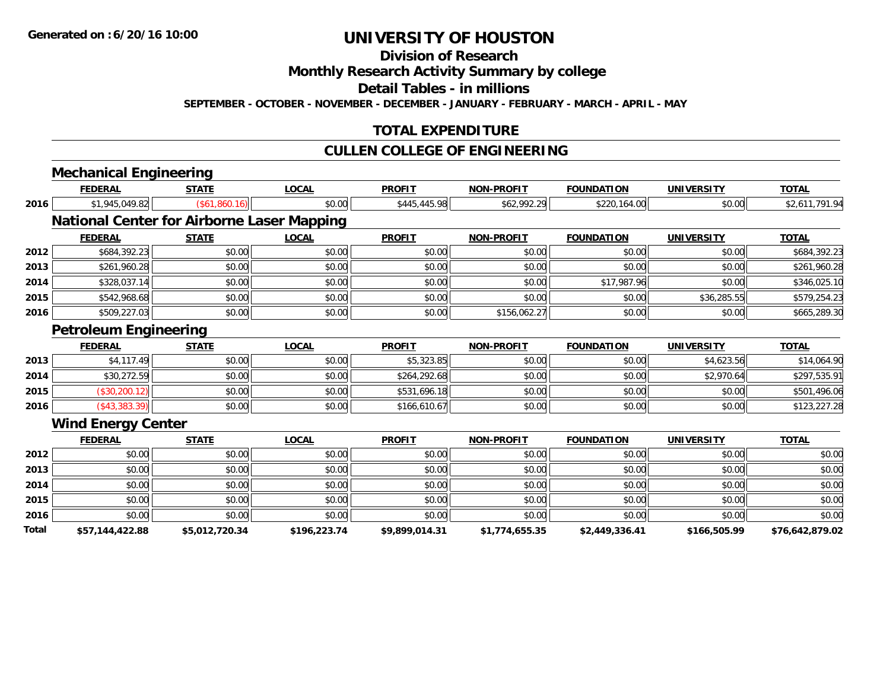# UNIVERSITY OF HOUSTON

## Division of Research

## Monthly Research Activity Summary by college

## Detail Tables - in millions

**SEPTEMBER - OCTOBER - NOVEMBER - DECEMBER - JANUARY - FEBRUARY - MARCH - APRIL - MAY**

## TOTAL EXPENDITURE

## CULLEN COLLEGE OF ENGINEERING

### Mechanical Engineering

| | FEDERAL | STATE | LOCAL | PROFIT | NON-PROFIT | FOUNDATION | UNIVERSITY | TOTAL |
|---|---|---|---|---|---|---|---|---|
| 2016 | $1,945,049.82 | ($61,860.16) | $0.00 | $445,445.98 | $62,992.29 | $220,164.00 | $0.00 | $2,611,791.94 |

### National Center for Airborne Laser Mapping

| | FEDERAL | STATE | LOCAL | PROFIT | NON-PROFIT | FOUNDATION | UNIVERSITY | TOTAL |
|---|---|---|---|---|---|---|---|---|
| 2012 | $684,392.23 | $0.00 | $0.00 | $0.00 | $0.00 | $0.00 | $0.00 | $684,392.23 |
| 2013 | $261,960.28 | $0.00 | $0.00 | $0.00 | $0.00 | $0.00 | $0.00 | $261,960.28 |
| 2014 | $328,037.14 | $0.00 | $0.00 | $0.00 | $0.00 | $17,987.96 | $0.00 | $346,025.10 |
| 2015 | $542,968.68 | $0.00 | $0.00 | $0.00 | $0.00 | $0.00 | $36,285.55 | $579,254.23 |
| 2016 | $509,227.03 | $0.00 | $0.00 | $0.00 | $156,062.27 | $0.00 | $0.00 | $665,289.30 |

### Petroleum Engineering

| | FEDERAL | STATE | LOCAL | PROFIT | NON-PROFIT | FOUNDATION | UNIVERSITY | TOTAL |
|---|---|---|---|---|---|---|---|---|
| 2013 | $4,117.49 | $0.00 | $0.00 | $5,323.85 | $0.00 | $0.00 | $4,623.56 | $14,064.90 |
| 2014 | $30,272.59 | $0.00 | $0.00 | $264,292.68 | $0.00 | $0.00 | $2,970.64 | $297,535.91 |
| 2015 | ($30,200.12) | $0.00 | $0.00 | $531,696.18 | $0.00 | $0.00 | $0.00 | $501,496.06 |
| 2016 | ($43,383.39) | $0.00 | $0.00 | $166,610.67 | $0.00 | $0.00 | $0.00 | $123,227.28 |

### Wind Energy Center

| | FEDERAL | STATE | LOCAL | PROFIT | NON-PROFIT | FOUNDATION | UNIVERSITY | TOTAL |
|---|---|---|---|---|---|---|---|---|
| 2012 | $0.00 | $0.00 | $0.00 | $0.00 | $0.00 | $0.00 | $0.00 | $0.00 |
| 2013 | $0.00 | $0.00 | $0.00 | $0.00 | $0.00 | $0.00 | $0.00 | $0.00 |
| 2014 | $0.00 | $0.00 | $0.00 | $0.00 | $0.00 | $0.00 | $0.00 | $0.00 |
| 2015 | $0.00 | $0.00 | $0.00 | $0.00 | $0.00 | $0.00 | $0.00 | $0.00 |
| 2016 | $0.00 | $0.00 | $0.00 | $0.00 | $0.00 | $0.00 | $0.00 | $0.00 |
| **Total** | **$57,144,422.88** | **$5,012,720.34** | **$196,223.74** | **$9,899,014.31** | **$1,774,655.35** | **$2,449,336.41** | **$166,505.99** | **$76,642,879.02** |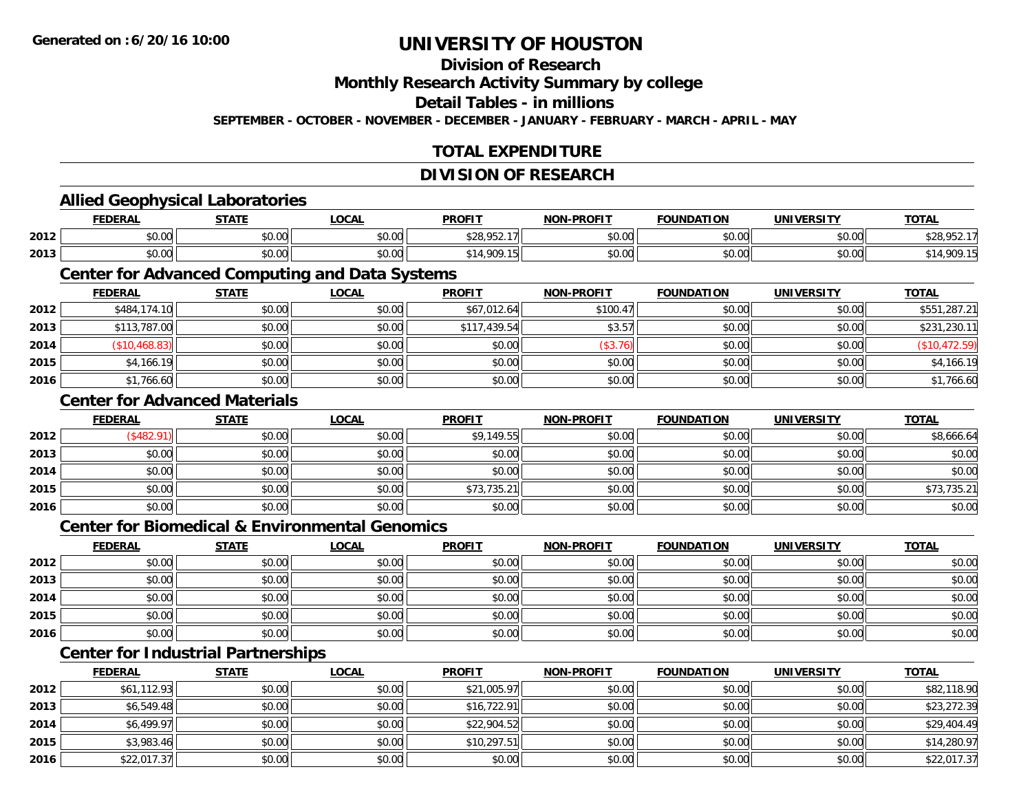# UNIVERSITY OF HOUSTON

## Division of Research

## Monthly Research Activity Summary by college

## Detail Tables - in millions

**SEPTEMBER - OCTOBER - NOVEMBER - DECEMBER - JANUARY - FEBRUARY - MARCH - APRIL - MAY**

**Generated on : 6/20/16 10:00**

## TOTAL EXPENDITURE

## DIVISION OF RESEARCH

### Allied Geophysical Laboratories

| | FEDERAL | STATE | LOCAL | PROFIT | NON-PROFIT | FOUNDATION | UNIVERSITY | TOTAL |
|---|---|---|---|---|---|---|---|---|
| 2012 | $0.00 | $0.00 | $0.00 | $28,952.17 | $0.00 | $0.00 | $0.00 | $28,952.17 |
| 2013 | $0.00 | $0.00 | $0.00 | $14,909.15 | $0.00 | $0.00 | $0.00 | $14,909.15 |

### Center for Advanced Computing and Data Systems

| | FEDERAL | STATE | LOCAL | PROFIT | NON-PROFIT | FOUNDATION | UNIVERSITY | TOTAL |
|---|---|---|---|---|---|---|---|---|
| 2012 | $484,174.10 | $0.00 | $0.00 | $67,012.64 | $100.47 | $0.00 | $0.00 | $551,287.21 |
| 2013 | $113,787.00 | $0.00 | $0.00 | $117,439.54 | $3.57 | $0.00 | $0.00 | $231,230.11 |
| 2014 | ($10,468.83) | $0.00 | $0.00 | $0.00 | ($3.76) | $0.00 | $0.00 | ($10,472.59) |
| 2015 | $4,166.19 | $0.00 | $0.00 | $0.00 | $0.00 | $0.00 | $0.00 | $4,166.19 |
| 2016 | $1,766.60 | $0.00 | $0.00 | $0.00 | $0.00 | $0.00 | $0.00 | $1,766.60 |

### Center for Advanced Materials

| | FEDERAL | STATE | LOCAL | PROFIT | NON-PROFIT | FOUNDATION | UNIVERSITY | TOTAL |
|---|---|---|---|---|---|---|---|---|
| 2012 | ($482.91) | $0.00 | $0.00 | $9,149.55 | $0.00 | $0.00 | $0.00 | $8,666.64 |
| 2013 | $0.00 | $0.00 | $0.00 | $0.00 | $0.00 | $0.00 | $0.00 | $0.00 |
| 2014 | $0.00 | $0.00 | $0.00 | $0.00 | $0.00 | $0.00 | $0.00 | $0.00 |
| 2015 | $0.00 | $0.00 | $0.00 | $73,735.21 | $0.00 | $0.00 | $0.00 | $73,735.21 |
| 2016 | $0.00 | $0.00 | $0.00 | $0.00 | $0.00 | $0.00 | $0.00 | $0.00 |

### Center for Biomedical & Environmental Genomics

| | FEDERAL | STATE | LOCAL | PROFIT | NON-PROFIT | FOUNDATION | UNIVERSITY | TOTAL |
|---|---|---|---|---|---|---|---|---|
| 2012 | $0.00 | $0.00 | $0.00 | $0.00 | $0.00 | $0.00 | $0.00 | $0.00 |
| 2013 | $0.00 | $0.00 | $0.00 | $0.00 | $0.00 | $0.00 | $0.00 | $0.00 |
| 2014 | $0.00 | $0.00 | $0.00 | $0.00 | $0.00 | $0.00 | $0.00 | $0.00 |
| 2015 | $0.00 | $0.00 | $0.00 | $0.00 | $0.00 | $0.00 | $0.00 | $0.00 |
| 2016 | $0.00 | $0.00 | $0.00 | $0.00 | $0.00 | $0.00 | $0.00 | $0.00 |

### Center for Industrial Partnerships

| | FEDERAL | STATE | LOCAL | PROFIT | NON-PROFIT | FOUNDATION | UNIVERSITY | TOTAL |
|---|---|---|---|---|---|---|---|---|
| 2012 | $61,112.93 | $0.00 | $0.00 | $21,005.97 | $0.00 | $0.00 | $0.00 | $82,118.90 |
| 2013 | $6,549.48 | $0.00 | $0.00 | $16,722.91 | $0.00 | $0.00 | $0.00 | $23,272.39 |
| 2014 | $6,499.97 | $0.00 | $0.00 | $22,904.52 | $0.00 | $0.00 | $0.00 | $29,404.49 |
| 2015 | $3,983.46 | $0.00 | $0.00 | $10,297.51 | $0.00 | $0.00 | $0.00 | $14,280.97 |
| 2016 | $22,017.37 | $0.00 | $0.00 | $0.00 | $0.00 | $0.00 | $0.00 | $22,017.37 |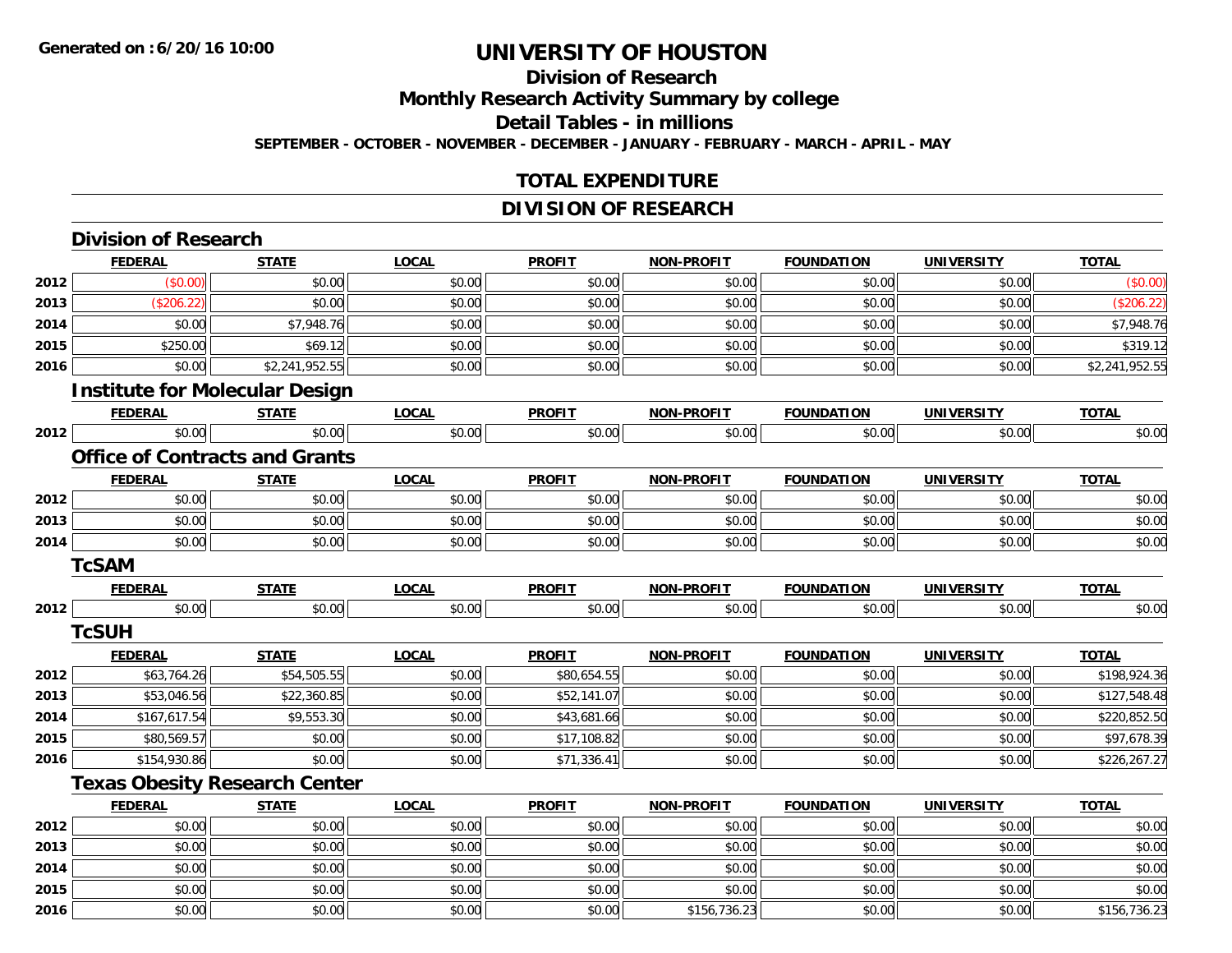**Generated on :6/20/16 10:00**

# UNIVERSITY OF HOUSTON

## Division of Research

## Monthly Research Activity Summary by college

## Detail Tables - in millions

**SEPTEMBER - OCTOBER - NOVEMBER - DECEMBER - JANUARY - FEBRUARY - MARCH - APRIL - MAY**

## TOTAL EXPENDITURE

## DIVISION OF RESEARCH

### Division of Research

| | FEDERAL | STATE | LOCAL | PROFIT | NON-PROFIT | FOUNDATION | UNIVERSITY | TOTAL |
|---|---|---|---|---|---|---|---|---|
| 2012 | ($0.00) | $0.00 | $0.00 | $0.00 | $0.00 | $0.00 | $0.00 | ($0.00) |
| 2013 | ($206.22) | $0.00 | $0.00 | $0.00 | $0.00 | $0.00 | $0.00 | ($206.22) |
| 2014 | $0.00 | $7,948.76 | $0.00 | $0.00 | $0.00 | $0.00 | $0.00 | $7,948.76 |
| 2015 | $250.00 | $69.12 | $0.00 | $0.00 | $0.00 | $0.00 | $0.00 | $319.12 |
| 2016 | $0.00 | $2,241,952.55 | $0.00 | $0.00 | $0.00 | $0.00 | $0.00 | $2,241,952.55 |

### Institute for Molecular Design

| | FEDERAL | STATE | LOCAL | PROFIT | NON-PROFIT | FOUNDATION | UNIVERSITY | TOTAL |
|---|---|---|---|---|---|---|---|---|
| 2012 | $0.00 | $0.00 | $0.00 | $0.00 | $0.00 | $0.00 | $0.00 | $0.00 |

### Office of Contracts and Grants

| | FEDERAL | STATE | LOCAL | PROFIT | NON-PROFIT | FOUNDATION | UNIVERSITY | TOTAL |
|---|---|---|---|---|---|---|---|---|
| 2012 | $0.00 | $0.00 | $0.00 | $0.00 | $0.00 | $0.00 | $0.00 | $0.00 |
| 2013 | $0.00 | $0.00 | $0.00 | $0.00 | $0.00 | $0.00 | $0.00 | $0.00 |
| 2014 | $0.00 | $0.00 | $0.00 | $0.00 | $0.00 | $0.00 | $0.00 | $0.00 |

### TcSAM

| | FEDERAL | STATE | LOCAL | PROFIT | NON-PROFIT | FOUNDATION | UNIVERSITY | TOTAL |
|---|---|---|---|---|---|---|---|---|
| 2012 | $0.00 | $0.00 | $0.00 | $0.00 | $0.00 | $0.00 | $0.00 | $0.00 |

### TcSUH

| | FEDERAL | STATE | LOCAL | PROFIT | NON-PROFIT | FOUNDATION | UNIVERSITY | TOTAL |
|---|---|---|---|---|---|---|---|---|
| 2012 | $63,764.26 | $54,505.55 | $0.00 | $80,654.55 | $0.00 | $0.00 | $0.00 | $198,924.36 |
| 2013 | $53,046.56 | $22,360.85 | $0.00 | $52,141.07 | $0.00 | $0.00 | $0.00 | $127,548.48 |
| 2014 | $167,617.54 | $9,553.30 | $0.00 | $43,681.66 | $0.00 | $0.00 | $0.00 | $220,852.50 |
| 2015 | $80,569.57 | $0.00 | $0.00 | $17,108.82 | $0.00 | $0.00 | $0.00 | $97,678.39 |
| 2016 | $154,930.86 | $0.00 | $0.00 | $71,336.41 | $0.00 | $0.00 | $0.00 | $226,267.27 |

### Texas Obesity Research Center

| | FEDERAL | STATE | LOCAL | PROFIT | NON-PROFIT | FOUNDATION | UNIVERSITY | TOTAL |
|---|---|---|---|---|---|---|---|---|
| 2012 | $0.00 | $0.00 | $0.00 | $0.00 | $0.00 | $0.00 | $0.00 | $0.00 |
| 2013 | $0.00 | $0.00 | $0.00 | $0.00 | $0.00 | $0.00 | $0.00 | $0.00 |
| 2014 | $0.00 | $0.00 | $0.00 | $0.00 | $0.00 | $0.00 | $0.00 | $0.00 |
| 2015 | $0.00 | $0.00 | $0.00 | $0.00 | $0.00 | $0.00 | $0.00 | $0.00 |
| 2016 | $0.00 | $0.00 | $0.00 | $0.00 | $156,736.23 | $0.00 | $0.00 | $156,736.23 |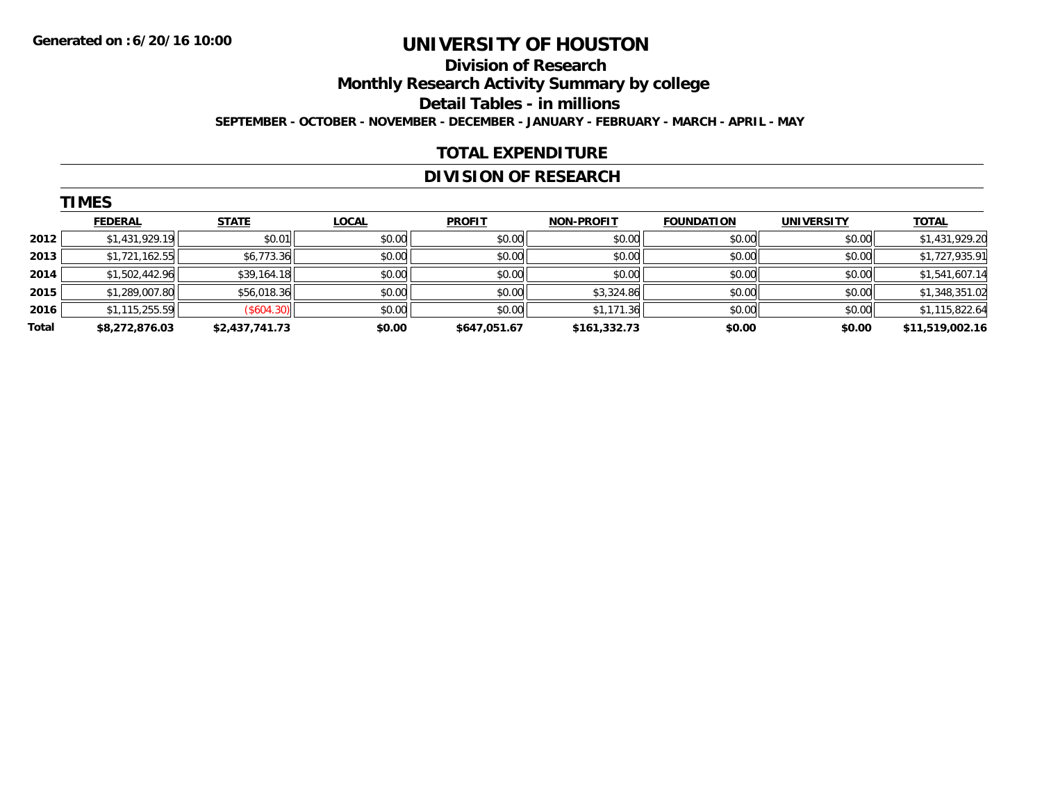**Generated on :6/20/16 10:00**

# UNIVERSITY OF HOUSTON

## Division of Research

## Monthly Research Activity Summary by college

## Detail Tables - in millions

**SEPTEMBER - OCTOBER - NOVEMBER - DECEMBER - JANUARY - FEBRUARY - MARCH - APRIL - MAY**

## TOTAL EXPENDITURE

## DIVISION OF RESEARCH

### TIMES

| | FEDERAL | STATE | LOCAL | PROFIT | NON-PROFIT | FOUNDATION | UNIVERSITY | TOTAL |
|---|---|---|---|---|---|---|---|---|
| 2012 | $1,431,929.19 | $0.01 | $0.00 | $0.00 | $0.00 | $0.00 | $0.00 | $1,431,929.20 |
| 2013 | $1,721,162.55 | $6,773.36 | $0.00 | $0.00 | $0.00 | $0.00 | $0.00 | $1,727,935.91 |
| 2014 | $1,502,442.96 | $39,164.18 | $0.00 | $0.00 | $0.00 | $0.00 | $0.00 | $1,541,607.14 |
| 2015 | $1,289,007.80 | $56,018.36 | $0.00 | $0.00 | $3,324.86 | $0.00 | $0.00 | $1,348,351.02 |
| 2016 | $1,115,255.59 | ($604.30) | $0.00 | $0.00 | $1,171.36 | $0.00 | $0.00 | $1,115,822.64 |
| **Total** | **$8,272,876.03** | **$2,437,741.73** | **$0.00** | **$647,051.67** | **$161,332.73** | **$0.00** | **$0.00** | **$11,519,002.16** |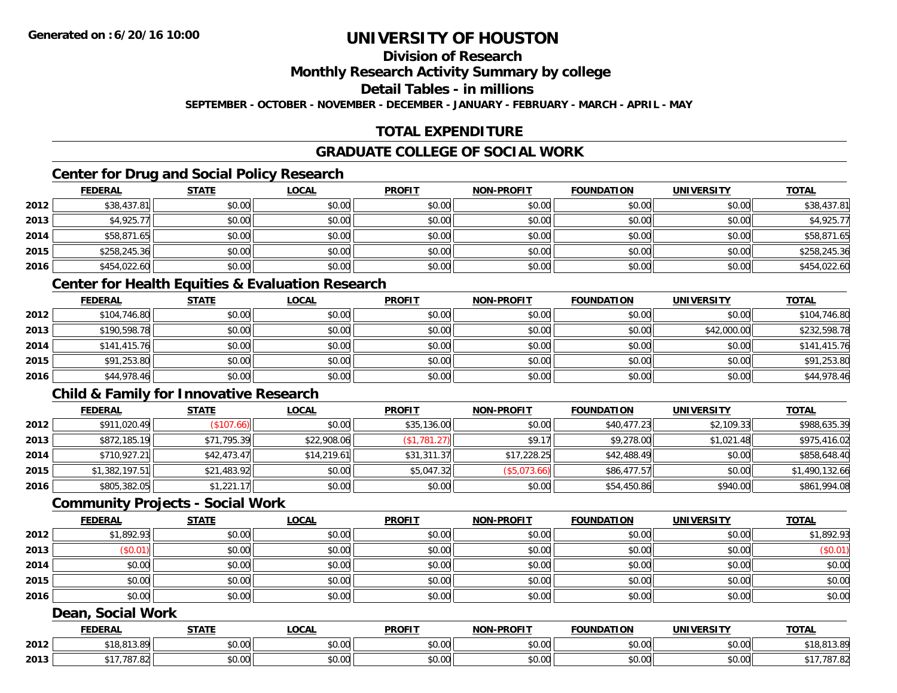**Generated on :6/20/16 10:00**

# UNIVERSITY OF HOUSTON

## Division of Research

## Monthly Research Activity Summary by college

## Detail Tables - in millions

**SEPTEMBER - OCTOBER - NOVEMBER - DECEMBER - JANUARY - FEBRUARY - MARCH - APRIL - MAY**

## TOTAL EXPENDITURE

## GRADUATE COLLEGE OF SOCIAL WORK

### Center for Drug and Social Policy Research

| | FEDERAL | STATE | LOCAL | PROFIT | NON-PROFIT | FOUNDATION | UNIVERSITY | TOTAL |
|---|---|---|---|---|---|---|---|---|
| 2012 | $38,437.81 | $0.00 | $0.00 | $0.00 | $0.00 | $0.00 | $0.00 | $38,437.81 |
| 2013 | $4,925.77 | $0.00 | $0.00 | $0.00 | $0.00 | $0.00 | $0.00 | $4,925.77 |
| 2014 | $58,871.65 | $0.00 | $0.00 | $0.00 | $0.00 | $0.00 | $0.00 | $58,871.65 |
| 2015 | $258,245.36 | $0.00 | $0.00 | $0.00 | $0.00 | $0.00 | $0.00 | $258,245.36 |
| 2016 | $454,022.60 | $0.00 | $0.00 | $0.00 | $0.00 | $0.00 | $0.00 | $454,022.60 |

### Center for Health Equities & Evaluation Research

| | FEDERAL | STATE | LOCAL | PROFIT | NON-PROFIT | FOUNDATION | UNIVERSITY | TOTAL |
|---|---|---|---|---|---|---|---|---|
| 2012 | $104,746.80 | $0.00 | $0.00 | $0.00 | $0.00 | $0.00 | $0.00 | $104,746.80 |
| 2013 | $190,598.78 | $0.00 | $0.00 | $0.00 | $0.00 | $0.00 | $42,000.00 | $232,598.78 |
| 2014 | $141,415.76 | $0.00 | $0.00 | $0.00 | $0.00 | $0.00 | $0.00 | $141,415.76 |
| 2015 | $91,253.80 | $0.00 | $0.00 | $0.00 | $0.00 | $0.00 | $0.00 | $91,253.80 |
| 2016 | $44,978.46 | $0.00 | $0.00 | $0.00 | $0.00 | $0.00 | $0.00 | $44,978.46 |

### Child & Family for Innovative Research

| | FEDERAL | STATE | LOCAL | PROFIT | NON-PROFIT | FOUNDATION | UNIVERSITY | TOTAL |
|---|---|---|---|---|---|---|---|---|
| 2012 | $911,020.49 | ($107.66) | $0.00 | $35,136.00 | $0.00 | $40,477.23 | $2,109.33 | $988,635.39 |
| 2013 | $872,185.19 | $71,795.39 | $22,908.06 | ($1,781.27) | $9.17 | $9,278.00 | $1,021.48 | $975,416.02 |
| 2014 | $710,927.21 | $42,473.47 | $14,219.61 | $31,311.37 | $17,228.25 | $42,488.49 | $0.00 | $858,648.40 |
| 2015 | $1,382,197.51 | $21,483.92 | $0.00 | $5,047.32 | ($5,073.66) | $86,477.57 | $0.00 | $1,490,132.66 |
| 2016 | $805,382.05 | $1,221.17 | $0.00 | $0.00 | $0.00 | $54,450.86 | $940.00 | $861,994.08 |

### Community Projects - Social Work

| | FEDERAL | STATE | LOCAL | PROFIT | NON-PROFIT | FOUNDATION | UNIVERSITY | TOTAL |
|---|---|---|---|---|---|---|---|---|
| 2012 | $1,892.93 | $0.00 | $0.00 | $0.00 | $0.00 | $0.00 | $0.00 | $1,892.93 |
| 2013 | ($0.01) | $0.00 | $0.00 | $0.00 | $0.00 | $0.00 | $0.00 | ($0.01) |
| 2014 | $0.00 | $0.00 | $0.00 | $0.00 | $0.00 | $0.00 | $0.00 | $0.00 |
| 2015 | $0.00 | $0.00 | $0.00 | $0.00 | $0.00 | $0.00 | $0.00 | $0.00 |
| 2016 | $0.00 | $0.00 | $0.00 | $0.00 | $0.00 | $0.00 | $0.00 | $0.00 |

### Dean, Social Work

| | FEDERAL | STATE | LOCAL | PROFIT | NON-PROFIT | FOUNDATION | UNIVERSITY | TOTAL |
|---|---|---|---|---|---|---|---|---|
| 2012 | $18,813.89 | $0.00 | $0.00 | $0.00 | $0.00 | $0.00 | $0.00 | $18,813.89 |
| 2013 | $17,787.82 | $0.00 | $0.00 | $0.00 | $0.00 | $0.00 | $0.00 | $17,787.82 |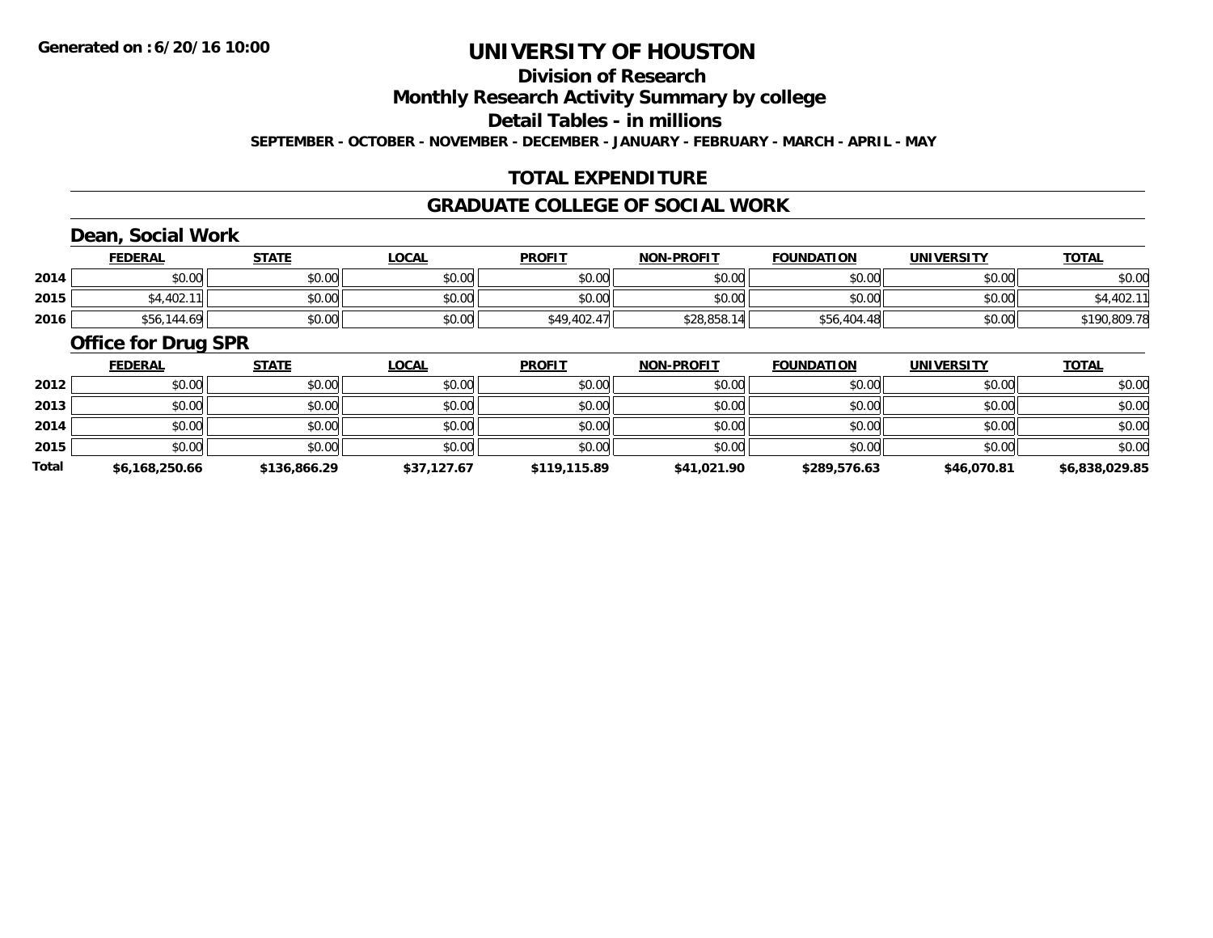**Generated on :6/20/16 10:00**

# UNIVERSITY OF HOUSTON

## Division of Research

## Monthly Research Activity Summary by college

## Detail Tables - in millions

**SEPTEMBER - OCTOBER - NOVEMBER - DECEMBER - JANUARY - FEBRUARY - MARCH - APRIL - MAY**

## TOTAL EXPENDITURE

## GRADUATE COLLEGE OF SOCIAL WORK

### Dean, Social Work

| | FEDERAL | STATE | LOCAL | PROFIT | NON-PROFIT | FOUNDATION | UNIVERSITY | TOTAL |
|---|---|---|---|---|---|---|---|---|
| 2014 | $0.00 | $0.00 | $0.00 | $0.00 | $0.00 | $0.00 | $0.00 | $0.00 |
| 2015 | $4,402.11 | $0.00 | $0.00 | $0.00 | $0.00 | $0.00 | $0.00 | $4,402.11 |
| 2016 | $56,144.69 | $0.00 | $0.00 | $49,402.47 | $28,858.14 | $56,404.48 | $0.00 | $190,809.78 |

### Office for Drug SPR

| | FEDERAL | STATE | LOCAL | PROFIT | NON-PROFIT | FOUNDATION | UNIVERSITY | TOTAL |
|---|---|---|---|---|---|---|---|---|
| 2012 | $0.00 | $0.00 | $0.00 | $0.00 | $0.00 | $0.00 | $0.00 | $0.00 |
| 2013 | $0.00 | $0.00 | $0.00 | $0.00 | $0.00 | $0.00 | $0.00 | $0.00 |
| 2014 | $0.00 | $0.00 | $0.00 | $0.00 | $0.00 | $0.00 | $0.00 | $0.00 |
| 2015 | $0.00 | $0.00 | $0.00 | $0.00 | $0.00 | $0.00 | $0.00 | $0.00 |
| **Total** | **$6,168,250.66** | **$136,866.29** | **$37,127.67** | **$119,115.89** | **$41,021.90** | **$289,576.63** | **$46,070.81** | **$6,838,029.85** |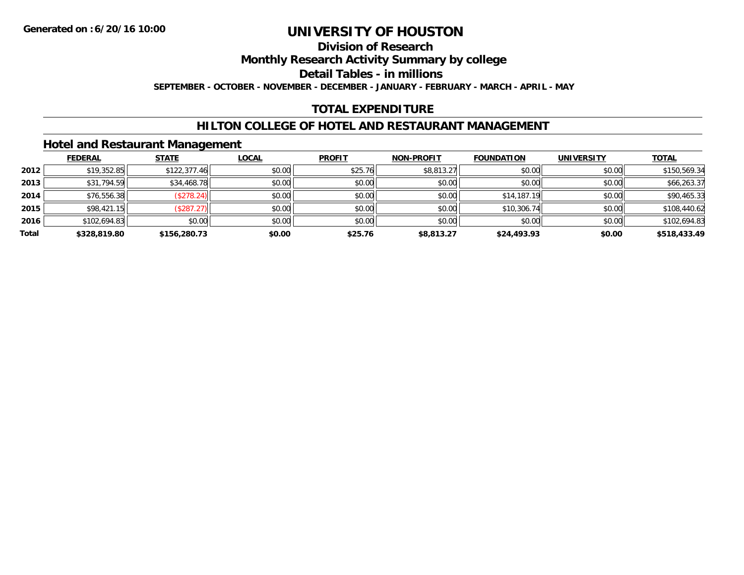Generated on :6/20/16 10:00

# UNIVERSITY OF HOUSTON

## Division of Research

## Monthly Research Activity Summary by college

## Detail Tables - in millions

**SEPTEMBER - OCTOBER - NOVEMBER - DECEMBER - JANUARY - FEBRUARY - MARCH - APRIL - MAY**

## TOTAL EXPENDITURE

## HILTON COLLEGE OF HOTEL AND RESTAURANT MANAGEMENT

### Hotel and Restaurant Management

| | FEDERAL | STATE | LOCAL | PROFIT | NON-PROFIT | FOUNDATION | UNIVERSITY | TOTAL |
|---|---|---|---|---|---|---|---|---|
| 2012 | $19,352.85 | $122,377.46 | $0.00 | $25.76 | $8,813.27 | $0.00 | $0.00 | $150,569.34 |
| 2013 | $31,794.59 | $34,468.78 | $0.00 | $0.00 | $0.00 | $0.00 | $0.00 | $66,263.37 |
| 2014 | $76,556.38 | ($278.24) | $0.00 | $0.00 | $0.00 | $14,187.19 | $0.00 | $90,465.33 |
| 2015 | $98,421.15 | ($287.27) | $0.00 | $0.00 | $0.00 | $10,306.74 | $0.00 | $108,440.62 |
| 2016 | $102,694.83 | $0.00 | $0.00 | $0.00 | $0.00 | $0.00 | $0.00 | $102,694.83 |
| **Total** | **$328,819.80** | **$156,280.73** | **$0.00** | **$25.76** | **$8,813.27** | **$24,493.93** | **$0.00** | **$518,433.49** |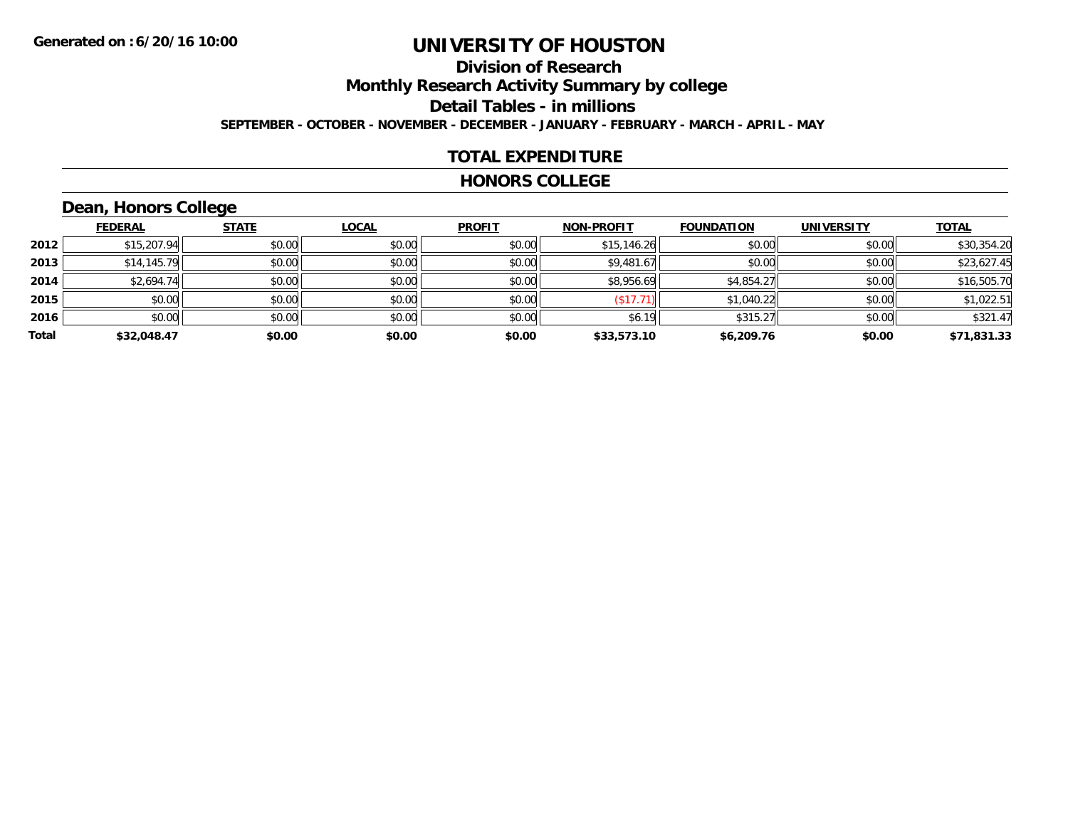**Generated on :6/20/16 10:00**

# UNIVERSITY OF HOUSTON

## Division of Research

## Monthly Research Activity Summary by college

## Detail Tables - in millions

**SEPTEMBER - OCTOBER - NOVEMBER - DECEMBER - JANUARY - FEBRUARY - MARCH - APRIL - MAY**

## TOTAL EXPENDITURE

## HONORS COLLEGE

### Dean, Honors College

| | FEDERAL | STATE | LOCAL | PROFIT | NON-PROFIT | FOUNDATION | UNIVERSITY | TOTAL |
|---|---|---|---|---|---|---|---|---|
| **2012** | $15,207.94 | $0.00 | $0.00 | $0.00 | $15,146.26 | $0.00 | $0.00 | $30,354.20 |
| **2013** | $14,145.79 | $0.00 | $0.00 | $0.00 | $9,481.67 | $0.00 | $0.00 | $23,627.45 |
| **2014** | $2,694.74 | $0.00 | $0.00 | $0.00 | $8,956.69 | $4,854.27 | $0.00 | $16,505.70 |
| **2015** | $0.00 | $0.00 | $0.00 | $0.00 | ($17.71) | $1,040.22 | $0.00 | $1,022.51 |
| **2016** | $0.00 | $0.00 | $0.00 | $0.00 | $6.19 | $315.27 | $0.00 | $321.47 |
| **Total** | **$32,048.47** | **$0.00** | **$0.00** | **$0.00** | **$33,573.10** | **$6,209.76** | **$0.00** | **$71,831.33** |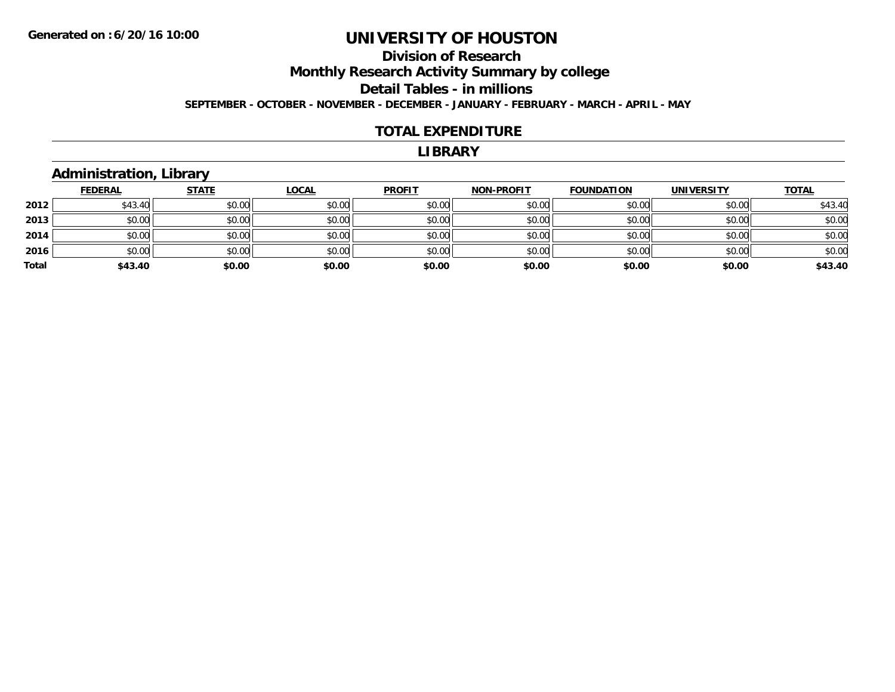Generated on :6/20/16 10:00

# UNIVERSITY OF HOUSTON

## Division of Research

## Monthly Research Activity Summary by college

## Detail Tables - in millions

**SEPTEMBER - OCTOBER - NOVEMBER - DECEMBER - JANUARY - FEBRUARY - MARCH - APRIL - MAY**

## TOTAL EXPENDITURE

## LIBRARY

### Administration, Library

| | FEDERAL | STATE | LOCAL | PROFIT | NON-PROFIT | FOUNDATION | UNIVERSITY | TOTAL |
|---|---|---|---|---|---|---|---|---|
| 2012 | $43.40 | $0.00 | $0.00 | $0.00 | $0.00 | $0.00 | $0.00 | $43.40 |
| 2013 | $0.00 | $0.00 | $0.00 | $0.00 | $0.00 | $0.00 | $0.00 | $0.00 |
| 2014 | $0.00 | $0.00 | $0.00 | $0.00 | $0.00 | $0.00 | $0.00 | $0.00 |
| 2016 | $0.00 | $0.00 | $0.00 | $0.00 | $0.00 | $0.00 | $0.00 | $0.00 |
| **Total** | **$43.40** | **$0.00** | **$0.00** | **$0.00** | **$0.00** | **$0.00** | **$0.00** | **$43.40** |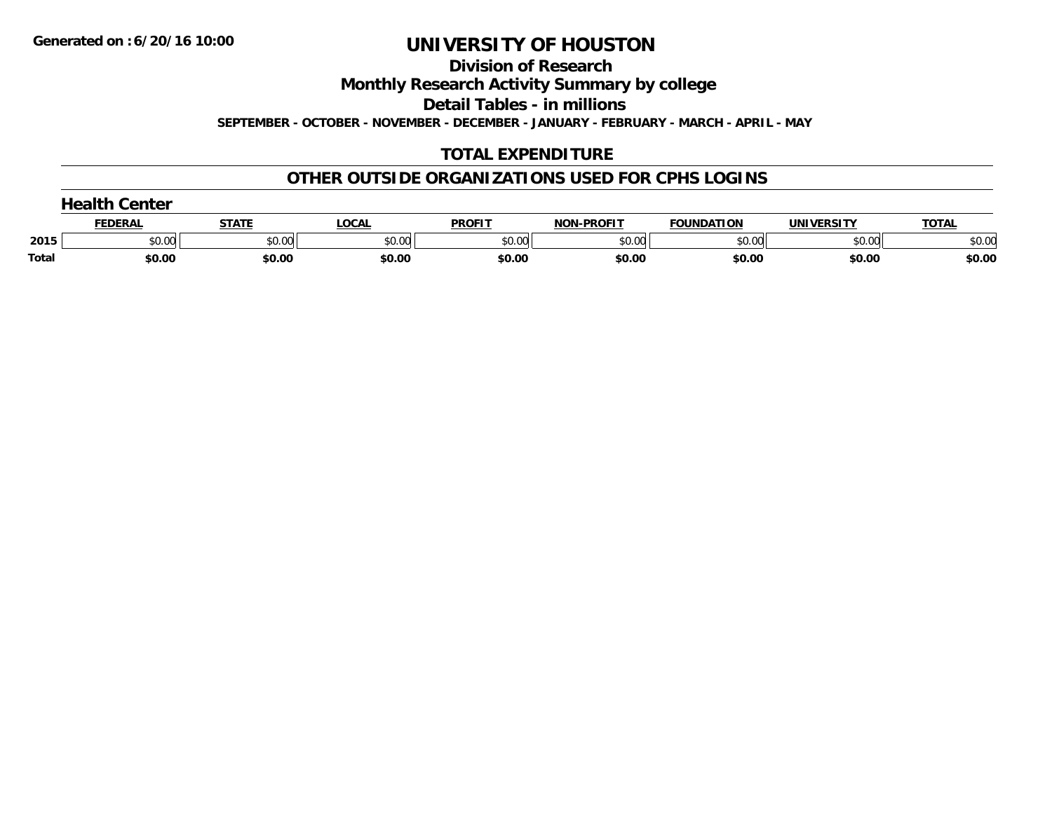Generated on :6/20/16 10:00

# UNIVERSITY OF HOUSTON

## Division of Research

## Monthly Research Activity Summary by college

## Detail Tables - in millions

SEPTEMBER - OCTOBER - NOVEMBER - DECEMBER - JANUARY - FEBRUARY - MARCH - APRIL - MAY

## TOTAL EXPENDITURE

## OTHER OUTSIDE ORGANIZATIONS USED FOR CPHS LOGINS

### Health Center

| | FEDERAL | STATE | LOCAL | PROFIT | NON-PROFIT | FOUNDATION | UNIVERSITY | TOTAL |
|---|---|---|---|---|---|---|---|---|
| 2015 | $0.00 | $0.00 | $0.00 | $0.00 | $0.00 | $0.00 | $0.00 | $0.00 |
| Total | $0.00 | $0.00 | $0.00 | $0.00 | $0.00 | $0.00 | $0.00 | $0.00 |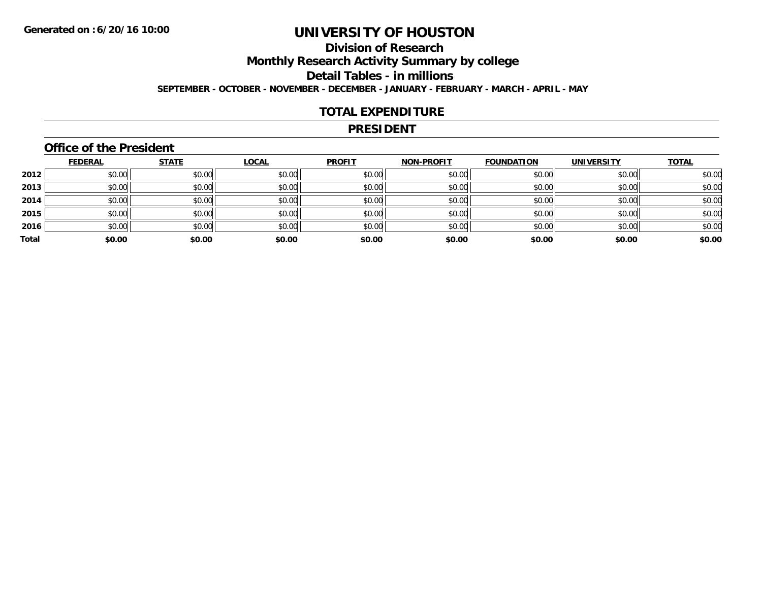**Generated on :6/20/16 10:00**

# UNIVERSITY OF HOUSTON

## Division of Research

## Monthly Research Activity Summary by college

## Detail Tables - in millions

**SEPTEMBER - OCTOBER - NOVEMBER - DECEMBER - JANUARY - FEBRUARY - MARCH - APRIL - MAY**

## TOTAL EXPENDITURE

## PRESIDENT

### Office of the President

| | FEDERAL | STATE | LOCAL | PROFIT | NON-PROFIT | FOUNDATION | UNIVERSITY | TOTAL |
|---|---|---|---|---|---|---|---|---|
| 2012 | $0.00 | $0.00 | $0.00 | $0.00 | $0.00 | $0.00 | $0.00 | $0.00 |
| 2013 | $0.00 | $0.00 | $0.00 | $0.00 | $0.00 | $0.00 | $0.00 | $0.00 |
| 2014 | $0.00 | $0.00 | $0.00 | $0.00 | $0.00 | $0.00 | $0.00 | $0.00 |
| 2015 | $0.00 | $0.00 | $0.00 | $0.00 | $0.00 | $0.00 | $0.00 | $0.00 |
| 2016 | $0.00 | $0.00 | $0.00 | $0.00 | $0.00 | $0.00 | $0.00 | $0.00 |
| **Total** | **$0.00** | **$0.00** | **$0.00** | **$0.00** | **$0.00** | **$0.00** | **$0.00** | **$0.00** |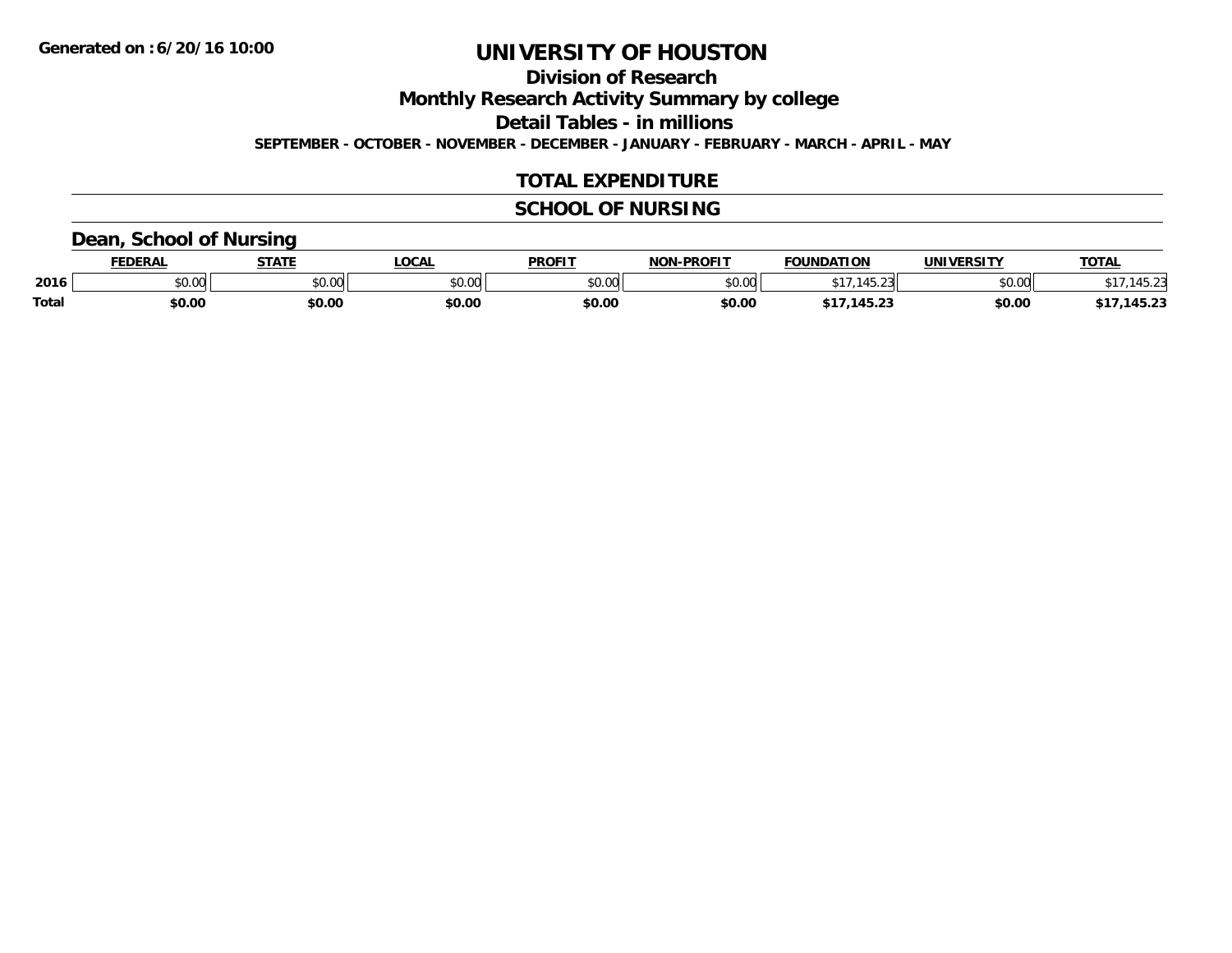Generated on :6/20/16 10:00

# UNIVERSITY OF HOUSTON

## Division of Research

## Monthly Research Activity Summary by college

## Detail Tables - in millions

**SEPTEMBER - OCTOBER - NOVEMBER - DECEMBER - JANUARY - FEBRUARY - MARCH - APRIL - MAY**

## TOTAL EXPENDITURE

## SCHOOL OF NURSING

### Dean, School of Nursing

| | FEDERAL | STATE | LOCAL | PROFIT | NON-PROFIT | FOUNDATION | UNIVERSITY | TOTAL |
|---|---|---|---|---|---|---|---|---|
| 2016 | $0.00 | $0.00 | $0.00 | $0.00 | $0.00 | $17,145.23 | $0.00 | $17,145.23 |
| **Total** | **$0.00** | **$0.00** | **$0.00** | **$0.00** | **$0.00** | **$17,145.23** | **$0.00** | **$17,145.23** |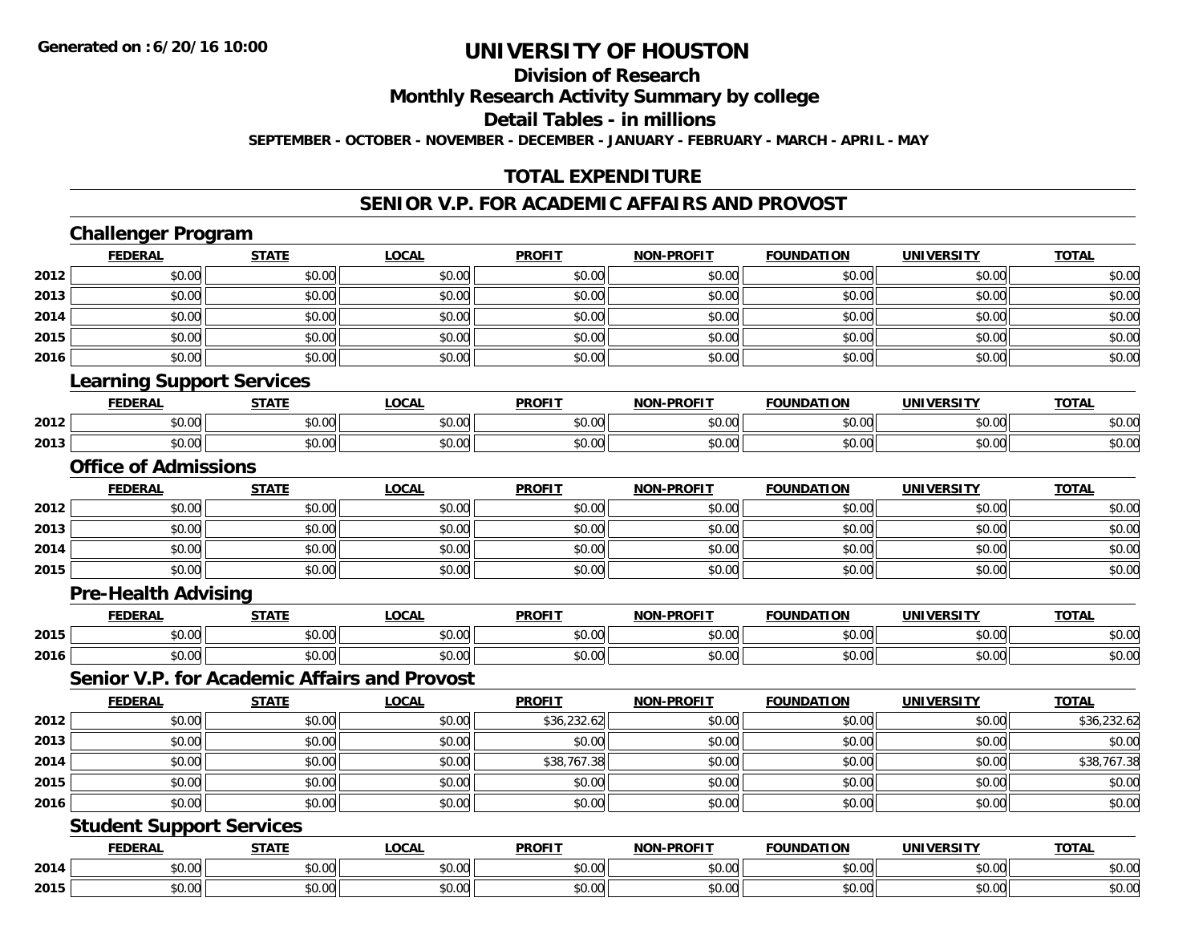**Generated on :6/20/16 10:00**

# UNIVERSITY OF HOUSTON

## Division of Research

## Monthly Research Activity Summary by college

## Detail Tables - in millions

**SEPTEMBER - OCTOBER - NOVEMBER - DECEMBER - JANUARY - FEBRUARY - MARCH - APRIL - MAY**

## TOTAL EXPENDITURE

## SENIOR V.P. FOR ACADEMIC AFFAIRS AND PROVOST

### Challenger Program

| | FEDERAL | STATE | LOCAL | PROFIT | NON-PROFIT | FOUNDATION | UNIVERSITY | TOTAL |
|---|---|---|---|---|---|---|---|---|
| 2012 | $0.00 | $0.00 | $0.00 | $0.00 | $0.00 | $0.00 | $0.00 | $0.00 |
| 2013 | $0.00 | $0.00 | $0.00 | $0.00 | $0.00 | $0.00 | $0.00 | $0.00 |
| 2014 | $0.00 | $0.00 | $0.00 | $0.00 | $0.00 | $0.00 | $0.00 | $0.00 |
| 2015 | $0.00 | $0.00 | $0.00 | $0.00 | $0.00 | $0.00 | $0.00 | $0.00 |
| 2016 | $0.00 | $0.00 | $0.00 | $0.00 | $0.00 | $0.00 | $0.00 | $0.00 |

### Learning Support Services

| | FEDERAL | STATE | LOCAL | PROFIT | NON-PROFIT | FOUNDATION | UNIVERSITY | TOTAL |
|---|---|---|---|---|---|---|---|---|
| 2012 | $0.00 | $0.00 | $0.00 | $0.00 | $0.00 | $0.00 | $0.00 | $0.00 |
| 2013 | $0.00 | $0.00 | $0.00 | $0.00 | $0.00 | $0.00 | $0.00 | $0.00 |

### Office of Admissions

| | FEDERAL | STATE | LOCAL | PROFIT | NON-PROFIT | FOUNDATION | UNIVERSITY | TOTAL |
|---|---|---|---|---|---|---|---|---|
| 2012 | $0.00 | $0.00 | $0.00 | $0.00 | $0.00 | $0.00 | $0.00 | $0.00 |
| 2013 | $0.00 | $0.00 | $0.00 | $0.00 | $0.00 | $0.00 | $0.00 | $0.00 |
| 2014 | $0.00 | $0.00 | $0.00 | $0.00 | $0.00 | $0.00 | $0.00 | $0.00 |
| 2015 | $0.00 | $0.00 | $0.00 | $0.00 | $0.00 | $0.00 | $0.00 | $0.00 |

### Pre-Health Advising

| | FEDERAL | STATE | LOCAL | PROFIT | NON-PROFIT | FOUNDATION | UNIVERSITY | TOTAL |
|---|---|---|---|---|---|---|---|---|
| 2015 | $0.00 | $0.00 | $0.00 | $0.00 | $0.00 | $0.00 | $0.00 | $0.00 |
| 2016 | $0.00 | $0.00 | $0.00 | $0.00 | $0.00 | $0.00 | $0.00 | $0.00 |

### Senior V.P. for Academic Affairs and Provost

| | FEDERAL | STATE | LOCAL | PROFIT | NON-PROFIT | FOUNDATION | UNIVERSITY | TOTAL |
|---|---|---|---|---|---|---|---|---|
| 2012 | $0.00 | $0.00 | $0.00 | $36,232.62 | $0.00 | $0.00 | $0.00 | $36,232.62 |
| 2013 | $0.00 | $0.00 | $0.00 | $0.00 | $0.00 | $0.00 | $0.00 | $0.00 |
| 2014 | $0.00 | $0.00 | $0.00 | $38,767.38 | $0.00 | $0.00 | $0.00 | $38,767.38 |
| 2015 | $0.00 | $0.00 | $0.00 | $0.00 | $0.00 | $0.00 | $0.00 | $0.00 |
| 2016 | $0.00 | $0.00 | $0.00 | $0.00 | $0.00 | $0.00 | $0.00 | $0.00 |

### Student Support Services

| | FEDERAL | STATE | LOCAL | PROFIT | NON-PROFIT | FOUNDATION | UNIVERSITY | TOTAL |
|---|---|---|---|---|---|---|---|---|
| 2014 | $0.00 | $0.00 | $0.00 | $0.00 | $0.00 | $0.00 | $0.00 | $0.00 |
| 2015 | $0.00 | $0.00 | $0.00 | $0.00 | $0.00 | $0.00 | $0.00 | $0.00 |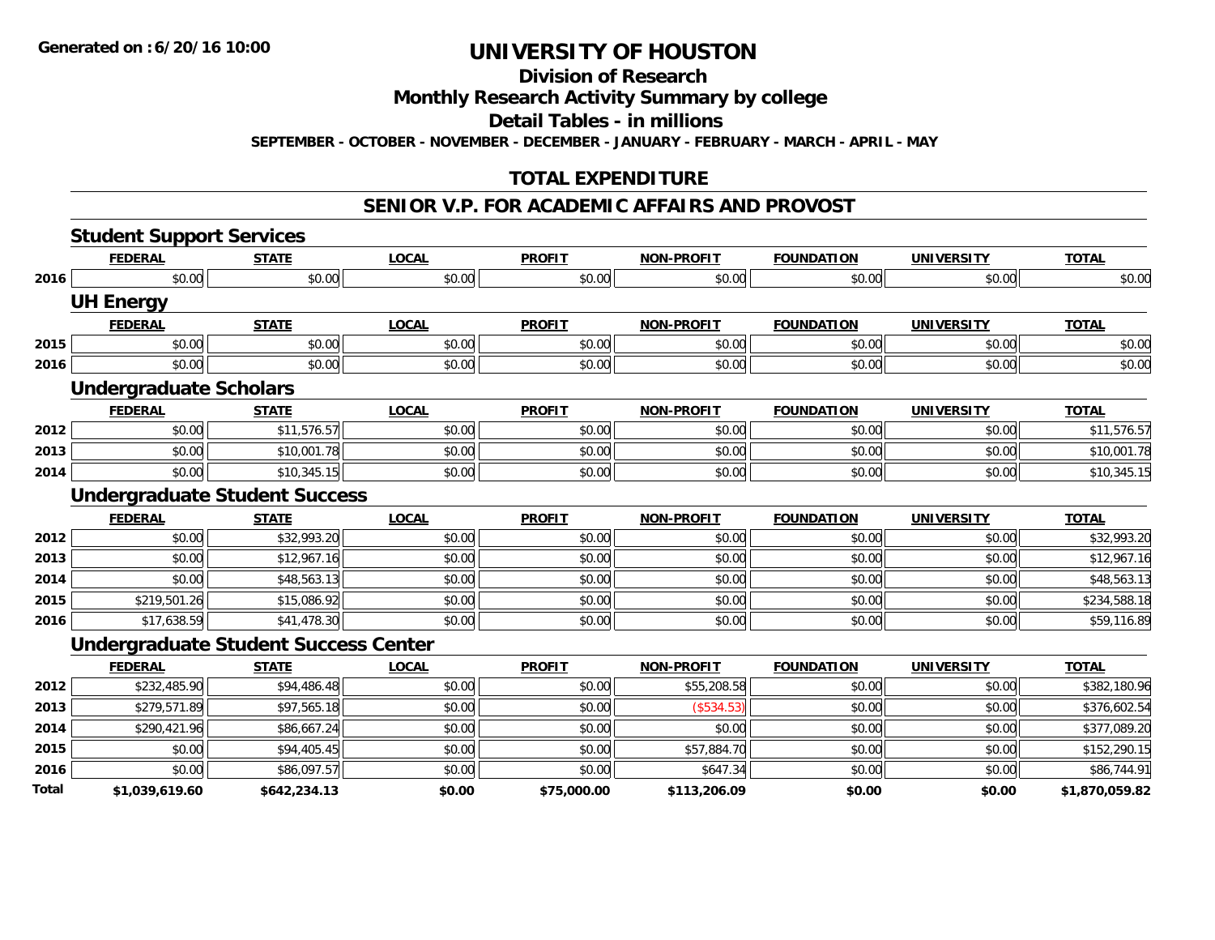**Generated on :6/20/16 10:00**

# UNIVERSITY OF HOUSTON

## Division of Research

## Monthly Research Activity Summary by college

## Detail Tables - in millions

**SEPTEMBER - OCTOBER - NOVEMBER - DECEMBER - JANUARY - FEBRUARY - MARCH - APRIL - MAY**

## TOTAL EXPENDITURE

## SENIOR V.P. FOR ACADEMIC AFFAIRS AND PROVOST

### Student Support Services

| | FEDERAL | STATE | LOCAL | PROFIT | NON-PROFIT | FOUNDATION | UNIVERSITY | TOTAL |
|---|---|---|---|---|---|---|---|---|
| 2016 | $0.00 | $0.00 | $0.00 | $0.00 | $0.00 | $0.00 | $0.00 | $0.00 |

### UH Energy

| | FEDERAL | STATE | LOCAL | PROFIT | NON-PROFIT | FOUNDATION | UNIVERSITY | TOTAL |
|---|---|---|---|---|---|---|---|---|
| 2015 | $0.00 | $0.00 | $0.00 | $0.00 | $0.00 | $0.00 | $0.00 | $0.00 |
| 2016 | $0.00 | $0.00 | $0.00 | $0.00 | $0.00 | $0.00 | $0.00 | $0.00 |

### Undergraduate Scholars

| | FEDERAL | STATE | LOCAL | PROFIT | NON-PROFIT | FOUNDATION | UNIVERSITY | TOTAL |
|---|---|---|---|---|---|---|---|---|
| 2012 | $0.00 | $11,576.57 | $0.00 | $0.00 | $0.00 | $0.00 | $0.00 | $11,576.57 |
| 2013 | $0.00 | $10,001.78 | $0.00 | $0.00 | $0.00 | $0.00 | $0.00 | $10,001.78 |
| 2014 | $0.00 | $10,345.15 | $0.00 | $0.00 | $0.00 | $0.00 | $0.00 | $10,345.15 |

### Undergraduate Student Success

| | FEDERAL | STATE | LOCAL | PROFIT | NON-PROFIT | FOUNDATION | UNIVERSITY | TOTAL |
|---|---|---|---|---|---|---|---|---|
| 2012 | $0.00 | $32,993.20 | $0.00 | $0.00 | $0.00 | $0.00 | $0.00 | $32,993.20 |
| 2013 | $0.00 | $12,967.16 | $0.00 | $0.00 | $0.00 | $0.00 | $0.00 | $12,967.16 |
| 2014 | $0.00 | $48,563.13 | $0.00 | $0.00 | $0.00 | $0.00 | $0.00 | $48,563.13 |
| 2015 | $219,501.26 | $15,086.92 | $0.00 | $0.00 | $0.00 | $0.00 | $0.00 | $234,588.18 |
| 2016 | $17,638.59 | $41,478.30 | $0.00 | $0.00 | $0.00 | $0.00 | $0.00 | $59,116.89 |

### Undergraduate Student Success Center

| | FEDERAL | STATE | LOCAL | PROFIT | NON-PROFIT | FOUNDATION | UNIVERSITY | TOTAL |
|---|---|---|---|---|---|---|---|---|
| 2012 | $232,485.90 | $94,486.48 | $0.00 | $0.00 | $55,208.58 | $0.00 | $0.00 | $382,180.96 |
| 2013 | $279,571.89 | $97,565.18 | $0.00 | $0.00 | ($534.53) | $0.00 | $0.00 | $376,602.54 |
| 2014 | $290,421.96 | $86,667.24 | $0.00 | $0.00 | $0.00 | $0.00 | $0.00 | $377,089.20 |
| 2015 | $0.00 | $94,405.45 | $0.00 | $0.00 | $57,884.70 | $0.00 | $0.00 | $152,290.15 |
| 2016 | $0.00 | $86,097.57 | $0.00 | $0.00 | $647.34 | $0.00 | $0.00 | $86,744.91 |
| **Total** | **$1,039,619.60** | **$642,234.13** | **$0.00** | **$75,000.00** | **$113,206.09** | **$0.00** | **$0.00** | **$1,870,059.82** |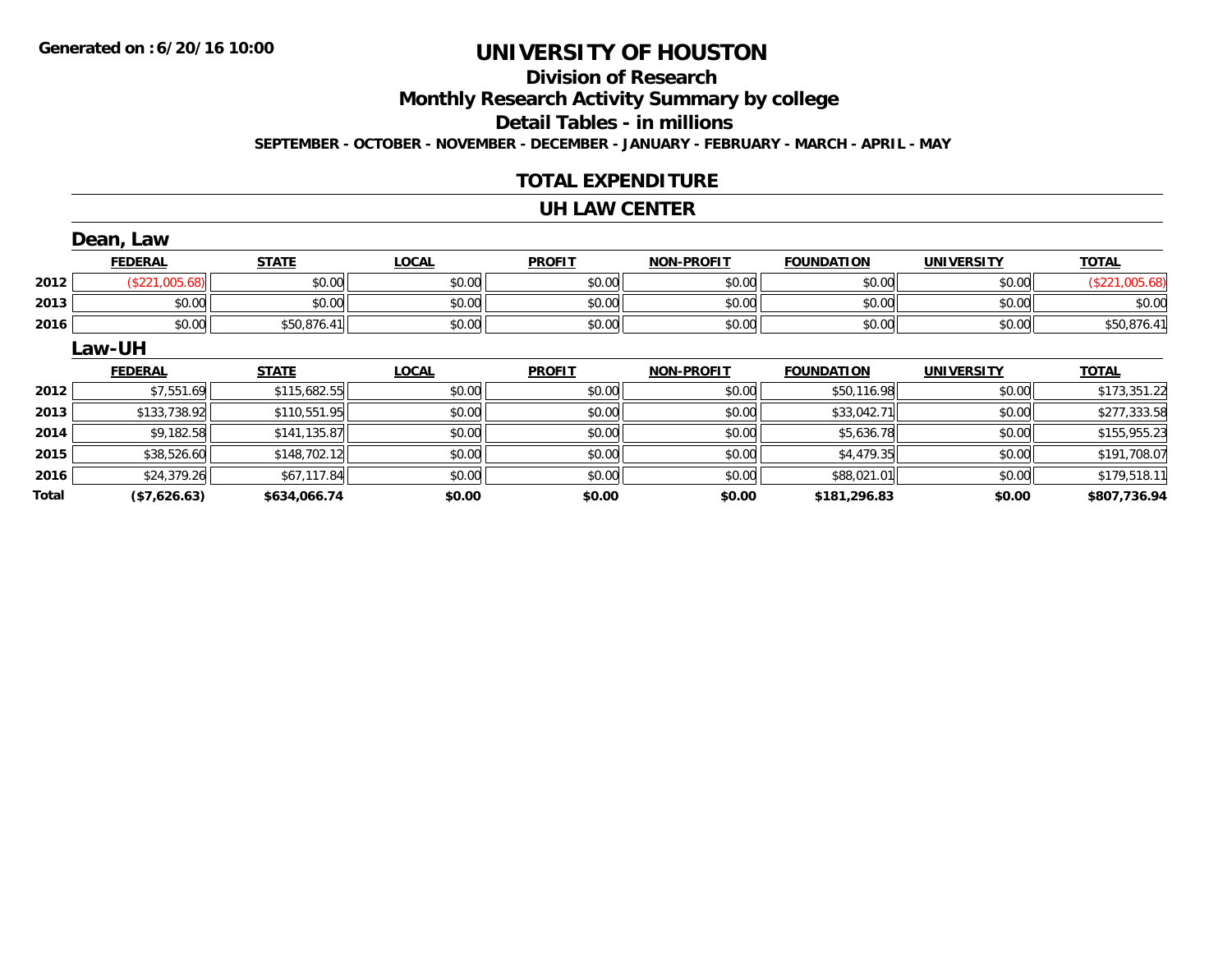Generated on :6/20/16 10:00

# UNIVERSITY OF HOUSTON

## Division of Research

## Monthly Research Activity Summary by college

## Detail Tables - in millions

**SEPTEMBER - OCTOBER - NOVEMBER - DECEMBER - JANUARY - FEBRUARY - MARCH - APRIL - MAY**

## TOTAL EXPENDITURE

## UH LAW CENTER

### Dean, Law

| | FEDERAL | STATE | LOCAL | PROFIT | NON-PROFIT | FOUNDATION | UNIVERSITY | TOTAL |
|---|---|---|---|---|---|---|---|---|
| 2012 | ($221,005.68) | $0.00 | $0.00 | $0.00 | $0.00 | $0.00 | $0.00 | ($221,005.68) |
| 2013 | $0.00 | $0.00 | $0.00 | $0.00 | $0.00 | $0.00 | $0.00 | $0.00 |
| 2016 | $0.00 | $50,876.41 | $0.00 | $0.00 | $0.00 | $0.00 | $0.00 | $50,876.41 |

### Law-UH

| | FEDERAL | STATE | LOCAL | PROFIT | NON-PROFIT | FOUNDATION | UNIVERSITY | TOTAL |
|---|---|---|---|---|---|---|---|---|
| 2012 | $7,551.69 | $115,682.55 | $0.00 | $0.00 | $0.00 | $50,116.98 | $0.00 | $173,351.22 |
| 2013 | $133,738.92 | $110,551.95 | $0.00 | $0.00 | $0.00 | $33,042.71 | $0.00 | $277,333.58 |
| 2014 | $9,182.58 | $141,135.87 | $0.00 | $0.00 | $0.00 | $5,636.78 | $0.00 | $155,955.23 |
| 2015 | $38,526.60 | $148,702.12 | $0.00 | $0.00 | $0.00 | $4,479.35 | $0.00 | $191,708.07 |
| 2016 | $24,379.26 | $67,117.84 | $0.00 | $0.00 | $0.00 | $88,021.01 | $0.00 | $179,518.11 |
| **Total** | **($7,626.63)** | **$634,066.74** | **$0.00** | **$0.00** | **$0.00** | **$181,296.83** | **$0.00** | **$807,736.94** |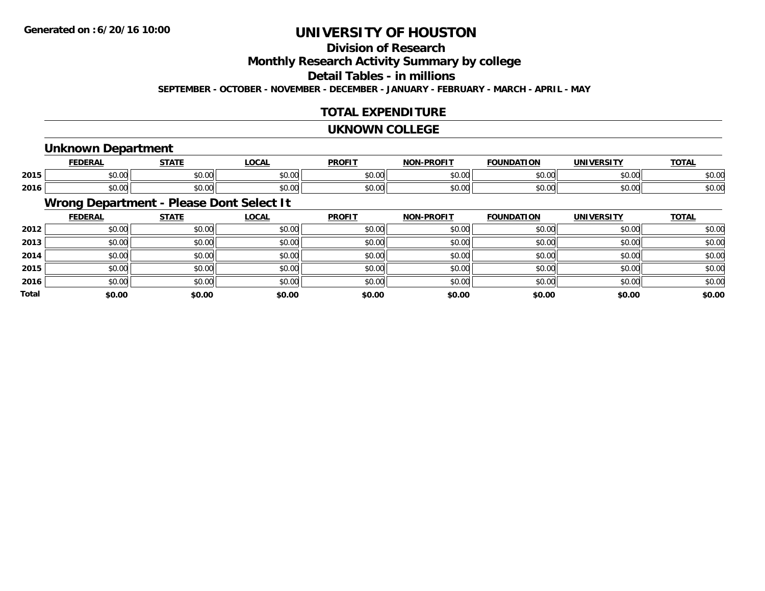**Generated on :6/20/16 10:00**

# UNIVERSITY OF HOUSTON

## Division of Research

## Monthly Research Activity Summary by college

## Detail Tables - in millions

**SEPTEMBER - OCTOBER - NOVEMBER - DECEMBER - JANUARY - FEBRUARY - MARCH - APRIL - MAY**

## TOTAL EXPENDITURE

## UKNOWN COLLEGE

### Unknown Department

| | FEDERAL | STATE | LOCAL | PROFIT | NON-PROFIT | FOUNDATION | UNIVERSITY | TOTAL |
|---|---|---|---|---|---|---|---|---|
| 2015 | $0.00 | $0.00 | $0.00 | $0.00 | $0.00 | $0.00 | $0.00 | $0.00 |
| 2016 | $0.00 | $0.00 | $0.00 | $0.00 | $0.00 | $0.00 | $0.00 | $0.00 |

### Wrong Department - Please Dont Select It

| | FEDERAL | STATE | LOCAL | PROFIT | NON-PROFIT | FOUNDATION | UNIVERSITY | TOTAL |
|---|---|---|---|---|---|---|---|---|
| 2012 | $0.00 | $0.00 | $0.00 | $0.00 | $0.00 | $0.00 | $0.00 | $0.00 |
| 2013 | $0.00 | $0.00 | $0.00 | $0.00 | $0.00 | $0.00 | $0.00 | $0.00 |
| 2014 | $0.00 | $0.00 | $0.00 | $0.00 | $0.00 | $0.00 | $0.00 | $0.00 |
| 2015 | $0.00 | $0.00 | $0.00 | $0.00 | $0.00 | $0.00 | $0.00 | $0.00 |
| 2016 | $0.00 | $0.00 | $0.00 | $0.00 | $0.00 | $0.00 | $0.00 | $0.00 |
| **Total** | **$0.00** | **$0.00** | **$0.00** | **$0.00** | **$0.00** | **$0.00** | **$0.00** | **$0.00** |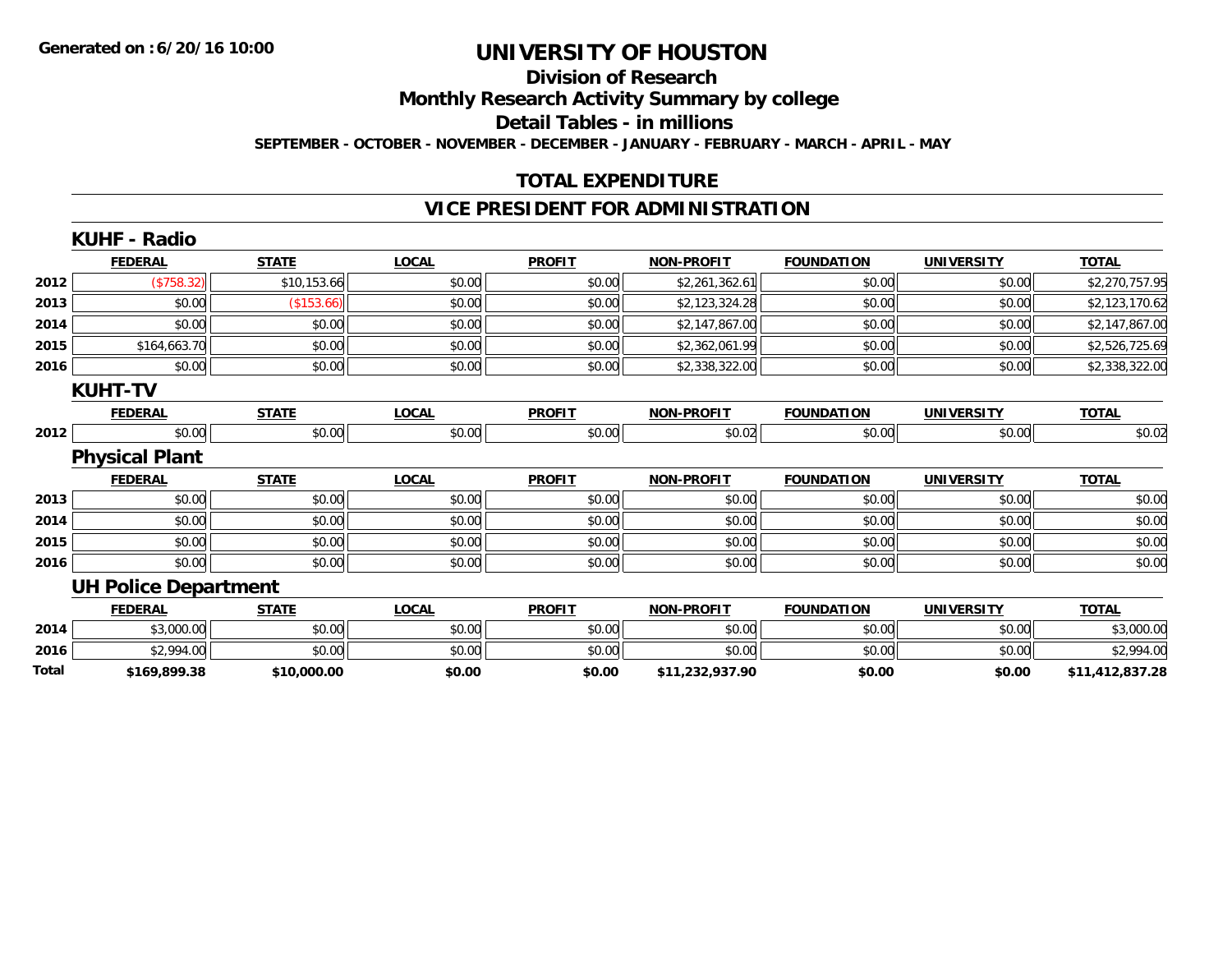Generated on :6/20/16 10:00

# UNIVERSITY OF HOUSTON

## Division of Research

## Monthly Research Activity Summary by college

## Detail Tables - in millions

**SEPTEMBER - OCTOBER - NOVEMBER - DECEMBER - JANUARY - FEBRUARY - MARCH - APRIL - MAY**

## TOTAL EXPENDITURE

## VICE PRESIDENT FOR ADMINISTRATION

### KUHF - Radio

| | FEDERAL | STATE | LOCAL | PROFIT | NON-PROFIT | FOUNDATION | UNIVERSITY | TOTAL |
|---|---|---|---|---|---|---|---|---|
| 2012 | ($758.32) | $10,153.66 | $0.00 | $0.00 | $2,261,362.61 | $0.00 | $0.00 | $2,270,757.95 |
| 2013 | $0.00 | ($153.66) | $0.00 | $0.00 | $2,123,324.28 | $0.00 | $0.00 | $2,123,170.62 |
| 2014 | $0.00 | $0.00 | $0.00 | $0.00 | $2,147,867.00 | $0.00 | $0.00 | $2,147,867.00 |
| 2015 | $164,663.70 | $0.00 | $0.00 | $0.00 | $2,362,061.99 | $0.00 | $0.00 | $2,526,725.69 |
| 2016 | $0.00 | $0.00 | $0.00 | $0.00 | $2,338,322.00 | $0.00 | $0.00 | $2,338,322.00 |

### KUHT-TV

| | FEDERAL | STATE | LOCAL | PROFIT | NON-PROFIT | FOUNDATION | UNIVERSITY | TOTAL |
|---|---|---|---|---|---|---|---|---|
| 2012 | $0.00 | $0.00 | $0.00 | $0.00 | $0.02 | $0.00 | $0.00 | $0.02 |

### Physical Plant

| | FEDERAL | STATE | LOCAL | PROFIT | NON-PROFIT | FOUNDATION | UNIVERSITY | TOTAL |
|---|---|---|---|---|---|---|---|---|
| 2013 | $0.00 | $0.00 | $0.00 | $0.00 | $0.00 | $0.00 | $0.00 | $0.00 |
| 2014 | $0.00 | $0.00 | $0.00 | $0.00 | $0.00 | $0.00 | $0.00 | $0.00 |
| 2015 | $0.00 | $0.00 | $0.00 | $0.00 | $0.00 | $0.00 | $0.00 | $0.00 |
| 2016 | $0.00 | $0.00 | $0.00 | $0.00 | $0.00 | $0.00 | $0.00 | $0.00 |

### UH Police Department

| | FEDERAL | STATE | LOCAL | PROFIT | NON-PROFIT | FOUNDATION | UNIVERSITY | TOTAL |
|---|---|---|---|---|---|---|---|---|
| 2014 | $3,000.00 | $0.00 | $0.00 | $0.00 | $0.00 | $0.00 | $0.00 | $3,000.00 |
| 2016 | $2,994.00 | $0.00 | $0.00 | $0.00 | $0.00 | $0.00 | $0.00 | $2,994.00 |
| **Total** | **$169,899.38** | **$10,000.00** | **$0.00** | **$0.00** | **$11,232,937.90** | **$0.00** | **$0.00** | **$11,412,837.28** |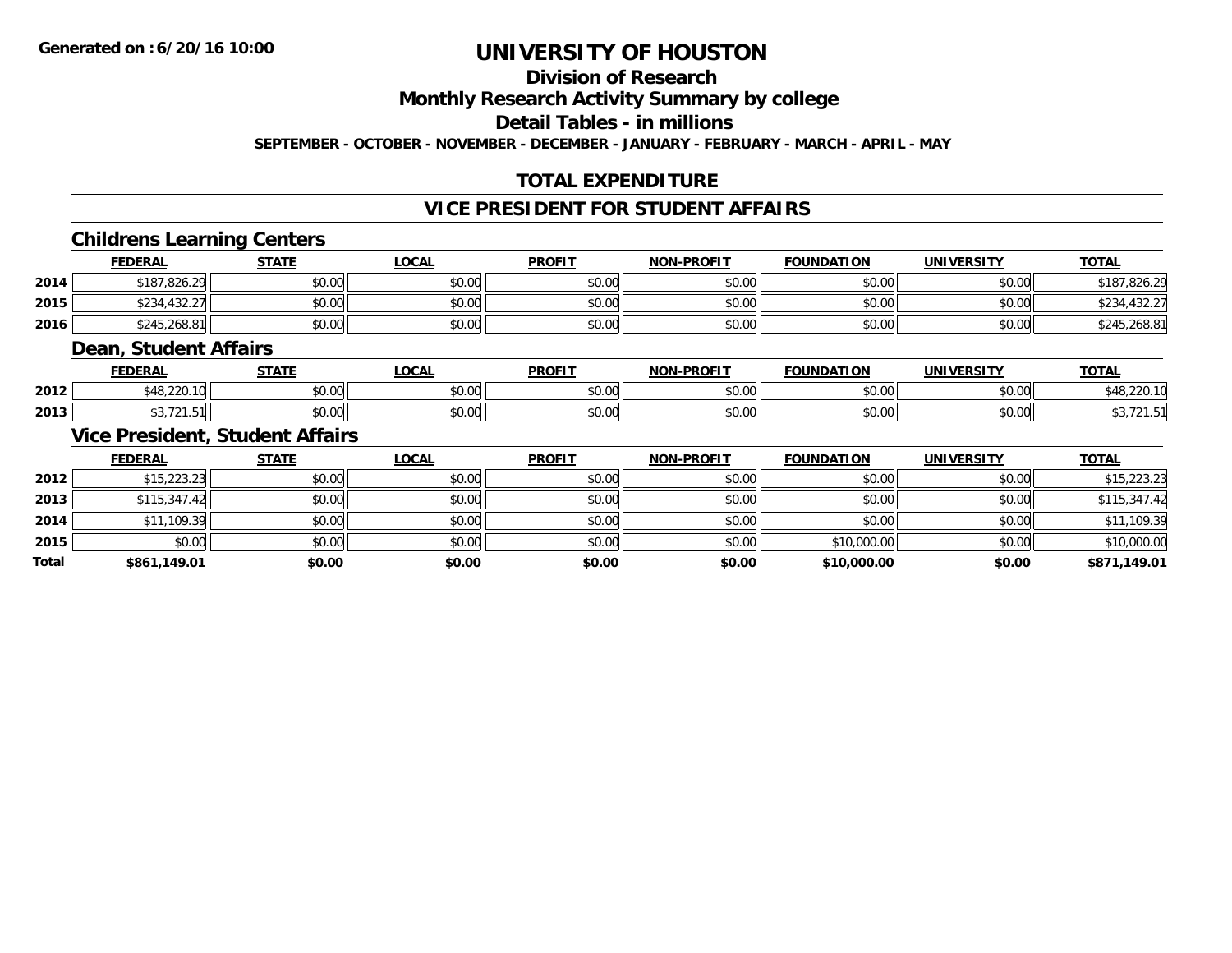Generated on :6/20/16 10:00

# UNIVERSITY OF HOUSTON

## Division of Research

## Monthly Research Activity Summary by college

## Detail Tables - in millions

**SEPTEMBER - OCTOBER - NOVEMBER - DECEMBER - JANUARY - FEBRUARY - MARCH - APRIL - MAY**

## TOTAL EXPENDITURE

## VICE PRESIDENT FOR STUDENT AFFAIRS

### Childrens Learning Centers

| | FEDERAL | STATE | LOCAL | PROFIT | NON-PROFIT | FOUNDATION | UNIVERSITY | TOTAL |
|---|---|---|---|---|---|---|---|---|
| 2014 | $187,826.29 | $0.00 | $0.00 | $0.00 | $0.00 | $0.00 | $0.00 | $187,826.29 |
| 2015 | $234,432.27 | $0.00 | $0.00 | $0.00 | $0.00 | $0.00 | $0.00 | $234,432.27 |
| 2016 | $245,268.81 | $0.00 | $0.00 | $0.00 | $0.00 | $0.00 | $0.00 | $245,268.81 |

### Dean, Student Affairs

| | FEDERAL | STATE | LOCAL | PROFIT | NON-PROFIT | FOUNDATION | UNIVERSITY | TOTAL |
|---|---|---|---|---|---|---|---|---|
| 2012 | $48,220.10 | $0.00 | $0.00 | $0.00 | $0.00 | $0.00 | $0.00 | $48,220.10 |
| 2013 | $3,721.51 | $0.00 | $0.00 | $0.00 | $0.00 | $0.00 | $0.00 | $3,721.51 |

### Vice President, Student Affairs

| | FEDERAL | STATE | LOCAL | PROFIT | NON-PROFIT | FOUNDATION | UNIVERSITY | TOTAL |
|---|---|---|---|---|---|---|---|---|
| 2012 | $15,223.23 | $0.00 | $0.00 | $0.00 | $0.00 | $0.00 | $0.00 | $15,223.23 |
| 2013 | $115,347.42 | $0.00 | $0.00 | $0.00 | $0.00 | $0.00 | $0.00 | $115,347.42 |
| 2014 | $11,109.39 | $0.00 | $0.00 | $0.00 | $0.00 | $0.00 | $0.00 | $11,109.39 |
| 2015 | $0.00 | $0.00 | $0.00 | $0.00 | $0.00 | $10,000.00 | $0.00 | $10,000.00 |
| **Total** | **$861,149.01** | **$0.00** | **$0.00** | **$0.00** | **$0.00** | **$10,000.00** | **$0.00** | **$871,149.01** |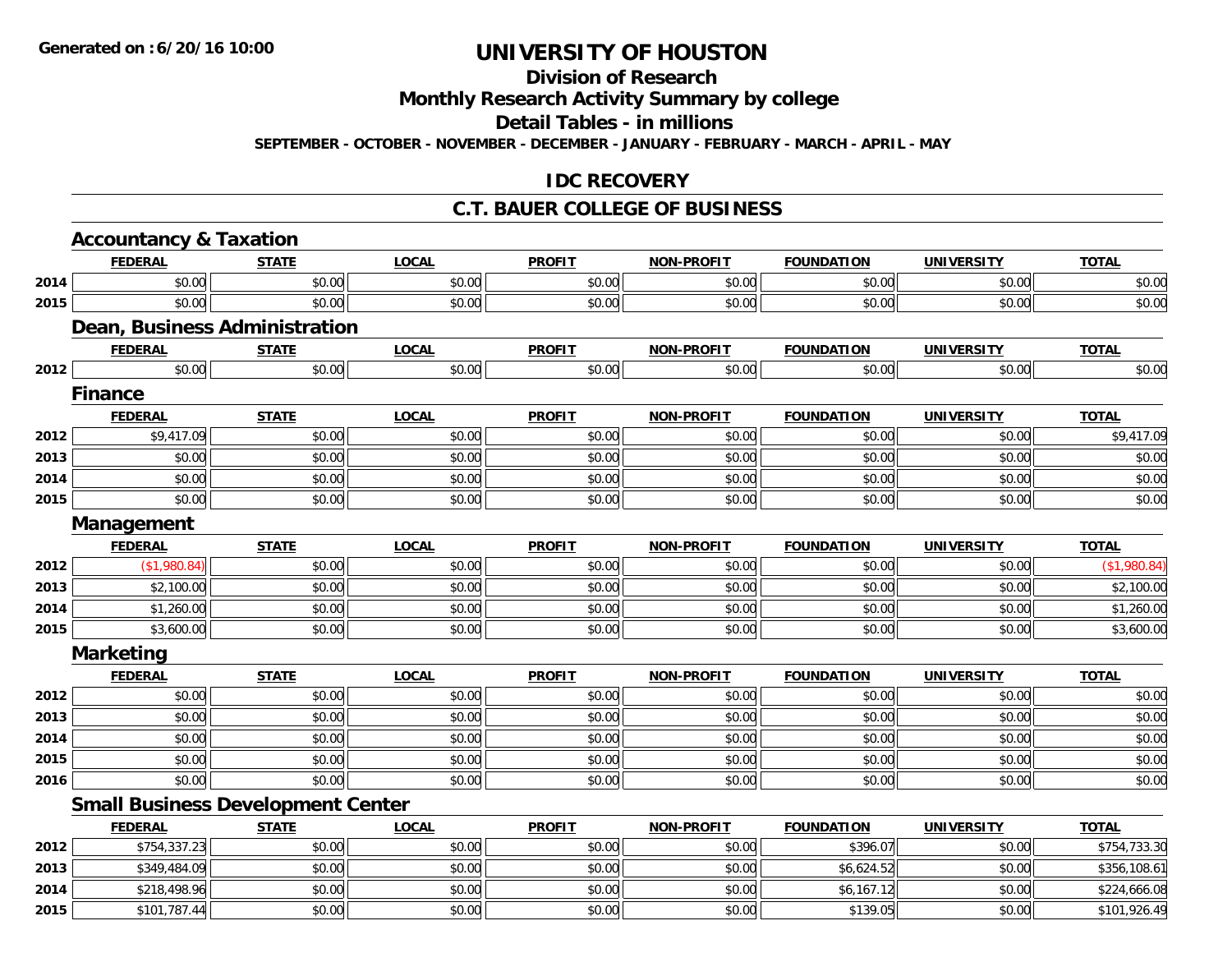# UNIVERSITY OF HOUSTON

## Division of Research

## Monthly Research Activity Summary by college

## Detail Tables - in millions

SEPTEMBER - OCTOBER - NOVEMBER - DECEMBER - JANUARY - FEBRUARY - MARCH - APRIL - MAY

Generated on : 6/20/16 10:00

## IDC RECOVERY

## C.T. BAUER COLLEGE OF BUSINESS

### Accountancy & Taxation

| | FEDERAL | STATE | LOCAL | PROFIT | NON-PROFIT | FOUNDATION | UNIVERSITY | TOTAL |
|---|---|---|---|---|---|---|---|---|
| 2014 | $0.00 | $0.00 | $0.00 | $0.00 | $0.00 | $0.00 | $0.00 | $0.00 |
| 2015 | $0.00 | $0.00 | $0.00 | $0.00 | $0.00 | $0.00 | $0.00 | $0.00 |

### Dean, Business Administration

| | FEDERAL | STATE | LOCAL | PROFIT | NON-PROFIT | FOUNDATION | UNIVERSITY | TOTAL |
|---|---|---|---|---|---|---|---|---|
| 2012 | $0.00 | $0.00 | $0.00 | $0.00 | $0.00 | $0.00 | $0.00 | $0.00 |

### Finance

| | FEDERAL | STATE | LOCAL | PROFIT | NON-PROFIT | FOUNDATION | UNIVERSITY | TOTAL |
|---|---|---|---|---|---|---|---|---|
| 2012 | $9,417.09 | $0.00 | $0.00 | $0.00 | $0.00 | $0.00 | $0.00 | $9,417.09 |
| 2013 | $0.00 | $0.00 | $0.00 | $0.00 | $0.00 | $0.00 | $0.00 | $0.00 |
| 2014 | $0.00 | $0.00 | $0.00 | $0.00 | $0.00 | $0.00 | $0.00 | $0.00 |
| 2015 | $0.00 | $0.00 | $0.00 | $0.00 | $0.00 | $0.00 | $0.00 | $0.00 |

### Management

| | FEDERAL | STATE | LOCAL | PROFIT | NON-PROFIT | FOUNDATION | UNIVERSITY | TOTAL |
|---|---|---|---|---|---|---|---|---|
| 2012 | ($1,980.84) | $0.00 | $0.00 | $0.00 | $0.00 | $0.00 | $0.00 | ($1,980.84) |
| 2013 | $2,100.00 | $0.00 | $0.00 | $0.00 | $0.00 | $0.00 | $0.00 | $2,100.00 |
| 2014 | $1,260.00 | $0.00 | $0.00 | $0.00 | $0.00 | $0.00 | $0.00 | $1,260.00 |
| 2015 | $3,600.00 | $0.00 | $0.00 | $0.00 | $0.00 | $0.00 | $0.00 | $3,600.00 |

### Marketing

| | FEDERAL | STATE | LOCAL | PROFIT | NON-PROFIT | FOUNDATION | UNIVERSITY | TOTAL |
|---|---|---|---|---|---|---|---|---|
| 2012 | $0.00 | $0.00 | $0.00 | $0.00 | $0.00 | $0.00 | $0.00 | $0.00 |
| 2013 | $0.00 | $0.00 | $0.00 | $0.00 | $0.00 | $0.00 | $0.00 | $0.00 |
| 2014 | $0.00 | $0.00 | $0.00 | $0.00 | $0.00 | $0.00 | $0.00 | $0.00 |
| 2015 | $0.00 | $0.00 | $0.00 | $0.00 | $0.00 | $0.00 | $0.00 | $0.00 |
| 2016 | $0.00 | $0.00 | $0.00 | $0.00 | $0.00 | $0.00 | $0.00 | $0.00 |

### Small Business Development Center

| | FEDERAL | STATE | LOCAL | PROFIT | NON-PROFIT | FOUNDATION | UNIVERSITY | TOTAL |
|---|---|---|---|---|---|---|---|---|
| 2012 | $754,337.23 | $0.00 | $0.00 | $0.00 | $0.00 | $396.07 | $0.00 | $754,733.30 |
| 2013 | $349,484.09 | $0.00 | $0.00 | $0.00 | $0.00 | $6,624.52 | $0.00 | $356,108.61 |
| 2014 | $218,498.96 | $0.00 | $0.00 | $0.00 | $0.00 | $6,167.12 | $0.00 | $224,666.08 |
| 2015 | $101,787.44 | $0.00 | $0.00 | $0.00 | $0.00 | $139.05 | $0.00 | $101,926.49 |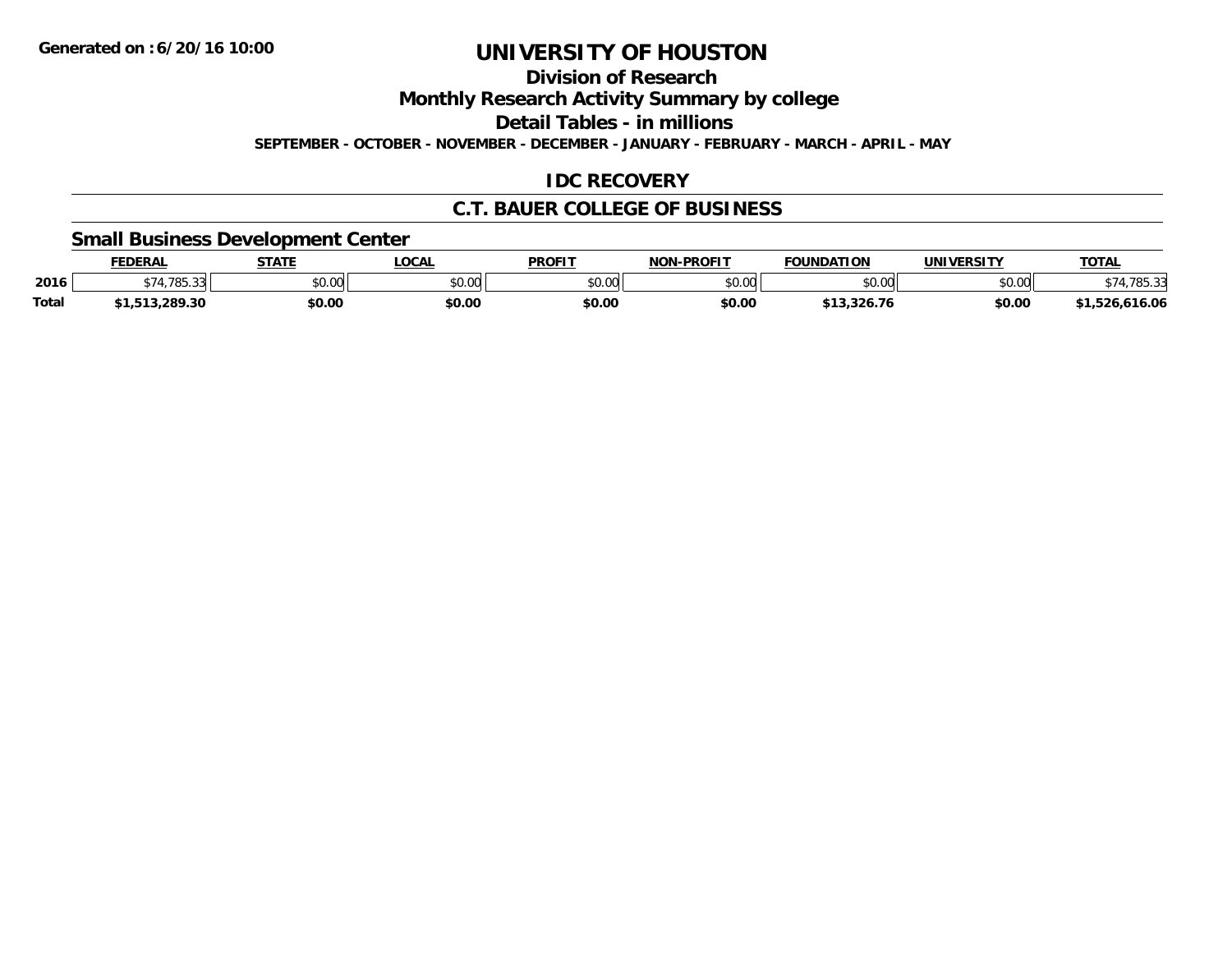Generated on :6/20/16 10:00

# UNIVERSITY OF HOUSTON

## Division of Research

## Monthly Research Activity Summary by college

## Detail Tables - in millions

**SEPTEMBER - OCTOBER - NOVEMBER - DECEMBER - JANUARY - FEBRUARY - MARCH - APRIL - MAY**

## IDC RECOVERY

## C.T. BAUER COLLEGE OF BUSINESS

### Small Business Development Center

| | FEDERAL | STATE | LOCAL | PROFIT | NON-PROFIT | FOUNDATION | UNIVERSITY | TOTAL |
|---|---|---|---|---|---|---|---|---|
| 2016 | $74,785.33 | $0.00 | $0.00 | $0.00 | $0.00 | $0.00 | $0.00 | $74,785.33 |
| **Total** | **$1,513,289.30** | **$0.00** | **$0.00** | **$0.00** | **$0.00** | **$13,326.76** | **$0.00** | **$1,526,616.06** |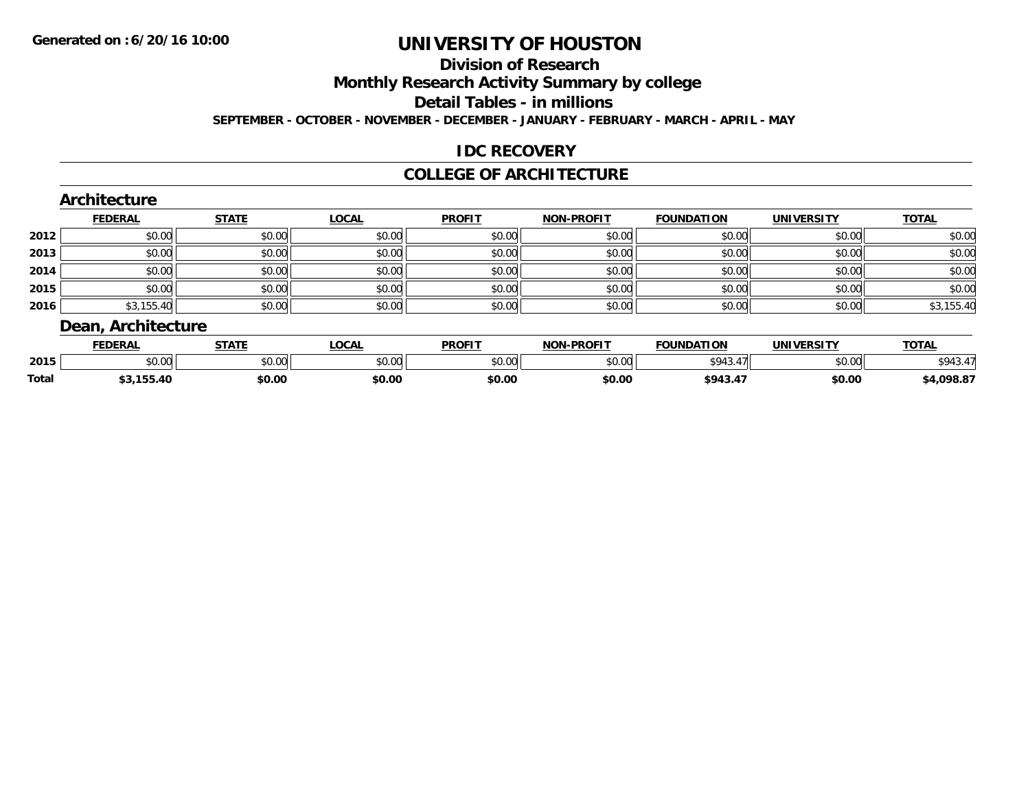**Generated on :6/20/16 10:00**

# UNIVERSITY OF HOUSTON

## Division of Research

## Monthly Research Activity Summary by college

## Detail Tables - in millions

**SEPTEMBER - OCTOBER - NOVEMBER - DECEMBER - JANUARY - FEBRUARY - MARCH - APRIL - MAY**

## IDC RECOVERY

## COLLEGE OF ARCHITECTURE

### Architecture

| | FEDERAL | STATE | LOCAL | PROFIT | NON-PROFIT | FOUNDATION | UNIVERSITY | TOTAL |
|---|---|---|---|---|---|---|---|---|
| 2012 | $0.00 | $0.00 | $0.00 | $0.00 | $0.00 | $0.00 | $0.00 | $0.00 |
| 2013 | $0.00 | $0.00 | $0.00 | $0.00 | $0.00 | $0.00 | $0.00 | $0.00 |
| 2014 | $0.00 | $0.00 | $0.00 | $0.00 | $0.00 | $0.00 | $0.00 | $0.00 |
| 2015 | $0.00 | $0.00 | $0.00 | $0.00 | $0.00 | $0.00 | $0.00 | $0.00 |
| 2016 | $3,155.40 | $0.00 | $0.00 | $0.00 | $0.00 | $0.00 | $0.00 | $3,155.40 |

### Dean, Architecture

| | FEDERAL | STATE | LOCAL | PROFIT | NON-PROFIT | FOUNDATION | UNIVERSITY | TOTAL |
|---|---|---|---|---|---|---|---|---|
| 2015 | $0.00 | $0.00 | $0.00 | $0.00 | $0.00 | $943.47 | $0.00 | $943.47 |
| **Total** | **$3,155.40** | **$0.00** | **$0.00** | **$0.00** | **$0.00** | **$943.47** | **$0.00** | **$4,098.87** |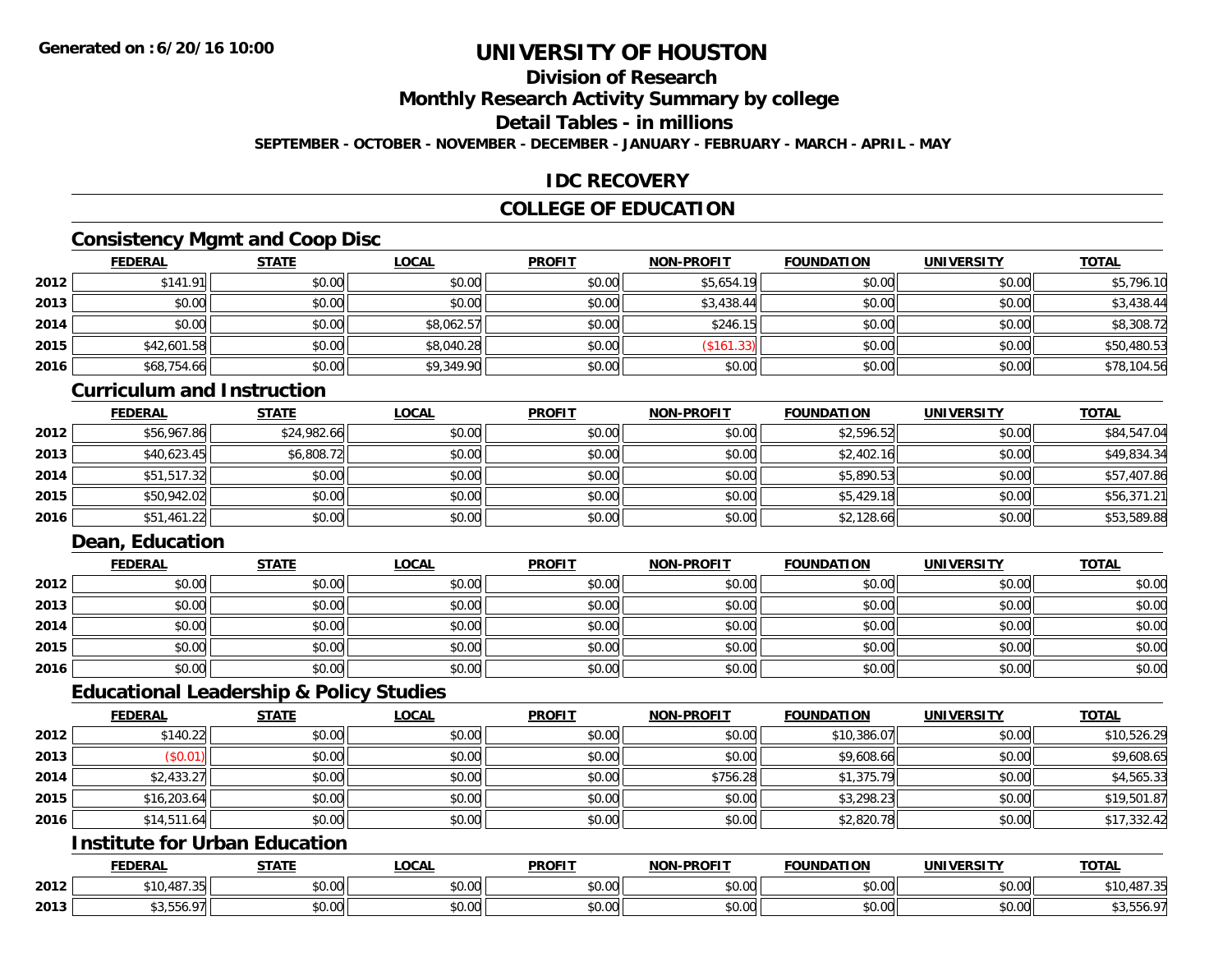**Generated on :6/20/16 10:00**

# UNIVERSITY OF HOUSTON

## Division of Research

## Monthly Research Activity Summary by college

## Detail Tables - in millions

**SEPTEMBER - OCTOBER - NOVEMBER - DECEMBER - JANUARY - FEBRUARY - MARCH - APRIL - MAY**

## IDC RECOVERY

## COLLEGE OF EDUCATION

### Consistency Mgmt and Coop Disc

| | FEDERAL | STATE | LOCAL | PROFIT | NON-PROFIT | FOUNDATION | UNIVERSITY | TOTAL |
|---|---|---|---|---|---|---|---|---|
| 2012 | $141.91 | $0.00 | $0.00 | $0.00 | $5,654.19 | $0.00 | $0.00 | $5,796.10 |
| 2013 | $0.00 | $0.00 | $0.00 | $0.00 | $3,438.44 | $0.00 | $0.00 | $3,438.44 |
| 2014 | $0.00 | $0.00 | $8,062.57 | $0.00 | $246.15 | $0.00 | $0.00 | $8,308.72 |
| 2015 | $42,601.58 | $0.00 | $8,040.28 | $0.00 | ($161.33) | $0.00 | $0.00 | $50,480.53 |
| 2016 | $68,754.66 | $0.00 | $9,349.90 | $0.00 | $0.00 | $0.00 | $0.00 | $78,104.56 |

### Curriculum and Instruction

| | FEDERAL | STATE | LOCAL | PROFIT | NON-PROFIT | FOUNDATION | UNIVERSITY | TOTAL |
|---|---|---|---|---|---|---|---|---|
| 2012 | $56,967.86 | $24,982.66 | $0.00 | $0.00 | $0.00 | $2,596.52 | $0.00 | $84,547.04 |
| 2013 | $40,623.45 | $6,808.72 | $0.00 | $0.00 | $0.00 | $2,402.16 | $0.00 | $49,834.34 |
| 2014 | $51,517.32 | $0.00 | $0.00 | $0.00 | $0.00 | $5,890.53 | $0.00 | $57,407.86 |
| 2015 | $50,942.02 | $0.00 | $0.00 | $0.00 | $0.00 | $5,429.18 | $0.00 | $56,371.21 |
| 2016 | $51,461.22 | $0.00 | $0.00 | $0.00 | $0.00 | $2,128.66 | $0.00 | $53,589.88 |

### Dean, Education

| | FEDERAL | STATE | LOCAL | PROFIT | NON-PROFIT | FOUNDATION | UNIVERSITY | TOTAL |
|---|---|---|---|---|---|---|---|---|
| 2012 | $0.00 | $0.00 | $0.00 | $0.00 | $0.00 | $0.00 | $0.00 | $0.00 |
| 2013 | $0.00 | $0.00 | $0.00 | $0.00 | $0.00 | $0.00 | $0.00 | $0.00 |
| 2014 | $0.00 | $0.00 | $0.00 | $0.00 | $0.00 | $0.00 | $0.00 | $0.00 |
| 2015 | $0.00 | $0.00 | $0.00 | $0.00 | $0.00 | $0.00 | $0.00 | $0.00 |
| 2016 | $0.00 | $0.00 | $0.00 | $0.00 | $0.00 | $0.00 | $0.00 | $0.00 |

### Educational Leadership & Policy Studies

| | FEDERAL | STATE | LOCAL | PROFIT | NON-PROFIT | FOUNDATION | UNIVERSITY | TOTAL |
|---|---|---|---|---|---|---|---|---|
| 2012 | $140.22 | $0.00 | $0.00 | $0.00 | $0.00 | $10,386.07 | $0.00 | $10,526.29 |
| 2013 | ($0.01) | $0.00 | $0.00 | $0.00 | $0.00 | $9,608.66 | $0.00 | $9,608.65 |
| 2014 | $2,433.27 | $0.00 | $0.00 | $0.00 | $756.28 | $1,375.79 | $0.00 | $4,565.33 |
| 2015 | $16,203.64 | $0.00 | $0.00 | $0.00 | $0.00 | $3,298.23 | $0.00 | $19,501.87 |
| 2016 | $14,511.64 | $0.00 | $0.00 | $0.00 | $0.00 | $2,820.78 | $0.00 | $17,332.42 |

### Institute for Urban Education

| | FEDERAL | STATE | LOCAL | PROFIT | NON-PROFIT | FOUNDATION | UNIVERSITY | TOTAL |
|---|---|---|---|---|---|---|---|---|
| 2012 | $10,487.35 | $0.00 | $0.00 | $0.00 | $0.00 | $0.00 | $0.00 | $10,487.35 |
| 2013 | $3,556.97 | $0.00 | $0.00 | $0.00 | $0.00 | $0.00 | $0.00 | $3,556.97 |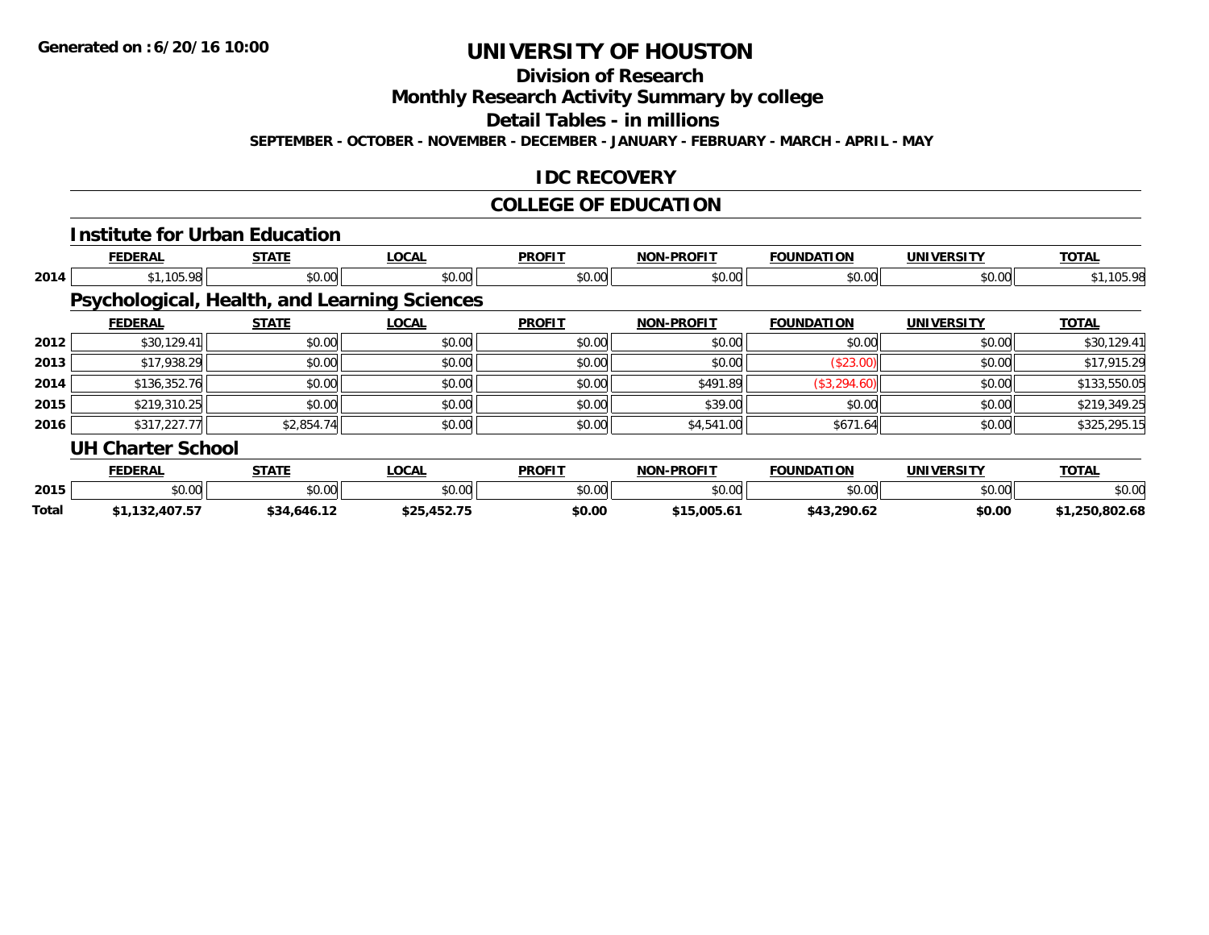# UNIVERSITY OF HOUSTON

## Division of Research

## Monthly Research Activity Summary by college

## Detail Tables - in millions

**SEPTEMBER - OCTOBER - NOVEMBER - DECEMBER - JANUARY - FEBRUARY - MARCH - APRIL - MAY**

## IDC RECOVERY

## COLLEGE OF EDUCATION

### Institute for Urban Education

| | FEDERAL | STATE | LOCAL | PROFIT | NON-PROFIT | FOUNDATION | UNIVERSITY | TOTAL |
|---|---|---|---|---|---|---|---|---|
| 2014 | $1,105.98 | $0.00 | $0.00 | $0.00 | $0.00 | $0.00 | $0.00 | $1,105.98 |

### Psychological, Health, and Learning Sciences

| | FEDERAL | STATE | LOCAL | PROFIT | NON-PROFIT | FOUNDATION | UNIVERSITY | TOTAL |
|---|---|---|---|---|---|---|---|---|
| 2012 | $30,129.41 | $0.00 | $0.00 | $0.00 | $0.00 | $0.00 | $0.00 | $30,129.41 |
| 2013 | $17,938.29 | $0.00 | $0.00 | $0.00 | $0.00 | ($23.00) | $0.00 | $17,915.29 |
| 2014 | $136,352.76 | $0.00 | $0.00 | $0.00 | $491.89 | ($3,294.60) | $0.00 | $133,550.05 |
| 2015 | $219,310.25 | $0.00 | $0.00 | $0.00 | $39.00 | $0.00 | $0.00 | $219,349.25 |
| 2016 | $317,227.77 | $2,854.74 | $0.00 | $0.00 | $4,541.00 | $671.64 | $0.00 | $325,295.15 |

### UH Charter School

| | FEDERAL | STATE | LOCAL | PROFIT | NON-PROFIT | FOUNDATION | UNIVERSITY | TOTAL |
|---|---|---|---|---|---|---|---|---|
| 2015 | $0.00 | $0.00 | $0.00 | $0.00 | $0.00 | $0.00 | $0.00 | $0.00 |
| **Total** | **$1,132,407.57** | **$34,646.12** | **$25,452.75** | **$0.00** | **$15,005.61** | **$43,290.62** | **$0.00** | **$1,250,802.68** |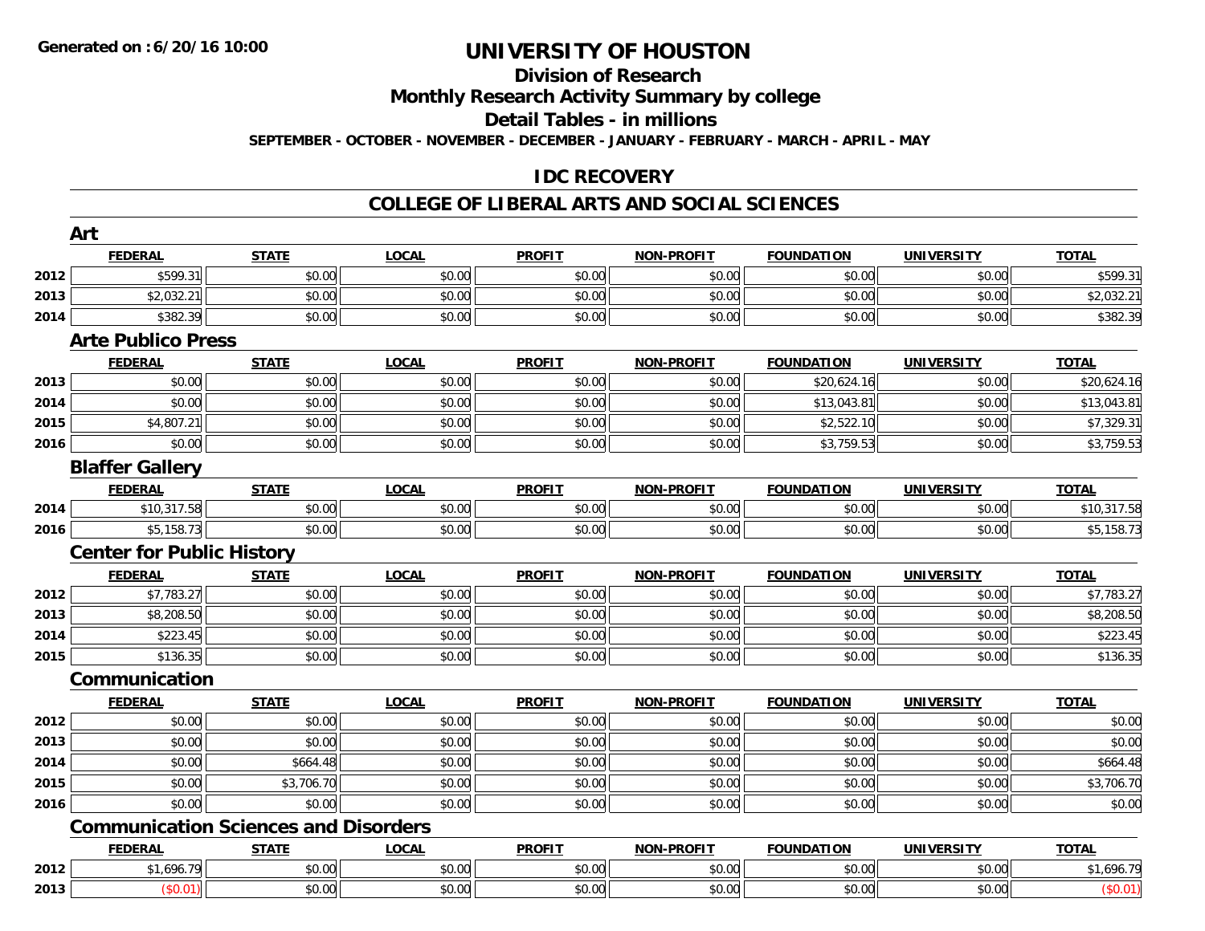# UNIVERSITY OF HOUSTON

## Division of Research

## Monthly Research Activity Summary by college

## Detail Tables - in millions

**SEPTEMBER - OCTOBER - NOVEMBER - DECEMBER - JANUARY - FEBRUARY - MARCH - APRIL - MAY**

## IDC RECOVERY

## COLLEGE OF LIBERAL ARTS AND SOCIAL SCIENCES

### Art

| | FEDERAL | STATE | LOCAL | PROFIT | NON-PROFIT | FOUNDATION | UNIVERSITY | TOTAL |
|---|---|---|---|---|---|---|---|---|
| 2012 | $599.31 | $0.00 | $0.00 | $0.00 | $0.00 | $0.00 | $0.00 | $599.31 |
| 2013 | $2,032.21 | $0.00 | $0.00 | $0.00 | $0.00 | $0.00 | $0.00 | $2,032.21 |
| 2014 | $382.39 | $0.00 | $0.00 | $0.00 | $0.00 | $0.00 | $0.00 | $382.39 |

### Arte Publico Press

| | FEDERAL | STATE | LOCAL | PROFIT | NON-PROFIT | FOUNDATION | UNIVERSITY | TOTAL |
|---|---|---|---|---|---|---|---|---|
| 2013 | $0.00 | $0.00 | $0.00 | $0.00 | $0.00 | $20,624.16 | $0.00 | $20,624.16 |
| 2014 | $0.00 | $0.00 | $0.00 | $0.00 | $0.00 | $13,043.81 | $0.00 | $13,043.81 |
| 2015 | $4,807.21 | $0.00 | $0.00 | $0.00 | $0.00 | $2,522.10 | $0.00 | $7,329.31 |
| 2016 | $0.00 | $0.00 | $0.00 | $0.00 | $0.00 | $3,759.53 | $0.00 | $3,759.53 |

### Blaffer Gallery

| | FEDERAL | STATE | LOCAL | PROFIT | NON-PROFIT | FOUNDATION | UNIVERSITY | TOTAL |
|---|---|---|---|---|---|---|---|---|
| 2014 | $10,317.58 | $0.00 | $0.00 | $0.00 | $0.00 | $0.00 | $0.00 | $10,317.58 |
| 2016 | $5,158.73 | $0.00 | $0.00 | $0.00 | $0.00 | $0.00 | $0.00 | $5,158.73 |

### Center for Public History

| | FEDERAL | STATE | LOCAL | PROFIT | NON-PROFIT | FOUNDATION | UNIVERSITY | TOTAL |
|---|---|---|---|---|---|---|---|---|
| 2012 | $7,783.27 | $0.00 | $0.00 | $0.00 | $0.00 | $0.00 | $0.00 | $7,783.27 |
| 2013 | $8,208.50 | $0.00 | $0.00 | $0.00 | $0.00 | $0.00 | $0.00 | $8,208.50 |
| 2014 | $223.45 | $0.00 | $0.00 | $0.00 | $0.00 | $0.00 | $0.00 | $223.45 |
| 2015 | $136.35 | $0.00 | $0.00 | $0.00 | $0.00 | $0.00 | $0.00 | $136.35 |

### Communication

| | FEDERAL | STATE | LOCAL | PROFIT | NON-PROFIT | FOUNDATION | UNIVERSITY | TOTAL |
|---|---|---|---|---|---|---|---|---|
| 2012 | $0.00 | $0.00 | $0.00 | $0.00 | $0.00 | $0.00 | $0.00 | $0.00 |
| 2013 | $0.00 | $0.00 | $0.00 | $0.00 | $0.00 | $0.00 | $0.00 | $0.00 |
| 2014 | $0.00 | $664.48 | $0.00 | $0.00 | $0.00 | $0.00 | $0.00 | $664.48 |
| 2015 | $0.00 | $3,706.70 | $0.00 | $0.00 | $0.00 | $0.00 | $0.00 | $3,706.70 |
| 2016 | $0.00 | $0.00 | $0.00 | $0.00 | $0.00 | $0.00 | $0.00 | $0.00 |

### Communication Sciences and Disorders

| | FEDERAL | STATE | LOCAL | PROFIT | NON-PROFIT | FOUNDATION | UNIVERSITY | TOTAL |
|---|---|---|---|---|---|---|---|---|
| 2012 | $1,696.79 | $0.00 | $0.00 | $0.00 | $0.00 | $0.00 | $0.00 | $1,696.79 |
| 2013 | ($0.01) | $0.00 | $0.00 | $0.00 | $0.00 | $0.00 | $0.00 | ($0.01) |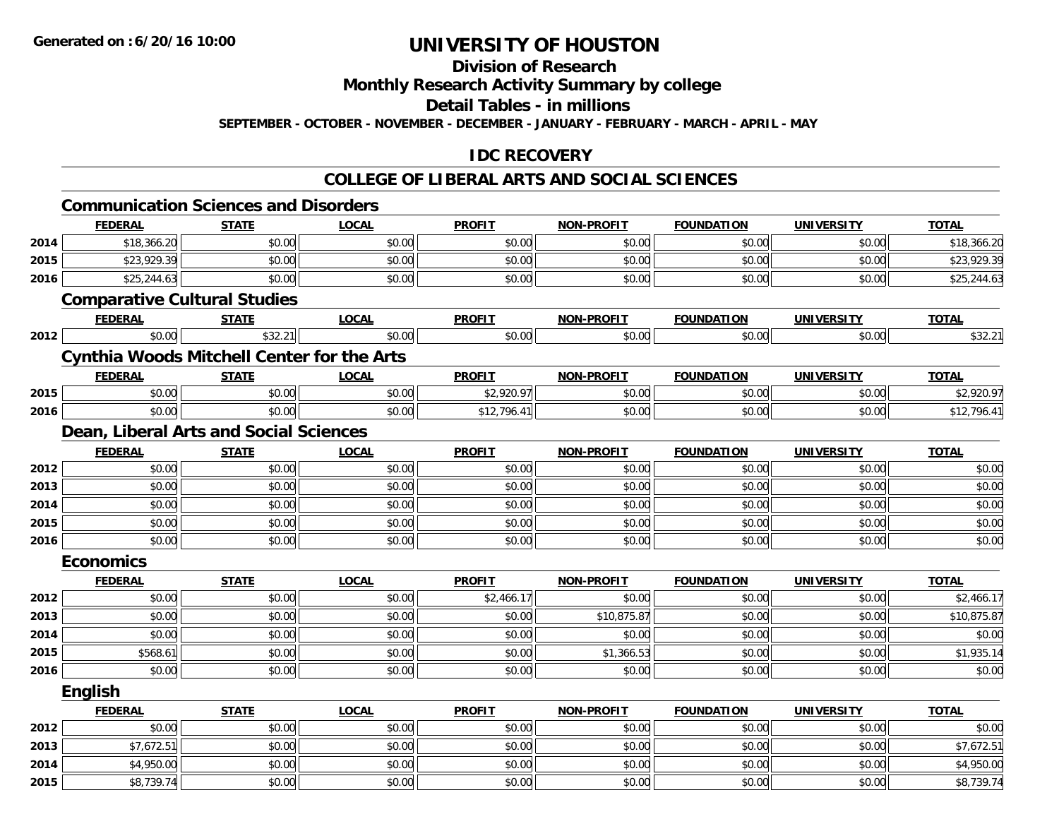# UNIVERSITY OF HOUSTON

## Division of Research

## Monthly Research Activity Summary by college

## Detail Tables - in millions

**SEPTEMBER - OCTOBER - NOVEMBER - DECEMBER - JANUARY - FEBRUARY - MARCH - APRIL - MAY**

## IDC RECOVERY

## COLLEGE OF LIBERAL ARTS AND SOCIAL SCIENCES

### Communication Sciences and Disorders

| | FEDERAL | STATE | LOCAL | PROFIT | NON-PROFIT | FOUNDATION | UNIVERSITY | TOTAL |
|---|---|---|---|---|---|---|---|---|
| 2014 | $18,366.20 | $0.00 | $0.00 | $0.00 | $0.00 | $0.00 | $0.00 | $18,366.20 |
| 2015 | $23,929.39 | $0.00 | $0.00 | $0.00 | $0.00 | $0.00 | $0.00 | $23,929.39 |
| 2016 | $25,244.63 | $0.00 | $0.00 | $0.00 | $0.00 | $0.00 | $0.00 | $25,244.63 |

### Comparative Cultural Studies

| | FEDERAL | STATE | LOCAL | PROFIT | NON-PROFIT | FOUNDATION | UNIVERSITY | TOTAL |
|---|---|---|---|---|---|---|---|---|
| 2012 | $0.00 | $32.21 | $0.00 | $0.00 | $0.00 | $0.00 | $0.00 | $32.21 |

### Cynthia Woods Mitchell Center for the Arts

| | FEDERAL | STATE | LOCAL | PROFIT | NON-PROFIT | FOUNDATION | UNIVERSITY | TOTAL |
|---|---|---|---|---|---|---|---|---|
| 2015 | $0.00 | $0.00 | $0.00 | $2,920.97 | $0.00 | $0.00 | $0.00 | $2,920.97 |
| 2016 | $0.00 | $0.00 | $0.00 | $12,796.41 | $0.00 | $0.00 | $0.00 | $12,796.41 |

### Dean, Liberal Arts and Social Sciences

| | FEDERAL | STATE | LOCAL | PROFIT | NON-PROFIT | FOUNDATION | UNIVERSITY | TOTAL |
|---|---|---|---|---|---|---|---|---|
| 2012 | $0.00 | $0.00 | $0.00 | $0.00 | $0.00 | $0.00 | $0.00 | $0.00 |
| 2013 | $0.00 | $0.00 | $0.00 | $0.00 | $0.00 | $0.00 | $0.00 | $0.00 |
| 2014 | $0.00 | $0.00 | $0.00 | $0.00 | $0.00 | $0.00 | $0.00 | $0.00 |
| 2015 | $0.00 | $0.00 | $0.00 | $0.00 | $0.00 | $0.00 | $0.00 | $0.00 |
| 2016 | $0.00 | $0.00 | $0.00 | $0.00 | $0.00 | $0.00 | $0.00 | $0.00 |

### Economics

| | FEDERAL | STATE | LOCAL | PROFIT | NON-PROFIT | FOUNDATION | UNIVERSITY | TOTAL |
|---|---|---|---|---|---|---|---|---|
| 2012 | $0.00 | $0.00 | $0.00 | $2,466.17 | $0.00 | $0.00 | $0.00 | $2,466.17 |
| 2013 | $0.00 | $0.00 | $0.00 | $0.00 | $10,875.87 | $0.00 | $0.00 | $10,875.87 |
| 2014 | $0.00 | $0.00 | $0.00 | $0.00 | $0.00 | $0.00 | $0.00 | $0.00 |
| 2015 | $568.61 | $0.00 | $0.00 | $0.00 | $1,366.53 | $0.00 | $0.00 | $1,935.14 |
| 2016 | $0.00 | $0.00 | $0.00 | $0.00 | $0.00 | $0.00 | $0.00 | $0.00 |

### English

| | FEDERAL | STATE | LOCAL | PROFIT | NON-PROFIT | FOUNDATION | UNIVERSITY | TOTAL |
|---|---|---|---|---|---|---|---|---|
| 2012 | $0.00 | $0.00 | $0.00 | $0.00 | $0.00 | $0.00 | $0.00 | $0.00 |
| 2013 | $7,672.51 | $0.00 | $0.00 | $0.00 | $0.00 | $0.00 | $0.00 | $7,672.51 |
| 2014 | $4,950.00 | $0.00 | $0.00 | $0.00 | $0.00 | $0.00 | $0.00 | $4,950.00 |
| 2015 | $8,739.74 | $0.00 | $0.00 | $0.00 | $0.00 | $0.00 | $0.00 | $8,739.74 |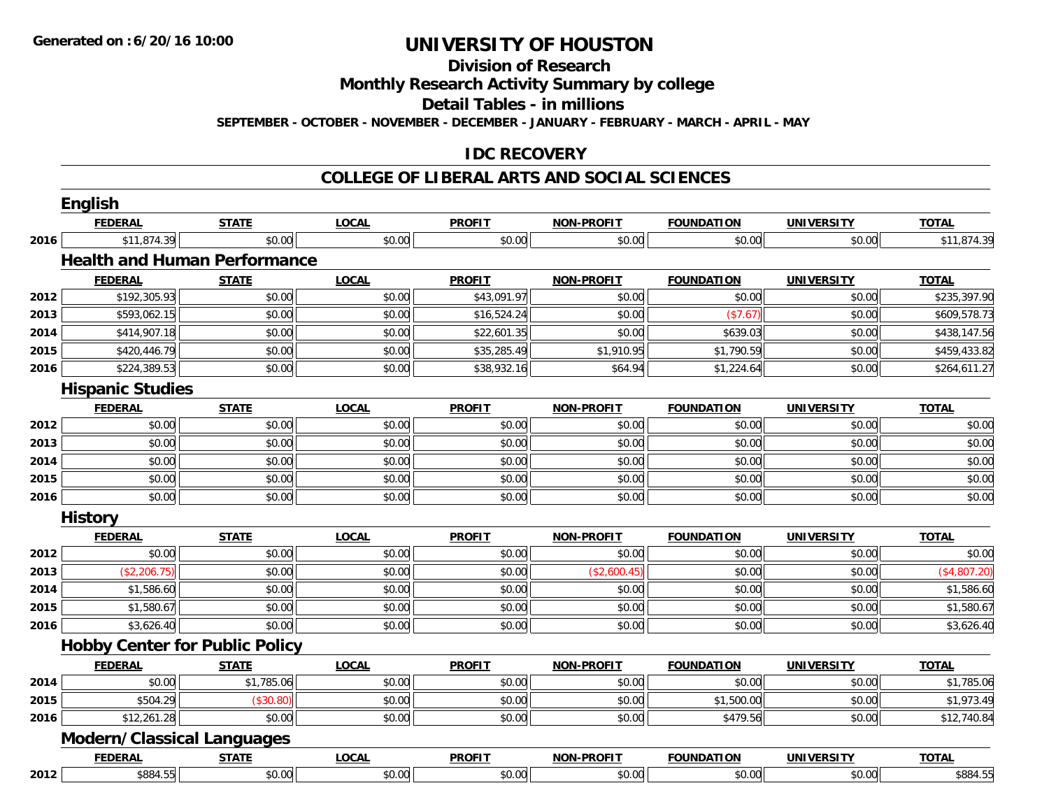**Generated on :6/20/16 10:00**

# UNIVERSITY OF HOUSTON

## Division of Research

## Monthly Research Activity Summary by college

## Detail Tables - in millions

**SEPTEMBER - OCTOBER - NOVEMBER - DECEMBER - JANUARY - FEBRUARY - MARCH - APRIL - MAY**

## IDC RECOVERY

## COLLEGE OF LIBERAL ARTS AND SOCIAL SCIENCES

### English

| | FEDERAL | STATE | LOCAL | PROFIT | NON-PROFIT | FOUNDATION | UNIVERSITY | TOTAL |
|---|---|---|---|---|---|---|---|---|
| 2016 | $11,874.39 | $0.00 | $0.00 | $0.00 | $0.00 | $0.00 | $0.00 | $11,874.39 |

### Health and Human Performance

| | FEDERAL | STATE | LOCAL | PROFIT | NON-PROFIT | FOUNDATION | UNIVERSITY | TOTAL |
|---|---|---|---|---|---|---|---|---|
| 2012 | $192,305.93 | $0.00 | $0.00 | $43,091.97 | $0.00 | $0.00 | $0.00 | $235,397.90 |
| 2013 | $593,062.15 | $0.00 | $0.00 | $16,524.24 | $0.00 | ($7.67) | $0.00 | $609,578.73 |
| 2014 | $414,907.18 | $0.00 | $0.00 | $22,601.35 | $0.00 | $639.03 | $0.00 | $438,147.56 |
| 2015 | $420,446.79 | $0.00 | $0.00 | $35,285.49 | $1,910.95 | $1,790.59 | $0.00 | $459,433.82 |
| 2016 | $224,389.53 | $0.00 | $0.00 | $38,932.16 | $64.94 | $1,224.64 | $0.00 | $264,611.27 |

### Hispanic Studies

| | FEDERAL | STATE | LOCAL | PROFIT | NON-PROFIT | FOUNDATION | UNIVERSITY | TOTAL |
|---|---|---|---|---|---|---|---|---|
| 2012 | $0.00 | $0.00 | $0.00 | $0.00 | $0.00 | $0.00 | $0.00 | $0.00 |
| 2013 | $0.00 | $0.00 | $0.00 | $0.00 | $0.00 | $0.00 | $0.00 | $0.00 |
| 2014 | $0.00 | $0.00 | $0.00 | $0.00 | $0.00 | $0.00 | $0.00 | $0.00 |
| 2015 | $0.00 | $0.00 | $0.00 | $0.00 | $0.00 | $0.00 | $0.00 | $0.00 |
| 2016 | $0.00 | $0.00 | $0.00 | $0.00 | $0.00 | $0.00 | $0.00 | $0.00 |

### History

| | FEDERAL | STATE | LOCAL | PROFIT | NON-PROFIT | FOUNDATION | UNIVERSITY | TOTAL |
|---|---|---|---|---|---|---|---|---|
| 2012 | $0.00 | $0.00 | $0.00 | $0.00 | $0.00 | $0.00 | $0.00 | $0.00 |
| 2013 | ($2,206.75) | $0.00 | $0.00 | $0.00 | ($2,600.45) | $0.00 | $0.00 | ($4,807.20) |
| 2014 | $1,586.60 | $0.00 | $0.00 | $0.00 | $0.00 | $0.00 | $0.00 | $1,586.60 |
| 2015 | $1,580.67 | $0.00 | $0.00 | $0.00 | $0.00 | $0.00 | $0.00 | $1,580.67 |
| 2016 | $3,626.40 | $0.00 | $0.00 | $0.00 | $0.00 | $0.00 | $0.00 | $3,626.40 |

### Hobby Center for Public Policy

| | FEDERAL | STATE | LOCAL | PROFIT | NON-PROFIT | FOUNDATION | UNIVERSITY | TOTAL |
|---|---|---|---|---|---|---|---|---|
| 2014 | $0.00 | $1,785.06 | $0.00 | $0.00 | $0.00 | $0.00 | $0.00 | $1,785.06 |
| 2015 | $504.29 | ($30.80) | $0.00 | $0.00 | $0.00 | $1,500.00 | $0.00 | $1,973.49 |
| 2016 | $12,261.28 | $0.00 | $0.00 | $0.00 | $0.00 | $479.56 | $0.00 | $12,740.84 |

### Modern/Classical Languages

| | FEDERAL | STATE | LOCAL | PROFIT | NON-PROFIT | FOUNDATION | UNIVERSITY | TOTAL |
|---|---|---|---|---|---|---|---|---|
| 2012 | $884.55 | $0.00 | $0.00 | $0.00 | $0.00 | $0.00 | $0.00 | $884.55 |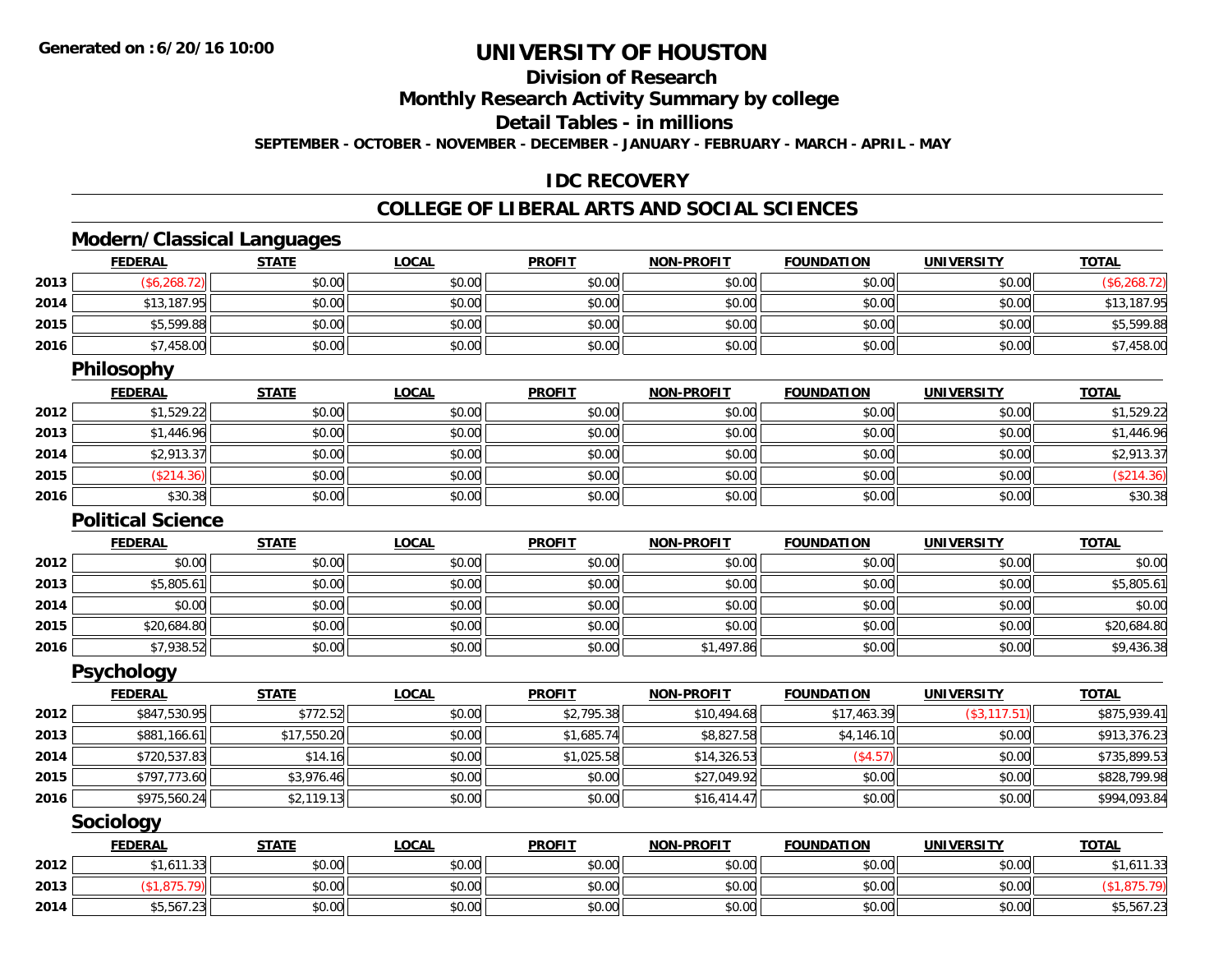**Generated on : 6/20/16 10:00**

# UNIVERSITY OF HOUSTON

## Division of Research

## Monthly Research Activity Summary by college

## Detail Tables - in millions

**SEPTEMBER - OCTOBER - NOVEMBER - DECEMBER - JANUARY - FEBRUARY - MARCH - APRIL - MAY**

## IDC RECOVERY

## COLLEGE OF LIBERAL ARTS AND SOCIAL SCIENCES

### Modern/Classical Languages

| | FEDERAL | STATE | LOCAL | PROFIT | NON-PROFIT | FOUNDATION | UNIVERSITY | TOTAL |
|---|---|---|---|---|---|---|---|---|
| 2013 | ($6,268.72) | $0.00 | $0.00 | $0.00 | $0.00 | $0.00 | $0.00 | ($6,268.72) |
| 2014 | $13,187.95 | $0.00 | $0.00 | $0.00 | $0.00 | $0.00 | $0.00 | $13,187.95 |
| 2015 | $5,599.88 | $0.00 | $0.00 | $0.00 | $0.00 | $0.00 | $0.00 | $5,599.88 |
| 2016 | $7,458.00 | $0.00 | $0.00 | $0.00 | $0.00 | $0.00 | $0.00 | $7,458.00 |

### Philosophy

| | FEDERAL | STATE | LOCAL | PROFIT | NON-PROFIT | FOUNDATION | UNIVERSITY | TOTAL |
|---|---|---|---|---|---|---|---|---|
| 2012 | $1,529.22 | $0.00 | $0.00 | $0.00 | $0.00 | $0.00 | $0.00 | $1,529.22 |
| 2013 | $1,446.96 | $0.00 | $0.00 | $0.00 | $0.00 | $0.00 | $0.00 | $1,446.96 |
| 2014 | $2,913.37 | $0.00 | $0.00 | $0.00 | $0.00 | $0.00 | $0.00 | $2,913.37 |
| 2015 | ($214.36) | $0.00 | $0.00 | $0.00 | $0.00 | $0.00 | $0.00 | ($214.36) |
| 2016 | $30.38 | $0.00 | $0.00 | $0.00 | $0.00 | $0.00 | $0.00 | $30.38 |

### Political Science

| | FEDERAL | STATE | LOCAL | PROFIT | NON-PROFIT | FOUNDATION | UNIVERSITY | TOTAL |
|---|---|---|---|---|---|---|---|---|
| 2012 | $0.00 | $0.00 | $0.00 | $0.00 | $0.00 | $0.00 | $0.00 | $0.00 |
| 2013 | $5,805.61 | $0.00 | $0.00 | $0.00 | $0.00 | $0.00 | $0.00 | $5,805.61 |
| 2014 | $0.00 | $0.00 | $0.00 | $0.00 | $0.00 | $0.00 | $0.00 | $0.00 |
| 2015 | $20,684.80 | $0.00 | $0.00 | $0.00 | $0.00 | $0.00 | $0.00 | $20,684.80 |
| 2016 | $7,938.52 | $0.00 | $0.00 | $0.00 | $1,497.86 | $0.00 | $0.00 | $9,436.38 |

### Psychology

| | FEDERAL | STATE | LOCAL | PROFIT | NON-PROFIT | FOUNDATION | UNIVERSITY | TOTAL |
|---|---|---|---|---|---|---|---|---|
| 2012 | $847,530.95 | $772.52 | $0.00 | $2,795.38 | $10,494.68 | $17,463.39 | ($3,117.51) | $875,939.41 |
| 2013 | $881,166.61 | $17,550.20 | $0.00 | $1,685.74 | $8,827.58 | $4,146.10 | $0.00 | $913,376.23 |
| 2014 | $720,537.83 | $14.16 | $0.00 | $1,025.58 | $14,326.53 | ($4.57) | $0.00 | $735,899.53 |
| 2015 | $797,773.60 | $3,976.46 | $0.00 | $0.00 | $27,049.92 | $0.00 | $0.00 | $828,799.98 |
| 2016 | $975,560.24 | $2,119.13 | $0.00 | $0.00 | $16,414.47 | $0.00 | $0.00 | $994,093.84 |

### Sociology

| | FEDERAL | STATE | LOCAL | PROFIT | NON-PROFIT | FOUNDATION | UNIVERSITY | TOTAL |
|---|---|---|---|---|---|---|---|---|
| 2012 | $1,611.33 | $0.00 | $0.00 | $0.00 | $0.00 | $0.00 | $0.00 | $1,611.33 |
| 2013 | ($1,875.79) | $0.00 | $0.00 | $0.00 | $0.00 | $0.00 | $0.00 | ($1,875.79) |
| 2014 | $5,567.23 | $0.00 | $0.00 | $0.00 | $0.00 | $0.00 | $0.00 | $5,567.23 |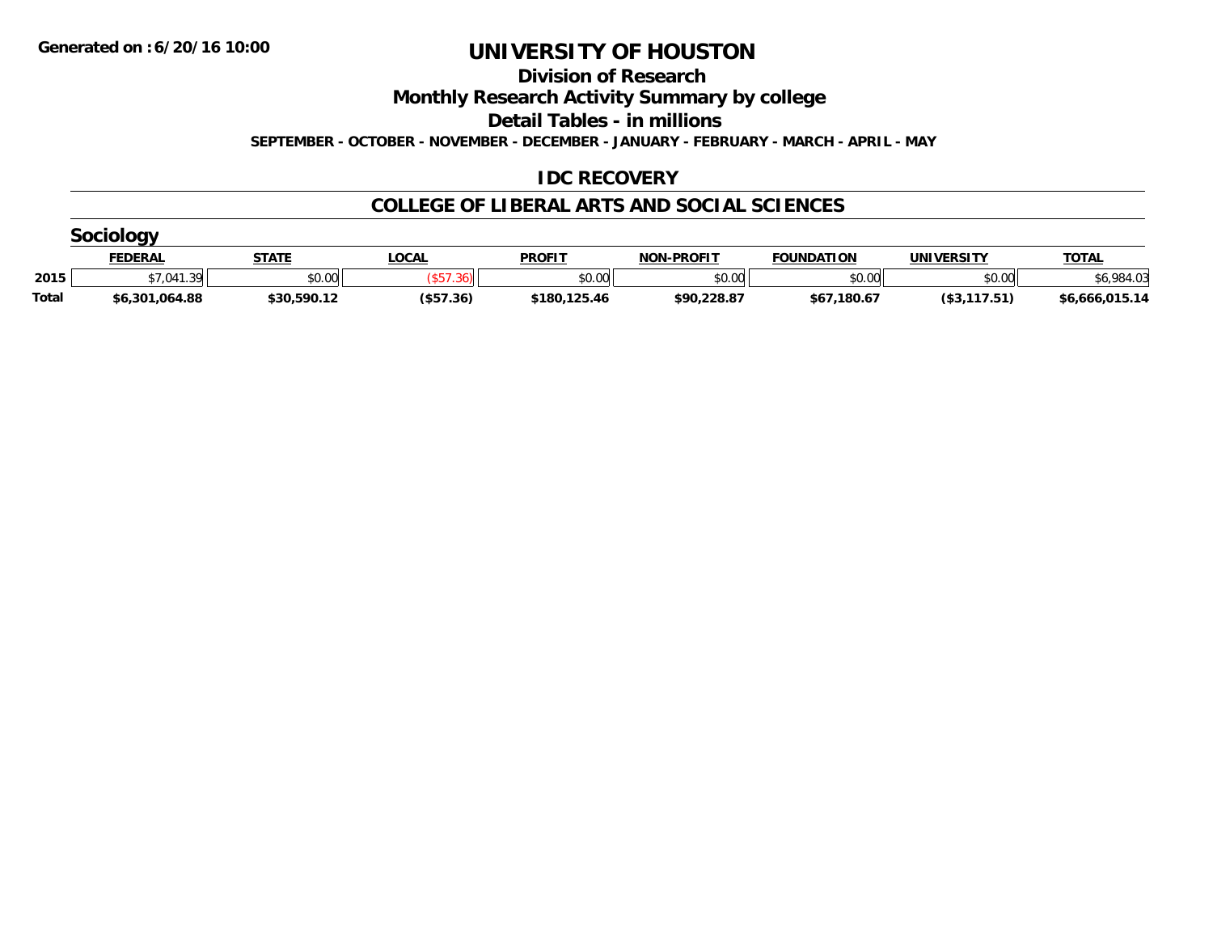**Generated on :6/20/16 10:00**

# UNIVERSITY OF HOUSTON

## Division of Research

## Monthly Research Activity Summary by college

## Detail Tables - in millions

**SEPTEMBER - OCTOBER - NOVEMBER - DECEMBER - JANUARY - FEBRUARY - MARCH - APRIL - MAY**

## IDC RECOVERY

## COLLEGE OF LIBERAL ARTS AND SOCIAL SCIENCES

### Sociology

| | FEDERAL | STATE | LOCAL | PROFIT | NON-PROFIT | FOUNDATION | UNIVERSITY | TOTAL |
|---|---|---|---|---|---|---|---|---|
| 2015 | $7,041.39 | $0.00 | ($57.36) | $0.00 | $0.00 | $0.00 | $0.00 | $6,984.03 |
| Total | $6,301,064.88 | $30,590.12 | ($57.36) | $180,125.46 | $90,228.87 | $67,180.67 | ($3,117.51) | $6,666,015.14 |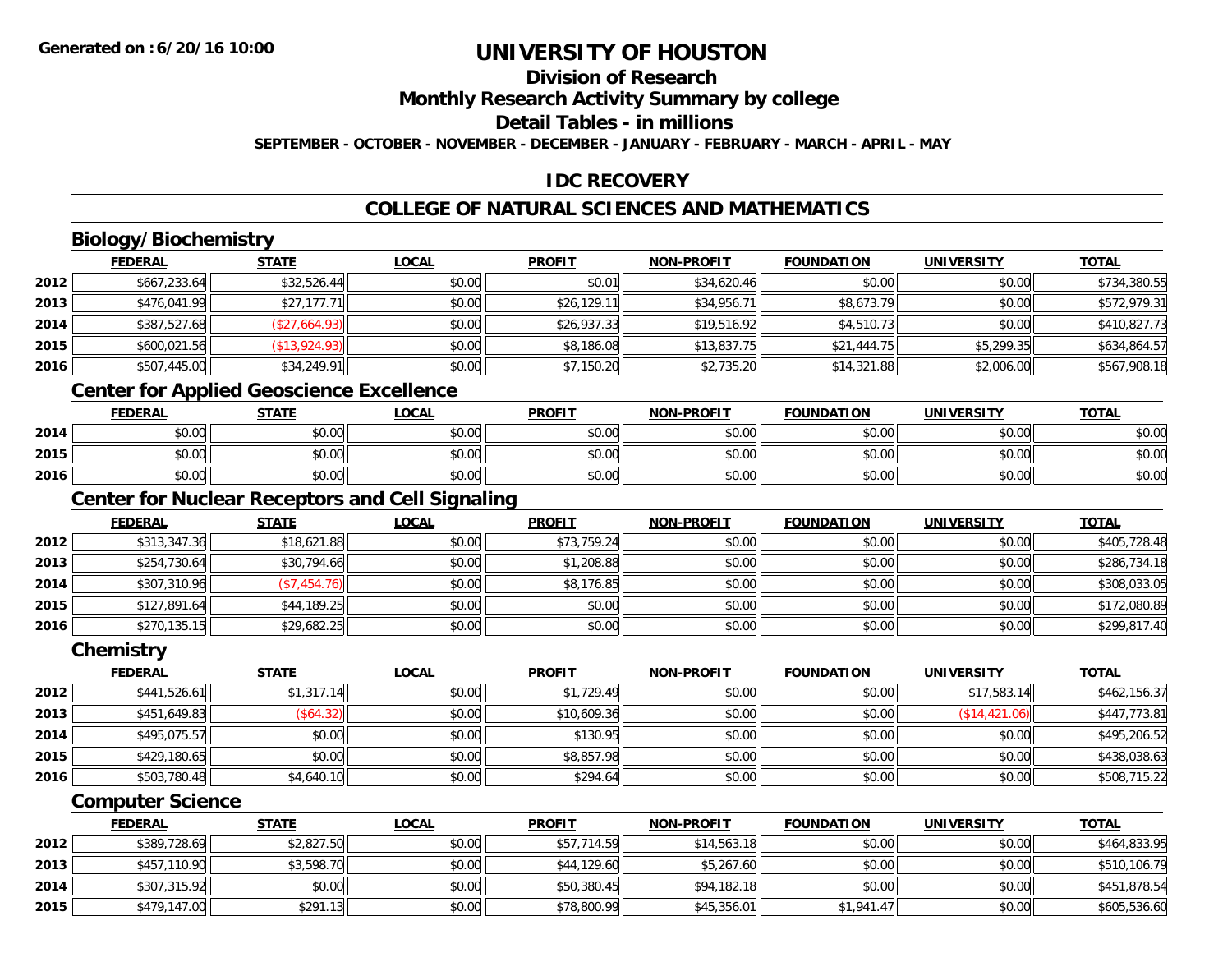Generated on :6/20/16 10:00

# UNIVERSITY OF HOUSTON

## Division of Research

## Monthly Research Activity Summary by college

## Detail Tables - in millions

**SEPTEMBER - OCTOBER - NOVEMBER - DECEMBER - JANUARY - FEBRUARY - MARCH - APRIL - MAY**

## IDC RECOVERY

## COLLEGE OF NATURAL SCIENCES AND MATHEMATICS

### Biology/Biochemistry

| | FEDERAL | STATE | LOCAL | PROFIT | NON-PROFIT | FOUNDATION | UNIVERSITY | TOTAL |
|---|---|---|---|---|---|---|---|---|
| 2012 | $667,233.64 | $32,526.44 | $0.00 | $0.01 | $34,620.46 | $0.00 | $0.00 | $734,380.55 |
| 2013 | $476,041.99 | $27,177.71 | $0.00 | $26,129.11 | $34,956.71 | $8,673.79 | $0.00 | $572,979.31 |
| 2014 | $387,527.68 | ($27,664.93) | $0.00 | $26,937.33 | $19,516.92 | $4,510.73 | $0.00 | $410,827.73 |
| 2015 | $600,021.56 | ($13,924.93) | $0.00 | $8,186.08 | $13,837.75 | $21,444.75 | $5,299.35 | $634,864.57 |
| 2016 | $507,445.00 | $34,249.91 | $0.00 | $7,150.20 | $2,735.20 | $14,321.88 | $2,006.00 | $567,908.18 |

### Center for Applied Geoscience Excellence

| | FEDERAL | STATE | LOCAL | PROFIT | NON-PROFIT | FOUNDATION | UNIVERSITY | TOTAL |
|---|---|---|---|---|---|---|---|---|
| 2014 | $0.00 | $0.00 | $0.00 | $0.00 | $0.00 | $0.00 | $0.00 | $0.00 |
| 2015 | $0.00 | $0.00 | $0.00 | $0.00 | $0.00 | $0.00 | $0.00 | $0.00 |
| 2016 | $0.00 | $0.00 | $0.00 | $0.00 | $0.00 | $0.00 | $0.00 | $0.00 |

### Center for Nuclear Receptors and Cell Signaling

| | FEDERAL | STATE | LOCAL | PROFIT | NON-PROFIT | FOUNDATION | UNIVERSITY | TOTAL |
|---|---|---|---|---|---|---|---|---|
| 2012 | $313,347.36 | $18,621.88 | $0.00 | $73,759.24 | $0.00 | $0.00 | $0.00 | $405,728.48 |
| 2013 | $254,730.64 | $30,794.66 | $0.00 | $1,208.88 | $0.00 | $0.00 | $0.00 | $286,734.18 |
| 2014 | $307,310.96 | ($7,454.76) | $0.00 | $8,176.85 | $0.00 | $0.00 | $0.00 | $308,033.05 |
| 2015 | $127,891.64 | $44,189.25 | $0.00 | $0.00 | $0.00 | $0.00 | $0.00 | $172,080.89 |
| 2016 | $270,135.15 | $29,682.25 | $0.00 | $0.00 | $0.00 | $0.00 | $0.00 | $299,817.40 |

### Chemistry

| | FEDERAL | STATE | LOCAL | PROFIT | NON-PROFIT | FOUNDATION | UNIVERSITY | TOTAL |
|---|---|---|---|---|---|---|---|---|
| 2012 | $441,526.61 | $1,317.14 | $0.00 | $1,729.49 | $0.00 | $0.00 | $17,583.14 | $462,156.37 |
| 2013 | $451,649.83 | ($64.32) | $0.00 | $10,609.36 | $0.00 | $0.00 | ($14,421.06) | $447,773.81 |
| 2014 | $495,075.57 | $0.00 | $0.00 | $130.95 | $0.00 | $0.00 | $0.00 | $495,206.52 |
| 2015 | $429,180.65 | $0.00 | $0.00 | $8,857.98 | $0.00 | $0.00 | $0.00 | $438,038.63 |
| 2016 | $503,780.48 | $4,640.10 | $0.00 | $294.64 | $0.00 | $0.00 | $0.00 | $508,715.22 |

### Computer Science

| | FEDERAL | STATE | LOCAL | PROFIT | NON-PROFIT | FOUNDATION | UNIVERSITY | TOTAL |
|---|---|---|---|---|---|---|---|---|
| 2012 | $389,728.69 | $2,827.50 | $0.00 | $57,714.59 | $14,563.18 | $0.00 | $0.00 | $464,833.95 |
| 2013 | $457,110.90 | $3,598.70 | $0.00 | $44,129.60 | $5,267.60 | $0.00 | $0.00 | $510,106.79 |
| 2014 | $307,315.92 | $0.00 | $0.00 | $50,380.45 | $94,182.18 | $0.00 | $0.00 | $451,878.54 |
| 2015 | $479,147.00 | $291.13 | $0.00 | $78,800.99 | $45,356.01 | $1,941.47 | $0.00 | $605,536.60 |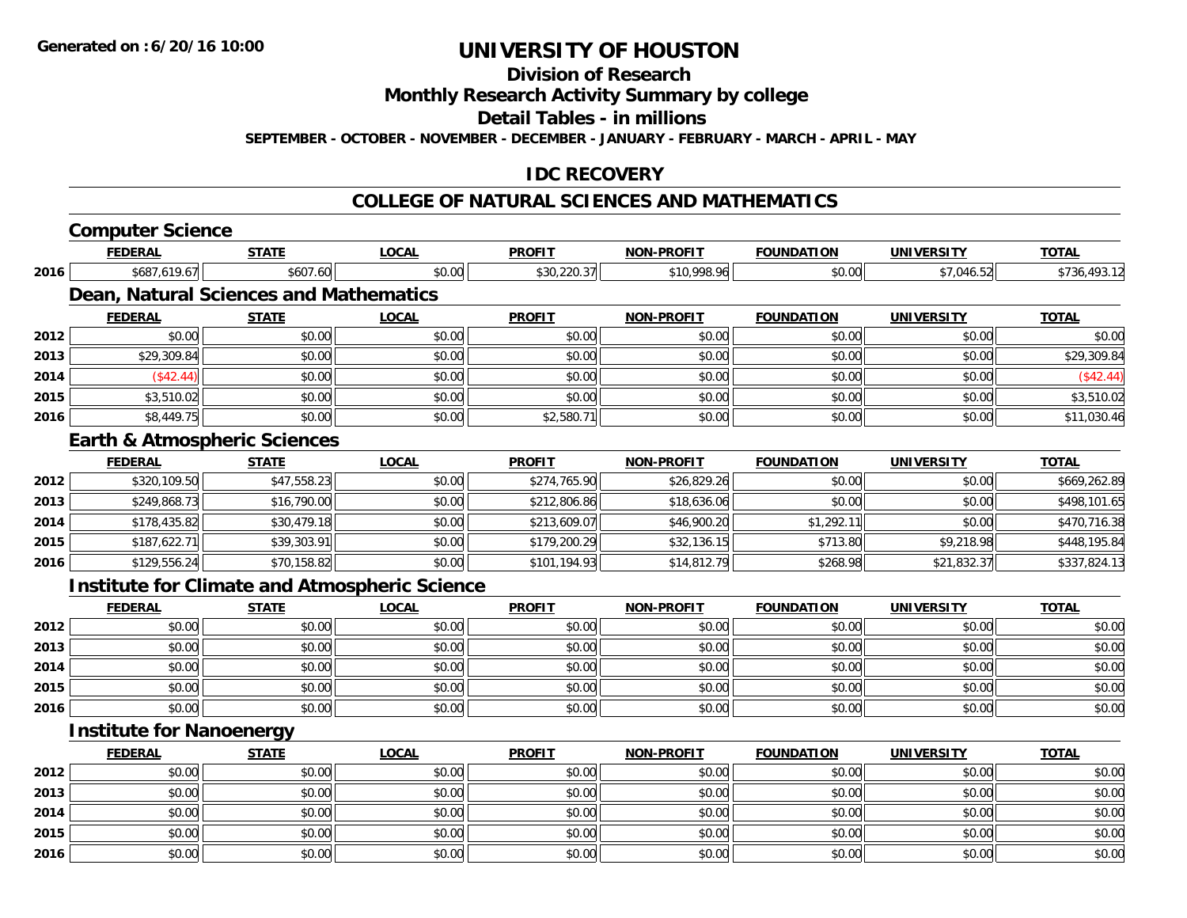Generated on :6/20/16 10:00

# UNIVERSITY OF HOUSTON

## Division of Research

## Monthly Research Activity Summary by college

## Detail Tables - in millions

SEPTEMBER - OCTOBER - NOVEMBER - DECEMBER - JANUARY - FEBRUARY - MARCH - APRIL - MAY

## IDC RECOVERY

## COLLEGE OF NATURAL SCIENCES AND MATHEMATICS

### Computer Science

| | FEDERAL | STATE | LOCAL | PROFIT | NON-PROFIT | FOUNDATION | UNIVERSITY | TOTAL |
|---|---|---|---|---|---|---|---|---|
| 2016 | $687,619.67 | $607.60 | $0.00 | $30,220.37 | $10,998.96 | $0.00 | $7,046.52 | $736,493.12 |

### Dean, Natural Sciences and Mathematics

| | FEDERAL | STATE | LOCAL | PROFIT | NON-PROFIT | FOUNDATION | UNIVERSITY | TOTAL |
|---|---|---|---|---|---|---|---|---|
| 2012 | $0.00 | $0.00 | $0.00 | $0.00 | $0.00 | $0.00 | $0.00 | $0.00 |
| 2013 | $29,309.84 | $0.00 | $0.00 | $0.00 | $0.00 | $0.00 | $0.00 | $29,309.84 |
| 2014 | ($42.44) | $0.00 | $0.00 | $0.00 | $0.00 | $0.00 | $0.00 | ($42.44) |
| 2015 | $3,510.02 | $0.00 | $0.00 | $0.00 | $0.00 | $0.00 | $0.00 | $3,510.02 |
| 2016 | $8,449.75 | $0.00 | $0.00 | $2,580.71 | $0.00 | $0.00 | $0.00 | $11,030.46 |

### Earth & Atmospheric Sciences

| | FEDERAL | STATE | LOCAL | PROFIT | NON-PROFIT | FOUNDATION | UNIVERSITY | TOTAL |
|---|---|---|---|---|---|---|---|---|
| 2012 | $320,109.50 | $47,558.23 | $0.00 | $274,765.90 | $26,829.26 | $0.00 | $0.00 | $669,262.89 |
| 2013 | $249,868.73 | $16,790.00 | $0.00 | $212,806.86 | $18,636.06 | $0.00 | $0.00 | $498,101.65 |
| 2014 | $178,435.82 | $30,479.18 | $0.00 | $213,609.07 | $46,900.20 | $1,292.11 | $0.00 | $470,716.38 |
| 2015 | $187,622.71 | $39,303.91 | $0.00 | $179,200.29 | $32,136.15 | $713.80 | $9,218.98 | $448,195.84 |
| 2016 | $129,556.24 | $70,158.82 | $0.00 | $101,194.93 | $14,812.79 | $268.98 | $21,832.37 | $337,824.13 |

### Institute for Climate and Atmospheric Science

| | FEDERAL | STATE | LOCAL | PROFIT | NON-PROFIT | FOUNDATION | UNIVERSITY | TOTAL |
|---|---|---|---|---|---|---|---|---|
| 2012 | $0.00 | $0.00 | $0.00 | $0.00 | $0.00 | $0.00 | $0.00 | $0.00 |
| 2013 | $0.00 | $0.00 | $0.00 | $0.00 | $0.00 | $0.00 | $0.00 | $0.00 |
| 2014 | $0.00 | $0.00 | $0.00 | $0.00 | $0.00 | $0.00 | $0.00 | $0.00 |
| 2015 | $0.00 | $0.00 | $0.00 | $0.00 | $0.00 | $0.00 | $0.00 | $0.00 |
| 2016 | $0.00 | $0.00 | $0.00 | $0.00 | $0.00 | $0.00 | $0.00 | $0.00 |

### Institute for Nanoenergy

| | FEDERAL | STATE | LOCAL | PROFIT | NON-PROFIT | FOUNDATION | UNIVERSITY | TOTAL |
|---|---|---|---|---|---|---|---|---|
| 2012 | $0.00 | $0.00 | $0.00 | $0.00 | $0.00 | $0.00 | $0.00 | $0.00 |
| 2013 | $0.00 | $0.00 | $0.00 | $0.00 | $0.00 | $0.00 | $0.00 | $0.00 |
| 2014 | $0.00 | $0.00 | $0.00 | $0.00 | $0.00 | $0.00 | $0.00 | $0.00 |
| 2015 | $0.00 | $0.00 | $0.00 | $0.00 | $0.00 | $0.00 | $0.00 | $0.00 |
| 2016 | $0.00 | $0.00 | $0.00 | $0.00 | $0.00 | $0.00 | $0.00 | $0.00 |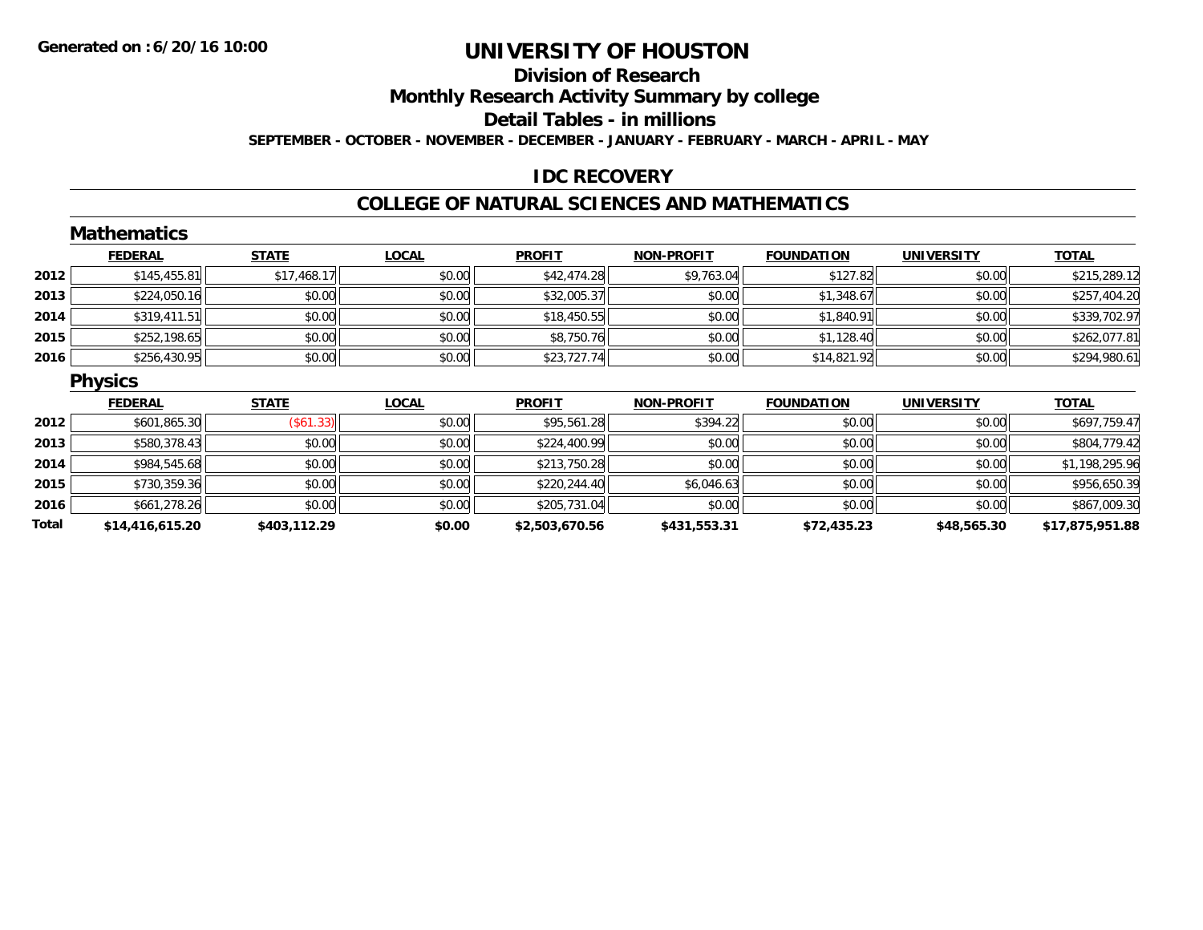**Generated on :6/20/16 10:00**

# UNIVERSITY OF HOUSTON

## Division of Research

## Monthly Research Activity Summary by college

## Detail Tables - in millions

**SEPTEMBER - OCTOBER - NOVEMBER - DECEMBER - JANUARY - FEBRUARY - MARCH - APRIL - MAY**

## IDC RECOVERY

## COLLEGE OF NATURAL SCIENCES AND MATHEMATICS

### Mathematics

| | FEDERAL | STATE | LOCAL | PROFIT | NON-PROFIT | FOUNDATION | UNIVERSITY | TOTAL |
|---|---|---|---|---|---|---|---|---|
| **2012** | $145,455.81 | $17,468.17 | $0.00 | $42,474.28 | $9,763.04 | $127.82 | $0.00 | $215,289.12 |
| **2013** | $224,050.16 | $0.00 | $0.00 | $32,005.37 | $0.00 | $1,348.67 | $0.00 | $257,404.20 |
| **2014** | $319,411.51 | $0.00 | $0.00 | $18,450.55 | $0.00 | $1,840.91 | $0.00 | $339,702.97 |
| **2015** | $252,198.65 | $0.00 | $0.00 | $8,750.76 | $0.00 | $1,128.40 | $0.00 | $262,077.81 |
| **2016** | $256,430.95 | $0.00 | $0.00 | $23,727.74 | $0.00 | $14,821.92 | $0.00 | $294,980.61 |

### Physics

| | FEDERAL | STATE | LOCAL | PROFIT | NON-PROFIT | FOUNDATION | UNIVERSITY | TOTAL |
|---|---|---|---|---|---|---|---|---|
| **2012** | $601,865.30 | ($61.33) | $0.00 | $95,561.28 | $394.22 | $0.00 | $0.00 | $697,759.47 |
| **2013** | $580,378.43 | $0.00 | $0.00 | $224,400.99 | $0.00 | $0.00 | $0.00 | $804,779.42 |
| **2014** | $984,545.68 | $0.00 | $0.00 | $213,750.28 | $0.00 | $0.00 | $0.00 | $1,198,295.96 |
| **2015** | $730,359.36 | $0.00 | $0.00 | $220,244.40 | $6,046.63 | $0.00 | $0.00 | $956,650.39 |
| **2016** | $661,278.26 | $0.00 | $0.00 | $205,731.04 | $0.00 | $0.00 | $0.00 | $867,009.30 |
| **Total** | **$14,416,615.20** | **$403,112.29** | **$0.00** | **$2,503,670.56** | **$431,553.31** | **$72,435.23** | **$48,565.30** | **$17,875,951.88** |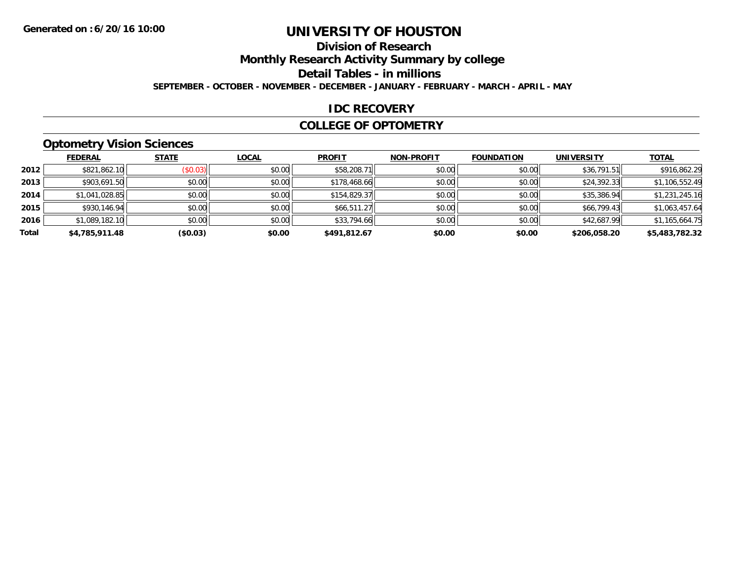**Generated on :6/20/16 10:00**

# UNIVERSITY OF HOUSTON

## Division of Research

## Monthly Research Activity Summary by college

## Detail Tables - in millions

**SEPTEMBER - OCTOBER - NOVEMBER - DECEMBER - JANUARY - FEBRUARY - MARCH - APRIL - MAY**

## IDC RECOVERY

## COLLEGE OF OPTOMETRY

### Optometry Vision Sciences

| | FEDERAL | STATE | LOCAL | PROFIT | NON-PROFIT | FOUNDATION | UNIVERSITY | TOTAL |
|---|---|---|---|---|---|---|---|---|
| 2012 | $821,862.10 | ($0.03) | $0.00 | $58,208.71 | $0.00 | $0.00 | $36,791.51 | $916,862.29 |
| 2013 | $903,691.50 | $0.00 | $0.00 | $178,468.66 | $0.00 | $0.00 | $24,392.33 | $1,106,552.49 |
| 2014 | $1,041,028.85 | $0.00 | $0.00 | $154,829.37 | $0.00 | $0.00 | $35,386.94 | $1,231,245.16 |
| 2015 | $930,146.94 | $0.00 | $0.00 | $66,511.27 | $0.00 | $0.00 | $66,799.43 | $1,063,457.64 |
| 2016 | $1,089,182.10 | $0.00 | $0.00 | $33,794.66 | $0.00 | $0.00 | $42,687.99 | $1,165,664.75 |
| **Total** | **$4,785,911.48** | **($0.03)** | **$0.00** | **$491,812.67** | **$0.00** | **$0.00** | **$206,058.20** | **$5,483,782.32** |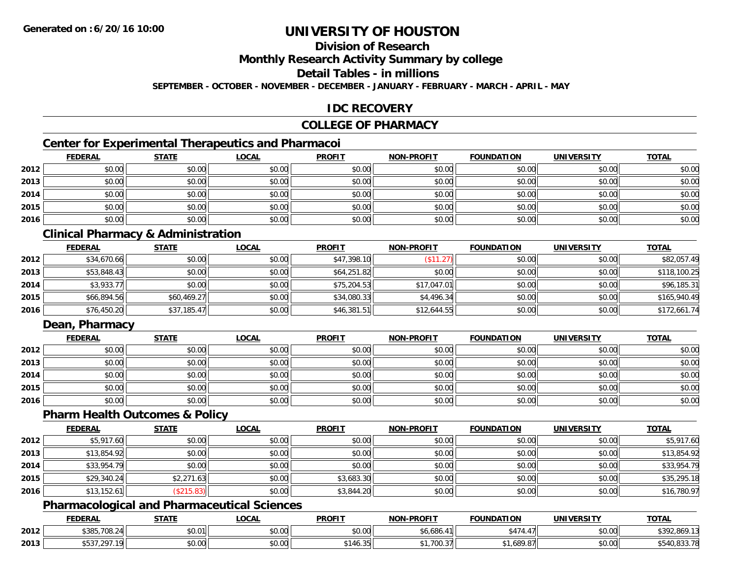Generated on :6/20/16 10:00

# UNIVERSITY OF HOUSTON

## Division of Research

## Monthly Research Activity Summary by college

## Detail Tables - in millions

**SEPTEMBER - OCTOBER - NOVEMBER - DECEMBER - JANUARY - FEBRUARY - MARCH - APRIL - MAY**

## IDC RECOVERY

## COLLEGE OF PHARMACY

### Center for Experimental Therapeutics and Pharmacoi

| | FEDERAL | STATE | LOCAL | PROFIT | NON-PROFIT | FOUNDATION | UNIVERSITY | TOTAL |
|---|---|---|---|---|---|---|---|---|
| 2012 | $0.00 | $0.00 | $0.00 | $0.00 | $0.00 | $0.00 | $0.00 | $0.00 |
| 2013 | $0.00 | $0.00 | $0.00 | $0.00 | $0.00 | $0.00 | $0.00 | $0.00 |
| 2014 | $0.00 | $0.00 | $0.00 | $0.00 | $0.00 | $0.00 | $0.00 | $0.00 |
| 2015 | $0.00 | $0.00 | $0.00 | $0.00 | $0.00 | $0.00 | $0.00 | $0.00 |
| 2016 | $0.00 | $0.00 | $0.00 | $0.00 | $0.00 | $0.00 | $0.00 | $0.00 |

### Clinical Pharmacy & Administration

| | FEDERAL | STATE | LOCAL | PROFIT | NON-PROFIT | FOUNDATION | UNIVERSITY | TOTAL |
|---|---|---|---|---|---|---|---|---|
| 2012 | $34,670.66 | $0.00 | $0.00 | $47,398.10 | ($11.27) | $0.00 | $0.00 | $82,057.49 |
| 2013 | $53,848.43 | $0.00 | $0.00 | $64,251.82 | $0.00 | $0.00 | $0.00 | $118,100.25 |
| 2014 | $3,933.77 | $0.00 | $0.00 | $75,204.53 | $17,047.01 | $0.00 | $0.00 | $96,185.31 |
| 2015 | $66,894.56 | $60,469.27 | $0.00 | $34,080.33 | $4,496.34 | $0.00 | $0.00 | $165,940.49 |
| 2016 | $76,450.20 | $37,185.47 | $0.00 | $46,381.51 | $12,644.55 | $0.00 | $0.00 | $172,661.74 |

### Dean, Pharmacy

| | FEDERAL | STATE | LOCAL | PROFIT | NON-PROFIT | FOUNDATION | UNIVERSITY | TOTAL |
|---|---|---|---|---|---|---|---|---|
| 2012 | $0.00 | $0.00 | $0.00 | $0.00 | $0.00 | $0.00 | $0.00 | $0.00 |
| 2013 | $0.00 | $0.00 | $0.00 | $0.00 | $0.00 | $0.00 | $0.00 | $0.00 |
| 2014 | $0.00 | $0.00 | $0.00 | $0.00 | $0.00 | $0.00 | $0.00 | $0.00 |
| 2015 | $0.00 | $0.00 | $0.00 | $0.00 | $0.00 | $0.00 | $0.00 | $0.00 |
| 2016 | $0.00 | $0.00 | $0.00 | $0.00 | $0.00 | $0.00 | $0.00 | $0.00 |

### Pharm Health Outcomes & Policy

| | FEDERAL | STATE | LOCAL | PROFIT | NON-PROFIT | FOUNDATION | UNIVERSITY | TOTAL |
|---|---|---|---|---|---|---|---|---|
| 2012 | $5,917.60 | $0.00 | $0.00 | $0.00 | $0.00 | $0.00 | $0.00 | $5,917.60 |
| 2013 | $13,854.92 | $0.00 | $0.00 | $0.00 | $0.00 | $0.00 | $0.00 | $13,854.92 |
| 2014 | $33,954.79 | $0.00 | $0.00 | $0.00 | $0.00 | $0.00 | $0.00 | $33,954.79 |
| 2015 | $29,340.24 | $2,271.63 | $0.00 | $3,683.30 | $0.00 | $0.00 | $0.00 | $35,295.18 |
| 2016 | $13,152.61 | ($215.83) | $0.00 | $3,844.20 | $0.00 | $0.00 | $0.00 | $16,780.97 |

### Pharmacological and Pharmaceutical Sciences

| | FEDERAL | STATE | LOCAL | PROFIT | NON-PROFIT | FOUNDATION | UNIVERSITY | TOTAL |
|---|---|---|---|---|---|---|---|---|
| 2012 | $385,708.24 | $0.01 | $0.00 | $0.00 | $6,686.41 | $474.47 | $0.00 | $392,869.13 |
| 2013 | $537,297.19 | $0.00 | $0.00 | $146.35 | $1,700.37 | $1,689.87 | $0.00 | $540,833.78 |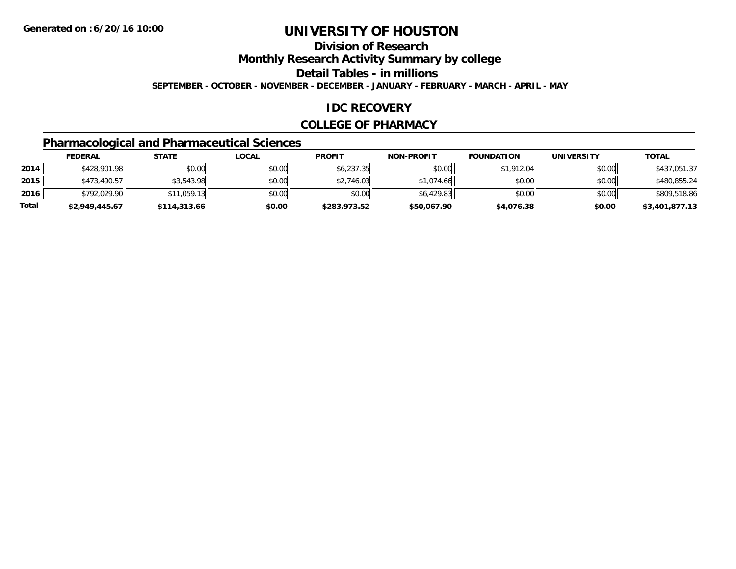**Generated on :6/20/16 10:00**

# UNIVERSITY OF HOUSTON

## Division of Research

## Monthly Research Activity Summary by college

## Detail Tables - in millions

**SEPTEMBER - OCTOBER - NOVEMBER - DECEMBER - JANUARY - FEBRUARY - MARCH - APRIL - MAY**

## IDC RECOVERY

## COLLEGE OF PHARMACY

### Pharmacological and Pharmaceutical Sciences

| | FEDERAL | STATE | LOCAL | PROFIT | NON-PROFIT | FOUNDATION | UNIVERSITY | TOTAL |
|---|---|---|---|---|---|---|---|---|
| **2014** | $428,901.98 | $0.00 | $0.00 | $6,237.35 | $0.00 | $1,912.04 | $0.00 | $437,051.37 |
| **2015** | $473,490.57 | $3,543.98 | $0.00 | $2,746.03 | $1,074.66 | $0.00 | $0.00 | $480,855.24 |
| **2016** | $792,029.90 | $11,059.13 | $0.00 | $0.00 | $6,429.83 | $0.00 | $0.00 | $809,518.86 |
| **Total** | **$2,949,445.67** | **$114,313.66** | **$0.00** | **$283,973.52** | **$50,067.90** | **$4,076.38** | **$0.00** | **$3,401,877.13** |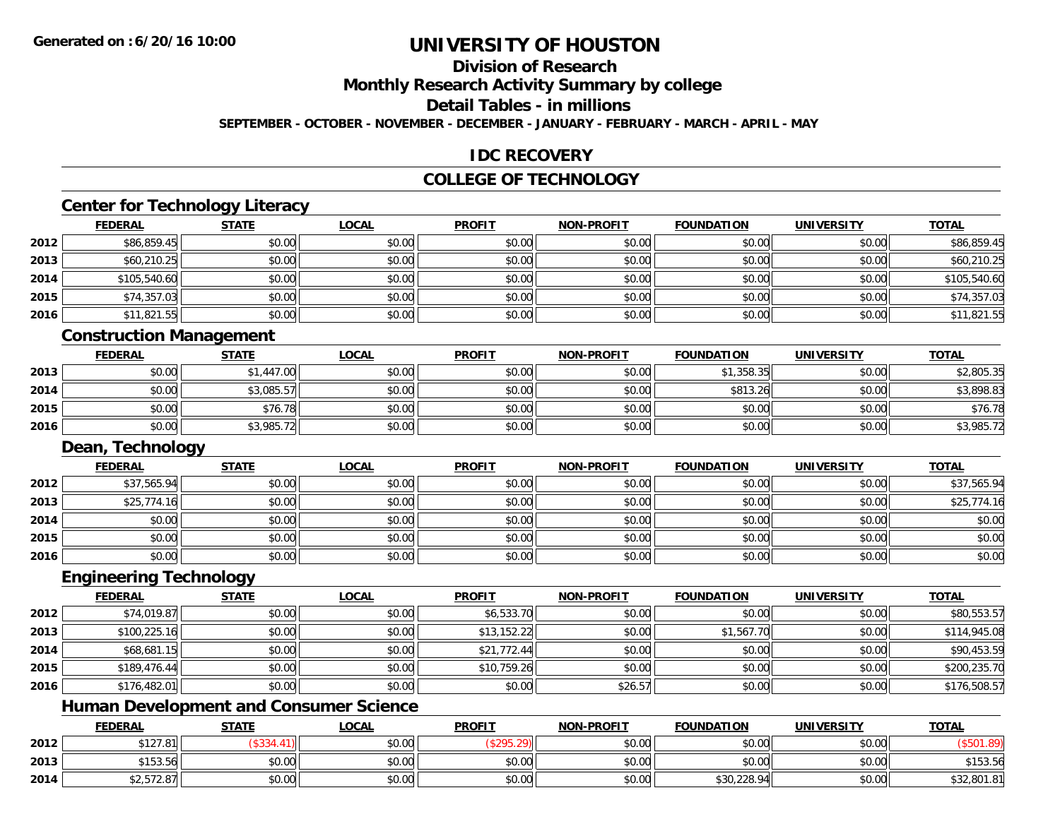**Generated on :6/20/16 10:00**

# UNIVERSITY OF HOUSTON

## Division of Research

## Monthly Research Activity Summary by college

## Detail Tables - in millions

**SEPTEMBER - OCTOBER - NOVEMBER - DECEMBER - JANUARY - FEBRUARY - MARCH - APRIL - MAY**

## IDC RECOVERY

## COLLEGE OF TECHNOLOGY

### Center for Technology Literacy

| | FEDERAL | STATE | LOCAL | PROFIT | NON-PROFIT | FOUNDATION | UNIVERSITY | TOTAL |
|---|---|---|---|---|---|---|---|---|
| 2012 | $86,859.45 | $0.00 | $0.00 | $0.00 | $0.00 | $0.00 | $0.00 | $86,859.45 |
| 2013 | $60,210.25 | $0.00 | $0.00 | $0.00 | $0.00 | $0.00 | $0.00 | $60,210.25 |
| 2014 | $105,540.60 | $0.00 | $0.00 | $0.00 | $0.00 | $0.00 | $0.00 | $105,540.60 |
| 2015 | $74,357.03 | $0.00 | $0.00 | $0.00 | $0.00 | $0.00 | $0.00 | $74,357.03 |
| 2016 | $11,821.55 | $0.00 | $0.00 | $0.00 | $0.00 | $0.00 | $0.00 | $11,821.55 |

### Construction Management

| | FEDERAL | STATE | LOCAL | PROFIT | NON-PROFIT | FOUNDATION | UNIVERSITY | TOTAL |
|---|---|---|---|---|---|---|---|---|
| 2013 | $0.00 | $1,447.00 | $0.00 | $0.00 | $0.00 | $1,358.35 | $0.00 | $2,805.35 |
| 2014 | $0.00 | $3,085.57 | $0.00 | $0.00 | $0.00 | $813.26 | $0.00 | $3,898.83 |
| 2015 | $0.00 | $76.78 | $0.00 | $0.00 | $0.00 | $0.00 | $0.00 | $76.78 |
| 2016 | $0.00 | $3,985.72 | $0.00 | $0.00 | $0.00 | $0.00 | $0.00 | $3,985.72 |

### Dean, Technology

| | FEDERAL | STATE | LOCAL | PROFIT | NON-PROFIT | FOUNDATION | UNIVERSITY | TOTAL |
|---|---|---|---|---|---|---|---|---|
| 2012 | $37,565.94 | $0.00 | $0.00 | $0.00 | $0.00 | $0.00 | $0.00 | $37,565.94 |
| 2013 | $25,774.16 | $0.00 | $0.00 | $0.00 | $0.00 | $0.00 | $0.00 | $25,774.16 |
| 2014 | $0.00 | $0.00 | $0.00 | $0.00 | $0.00 | $0.00 | $0.00 | $0.00 |
| 2015 | $0.00 | $0.00 | $0.00 | $0.00 | $0.00 | $0.00 | $0.00 | $0.00 |
| 2016 | $0.00 | $0.00 | $0.00 | $0.00 | $0.00 | $0.00 | $0.00 | $0.00 |

### Engineering Technology

| | FEDERAL | STATE | LOCAL | PROFIT | NON-PROFIT | FOUNDATION | UNIVERSITY | TOTAL |
|---|---|---|---|---|---|---|---|---|
| 2012 | $74,019.87 | $0.00 | $0.00 | $6,533.70 | $0.00 | $0.00 | $0.00 | $80,553.57 |
| 2013 | $100,225.16 | $0.00 | $0.00 | $13,152.22 | $0.00 | $1,567.70 | $0.00 | $114,945.08 |
| 2014 | $68,681.15 | $0.00 | $0.00 | $21,772.44 | $0.00 | $0.00 | $0.00 | $90,453.59 |
| 2015 | $189,476.44 | $0.00 | $0.00 | $10,759.26 | $0.00 | $0.00 | $0.00 | $200,235.70 |
| 2016 | $176,482.01 | $0.00 | $0.00 | $0.00 | $26.57 | $0.00 | $0.00 | $176,508.57 |

### Human Development and Consumer Science

| | FEDERAL | STATE | LOCAL | PROFIT | NON-PROFIT | FOUNDATION | UNIVERSITY | TOTAL |
|---|---|---|---|---|---|---|---|---|
| 2012 | $127.81 | ($334.41) | $0.00 | ($295.29) | $0.00 | $0.00 | $0.00 | ($501.89) |
| 2013 | $153.56 | $0.00 | $0.00 | $0.00 | $0.00 | $0.00 | $0.00 | $153.56 |
| 2014 | $2,572.87 | $0.00 | $0.00 | $0.00 | $0.00 | $30,228.94 | $0.00 | $32,801.81 |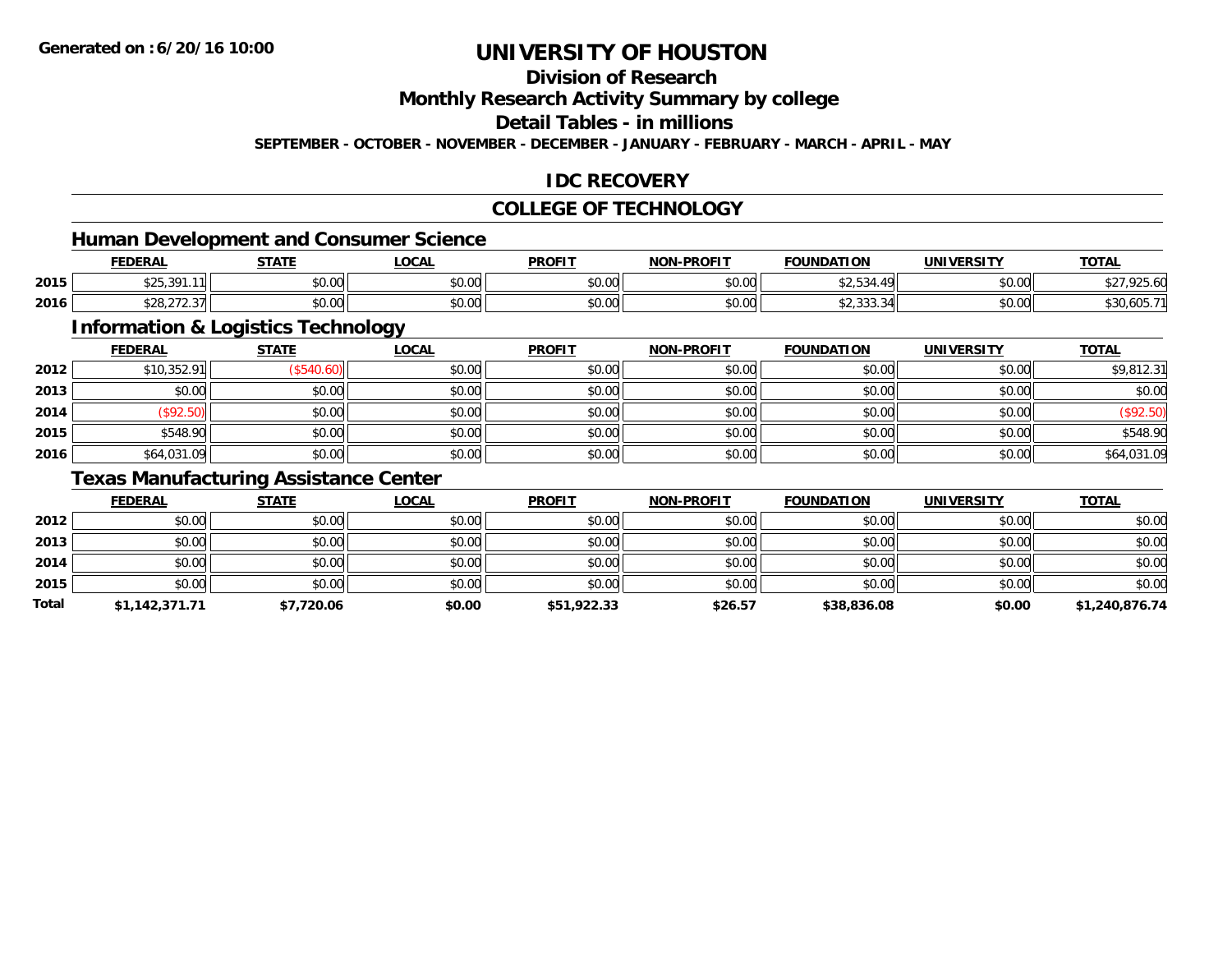**Generated on :6/20/16 10:00**

# UNIVERSITY OF HOUSTON

## Division of Research

## Monthly Research Activity Summary by college

## Detail Tables - in millions

**SEPTEMBER - OCTOBER - NOVEMBER - DECEMBER - JANUARY - FEBRUARY - MARCH - APRIL - MAY**

## IDC RECOVERY

## COLLEGE OF TECHNOLOGY

### Human Development and Consumer Science

| | FEDERAL | STATE | LOCAL | PROFIT | NON-PROFIT | FOUNDATION | UNIVERSITY | TOTAL |
|---|---|---|---|---|---|---|---|---|
| 2015 | $25,391.11 | $0.00 | $0.00 | $0.00 | $0.00 | $2,534.49 | $0.00 | $27,925.60 |
| 2016 | $28,272.37 | $0.00 | $0.00 | $0.00 | $0.00 | $2,333.34 | $0.00 | $30,605.71 |

### Information & Logistics Technology

| | FEDERAL | STATE | LOCAL | PROFIT | NON-PROFIT | FOUNDATION | UNIVERSITY | TOTAL |
|---|---|---|---|---|---|---|---|---|
| 2012 | $10,352.91 | ($540.60) | $0.00 | $0.00 | $0.00 | $0.00 | $0.00 | $9,812.31 |
| 2013 | $0.00 | $0.00 | $0.00 | $0.00 | $0.00 | $0.00 | $0.00 | $0.00 |
| 2014 | ($92.50) | $0.00 | $0.00 | $0.00 | $0.00 | $0.00 | $0.00 | ($92.50) |
| 2015 | $548.90 | $0.00 | $0.00 | $0.00 | $0.00 | $0.00 | $0.00 | $548.90 |
| 2016 | $64,031.09 | $0.00 | $0.00 | $0.00 | $0.00 | $0.00 | $0.00 | $64,031.09 |

### Texas Manufacturing Assistance Center

| | FEDERAL | STATE | LOCAL | PROFIT | NON-PROFIT | FOUNDATION | UNIVERSITY | TOTAL |
|---|---|---|---|---|---|---|---|---|
| 2012 | $0.00 | $0.00 | $0.00 | $0.00 | $0.00 | $0.00 | $0.00 | $0.00 |
| 2013 | $0.00 | $0.00 | $0.00 | $0.00 | $0.00 | $0.00 | $0.00 | $0.00 |
| 2014 | $0.00 | $0.00 | $0.00 | $0.00 | $0.00 | $0.00 | $0.00 | $0.00 |
| 2015 | $0.00 | $0.00 | $0.00 | $0.00 | $0.00 | $0.00 | $0.00 | $0.00 |
| **Total** | **$1,142,371.71** | **$7,720.06** | **$0.00** | **$51,922.33** | **$26.57** | **$38,836.08** | **$0.00** | **$1,240,876.74** |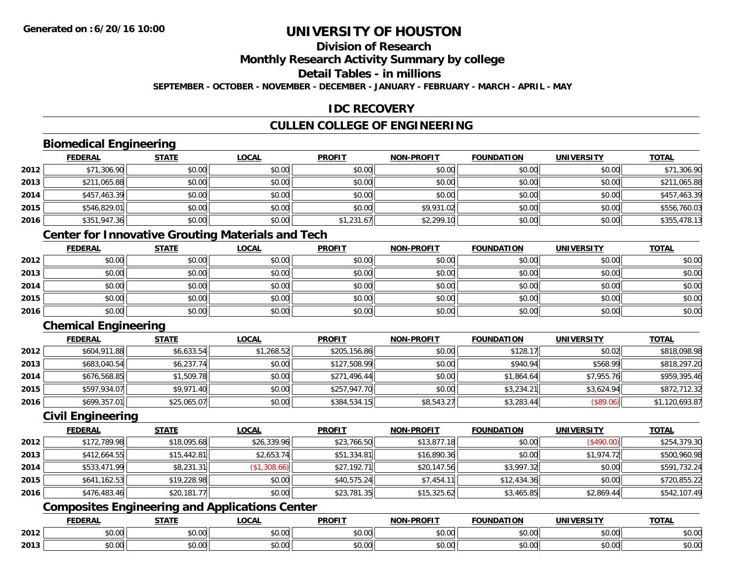Generated on :6/20/16 10:00

# UNIVERSITY OF HOUSTON

## Division of Research

## Monthly Research Activity Summary by college

## Detail Tables - in millions

SEPTEMBER - OCTOBER - NOVEMBER - DECEMBER - JANUARY - FEBRUARY - MARCH - APRIL - MAY

## IDC RECOVERY

## CULLEN COLLEGE OF ENGINEERING

### Biomedical Engineering

| | FEDERAL | STATE | LOCAL | PROFIT | NON-PROFIT | FOUNDATION | UNIVERSITY | TOTAL |
|---|---|---|---|---|---|---|---|---|
| 2012 | $71,306.90 | $0.00 | $0.00 | $0.00 | $0.00 | $0.00 | $0.00 | $71,306.90 |
| 2013 | $211,065.88 | $0.00 | $0.00 | $0.00 | $0.00 | $0.00 | $0.00 | $211,065.88 |
| 2014 | $457,463.39 | $0.00 | $0.00 | $0.00 | $0.00 | $0.00 | $0.00 | $457,463.39 |
| 2015 | $546,829.01 | $0.00 | $0.00 | $0.00 | $9,931.02 | $0.00 | $0.00 | $556,760.03 |
| 2016 | $351,947.36 | $0.00 | $0.00 | $1,231.67 | $2,299.10 | $0.00 | $0.00 | $355,478.13 |

### Center for Innovative Grouting Materials and Tech

| | FEDERAL | STATE | LOCAL | PROFIT | NON-PROFIT | FOUNDATION | UNIVERSITY | TOTAL |
|---|---|---|---|---|---|---|---|---|
| 2012 | $0.00 | $0.00 | $0.00 | $0.00 | $0.00 | $0.00 | $0.00 | $0.00 |
| 2013 | $0.00 | $0.00 | $0.00 | $0.00 | $0.00 | $0.00 | $0.00 | $0.00 |
| 2014 | $0.00 | $0.00 | $0.00 | $0.00 | $0.00 | $0.00 | $0.00 | $0.00 |
| 2015 | $0.00 | $0.00 | $0.00 | $0.00 | $0.00 | $0.00 | $0.00 | $0.00 |
| 2016 | $0.00 | $0.00 | $0.00 | $0.00 | $0.00 | $0.00 | $0.00 | $0.00 |

### Chemical Engineering

| | FEDERAL | STATE | LOCAL | PROFIT | NON-PROFIT | FOUNDATION | UNIVERSITY | TOTAL |
|---|---|---|---|---|---|---|---|---|
| 2012 | $604,911.88 | $6,633.54 | $1,268.52 | $205,156.86 | $0.00 | $128.17 | $0.02 | $818,098.98 |
| 2013 | $683,040.54 | $6,237.74 | $0.00 | $127,508.99 | $0.00 | $940.94 | $568.99 | $818,297.20 |
| 2014 | $676,568.85 | $1,509.78 | $0.00 | $271,496.44 | $0.00 | $1,864.64 | $7,955.76 | $959,395.46 |
| 2015 | $597,934.07 | $9,971.40 | $0.00 | $257,947.70 | $0.00 | $3,234.21 | $3,624.94 | $872,712.32 |
| 2016 | $699,357.01 | $25,065.07 | $0.00 | $384,534.15 | $8,543.27 | $3,283.44 | ($89.06) | $1,120,693.87 |

### Civil Engineering

| | FEDERAL | STATE | LOCAL | PROFIT | NON-PROFIT | FOUNDATION | UNIVERSITY | TOTAL |
|---|---|---|---|---|---|---|---|---|
| 2012 | $172,789.98 | $18,095.68 | $26,339.96 | $23,766.50 | $13,877.18 | $0.00 | ($490.00) | $254,379.30 |
| 2013 | $412,664.55 | $15,442.81 | $2,653.74 | $51,334.81 | $16,890.36 | $0.00 | $1,974.72 | $500,960.98 |
| 2014 | $533,471.99 | $8,231.31 | ($1,308.66) | $27,192.71 | $20,147.56 | $3,997.32 | $0.00 | $591,732.24 |
| 2015 | $641,162.53 | $19,228.98 | $0.00 | $40,575.24 | $7,454.11 | $12,434.36 | $0.00 | $720,855.22 |
| 2016 | $476,483.46 | $20,181.77 | $0.00 | $23,781.35 | $15,325.62 | $3,465.85 | $2,869.44 | $542,107.49 |

### Composites Engineering and Applications Center

| | FEDERAL | STATE | LOCAL | PROFIT | NON-PROFIT | FOUNDATION | UNIVERSITY | TOTAL |
|---|---|---|---|---|---|---|---|---|
| 2012 | $0.00 | $0.00 | $0.00 | $0.00 | $0.00 | $0.00 | $0.00 | $0.00 |
| 2013 | $0.00 | $0.00 | $0.00 | $0.00 | $0.00 | $0.00 | $0.00 | $0.00 |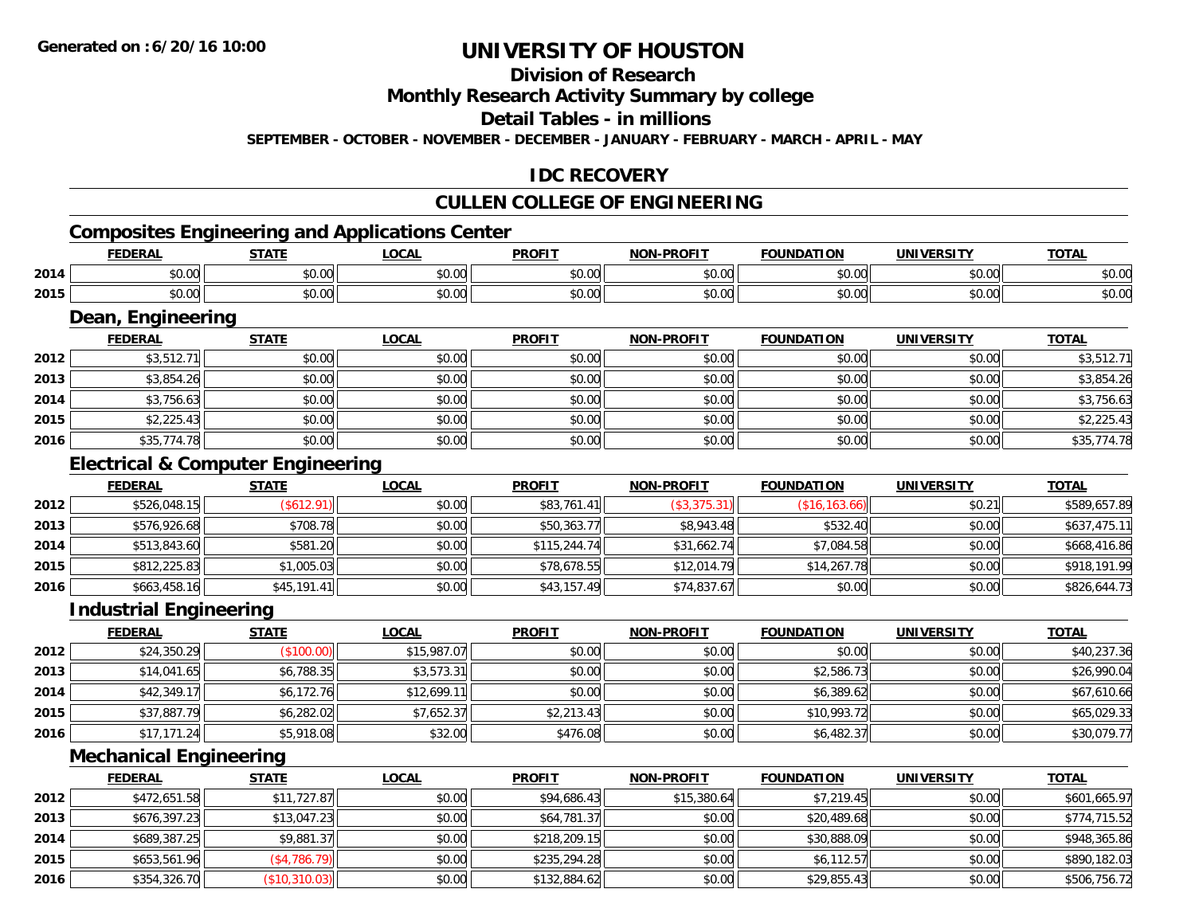Generated on :6/20/16 10:00

# UNIVERSITY OF HOUSTON

## Division of Research

## Monthly Research Activity Summary by college

## Detail Tables - in millions

SEPTEMBER - OCTOBER - NOVEMBER - DECEMBER - JANUARY - FEBRUARY - MARCH - APRIL - MAY

## IDC RECOVERY

## CULLEN COLLEGE OF ENGINEERING

### Composites Engineering and Applications Center

| | FEDERAL | STATE | LOCAL | PROFIT | NON-PROFIT | FOUNDATION | UNIVERSITY | TOTAL |
|---|---|---|---|---|---|---|---|---|
| 2014 | $0.00 | $0.00 | $0.00 | $0.00 | $0.00 | $0.00 | $0.00 | $0.00 |
| 2015 | $0.00 | $0.00 | $0.00 | $0.00 | $0.00 | $0.00 | $0.00 | $0.00 |

### Dean, Engineering

| | FEDERAL | STATE | LOCAL | PROFIT | NON-PROFIT | FOUNDATION | UNIVERSITY | TOTAL |
|---|---|---|---|---|---|---|---|---|
| 2012 | $3,512.71 | $0.00 | $0.00 | $0.00 | $0.00 | $0.00 | $0.00 | $3,512.71 |
| 2013 | $3,854.26 | $0.00 | $0.00 | $0.00 | $0.00 | $0.00 | $0.00 | $3,854.26 |
| 2014 | $3,756.63 | $0.00 | $0.00 | $0.00 | $0.00 | $0.00 | $0.00 | $3,756.63 |
| 2015 | $2,225.43 | $0.00 | $0.00 | $0.00 | $0.00 | $0.00 | $0.00 | $2,225.43 |
| 2016 | $35,774.78 | $0.00 | $0.00 | $0.00 | $0.00 | $0.00 | $0.00 | $35,774.78 |

### Electrical & Computer Engineering

| | FEDERAL | STATE | LOCAL | PROFIT | NON-PROFIT | FOUNDATION | UNIVERSITY | TOTAL |
|---|---|---|---|---|---|---|---|---|
| 2012 | $526,048.15 | ($612.91) | $0.00 | $83,761.41 | ($3,375.31) | ($16,163.66) | $0.21 | $589,657.89 |
| 2013 | $576,926.68 | $708.78 | $0.00 | $50,363.77 | $8,943.48 | $532.40 | $0.00 | $637,475.11 |
| 2014 | $513,843.60 | $581.20 | $0.00 | $115,244.74 | $31,662.74 | $7,084.58 | $0.00 | $668,416.86 |
| 2015 | $812,225.83 | $1,005.03 | $0.00 | $78,678.55 | $12,014.79 | $14,267.78 | $0.00 | $918,191.99 |
| 2016 | $663,458.16 | $45,191.41 | $0.00 | $43,157.49 | $74,837.67 | $0.00 | $0.00 | $826,644.73 |

### Industrial Engineering

| | FEDERAL | STATE | LOCAL | PROFIT | NON-PROFIT | FOUNDATION | UNIVERSITY | TOTAL |
|---|---|---|---|---|---|---|---|---|
| 2012 | $24,350.29 | ($100.00) | $15,987.07 | $0.00 | $0.00 | $0.00 | $0.00 | $40,237.36 |
| 2013 | $14,041.65 | $6,788.35 | $3,573.31 | $0.00 | $0.00 | $2,586.73 | $0.00 | $26,990.04 |
| 2014 | $42,349.17 | $6,172.76 | $12,699.11 | $0.00 | $0.00 | $6,389.62 | $0.00 | $67,610.66 |
| 2015 | $37,887.79 | $6,282.02 | $7,652.37 | $2,213.43 | $0.00 | $10,993.72 | $0.00 | $65,029.33 |
| 2016 | $17,171.24 | $5,918.08 | $32.00 | $476.08 | $0.00 | $6,482.37 | $0.00 | $30,079.77 |

### Mechanical Engineering

| | FEDERAL | STATE | LOCAL | PROFIT | NON-PROFIT | FOUNDATION | UNIVERSITY | TOTAL |
|---|---|---|---|---|---|---|---|---|
| 2012 | $472,651.58 | $11,727.87 | $0.00 | $94,686.43 | $15,380.64 | $7,219.45 | $0.00 | $601,665.97 |
| 2013 | $676,397.23 | $13,047.23 | $0.00 | $64,781.37 | $0.00 | $20,489.68 | $0.00 | $774,715.52 |
| 2014 | $689,387.25 | $9,881.37 | $0.00 | $218,209.15 | $0.00 | $30,888.09 | $0.00 | $948,365.86 |
| 2015 | $653,561.96 | ($4,786.79) | $0.00 | $235,294.28 | $0.00 | $6,112.57 | $0.00 | $890,182.03 |
| 2016 | $354,326.70 | ($10,310.03) | $0.00 | $132,884.62 | $0.00 | $29,855.43 | $0.00 | $506,756.72 |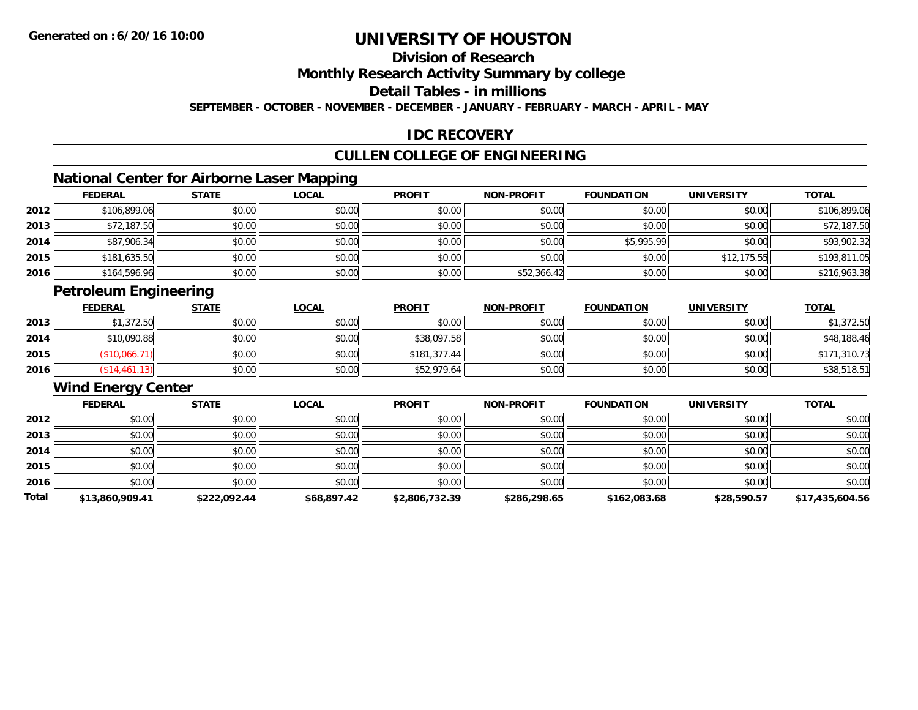# UNIVERSITY OF HOUSTON

## Division of Research

## Monthly Research Activity Summary by college

## Detail Tables - in millions

**SEPTEMBER - OCTOBER - NOVEMBER - DECEMBER - JANUARY - FEBRUARY - MARCH - APRIL - MAY**

Generated on :6/20/16 10:00

## IDC RECOVERY

## CULLEN COLLEGE OF ENGINEERING

### National Center for Airborne Laser Mapping

| | FEDERAL | STATE | LOCAL | PROFIT | NON-PROFIT | FOUNDATION | UNIVERSITY | TOTAL |
|---|---|---|---|---|---|---|---|---|
| 2012 | $106,899.06 | $0.00 | $0.00 | $0.00 | $0.00 | $0.00 | $0.00 | $106,899.06 |
| 2013 | $72,187.50 | $0.00 | $0.00 | $0.00 | $0.00 | $0.00 | $0.00 | $72,187.50 |
| 2014 | $87,906.34 | $0.00 | $0.00 | $0.00 | $0.00 | $5,995.99 | $0.00 | $93,902.32 |
| 2015 | $181,635.50 | $0.00 | $0.00 | $0.00 | $0.00 | $0.00 | $12,175.55 | $193,811.05 |
| 2016 | $164,596.96 | $0.00 | $0.00 | $0.00 | $52,366.42 | $0.00 | $0.00 | $216,963.38 |

### Petroleum Engineering

| | FEDERAL | STATE | LOCAL | PROFIT | NON-PROFIT | FOUNDATION | UNIVERSITY | TOTAL |
|---|---|---|---|---|---|---|---|---|
| 2013 | $1,372.50 | $0.00 | $0.00 | $0.00 | $0.00 | $0.00 | $0.00 | $1,372.50 |
| 2014 | $10,090.88 | $0.00 | $0.00 | $38,097.58 | $0.00 | $0.00 | $0.00 | $48,188.46 |
| 2015 | ($10,066.71) | $0.00 | $0.00 | $181,377.44 | $0.00 | $0.00 | $0.00 | $171,310.73 |
| 2016 | ($14,461.13) | $0.00 | $0.00 | $52,979.64 | $0.00 | $0.00 | $0.00 | $38,518.51 |

### Wind Energy Center

| | FEDERAL | STATE | LOCAL | PROFIT | NON-PROFIT | FOUNDATION | UNIVERSITY | TOTAL |
|---|---|---|---|---|---|---|---|---|
| 2012 | $0.00 | $0.00 | $0.00 | $0.00 | $0.00 | $0.00 | $0.00 | $0.00 |
| 2013 | $0.00 | $0.00 | $0.00 | $0.00 | $0.00 | $0.00 | $0.00 | $0.00 |
| 2014 | $0.00 | $0.00 | $0.00 | $0.00 | $0.00 | $0.00 | $0.00 | $0.00 |
| 2015 | $0.00 | $0.00 | $0.00 | $0.00 | $0.00 | $0.00 | $0.00 | $0.00 |
| 2016 | $0.00 | $0.00 | $0.00 | $0.00 | $0.00 | $0.00 | $0.00 | $0.00 |
| **Total** | **$13,860,909.41** | **$222,092.44** | **$68,897.42** | **$2,806,732.39** | **$286,298.65** | **$162,083.68** | **$28,590.57** | **$17,435,604.56** |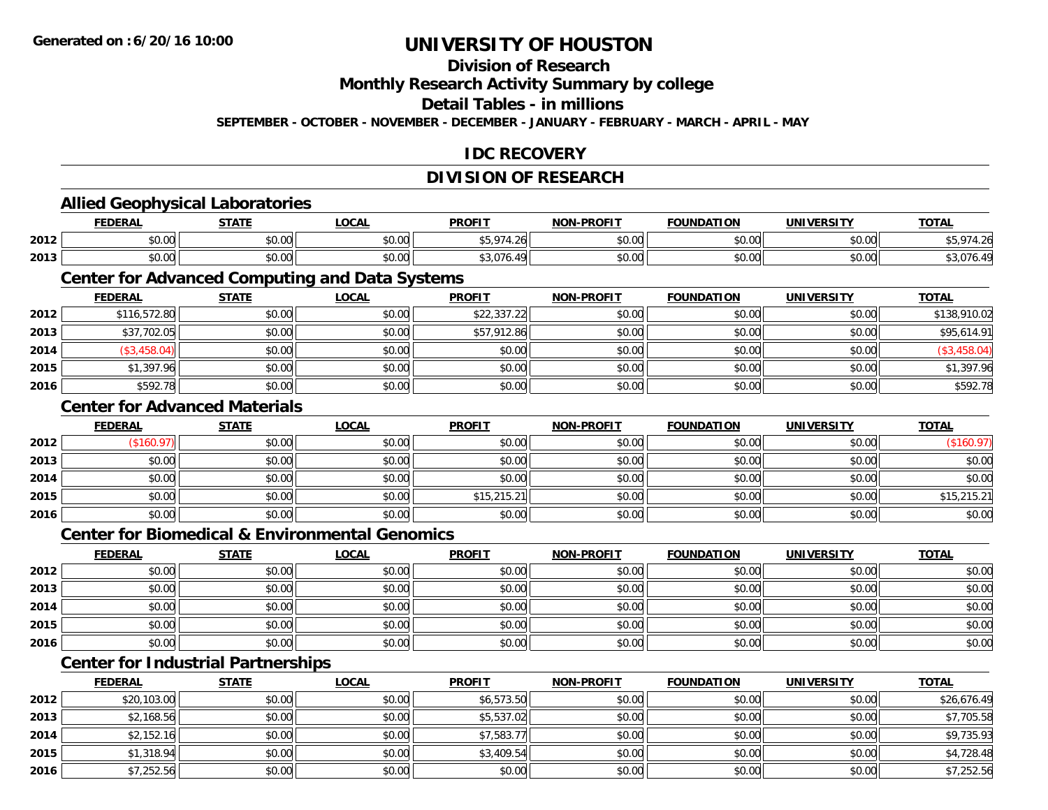# UNIVERSITY OF HOUSTON

## Division of Research

## Monthly Research Activity Summary by college

## Detail Tables - in millions

**SEPTEMBER - OCTOBER - NOVEMBER - DECEMBER - JANUARY - FEBRUARY - MARCH - APRIL - MAY**

## IDC RECOVERY

## DIVISION OF RESEARCH

### Allied Geophysical Laboratories

| | FEDERAL | STATE | LOCAL | PROFIT | NON-PROFIT | FOUNDATION | UNIVERSITY | TOTAL |
|---|---|---|---|---|---|---|---|---|
| 2012 | $0.00 | $0.00 | $0.00 | $5,974.26 | $0.00 | $0.00 | $0.00 | $5,974.26 |
| 2013 | $0.00 | $0.00 | $0.00 | $3,076.49 | $0.00 | $0.00 | $0.00 | $3,076.49 |

### Center for Advanced Computing and Data Systems

| | FEDERAL | STATE | LOCAL | PROFIT | NON-PROFIT | FOUNDATION | UNIVERSITY | TOTAL |
|---|---|---|---|---|---|---|---|---|
| 2012 | $116,572.80 | $0.00 | $0.00 | $22,337.22 | $0.00 | $0.00 | $0.00 | $138,910.02 |
| 2013 | $37,702.05 | $0.00 | $0.00 | $57,912.86 | $0.00 | $0.00 | $0.00 | $95,614.91 |
| 2014 | ($3,458.04) | $0.00 | $0.00 | $0.00 | $0.00 | $0.00 | $0.00 | ($3,458.04) |
| 2015 | $1,397.96 | $0.00 | $0.00 | $0.00 | $0.00 | $0.00 | $0.00 | $1,397.96 |
| 2016 | $592.78 | $0.00 | $0.00 | $0.00 | $0.00 | $0.00 | $0.00 | $592.78 |

### Center for Advanced Materials

| | FEDERAL | STATE | LOCAL | PROFIT | NON-PROFIT | FOUNDATION | UNIVERSITY | TOTAL |
|---|---|---|---|---|---|---|---|---|
| 2012 | ($160.97) | $0.00 | $0.00 | $0.00 | $0.00 | $0.00 | $0.00 | ($160.97) |
| 2013 | $0.00 | $0.00 | $0.00 | $0.00 | $0.00 | $0.00 | $0.00 | $0.00 |
| 2014 | $0.00 | $0.00 | $0.00 | $0.00 | $0.00 | $0.00 | $0.00 | $0.00 |
| 2015 | $0.00 | $0.00 | $0.00 | $15,215.21 | $0.00 | $0.00 | $0.00 | $15,215.21 |
| 2016 | $0.00 | $0.00 | $0.00 | $0.00 | $0.00 | $0.00 | $0.00 | $0.00 |

### Center for Biomedical & Environmental Genomics

| | FEDERAL | STATE | LOCAL | PROFIT | NON-PROFIT | FOUNDATION | UNIVERSITY | TOTAL |
|---|---|---|---|---|---|---|---|---|
| 2012 | $0.00 | $0.00 | $0.00 | $0.00 | $0.00 | $0.00 | $0.00 | $0.00 |
| 2013 | $0.00 | $0.00 | $0.00 | $0.00 | $0.00 | $0.00 | $0.00 | $0.00 |
| 2014 | $0.00 | $0.00 | $0.00 | $0.00 | $0.00 | $0.00 | $0.00 | $0.00 |
| 2015 | $0.00 | $0.00 | $0.00 | $0.00 | $0.00 | $0.00 | $0.00 | $0.00 |
| 2016 | $0.00 | $0.00 | $0.00 | $0.00 | $0.00 | $0.00 | $0.00 | $0.00 |

### Center for Industrial Partnerships

| | FEDERAL | STATE | LOCAL | PROFIT | NON-PROFIT | FOUNDATION | UNIVERSITY | TOTAL |
|---|---|---|---|---|---|---|---|---|
| 2012 | $20,103.00 | $0.00 | $0.00 | $6,573.50 | $0.00 | $0.00 | $0.00 | $26,676.49 |
| 2013 | $2,168.56 | $0.00 | $0.00 | $5,537.02 | $0.00 | $0.00 | $0.00 | $7,705.58 |
| 2014 | $2,152.16 | $0.00 | $0.00 | $7,583.77 | $0.00 | $0.00 | $0.00 | $9,735.93 |
| 2015 | $1,318.94 | $0.00 | $0.00 | $3,409.54 | $0.00 | $0.00 | $0.00 | $4,728.48 |
| 2016 | $7,252.56 | $0.00 | $0.00 | $0.00 | $0.00 | $0.00 | $0.00 | $7,252.56 |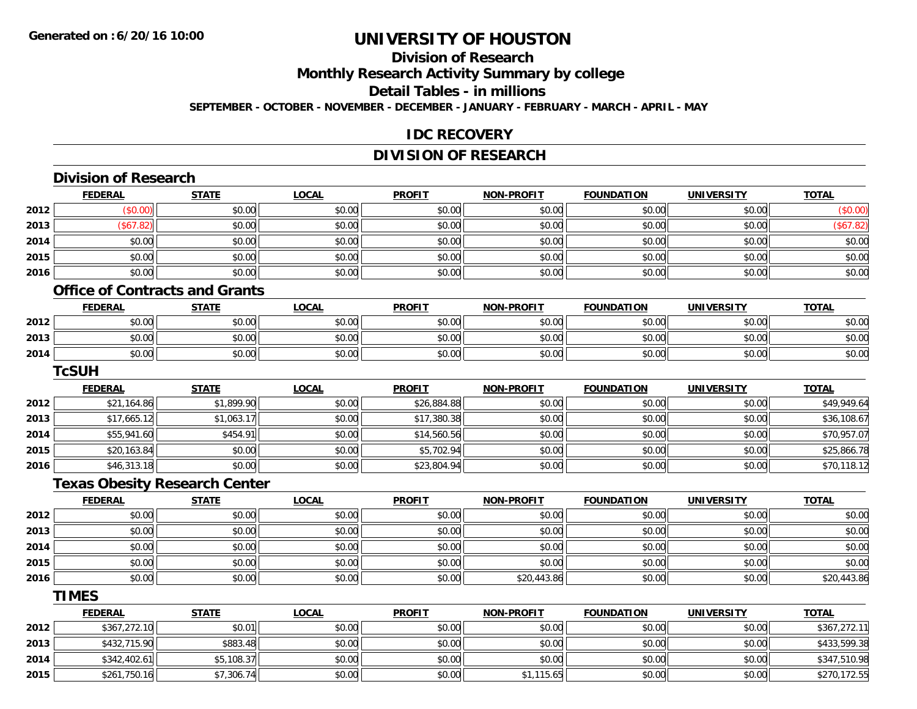# UNIVERSITY OF HOUSTON

## Division of Research

## Monthly Research Activity Summary by college

## Detail Tables - in millions

**SEPTEMBER - OCTOBER - NOVEMBER - DECEMBER - JANUARY - FEBRUARY - MARCH - APRIL - MAY**

## IDC RECOVERY

## DIVISION OF RESEARCH

### Division of Research

| | FEDERAL | STATE | LOCAL | PROFIT | NON-PROFIT | FOUNDATION | UNIVERSITY | TOTAL |
|---|---|---|---|---|---|---|---|---|
| 2012 | ($0.00) | $0.00 | $0.00 | $0.00 | $0.00 | $0.00 | $0.00 | ($0.00) |
| 2013 | ($67.82) | $0.00 | $0.00 | $0.00 | $0.00 | $0.00 | $0.00 | ($67.82) |
| 2014 | $0.00 | $0.00 | $0.00 | $0.00 | $0.00 | $0.00 | $0.00 | $0.00 |
| 2015 | $0.00 | $0.00 | $0.00 | $0.00 | $0.00 | $0.00 | $0.00 | $0.00 |
| 2016 | $0.00 | $0.00 | $0.00 | $0.00 | $0.00 | $0.00 | $0.00 | $0.00 |

### Office of Contracts and Grants

| | FEDERAL | STATE | LOCAL | PROFIT | NON-PROFIT | FOUNDATION | UNIVERSITY | TOTAL |
|---|---|---|---|---|---|---|---|---|
| 2012 | $0.00 | $0.00 | $0.00 | $0.00 | $0.00 | $0.00 | $0.00 | $0.00 |
| 2013 | $0.00 | $0.00 | $0.00 | $0.00 | $0.00 | $0.00 | $0.00 | $0.00 |
| 2014 | $0.00 | $0.00 | $0.00 | $0.00 | $0.00 | $0.00 | $0.00 | $0.00 |

### TcSUH

| | FEDERAL | STATE | LOCAL | PROFIT | NON-PROFIT | FOUNDATION | UNIVERSITY | TOTAL |
|---|---|---|---|---|---|---|---|---|
| 2012 | $21,164.86 | $1,899.90 | $0.00 | $26,884.88 | $0.00 | $0.00 | $0.00 | $49,949.64 |
| 2013 | $17,665.12 | $1,063.17 | $0.00 | $17,380.38 | $0.00 | $0.00 | $0.00 | $36,108.67 |
| 2014 | $55,941.60 | $454.91 | $0.00 | $14,560.56 | $0.00 | $0.00 | $0.00 | $70,957.07 |
| 2015 | $20,163.84 | $0.00 | $0.00 | $5,702.94 | $0.00 | $0.00 | $0.00 | $25,866.78 |
| 2016 | $46,313.18 | $0.00 | $0.00 | $23,804.94 | $0.00 | $0.00 | $0.00 | $70,118.12 |

### Texas Obesity Research Center

| | FEDERAL | STATE | LOCAL | PROFIT | NON-PROFIT | FOUNDATION | UNIVERSITY | TOTAL |
|---|---|---|---|---|---|---|---|---|
| 2012 | $0.00 | $0.00 | $0.00 | $0.00 | $0.00 | $0.00 | $0.00 | $0.00 |
| 2013 | $0.00 | $0.00 | $0.00 | $0.00 | $0.00 | $0.00 | $0.00 | $0.00 |
| 2014 | $0.00 | $0.00 | $0.00 | $0.00 | $0.00 | $0.00 | $0.00 | $0.00 |
| 2015 | $0.00 | $0.00 | $0.00 | $0.00 | $0.00 | $0.00 | $0.00 | $0.00 |
| 2016 | $0.00 | $0.00 | $0.00 | $0.00 | $20,443.86 | $0.00 | $0.00 | $20,443.86 |

### TIMES

| | FEDERAL | STATE | LOCAL | PROFIT | NON-PROFIT | FOUNDATION | UNIVERSITY | TOTAL |
|---|---|---|---|---|---|---|---|---|
| 2012 | $367,272.10 | $0.01 | $0.00 | $0.00 | $0.00 | $0.00 | $0.00 | $367,272.11 |
| 2013 | $432,715.90 | $883.48 | $0.00 | $0.00 | $0.00 | $0.00 | $0.00 | $433,599.38 |
| 2014 | $342,402.61 | $5,108.37 | $0.00 | $0.00 | $0.00 | $0.00 | $0.00 | $347,510.98 |
| 2015 | $261,750.16 | $7,306.74 | $0.00 | $0.00 | $1,115.65 | $0.00 | $0.00 | $270,172.55 |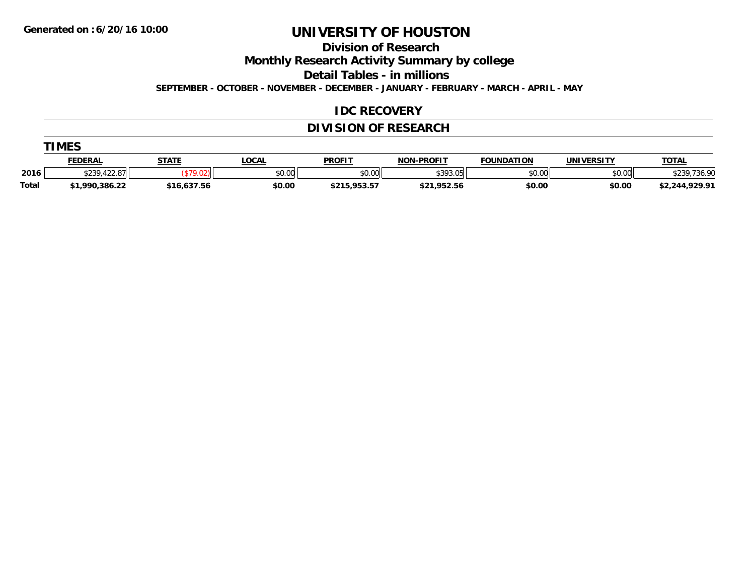**Generated on :6/20/16 10:00**

# UNIVERSITY OF HOUSTON

## Division of Research

## Monthly Research Activity Summary by college

## Detail Tables - in millions

**SEPTEMBER - OCTOBER - NOVEMBER - DECEMBER - JANUARY - FEBRUARY - MARCH - APRIL - MAY**

## IDC RECOVERY

## DIVISION OF RESEARCH

### TIMES

| | FEDERAL | STATE | LOCAL | PROFIT | NON-PROFIT | FOUNDATION | UNIVERSITY | TOTAL |
|---|---|---|---|---|---|---|---|---|
| 2016 | $239,422.87 | ($79.02) | $0.00 | $0.00 | $393.05 | $0.00 | $0.00 | $239,736.90 |
| Total | $1,990,386.22 | $16,637.56 | $0.00 | $215,953.57 | $21,952.56 | $0.00 | $0.00 | $2,244,929.91 |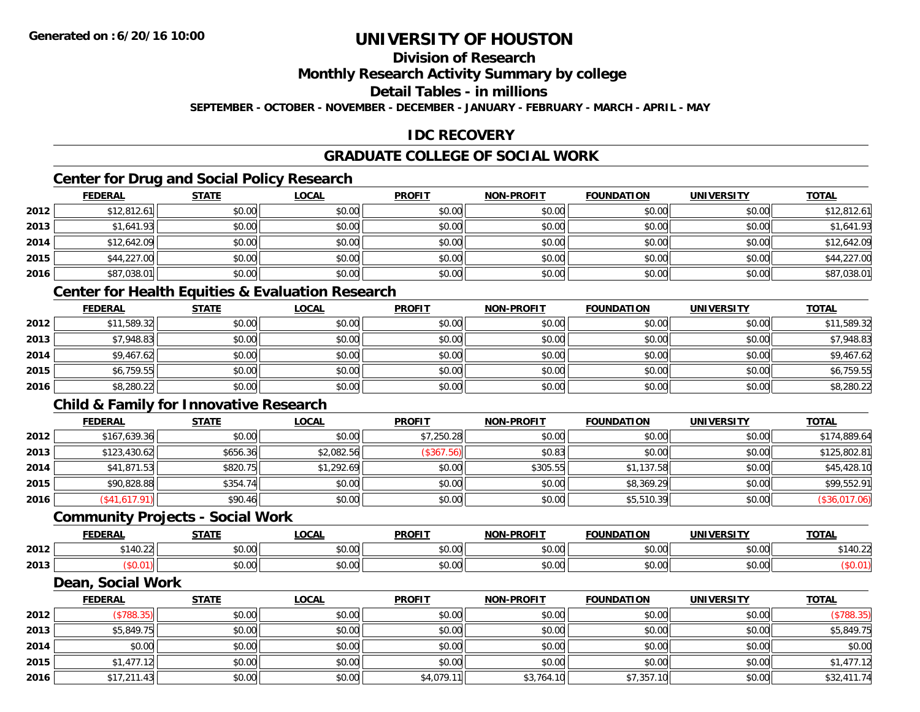Generated on :6/20/16 10:00

# UNIVERSITY OF HOUSTON

## Division of Research

## Monthly Research Activity Summary by college

## Detail Tables - in millions

SEPTEMBER - OCTOBER - NOVEMBER - DECEMBER - JANUARY - FEBRUARY - MARCH - APRIL - MAY

## IDC RECOVERY

## GRADUATE COLLEGE OF SOCIAL WORK

### Center for Drug and Social Policy Research

| | FEDERAL | STATE | LOCAL | PROFIT | NON-PROFIT | FOUNDATION | UNIVERSITY | TOTAL |
|---|---|---|---|---|---|---|---|---|
| 2012 | $12,812.61 | $0.00 | $0.00 | $0.00 | $0.00 | $0.00 | $0.00 | $12,812.61 |
| 2013 | $1,641.93 | $0.00 | $0.00 | $0.00 | $0.00 | $0.00 | $0.00 | $1,641.93 |
| 2014 | $12,642.09 | $0.00 | $0.00 | $0.00 | $0.00 | $0.00 | $0.00 | $12,642.09 |
| 2015 | $44,227.00 | $0.00 | $0.00 | $0.00 | $0.00 | $0.00 | $0.00 | $44,227.00 |
| 2016 | $87,038.01 | $0.00 | $0.00 | $0.00 | $0.00 | $0.00 | $0.00 | $87,038.01 |

### Center for Health Equities & Evaluation Research

| | FEDERAL | STATE | LOCAL | PROFIT | NON-PROFIT | FOUNDATION | UNIVERSITY | TOTAL |
|---|---|---|---|---|---|---|---|---|
| 2012 | $11,589.32 | $0.00 | $0.00 | $0.00 | $0.00 | $0.00 | $0.00 | $11,589.32 |
| 2013 | $7,948.83 | $0.00 | $0.00 | $0.00 | $0.00 | $0.00 | $0.00 | $7,948.83 |
| 2014 | $9,467.62 | $0.00 | $0.00 | $0.00 | $0.00 | $0.00 | $0.00 | $9,467.62 |
| 2015 | $6,759.55 | $0.00 | $0.00 | $0.00 | $0.00 | $0.00 | $0.00 | $6,759.55 |
| 2016 | $8,280.22 | $0.00 | $0.00 | $0.00 | $0.00 | $0.00 | $0.00 | $8,280.22 |

### Child & Family for Innovative Research

| | FEDERAL | STATE | LOCAL | PROFIT | NON-PROFIT | FOUNDATION | UNIVERSITY | TOTAL |
|---|---|---|---|---|---|---|---|---|
| 2012 | $167,639.36 | $0.00 | $0.00 | $7,250.28 | $0.00 | $0.00 | $0.00 | $174,889.64 |
| 2013 | $123,430.62 | $656.36 | $2,082.56 | ($367.56) | $0.83 | $0.00 | $0.00 | $125,802.81 |
| 2014 | $41,871.53 | $820.75 | $1,292.69 | $0.00 | $305.55 | $1,137.58 | $0.00 | $45,428.10 |
| 2015 | $90,828.88 | $354.74 | $0.00 | $0.00 | $0.00 | $8,369.29 | $0.00 | $99,552.91 |
| 2016 | ($41,617.91) | $90.46 | $0.00 | $0.00 | $0.00 | $5,510.39 | $0.00 | ($36,017.06) |

### Community Projects - Social Work

| | FEDERAL | STATE | LOCAL | PROFIT | NON-PROFIT | FOUNDATION | UNIVERSITY | TOTAL |
|---|---|---|---|---|---|---|---|---|
| 2012 | $140.22 | $0.00 | $0.00 | $0.00 | $0.00 | $0.00 | $0.00 | $140.22 |
| 2013 | ($0.01) | $0.00 | $0.00 | $0.00 | $0.00 | $0.00 | $0.00 | ($0.01) |

### Dean, Social Work

| | FEDERAL | STATE | LOCAL | PROFIT | NON-PROFIT | FOUNDATION | UNIVERSITY | TOTAL |
|---|---|---|---|---|---|---|---|---|
| 2012 | ($788.35) | $0.00 | $0.00 | $0.00 | $0.00 | $0.00 | $0.00 | ($788.35) |
| 2013 | $5,849.75 | $0.00 | $0.00 | $0.00 | $0.00 | $0.00 | $0.00 | $5,849.75 |
| 2014 | $0.00 | $0.00 | $0.00 | $0.00 | $0.00 | $0.00 | $0.00 | $0.00 |
| 2015 | $1,477.12 | $0.00 | $0.00 | $0.00 | $0.00 | $0.00 | $0.00 | $1,477.12 |
| 2016 | $17,211.43 | $0.00 | $0.00 | $4,079.11 | $3,764.10 | $7,357.10 | $0.00 | $32,411.74 |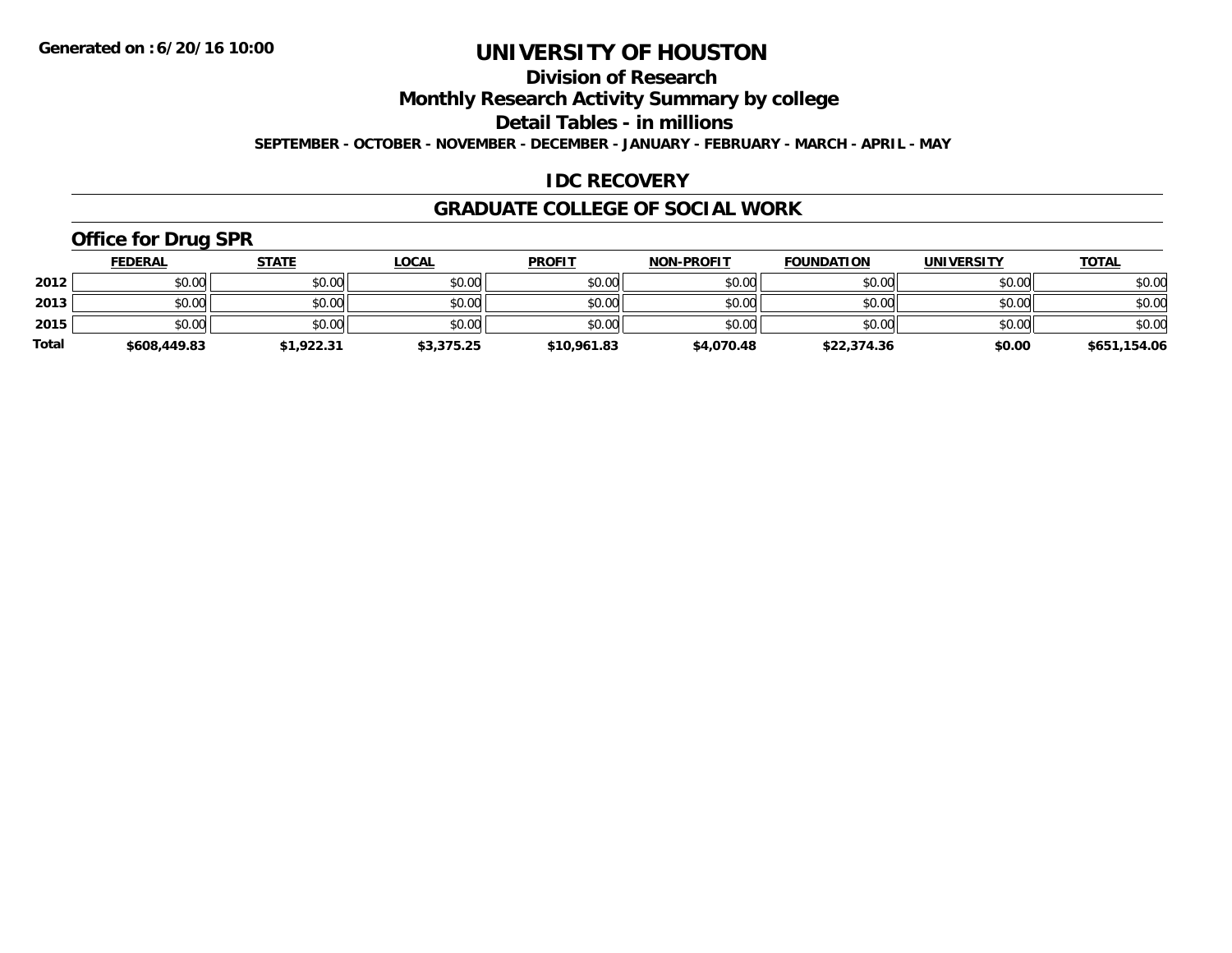# UNIVERSITY OF HOUSTON

## Division of Research

## Monthly Research Activity Summary by college

## Detail Tables - in millions

**SEPTEMBER - OCTOBER - NOVEMBER - DECEMBER - JANUARY - FEBRUARY - MARCH - APRIL - MAY**

## IDC RECOVERY

## GRADUATE COLLEGE OF SOCIAL WORK

### Office for Drug SPR

| | FEDERAL | STATE | LOCAL | PROFIT | NON-PROFIT | FOUNDATION | UNIVERSITY | TOTAL |
|---|---|---|---|---|---|---|---|---|
| 2012 | $0.00 | $0.00 | $0.00 | $0.00 | $0.00 | $0.00 | $0.00 | $0.00 |
| 2013 | $0.00 | $0.00 | $0.00 | $0.00 | $0.00 | $0.00 | $0.00 | $0.00 |
| 2015 | $0.00 | $0.00 | $0.00 | $0.00 | $0.00 | $0.00 | $0.00 | $0.00 |
| Total | $608,449.83 | $1,922.31 | $3,375.25 | $10,961.83 | $4,070.48 | $22,374.36 | $0.00 | $651,154.06 |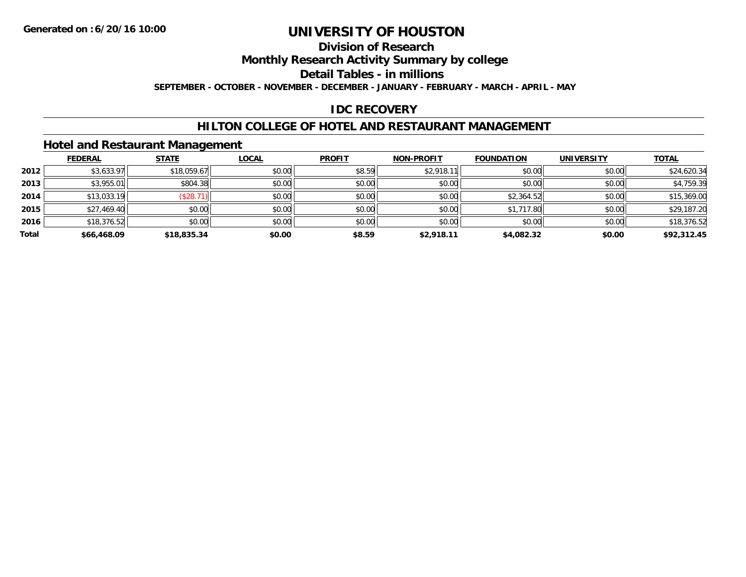**Generated on :6/20/16 10:00**

# UNIVERSITY OF HOUSTON

## Division of Research

## Monthly Research Activity Summary by college

## Detail Tables - in millions

**SEPTEMBER - OCTOBER - NOVEMBER - DECEMBER - JANUARY - FEBRUARY - MARCH - APRIL - MAY**

## IDC RECOVERY

## HILTON COLLEGE OF HOTEL AND RESTAURANT MANAGEMENT

### Hotel and Restaurant Management

| | FEDERAL | STATE | LOCAL | PROFIT | NON-PROFIT | FOUNDATION | UNIVERSITY | TOTAL |
|---|---|---|---|---|---|---|---|---|
| **2012** | $3,633.97 | $18,059.67 | $0.00 | $8.59 | $2,918.11 | $0.00 | $0.00 | $24,620.34 |
| **2013** | $3,955.01 | $804.38 | $0.00 | $0.00 | $0.00 | $0.00 | $0.00 | $4,759.39 |
| **2014** | $13,033.19 | ($28.71) | $0.00 | $0.00 | $0.00 | $2,364.52 | $0.00 | $15,369.00 |
| **2015** | $27,469.40 | $0.00 | $0.00 | $0.00 | $0.00 | $1,717.80 | $0.00 | $29,187.20 |
| **2016** | $18,376.52 | $0.00 | $0.00 | $0.00 | $0.00 | $0.00 | $0.00 | $18,376.52 |
| **Total** | **$66,468.09** | **$18,835.34** | **$0.00** | **$8.59** | **$2,918.11** | **$4,082.32** | **$0.00** | **$92,312.45** |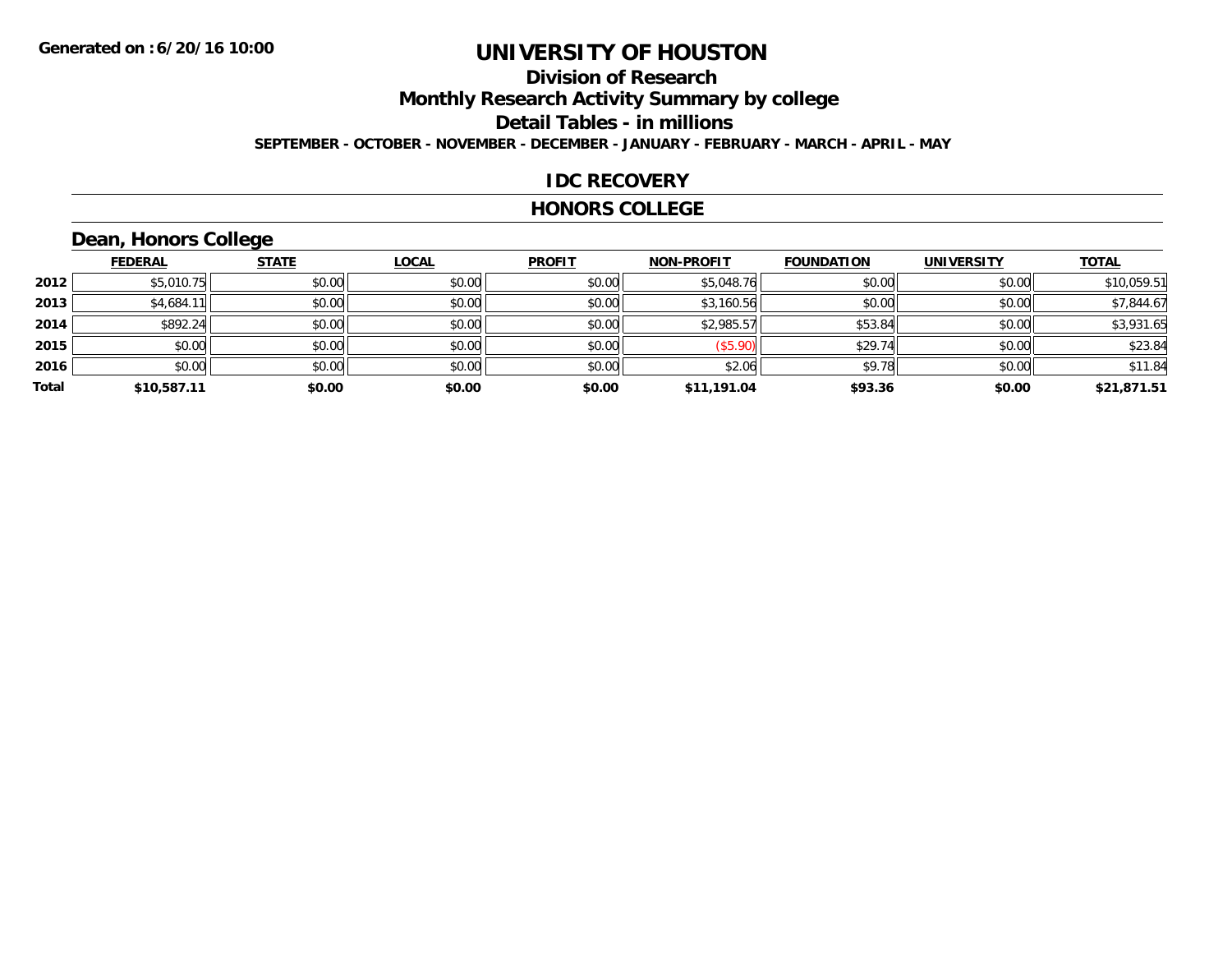**Generated on :6/20/16 10:00**

# UNIVERSITY OF HOUSTON

## Division of Research

## Monthly Research Activity Summary by college

## Detail Tables - in millions

**SEPTEMBER - OCTOBER - NOVEMBER - DECEMBER - JANUARY - FEBRUARY - MARCH - APRIL - MAY**

## IDC RECOVERY

## HONORS COLLEGE

### Dean, Honors College

| | FEDERAL | STATE | LOCAL | PROFIT | NON-PROFIT | FOUNDATION | UNIVERSITY | TOTAL |
|---|---|---|---|---|---|---|---|---|
| 2012 | $5,010.75 | $0.00 | $0.00 | $0.00 | $5,048.76 | $0.00 | $0.00 | $10,059.51 |
| 2013 | $4,684.11 | $0.00 | $0.00 | $0.00 | $3,160.56 | $0.00 | $0.00 | $7,844.67 |
| 2014 | $892.24 | $0.00 | $0.00 | $0.00 | $2,985.57 | $53.84 | $0.00 | $3,931.65 |
| 2015 | $0.00 | $0.00 | $0.00 | $0.00 | ($5.90) | $29.74 | $0.00 | $23.84 |
| 2016 | $0.00 | $0.00 | $0.00 | $0.00 | $2.06 | $9.78 | $0.00 | $11.84 |
| **Total** | **$10,587.11** | **$0.00** | **$0.00** | **$0.00** | **$11,191.04** | **$93.36** | **$0.00** | **$21,871.51** |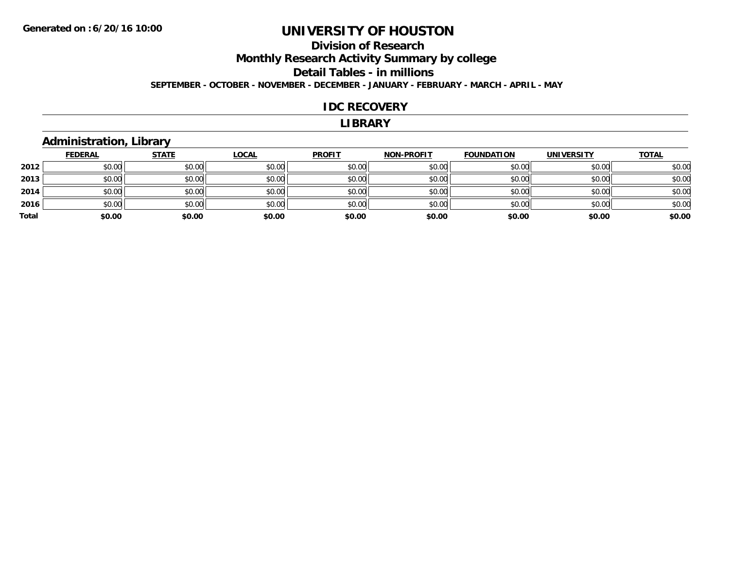# UNIVERSITY OF HOUSTON

## Division of Research

## Monthly Research Activity Summary by college

## Detail Tables - in millions

**SEPTEMBER - OCTOBER - NOVEMBER - DECEMBER - JANUARY - FEBRUARY - MARCH - APRIL - MAY**

## IDC RECOVERY

## LIBRARY

### Administration, Library

| | FEDERAL | STATE | LOCAL | PROFIT | NON-PROFIT | FOUNDATION | UNIVERSITY | TOTAL |
|---|---|---|---|---|---|---|---|---|
| 2012 | $0.00 | $0.00 | $0.00 | $0.00 | $0.00 | $0.00 | $0.00 | $0.00 |
| 2013 | $0.00 | $0.00 | $0.00 | $0.00 | $0.00 | $0.00 | $0.00 | $0.00 |
| 2014 | $0.00 | $0.00 | $0.00 | $0.00 | $0.00 | $0.00 | $0.00 | $0.00 |
| 2016 | $0.00 | $0.00 | $0.00 | $0.00 | $0.00 | $0.00 | $0.00 | $0.00 |
| **Total** | **$0.00** | **$0.00** | **$0.00** | **$0.00** | **$0.00** | **$0.00** | **$0.00** | **$0.00** |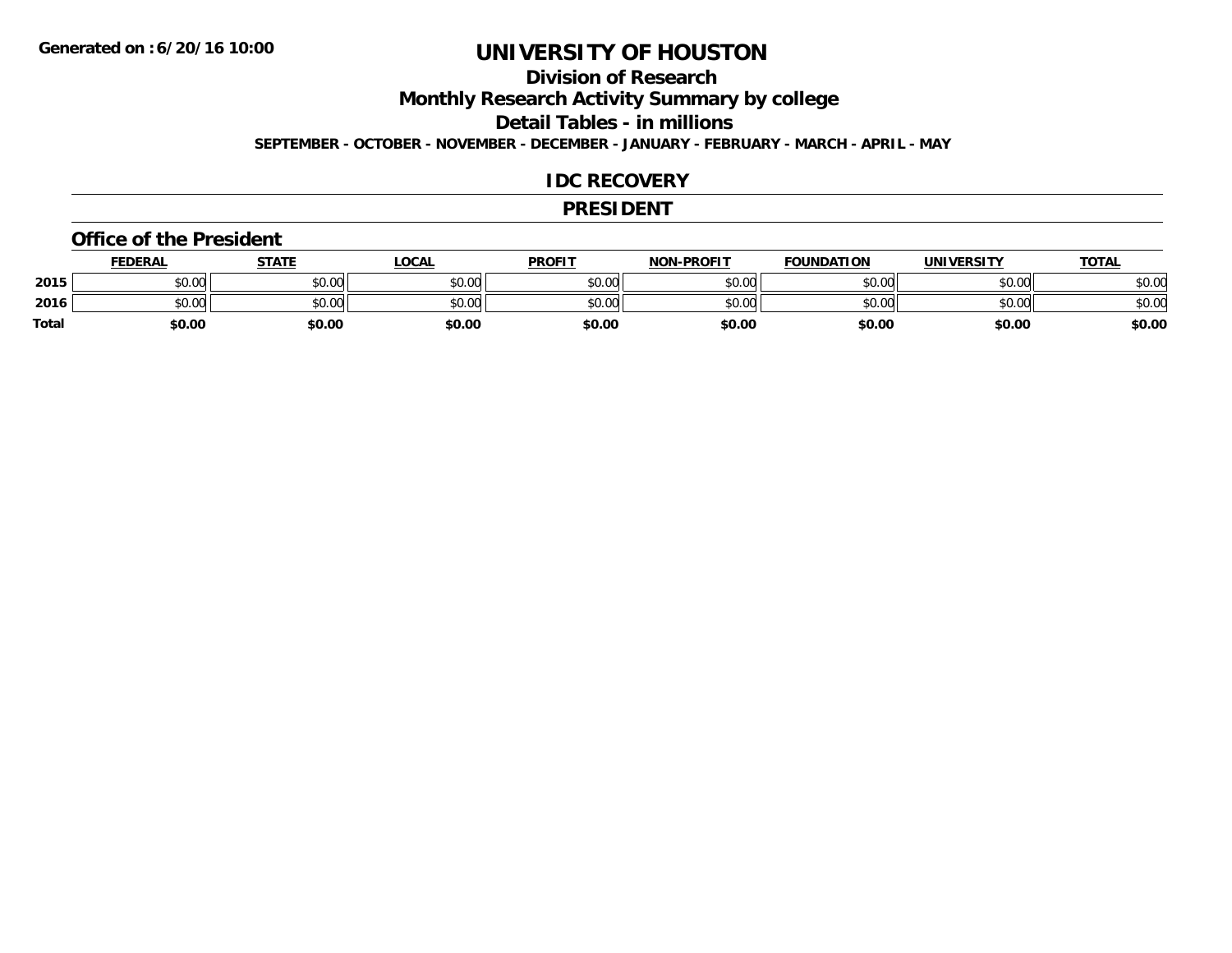Generated on :6/20/16 10:00

# UNIVERSITY OF HOUSTON

## Division of Research

## Monthly Research Activity Summary by college

## Detail Tables - in millions

SEPTEMBER - OCTOBER - NOVEMBER - DECEMBER - JANUARY - FEBRUARY - MARCH - APRIL - MAY

## IDC RECOVERY

## PRESIDENT

### Office of the President

| | FEDERAL | STATE | LOCAL | PROFIT | NON-PROFIT | FOUNDATION | UNIVERSITY | TOTAL |
|---|---|---|---|---|---|---|---|---|
| 2015 | $0.00 | $0.00 | $0.00 | $0.00 | $0.00 | $0.00 | $0.00 | $0.00 |
| 2016 | $0.00 | $0.00 | $0.00 | $0.00 | $0.00 | $0.00 | $0.00 | $0.00 |
| **Total** | **$0.00** | **$0.00** | **$0.00** | **$0.00** | **$0.00** | **$0.00** | **$0.00** | **$0.00** |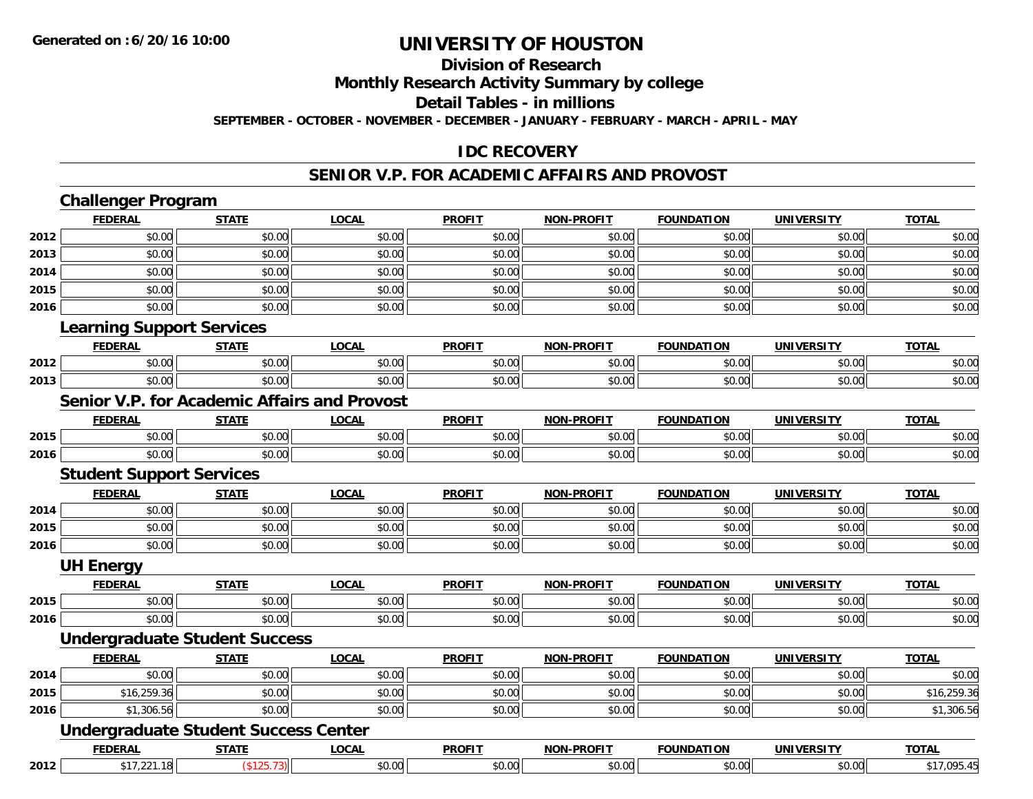Generated on :6/20/16 10:00

# UNIVERSITY OF HOUSTON

## Division of Research

## Monthly Research Activity Summary by college

## Detail Tables - in millions

SEPTEMBER - OCTOBER - NOVEMBER - DECEMBER - JANUARY - FEBRUARY - MARCH - APRIL - MAY

## IDC RECOVERY

## SENIOR V.P. FOR ACADEMIC AFFAIRS AND PROVOST

### Challenger Program

| | FEDERAL | STATE | LOCAL | PROFIT | NON-PROFIT | FOUNDATION | UNIVERSITY | TOTAL |
|---|---|---|---|---|---|---|---|---|
| 2012 | $0.00 | $0.00 | $0.00 | $0.00 | $0.00 | $0.00 | $0.00 | $0.00 |
| 2013 | $0.00 | $0.00 | $0.00 | $0.00 | $0.00 | $0.00 | $0.00 | $0.00 |
| 2014 | $0.00 | $0.00 | $0.00 | $0.00 | $0.00 | $0.00 | $0.00 | $0.00 |
| 2015 | $0.00 | $0.00 | $0.00 | $0.00 | $0.00 | $0.00 | $0.00 | $0.00 |
| 2016 | $0.00 | $0.00 | $0.00 | $0.00 | $0.00 | $0.00 | $0.00 | $0.00 |

### Learning Support Services

| | FEDERAL | STATE | LOCAL | PROFIT | NON-PROFIT | FOUNDATION | UNIVERSITY | TOTAL |
|---|---|---|---|---|---|---|---|---|
| 2012 | $0.00 | $0.00 | $0.00 | $0.00 | $0.00 | $0.00 | $0.00 | $0.00 |
| 2013 | $0.00 | $0.00 | $0.00 | $0.00 | $0.00 | $0.00 | $0.00 | $0.00 |

### Senior V.P. for Academic Affairs and Provost

| | FEDERAL | STATE | LOCAL | PROFIT | NON-PROFIT | FOUNDATION | UNIVERSITY | TOTAL |
|---|---|---|---|---|---|---|---|---|
| 2015 | $0.00 | $0.00 | $0.00 | $0.00 | $0.00 | $0.00 | $0.00 | $0.00 |
| 2016 | $0.00 | $0.00 | $0.00 | $0.00 | $0.00 | $0.00 | $0.00 | $0.00 |

### Student Support Services

| | FEDERAL | STATE | LOCAL | PROFIT | NON-PROFIT | FOUNDATION | UNIVERSITY | TOTAL |
|---|---|---|---|---|---|---|---|---|
| 2014 | $0.00 | $0.00 | $0.00 | $0.00 | $0.00 | $0.00 | $0.00 | $0.00 |
| 2015 | $0.00 | $0.00 | $0.00 | $0.00 | $0.00 | $0.00 | $0.00 | $0.00 |
| 2016 | $0.00 | $0.00 | $0.00 | $0.00 | $0.00 | $0.00 | $0.00 | $0.00 |

### UH Energy

| | FEDERAL | STATE | LOCAL | PROFIT | NON-PROFIT | FOUNDATION | UNIVERSITY | TOTAL |
|---|---|---|---|---|---|---|---|---|
| 2015 | $0.00 | $0.00 | $0.00 | $0.00 | $0.00 | $0.00 | $0.00 | $0.00 |
| 2016 | $0.00 | $0.00 | $0.00 | $0.00 | $0.00 | $0.00 | $0.00 | $0.00 |

### Undergraduate Student Success

| | FEDERAL | STATE | LOCAL | PROFIT | NON-PROFIT | FOUNDATION | UNIVERSITY | TOTAL |
|---|---|---|---|---|---|---|---|---|
| 2014 | $0.00 | $0.00 | $0.00 | $0.00 | $0.00 | $0.00 | $0.00 | $0.00 |
| 2015 | $16,259.36 | $0.00 | $0.00 | $0.00 | $0.00 | $0.00 | $0.00 | $16,259.36 |
| 2016 | $1,306.56 | $0.00 | $0.00 | $0.00 | $0.00 | $0.00 | $0.00 | $1,306.56 |

### Undergraduate Student Success Center

| | FEDERAL | STATE | LOCAL | PROFIT | NON-PROFIT | FOUNDATION | UNIVERSITY | TOTAL |
|---|---|---|---|---|---|---|---|---|
| 2012 | $17,221.18 | ($125.73) | $0.00 | $0.00 | $0.00 | $0.00 | $0.00 | $17,095.45 |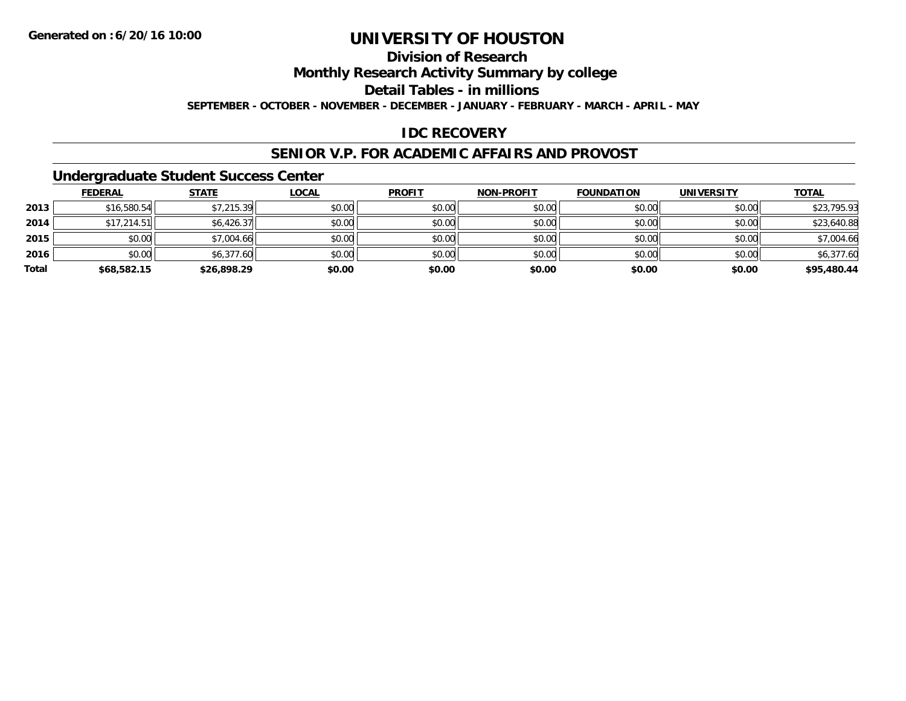Generated on :6/20/16 10:00

# UNIVERSITY OF HOUSTON

## Division of Research

## Monthly Research Activity Summary by college

## Detail Tables - in millions

SEPTEMBER - OCTOBER - NOVEMBER - DECEMBER - JANUARY - FEBRUARY - MARCH - APRIL - MAY

## IDC RECOVERY

## SENIOR V.P. FOR ACADEMIC AFFAIRS AND PROVOST

### Undergraduate Student Success Center

| | FEDERAL | STATE | LOCAL | PROFIT | NON-PROFIT | FOUNDATION | UNIVERSITY | TOTAL |
|---|---|---|---|---|---|---|---|---|
| 2013 | $16,580.54 | $7,215.39 | $0.00 | $0.00 | $0.00 | $0.00 | $0.00 | $23,795.93 |
| 2014 | $17,214.51 | $6,426.37 | $0.00 | $0.00 | $0.00 | $0.00 | $0.00 | $23,640.88 |
| 2015 | $0.00 | $7,004.66 | $0.00 | $0.00 | $0.00 | $0.00 | $0.00 | $7,004.66 |
| 2016 | $0.00 | $6,377.60 | $0.00 | $0.00 | $0.00 | $0.00 | $0.00 | $6,377.60 |
| **Total** | **$68,582.15** | **$26,898.29** | **$0.00** | **$0.00** | **$0.00** | **$0.00** | **$0.00** | **$95,480.44** |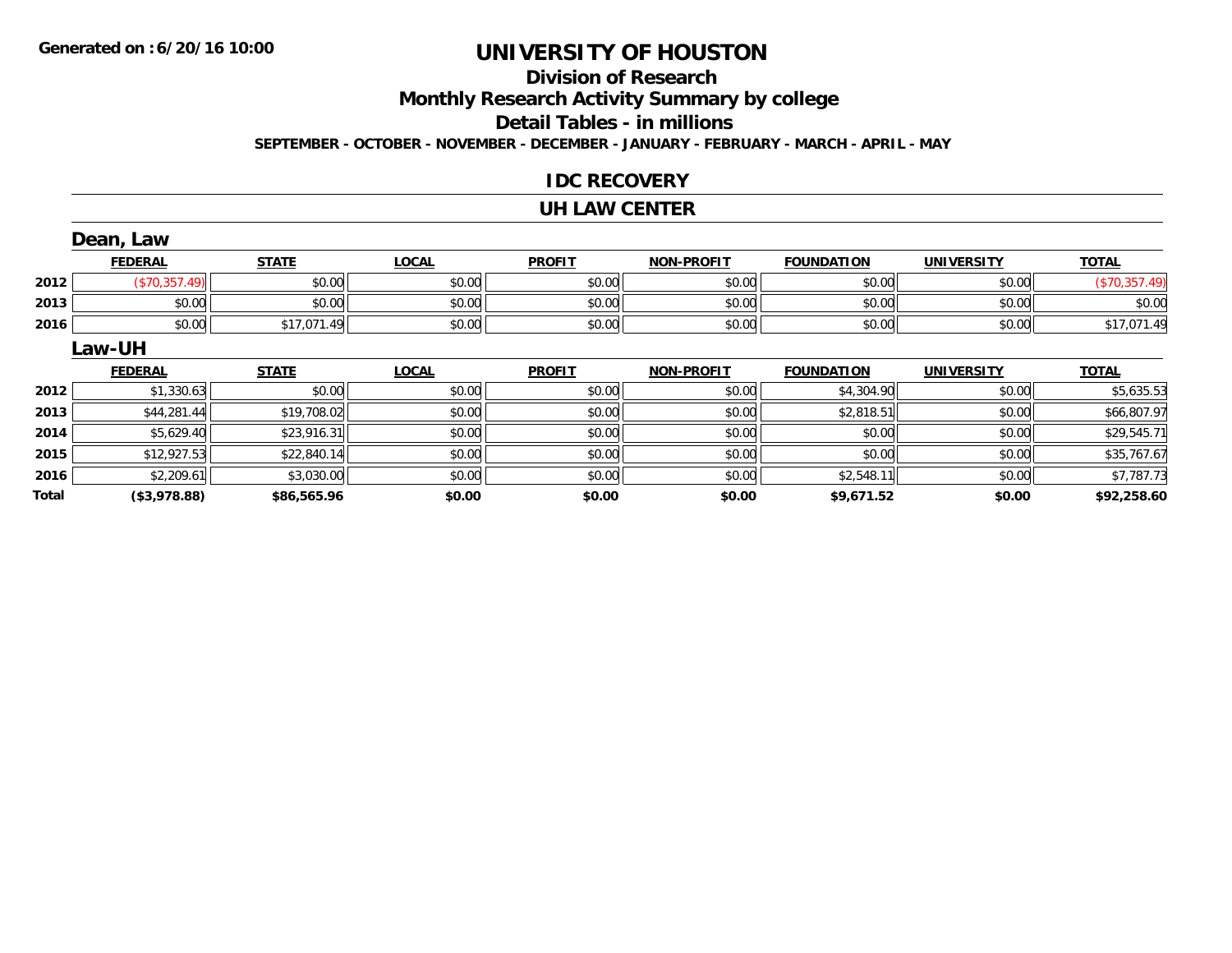Generated on :6/20/16 10:00

# UNIVERSITY OF HOUSTON

## Division of Research

## Monthly Research Activity Summary by college

## Detail Tables - in millions

**SEPTEMBER - OCTOBER - NOVEMBER - DECEMBER - JANUARY - FEBRUARY - MARCH - APRIL - MAY**

### IDC RECOVERY

### UH LAW CENTER

#### Dean, Law

| | FEDERAL | STATE | LOCAL | PROFIT | NON-PROFIT | FOUNDATION | UNIVERSITY | TOTAL |
|---|---|---|---|---|---|---|---|---|
| 2012 | ($70,357.49) | $0.00 | $0.00 | $0.00 | $0.00 | $0.00 | $0.00 | ($70,357.49) |
| 2013 | $0.00 | $0.00 | $0.00 | $0.00 | $0.00 | $0.00 | $0.00 | $0.00 |
| 2016 | $0.00 | $17,071.49 | $0.00 | $0.00 | $0.00 | $0.00 | $0.00 | $17,071.49 |

#### Law-UH

| | FEDERAL | STATE | LOCAL | PROFIT | NON-PROFIT | FOUNDATION | UNIVERSITY | TOTAL |
|---|---|---|---|---|---|---|---|---|
| 2012 | $1,330.63 | $0.00 | $0.00 | $0.00 | $0.00 | $4,304.90 | $0.00 | $5,635.53 |
| 2013 | $44,281.44 | $19,708.02 | $0.00 | $0.00 | $0.00 | $2,818.51 | $0.00 | $66,807.97 |
| 2014 | $5,629.40 | $23,916.31 | $0.00 | $0.00 | $0.00 | $0.00 | $0.00 | $29,545.71 |
| 2015 | $12,927.53 | $22,840.14 | $0.00 | $0.00 | $0.00 | $0.00 | $0.00 | $35,767.67 |
| 2016 | $2,209.61 | $3,030.00 | $0.00 | $0.00 | $0.00 | $2,548.11 | $0.00 | $7,787.73 |
| **Total** | **($3,978.88)** | **$86,565.96** | **$0.00** | **$0.00** | **$0.00** | **$9,671.52** | **$0.00** | **$92,258.60** |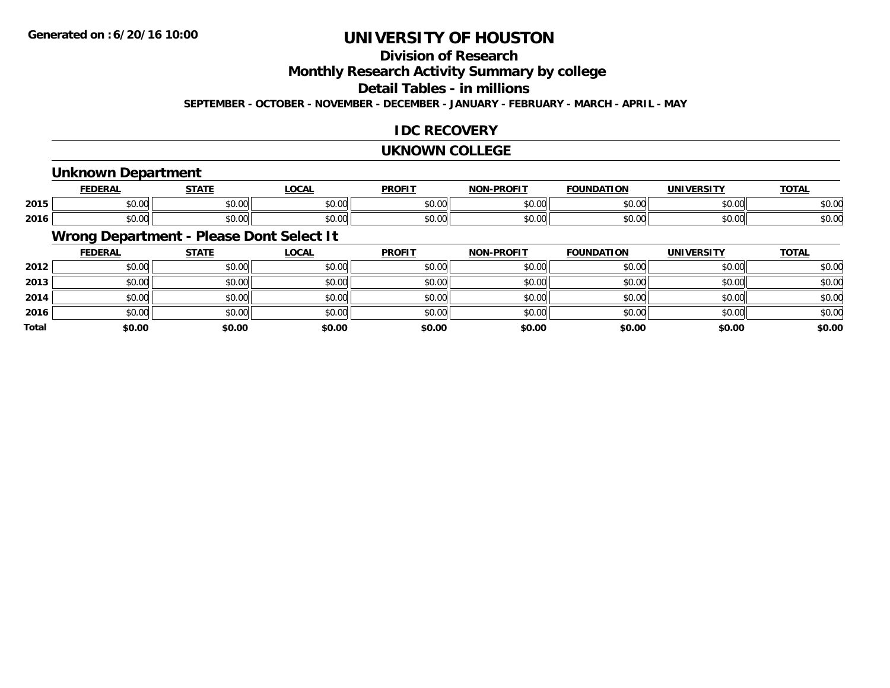Generated on :6/20/16 10:00

# UNIVERSITY OF HOUSTON

## Division of Research

## Monthly Research Activity Summary by college

## Detail Tables - in millions

SEPTEMBER - OCTOBER - NOVEMBER - DECEMBER - JANUARY - FEBRUARY - MARCH - APRIL - MAY

## IDC RECOVERY

## UKNOWN COLLEGE

### Unknown Department

| | FEDERAL | STATE | LOCAL | PROFIT | NON-PROFIT | FOUNDATION | UNIVERSITY | TOTAL |
|---|---|---|---|---|---|---|---|---|
| 2015 | $0.00 | $0.00 | $0.00 | $0.00 | $0.00 | $0.00 | $0.00 | $0.00 |
| 2016 | $0.00 | $0.00 | $0.00 | $0.00 | $0.00 | $0.00 | $0.00 | $0.00 |

### Wrong Department - Please Dont Select It

| | FEDERAL | STATE | LOCAL | PROFIT | NON-PROFIT | FOUNDATION | UNIVERSITY | TOTAL |
|---|---|---|---|---|---|---|---|---|
| 2012 | $0.00 | $0.00 | $0.00 | $0.00 | $0.00 | $0.00 | $0.00 | $0.00 |
| 2013 | $0.00 | $0.00 | $0.00 | $0.00 | $0.00 | $0.00 | $0.00 | $0.00 |
| 2014 | $0.00 | $0.00 | $0.00 | $0.00 | $0.00 | $0.00 | $0.00 | $0.00 |
| 2016 | $0.00 | $0.00 | $0.00 | $0.00 | $0.00 | $0.00 | $0.00 | $0.00 |
| **Total** | **$0.00** | **$0.00** | **$0.00** | **$0.00** | **$0.00** | **$0.00** | **$0.00** | **$0.00** |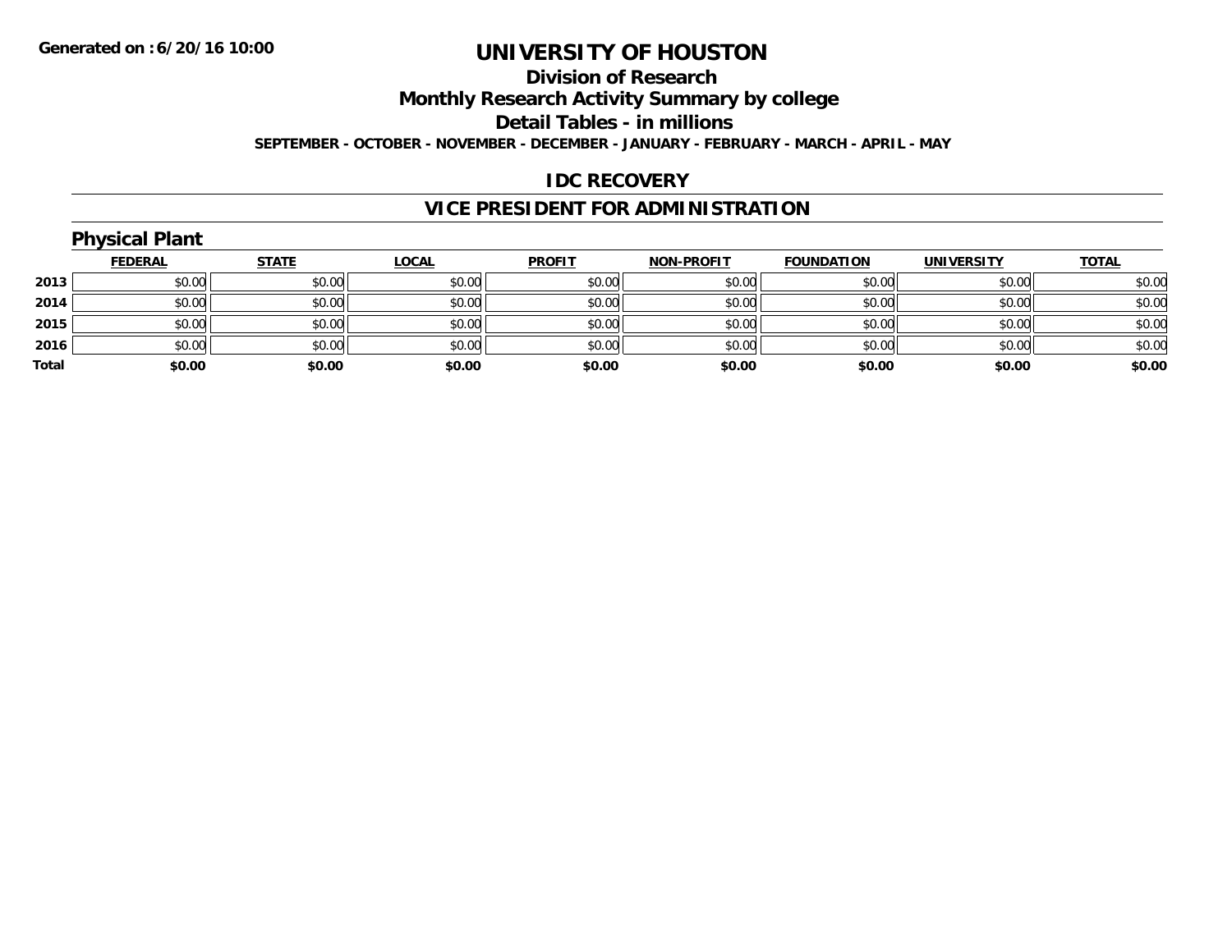**Generated on :6/20/16 10:00**

# UNIVERSITY OF HOUSTON

## Division of Research

## Monthly Research Activity Summary by college

## Detail Tables - in millions

**SEPTEMBER - OCTOBER - NOVEMBER - DECEMBER - JANUARY - FEBRUARY - MARCH - APRIL - MAY**

## IDC RECOVERY

## VICE PRESIDENT FOR ADMINISTRATION

### Physical Plant

| | FEDERAL | STATE | LOCAL | PROFIT | NON-PROFIT | FOUNDATION | UNIVERSITY | TOTAL |
|---|---|---|---|---|---|---|---|---|
| 2013 | $0.00 | $0.00 | $0.00 | $0.00 | $0.00 | $0.00 | $0.00 | $0.00 |
| 2014 | $0.00 | $0.00 | $0.00 | $0.00 | $0.00 | $0.00 | $0.00 | $0.00 |
| 2015 | $0.00 | $0.00 | $0.00 | $0.00 | $0.00 | $0.00 | $0.00 | $0.00 |
| 2016 | $0.00 | $0.00 | $0.00 | $0.00 | $0.00 | $0.00 | $0.00 | $0.00 |
| **Total** | **$0.00** | **$0.00** | **$0.00** | **$0.00** | **$0.00** | **$0.00** | **$0.00** | **$0.00** |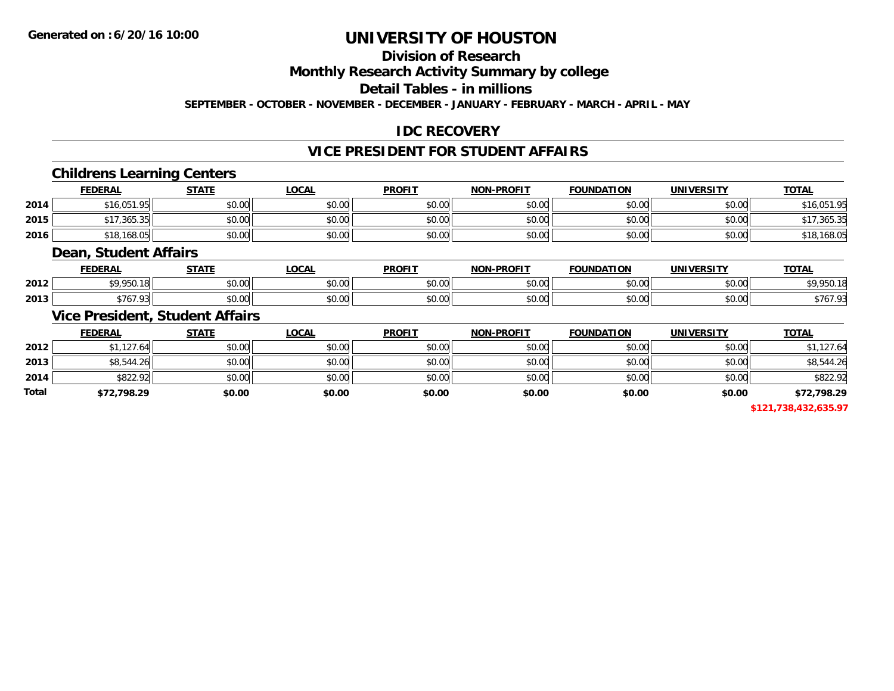**Generated on :6/20/16 10:00**

# UNIVERSITY OF HOUSTON

## Division of Research

## Monthly Research Activity Summary by college

## Detail Tables - in millions

**SEPTEMBER - OCTOBER - NOVEMBER - DECEMBER - JANUARY - FEBRUARY - MARCH - APRIL - MAY**

## IDC RECOVERY

## VICE PRESIDENT FOR STUDENT AFFAIRS

### Childrens Learning Centers

| | FEDERAL | STATE | LOCAL | PROFIT | NON-PROFIT | FOUNDATION | UNIVERSITY | TOTAL |
|---|---|---|---|---|---|---|---|---|
| 2014 | $16,051.95 | $0.00 | $0.00 | $0.00 | $0.00 | $0.00 | $0.00 | $16,051.95 |
| 2015 | $17,365.35 | $0.00 | $0.00 | $0.00 | $0.00 | $0.00 | $0.00 | $17,365.35 |
| 2016 | $18,168.05 | $0.00 | $0.00 | $0.00 | $0.00 | $0.00 | $0.00 | $18,168.05 |

### Dean, Student Affairs

| | FEDERAL | STATE | LOCAL | PROFIT | NON-PROFIT | FOUNDATION | UNIVERSITY | TOTAL |
|---|---|---|---|---|---|---|---|---|
| 2012 | $9,950.18 | $0.00 | $0.00 | $0.00 | $0.00 | $0.00 | $0.00 | $9,950.18 |
| 2013 | $767.93 | $0.00 | $0.00 | $0.00 | $0.00 | $0.00 | $0.00 | $767.93 |

### Vice President, Student Affairs

| | FEDERAL | STATE | LOCAL | PROFIT | NON-PROFIT | FOUNDATION | UNIVERSITY | TOTAL |
|---|---|---|---|---|---|---|---|---|
| 2012 | $1,127.64 | $0.00 | $0.00 | $0.00 | $0.00 | $0.00 | $0.00 | $1,127.64 |
| 2013 | $8,544.26 | $0.00 | $0.00 | $0.00 | $0.00 | $0.00 | $0.00 | $8,544.26 |
| 2014 | $822.92 | $0.00 | $0.00 | $0.00 | $0.00 | $0.00 | $0.00 | $822.92 |
| **Total** | **$72,798.29** | **$0.00** | **$0.00** | **$0.00** | **$0.00** | **$0.00** | **$0.00** | **$72,798.29** |

**$121,738,432,635.97**